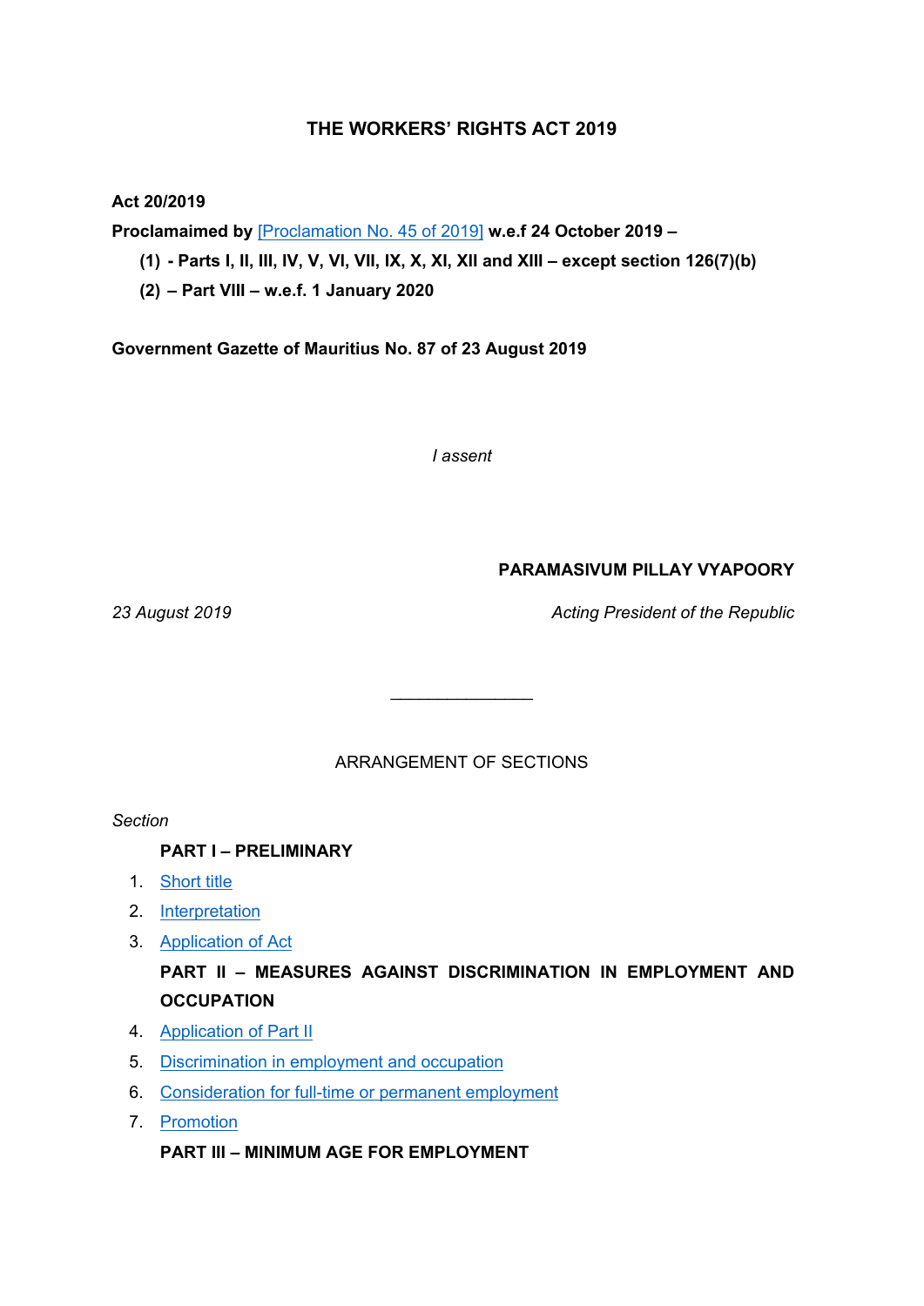# THE WORKERS' RIGHTS ACT 2019

**Act 20/2019**

**Proclamaimed by** [Proclamation No. 45 of 2019] **w.e.f 24 October 2019 –**

**(1) - Parts I, II, III, IV, V, VI, VII, IX, X, XI, XII and XIII – except section 126(7)(b)**

**(2) – Part VIII – w.e.f. 1 January 2020**

**Government Gazette of Mauritius No. 87 of 23 August 2019**

*I assent*

**PARAMASIVUM PILLAY VYAPOORY**

*23 August 2019* *Acting President of the Republic*

_______________

ARRANGEMENT OF SECTIONS

*Section*

**PART I – PRELIMINARY**

1. Short title
2. Interpretation
3. Application of Act

**PART II – MEASURES AGAINST DISCRIMINATION IN EMPLOYMENT AND OCCUPATION**

4. Application of Part II
5. Discrimination in employment and occupation
6. Consideration for full-time or permanent employment
7. Promotion

**PART III – MINIMUM AGE FOR EMPLOYMENT**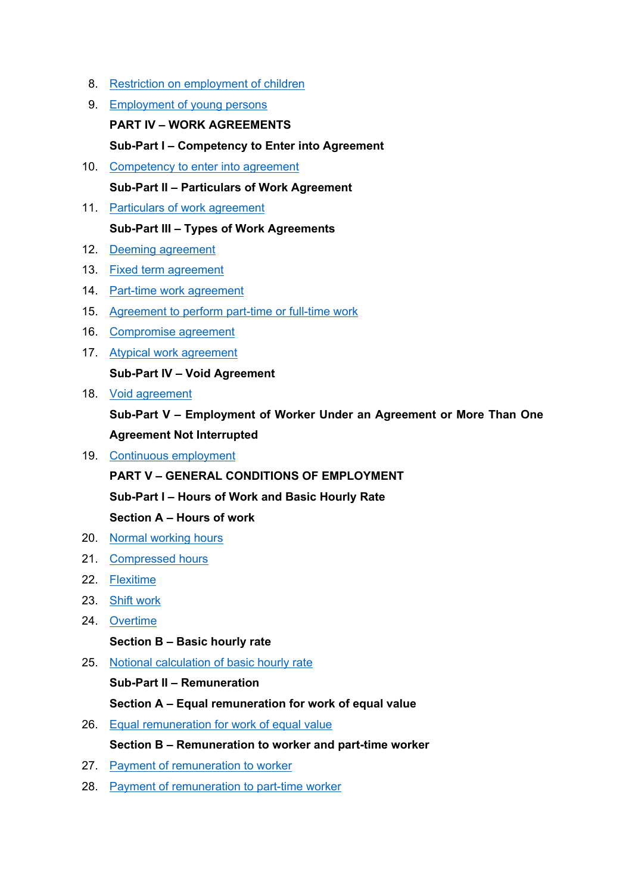8. Restriction on employment of children
9. Employment of young persons

**PART IV – WORK AGREEMENTS**

**Sub-Part I – Competency to Enter into Agreement**

10. Competency to enter into agreement

**Sub-Part II – Particulars of Work Agreement**

11. Particulars of work agreement

**Sub-Part III – Types of Work Agreements**

12. Deeming agreement
13. Fixed term agreement
14. Part-time work agreement
15. Agreement to perform part-time or full-time work
16. Compromise agreement
17. Atypical work agreement

**Sub-Part IV – Void Agreement**

18. Void agreement

**Sub-Part V – Employment of Worker Under an Agreement or More Than One Agreement Not Interrupted**

19. Continuous employment

**PART V – GENERAL CONDITIONS OF EMPLOYMENT**

**Sub-Part I – Hours of Work and Basic Hourly Rate**

**Section A – Hours of work**

20. Normal working hours
21. Compressed hours
22. Flexitime
23. Shift work
24. Overtime

**Section B – Basic hourly rate**

25. Notional calculation of basic hourly rate

**Sub-Part II – Remuneration**

**Section A – Equal remuneration for work of equal value**

26. Equal remuneration for work of equal value

**Section B – Remuneration to worker and part-time worker**

27. Payment of remuneration to worker
28. Payment of remuneration to part-time worker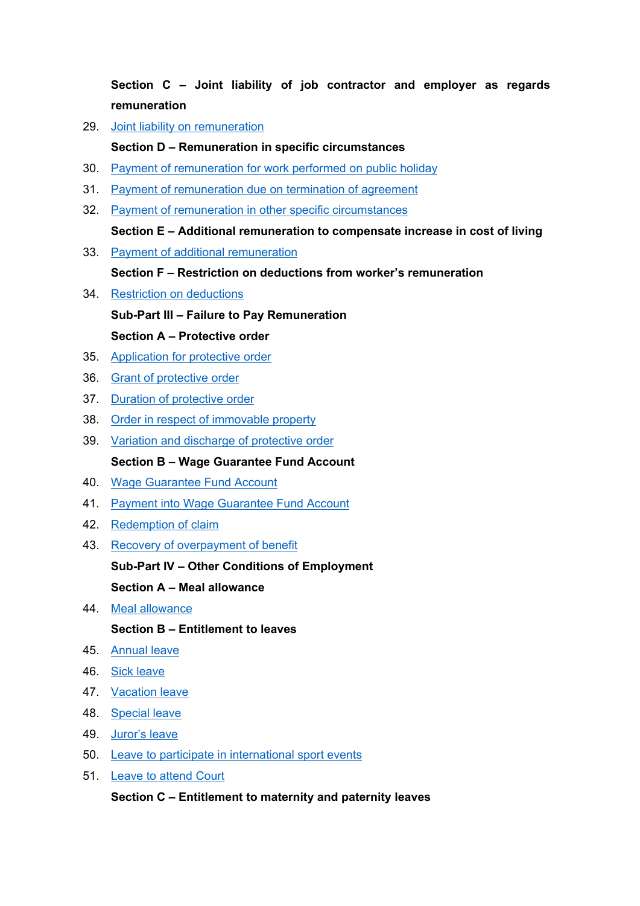**Section C – Joint liability of job contractor and employer as regards remuneration**

29. Joint liability on remuneration

**Section D – Remuneration in specific circumstances**

30. Payment of remuneration for work performed on public holiday
31. Payment of remuneration due on termination of agreement
32. Payment of remuneration in other specific circumstances

**Section E – Additional remuneration to compensate increase in cost of living**

33. Payment of additional remuneration

**Section F – Restriction on deductions from worker's remuneration**

34. Restriction on deductions

**Sub-Part III – Failure to Pay Remuneration**

**Section A – Protective order**

35. Application for protective order
36. Grant of protective order
37. Duration of protective order
38. Order in respect of immovable property
39. Variation and discharge of protective order

**Section B – Wage Guarantee Fund Account**

40. Wage Guarantee Fund Account
41. Payment into Wage Guarantee Fund Account
42. Redemption of claim
43. Recovery of overpayment of benefit

**Sub-Part IV – Other Conditions of Employment**

**Section A – Meal allowance**

44. Meal allowance

**Section B – Entitlement to leaves**

45. Annual leave
46. Sick leave
47. Vacation leave
48. Special leave
49. Juror's leave
50. Leave to participate in international sport events
51. Leave to attend Court

**Section C – Entitlement to maternity and paternity leaves**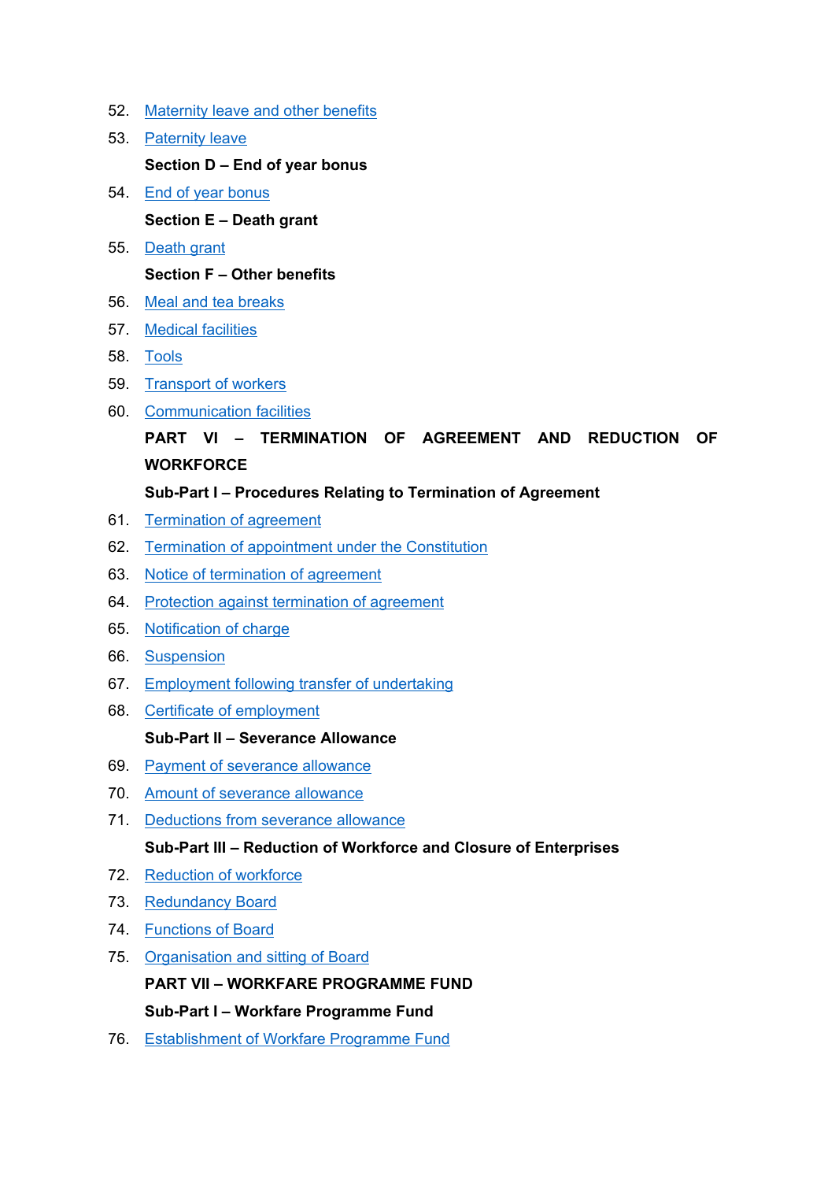52. Maternity leave and other benefits
53. Paternity leave

**Section D – End of year bonus**

54. End of year bonus

**Section E – Death grant**

55. Death grant

**Section F – Other benefits**

56. Meal and tea breaks
57. Medical facilities
58. Tools
59. Transport of workers
60. Communication facilities

**PART VI – TERMINATION OF AGREEMENT AND REDUCTION OF WORKFORCE**

**Sub-Part I – Procedures Relating to Termination of Agreement**

61. Termination of agreement
62. Termination of appointment under the Constitution
63. Notice of termination of agreement
64. Protection against termination of agreement
65. Notification of charge
66. Suspension
67. Employment following transfer of undertaking
68. Certificate of employment

**Sub-Part II – Severance Allowance**

69. Payment of severance allowance
70. Amount of severance allowance
71. Deductions from severance allowance

**Sub-Part III – Reduction of Workforce and Closure of Enterprises**

72. Reduction of workforce
73. Redundancy Board
74. Functions of Board
75. Organisation and sitting of Board

**PART VII – WORKFARE PROGRAMME FUND**

**Sub-Part I – Workfare Programme Fund**

76. Establishment of Workfare Programme Fund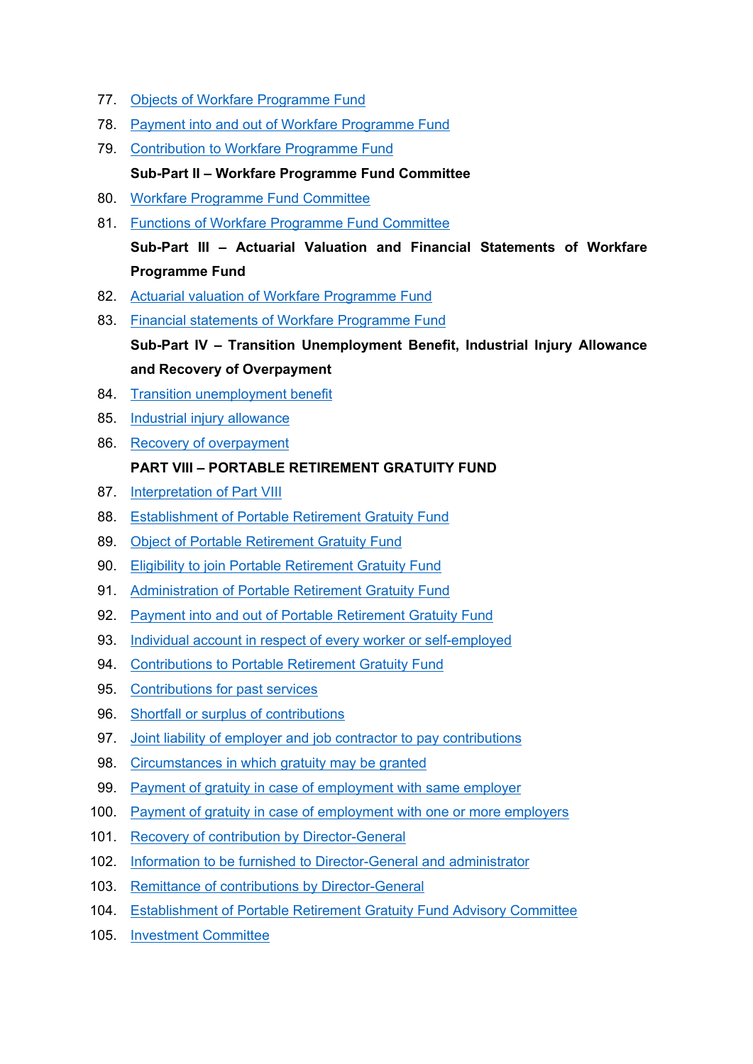77. Objects of Workfare Programme Fund
78. Payment into and out of Workfare Programme Fund
79. Contribution to Workfare Programme Fund

**Sub-Part II – Workfare Programme Fund Committee**

80. Workfare Programme Fund Committee
81. Functions of Workfare Programme Fund Committee

**Sub-Part III – Actuarial Valuation and Financial Statements of Workfare Programme Fund**

82. Actuarial valuation of Workfare Programme Fund
83. Financial statements of Workfare Programme Fund

**Sub-Part IV – Transition Unemployment Benefit, Industrial Injury Allowance and Recovery of Overpayment**

84. Transition unemployment benefit
85. Industrial injury allowance
86. Recovery of overpayment

**PART VIII – PORTABLE RETIREMENT GRATUITY FUND**

87. Interpretation of Part VIII
88. Establishment of Portable Retirement Gratuity Fund
89. Object of Portable Retirement Gratuity Fund
90. Eligibility to join Portable Retirement Gratuity Fund
91. Administration of Portable Retirement Gratuity Fund
92. Payment into and out of Portable Retirement Gratuity Fund
93. Individual account in respect of every worker or self-employed
94. Contributions to Portable Retirement Gratuity Fund
95. Contributions for past services
96. Shortfall or surplus of contributions
97. Joint liability of employer and job contractor to pay contributions
98. Circumstances in which gratuity may be granted
99. Payment of gratuity in case of employment with same employer
100. Payment of gratuity in case of employment with one or more employers
101. Recovery of contribution by Director-General
102. Information to be furnished to Director-General and administrator
103. Remittance of contributions by Director-General
104. Establishment of Portable Retirement Gratuity Fund Advisory Committee
105. Investment Committee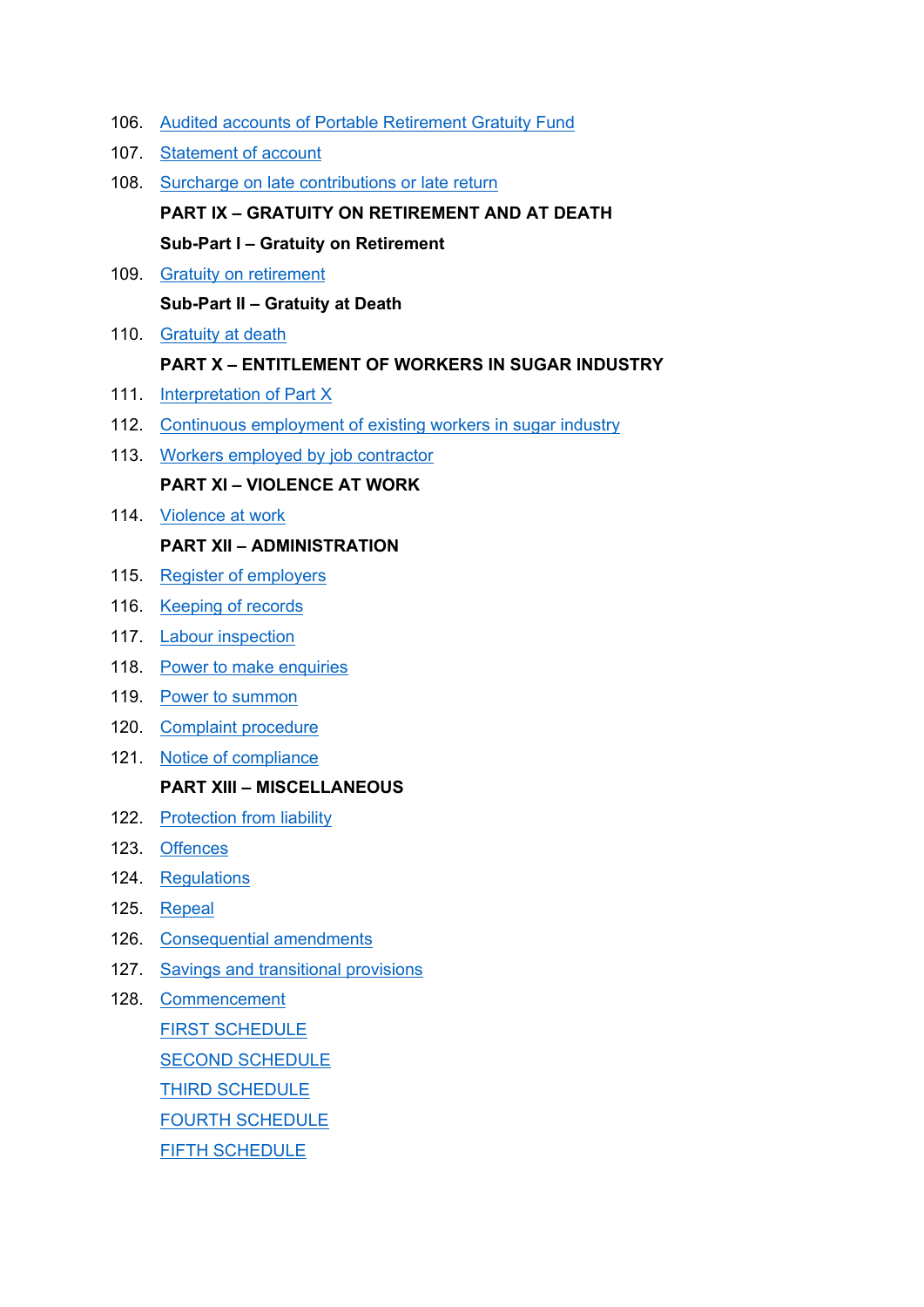106. Audited accounts of Portable Retirement Gratuity Fund

107. Statement of account

108. Surcharge on late contributions or late return

**PART IX – GRATUITY ON RETIREMENT AND AT DEATH**

**Sub-Part I – Gratuity on Retirement**

109. Gratuity on retirement

**Sub-Part II – Gratuity at Death**

110. Gratuity at death

**PART X – ENTITLEMENT OF WORKERS IN SUGAR INDUSTRY**

111. Interpretation of Part X

112. Continuous employment of existing workers in sugar industry

113. Workers employed by job contractor

**PART XI – VIOLENCE AT WORK**

114. Violence at work

**PART XII – ADMINISTRATION**

115. Register of employers

116. Keeping of records

117. Labour inspection

118. Power to make enquiries

119. Power to summon

120. Complaint procedure

121. Notice of compliance

**PART XIII – MISCELLANEOUS**

122. Protection from liability

123. Offences

124. Regulations

125. Repeal

126. Consequential amendments

127. Savings and transitional provisions

128. Commencement

FIRST SCHEDULE

SECOND SCHEDULE

THIRD SCHEDULE

FOURTH SCHEDULE

FIFTH SCHEDULE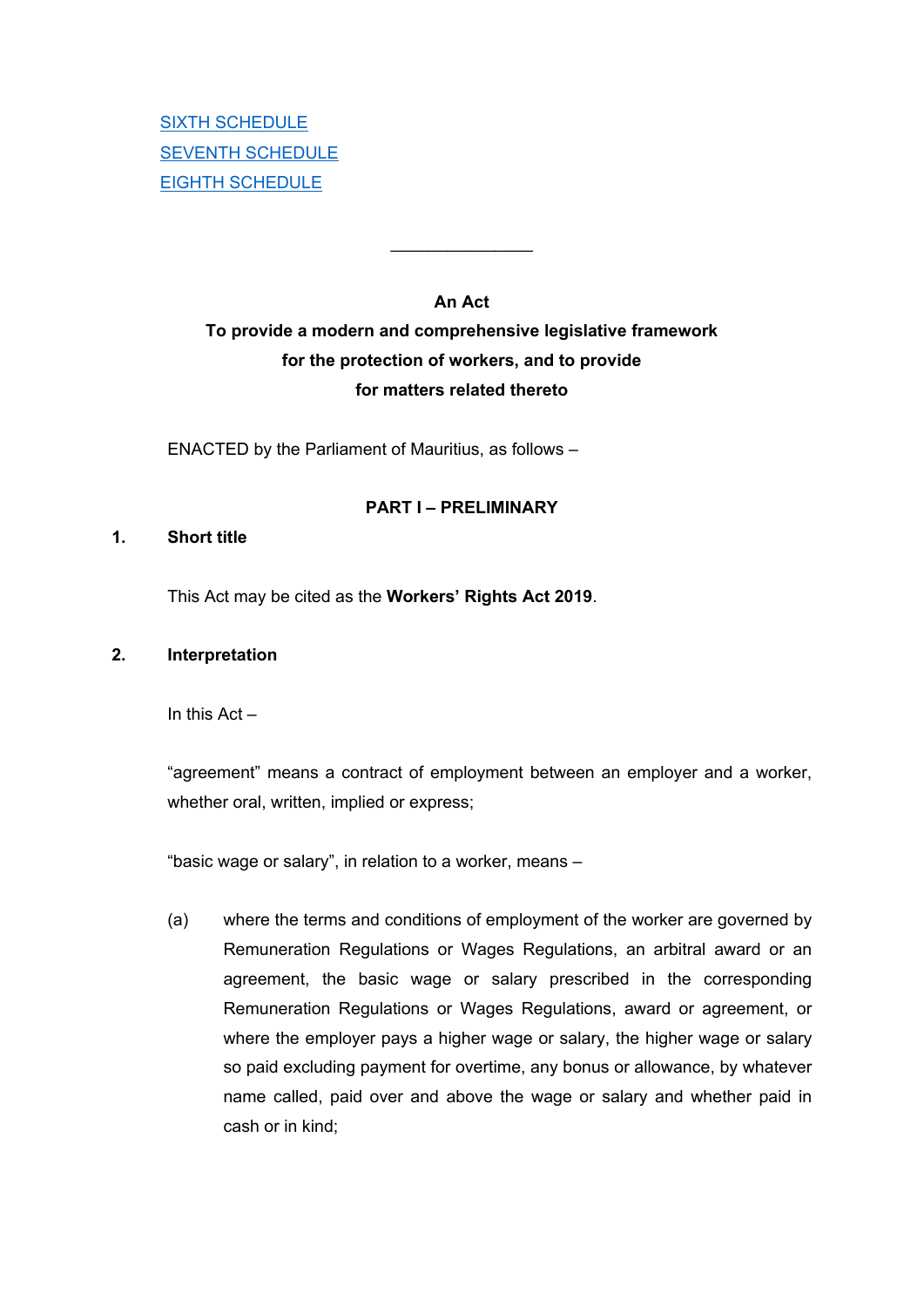[SIXTH SCHEDULE](#)
[SEVENTH SCHEDULE](#)
[EIGHTH SCHEDULE](#)

---

**An Act**
**To provide a modern and comprehensive legislative framework for the protection of workers, and to provide for matters related thereto**

ENACTED by the Parliament of Mauritius, as follows –

## PART I – PRELIMINARY

### 1. Short title

This Act may be cited as the **Workers' Rights Act 2019**.

### 2. Interpretation

In this Act –

"agreement" means a contract of employment between an employer and a worker, whether oral, written, implied or express;

"basic wage or salary", in relation to a worker, means –

(a) where the terms and conditions of employment of the worker are governed by Remuneration Regulations or Wages Regulations, an arbitral award or an agreement, the basic wage or salary prescribed in the corresponding Remuneration Regulations or Wages Regulations, award or agreement, or where the employer pays a higher wage or salary, the higher wage or salary so paid excluding payment for overtime, any bonus or allowance, by whatever name called, paid over and above the wage or salary and whether paid in cash or in kind;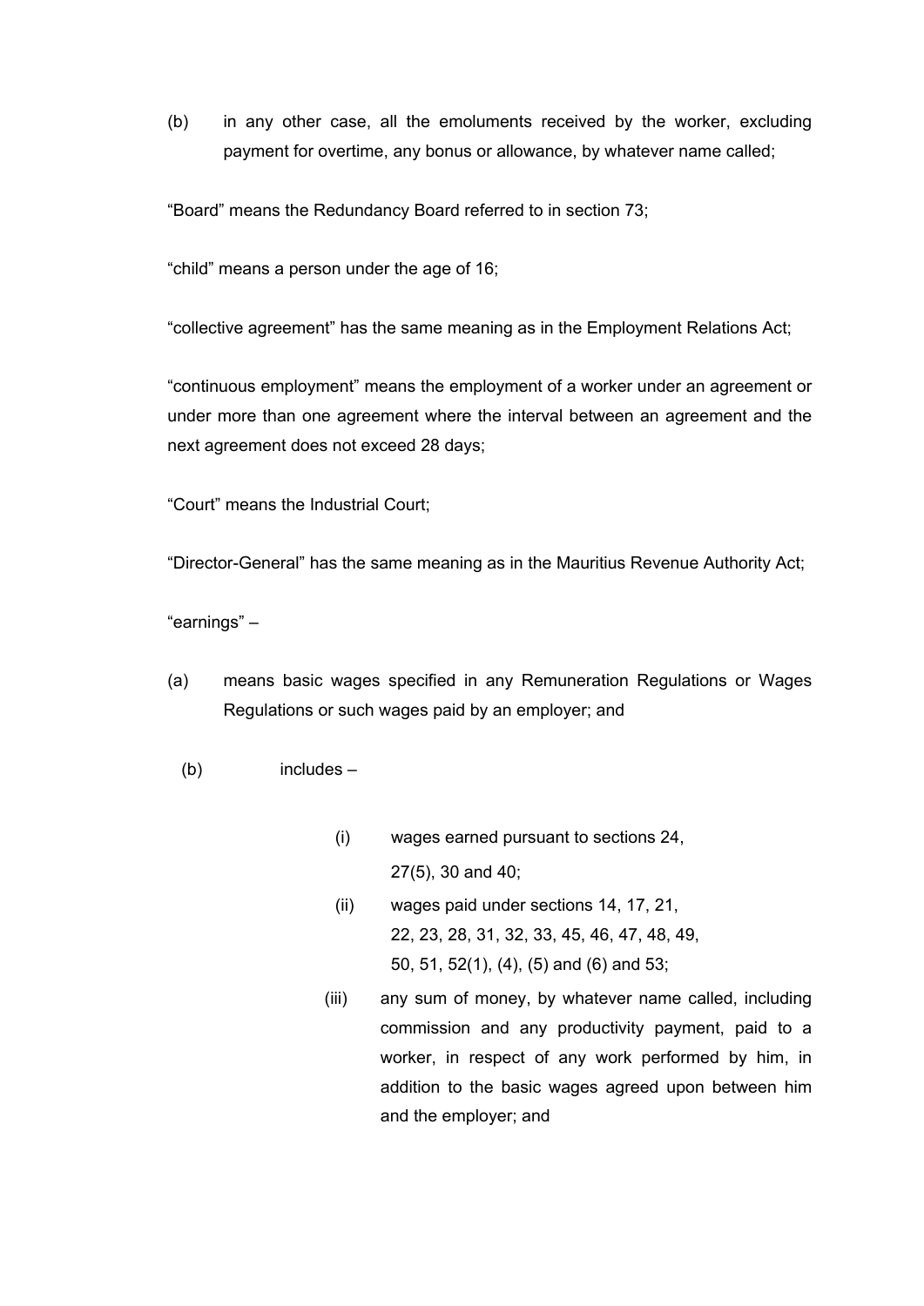(b) in any other case, all the emoluments received by the worker, excluding payment for overtime, any bonus or allowance, by whatever name called;

"Board" means the Redundancy Board referred to in section 73;

"child" means a person under the age of 16;

"collective agreement" has the same meaning as in the Employment Relations Act;

"continuous employment" means the employment of a worker under an agreement or under more than one agreement where the interval between an agreement and the next agreement does not exceed 28 days;

"Court" means the Industrial Court;

"Director-General" has the same meaning as in the Mauritius Revenue Authority Act;

"earnings" –

(a) means basic wages specified in any Remuneration Regulations or Wages Regulations or such wages paid by an employer; and

(b) includes –

(i) wages earned pursuant to sections 24, 27(5), 30 and 40;

(ii) wages paid under sections 14, 17, 21, 22, 23, 28, 31, 32, 33, 45, 46, 47, 48, 49, 50, 51, 52(1), (4), (5) and (6) and 53;

(iii) any sum of money, by whatever name called, including commission and any productivity payment, paid to a worker, in respect of any work performed by him, in addition to the basic wages agreed upon between him and the employer; and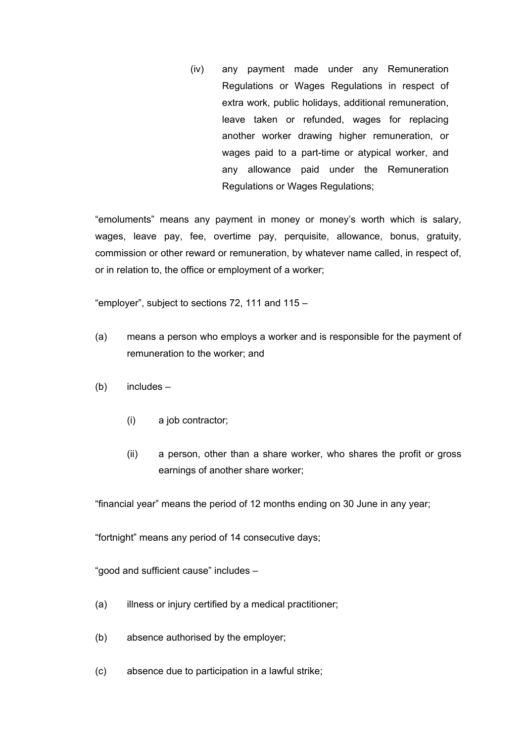(iv) any payment made under any Remuneration Regulations or Wages Regulations in respect of extra work, public holidays, additional remuneration, leave taken or refunded, wages for replacing another worker drawing higher remuneration, or wages paid to a part-time or atypical worker, and any allowance paid under the Remuneration Regulations or Wages Regulations;

"emoluments" means any payment in money or money's worth which is salary, wages, leave pay, fee, overtime pay, perquisite, allowance, bonus, gratuity, commission or other reward or remuneration, by whatever name called, in respect of, or in relation to, the office or employment of a worker;

"employer", subject to sections 72, 111 and 115 –

(a) means a person who employs a worker and is responsible for the payment of remuneration to the worker; and

(b) includes –

  (i) a job contractor;

  (ii) a person, other than a share worker, who shares the profit or gross earnings of another share worker;

"financial year" means the period of 12 months ending on 30 June in any year;

"fortnight" means any period of 14 consecutive days;

"good and sufficient cause" includes –

(a) illness or injury certified by a medical practitioner;

(b) absence authorised by the employer;

(c) absence due to participation in a lawful strike;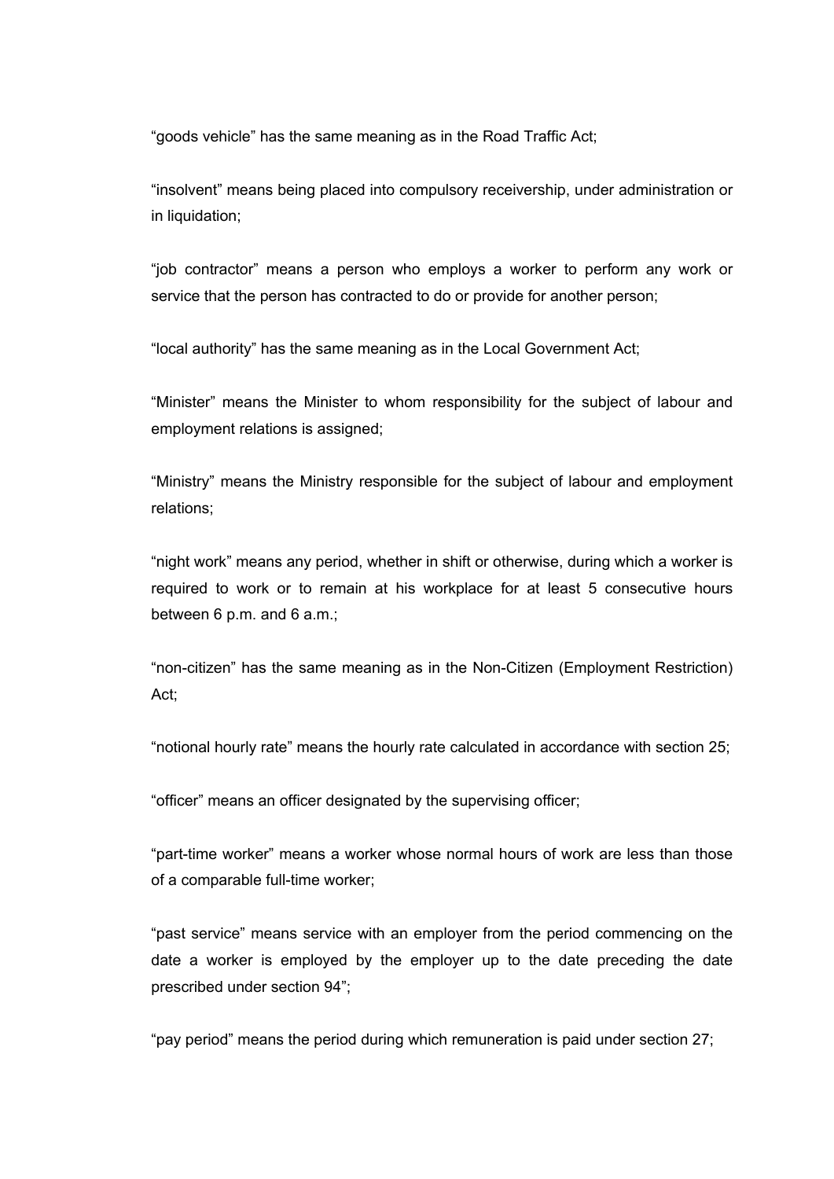"goods vehicle" has the same meaning as in the Road Traffic Act;

"insolvent" means being placed into compulsory receivership, under administration or in liquidation;

"job contractor" means a person who employs a worker to perform any work or service that the person has contracted to do or provide for another person;

"local authority" has the same meaning as in the Local Government Act;

"Minister" means the Minister to whom responsibility for the subject of labour and employment relations is assigned;

"Ministry" means the Ministry responsible for the subject of labour and employment relations;

"night work" means any period, whether in shift or otherwise, during which a worker is required to work or to remain at his workplace for at least 5 consecutive hours between 6 p.m. and 6 a.m.;

"non-citizen" has the same meaning as in the Non-Citizen (Employment Restriction) Act;

"notional hourly rate" means the hourly rate calculated in accordance with section 25;

"officer" means an officer designated by the supervising officer;

"part-time worker" means a worker whose normal hours of work are less than those of a comparable full-time worker;

"past service" means service with an employer from the period commencing on the date a worker is employed by the employer up to the date preceding the date prescribed under section 94";

"pay period" means the period during which remuneration is paid under section 27;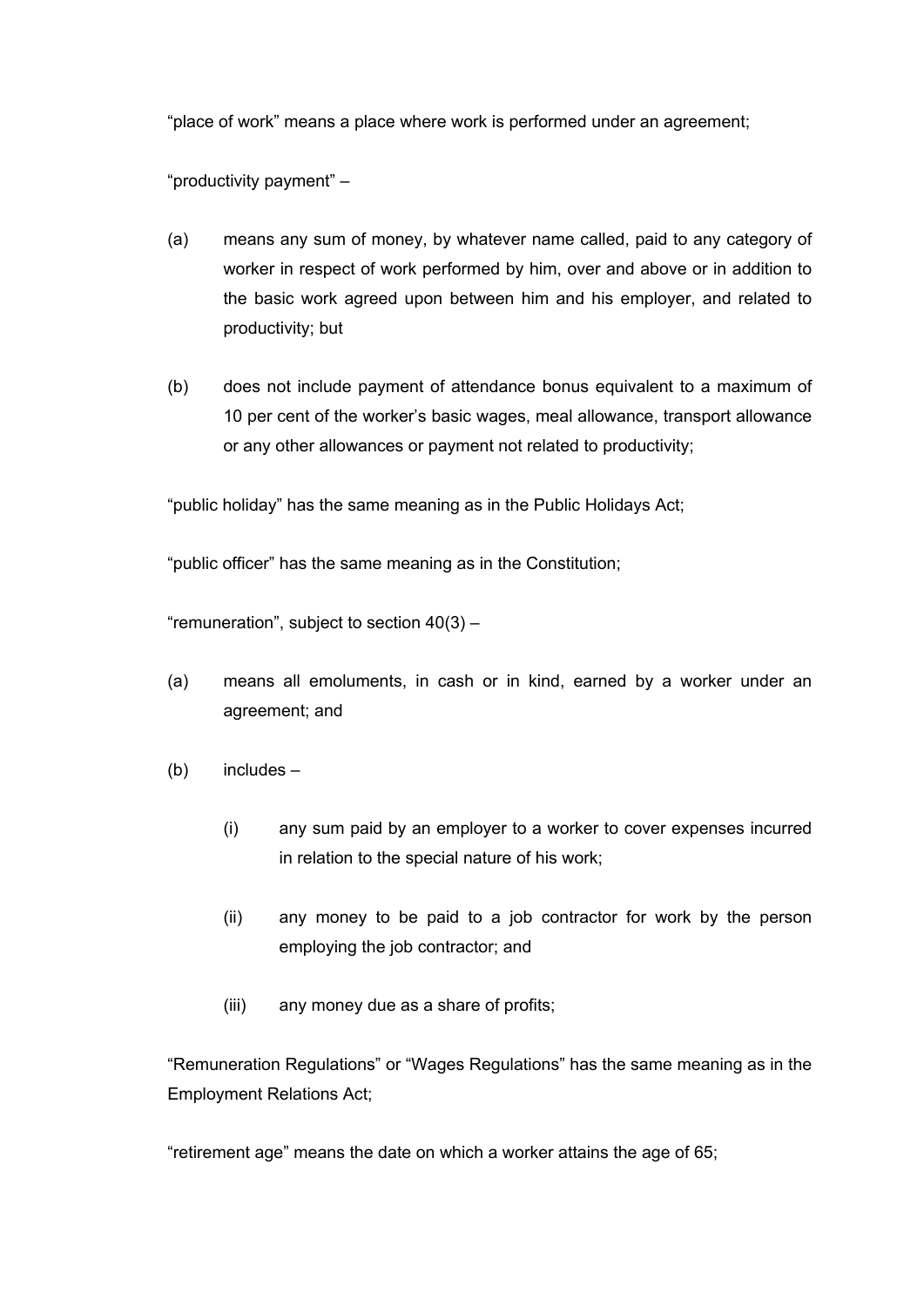"place of work" means a place where work is performed under an agreement;

"productivity payment" –

(a) means any sum of money, by whatever name called, paid to any category of worker in respect of work performed by him, over and above or in addition to the basic work agreed upon between him and his employer, and related to productivity; but

(b) does not include payment of attendance bonus equivalent to a maximum of 10 per cent of the worker's basic wages, meal allowance, transport allowance or any other allowances or payment not related to productivity;

"public holiday" has the same meaning as in the Public Holidays Act;

"public officer" has the same meaning as in the Constitution;

"remuneration", subject to section 40(3) –

(a) means all emoluments, in cash or in kind, earned by a worker under an agreement; and

(b) includes –

  (i) any sum paid by an employer to a worker to cover expenses incurred in relation to the special nature of his work;

  (ii) any money to be paid to a job contractor for work by the person employing the job contractor; and

  (iii) any money due as a share of profits;

"Remuneration Regulations" or "Wages Regulations" has the same meaning as in the Employment Relations Act;

"retirement age" means the date on which a worker attains the age of 65;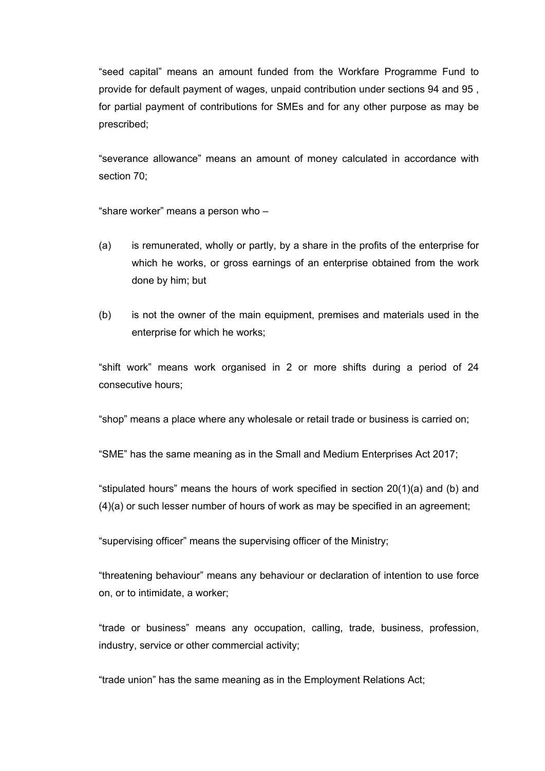"seed capital" means an amount funded from the Workfare Programme Fund to provide for default payment of wages, unpaid contribution under sections 94 and 95 , for partial payment of contributions for SMEs and for any other purpose as may be prescribed;

"severance allowance" means an amount of money calculated in accordance with section 70;

"share worker" means a person who –

(a) is remunerated, wholly or partly, by a share in the profits of the enterprise for which he works, or gross earnings of an enterprise obtained from the work done by him; but

(b) is not the owner of the main equipment, premises and materials used in the enterprise for which he works;

"shift work" means work organised in 2 or more shifts during a period of 24 consecutive hours;

"shop" means a place where any wholesale or retail trade or business is carried on;

"SME" has the same meaning as in the Small and Medium Enterprises Act 2017;

"stipulated hours" means the hours of work specified in section 20(1)(a) and (b) and (4)(a) or such lesser number of hours of work as may be specified in an agreement;

"supervising officer" means the supervising officer of the Ministry;

"threatening behaviour" means any behaviour or declaration of intention to use force on, or to intimidate, a worker;

"trade or business" means any occupation, calling, trade, business, profession, industry, service or other commercial activity;

"trade union" has the same meaning as in the Employment Relations Act;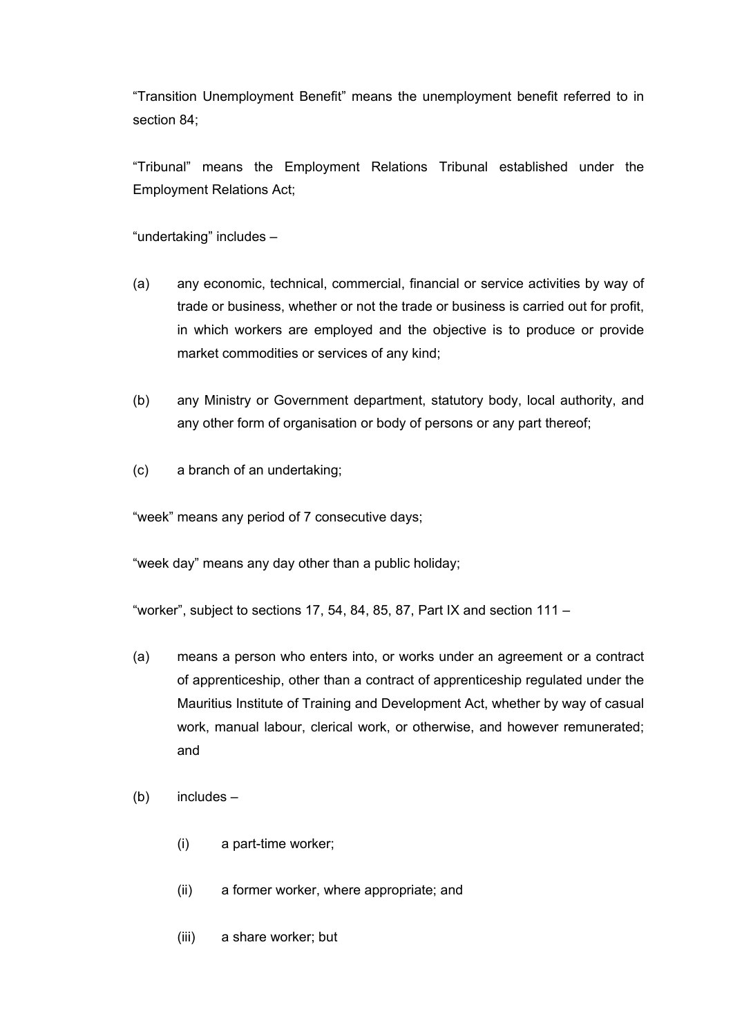"Transition Unemployment Benefit" means the unemployment benefit referred to in section 84;

"Tribunal" means the Employment Relations Tribunal established under the Employment Relations Act;

"undertaking" includes –

(a) any economic, technical, commercial, financial or service activities by way of trade or business, whether or not the trade or business is carried out for profit, in which workers are employed and the objective is to produce or provide market commodities or services of any kind;

(b) any Ministry or Government department, statutory body, local authority, and any other form of organisation or body of persons or any part thereof;

(c) a branch of an undertaking;

"week" means any period of 7 consecutive days;

"week day" means any day other than a public holiday;

"worker", subject to sections 17, 54, 84, 85, 87, Part IX and section 111 –

(a) means a person who enters into, or works under an agreement or a contract of apprenticeship, other than a contract of apprenticeship regulated under the Mauritius Institute of Training and Development Act, whether by way of casual work, manual labour, clerical work, or otherwise, and however remunerated; and

(b) includes –

  (i) a part-time worker;

  (ii) a former worker, where appropriate; and

  (iii) a share worker; but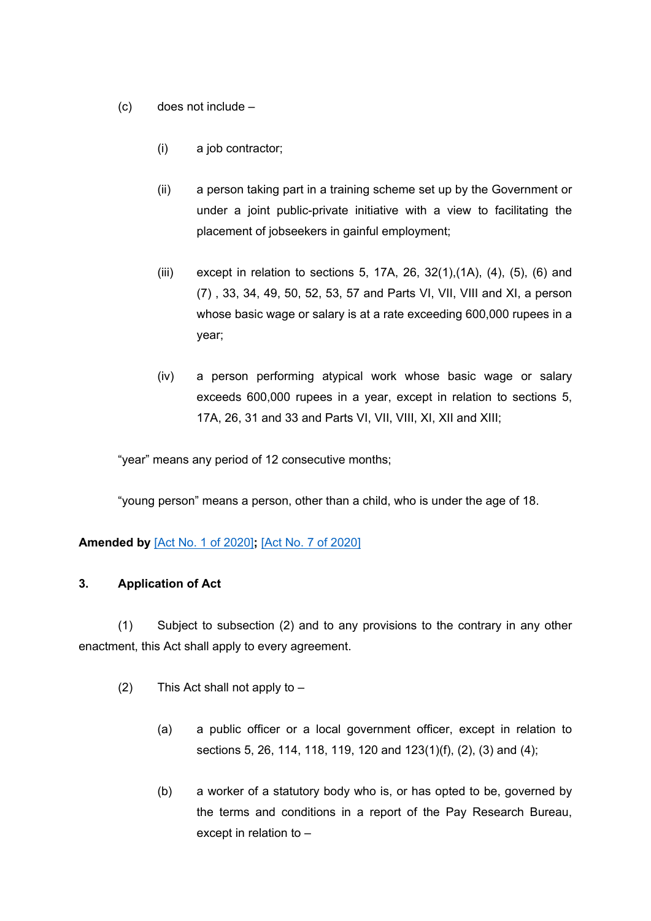(c) does not include –

(i) a job contractor;

(ii) a person taking part in a training scheme set up by the Government or under a joint public-private initiative with a view to facilitating the placement of jobseekers in gainful employment;

(iii) except in relation to sections 5, 17A, 26, 32(1),(1A), (4), (5), (6) and (7) , 33, 34, 49, 50, 52, 53, 57 and Parts VI, VII, VIII and XI, a person whose basic wage or salary is at a rate exceeding 600,000 rupees in a year;

(iv) a person performing atypical work whose basic wage or salary exceeds 600,000 rupees in a year, except in relation to sections 5, 17A, 26, 31 and 33 and Parts VI, VII, VIII, XI, XII and XIII;

"year" means any period of 12 consecutive months;

"young person" means a person, other than a child, who is under the age of 18.

**Amended by** [Act No. 1 of 2020]**;** [Act No. 7 of 2020]

### 3. Application of Act

(1) Subject to subsection (2) and to any provisions to the contrary in any other enactment, this Act shall apply to every agreement.

(2) This Act shall not apply to –

(a) a public officer or a local government officer, except in relation to sections 5, 26, 114, 118, 119, 120 and 123(1)(f), (2), (3) and (4);

(b) a worker of a statutory body who is, or has opted to be, governed by the terms and conditions in a report of the Pay Research Bureau, except in relation to –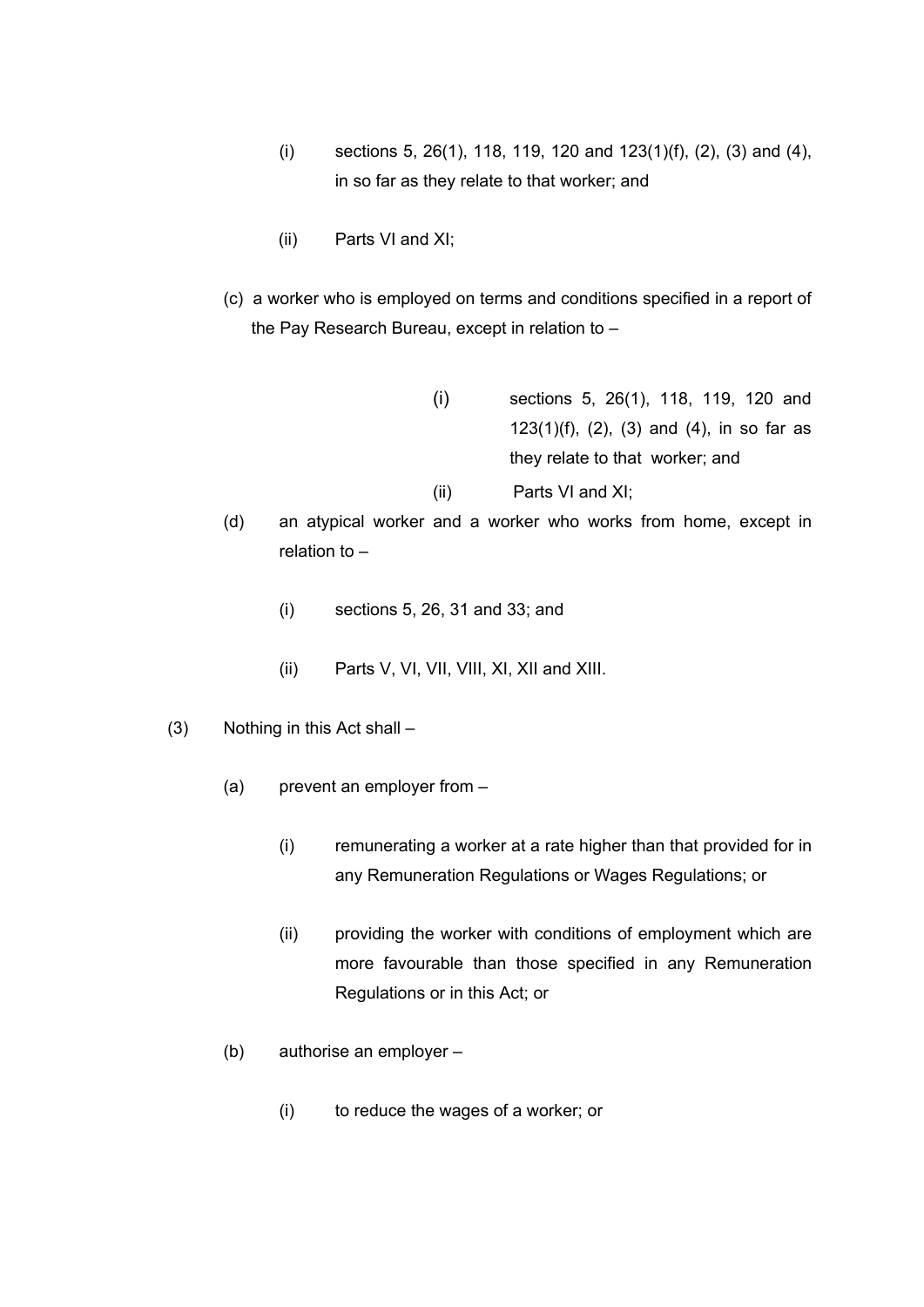(i) sections 5, 26(1), 118, 119, 120 and 123(1)(f), (2), (3) and (4), in so far as they relate to that worker; and

(ii) Parts VI and XI;

(c) a worker who is employed on terms and conditions specified in a report of the Pay Research Bureau, except in relation to –

(i) sections 5, 26(1), 118, 119, 120 and 123(1)(f), (2), (3) and (4), in so far as they relate to that worker; and

(ii) Parts VI and XI;

(d) an atypical worker and a worker who works from home, except in relation to –

(i) sections 5, 26, 31 and 33; and

(ii) Parts V, VI, VII, VIII, XI, XII and XIII.

(3) Nothing in this Act shall –

(a) prevent an employer from –

(i) remunerating a worker at a rate higher than that provided for in any Remuneration Regulations or Wages Regulations; or

(ii) providing the worker with conditions of employment which are more favourable than those specified in any Remuneration Regulations or in this Act; or

(b) authorise an employer –

(i) to reduce the wages of a worker; or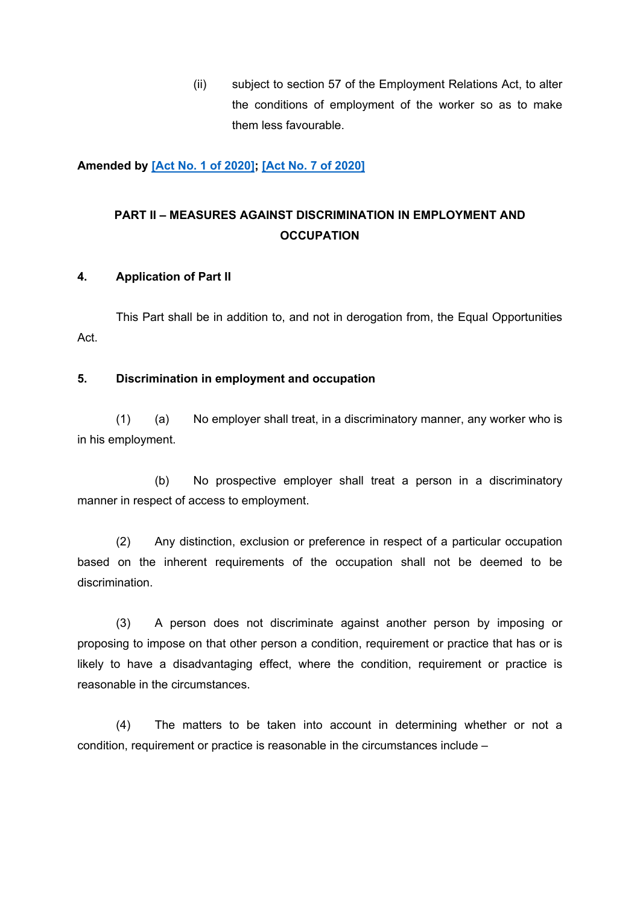(ii) subject to section 57 of the Employment Relations Act, to alter the conditions of employment of the worker so as to make them less favourable.

**Amended by [Act No. 1 of 2020]; [Act No. 7 of 2020]**

## PART II – MEASURES AGAINST DISCRIMINATION IN EMPLOYMENT AND OCCUPATION

### 4. Application of Part II

This Part shall be in addition to, and not in derogation from, the Equal Opportunities Act.

### 5. Discrimination in employment and occupation

(1) (a) No employer shall treat, in a discriminatory manner, any worker who is in his employment.

(b) No prospective employer shall treat a person in a discriminatory manner in respect of access to employment.

(2) Any distinction, exclusion or preference in respect of a particular occupation based on the inherent requirements of the occupation shall not be deemed to be discrimination.

(3) A person does not discriminate against another person by imposing or proposing to impose on that other person a condition, requirement or practice that has or is likely to have a disadvantaging effect, where the condition, requirement or practice is reasonable in the circumstances.

(4) The matters to be taken into account in determining whether or not a condition, requirement or practice is reasonable in the circumstances include –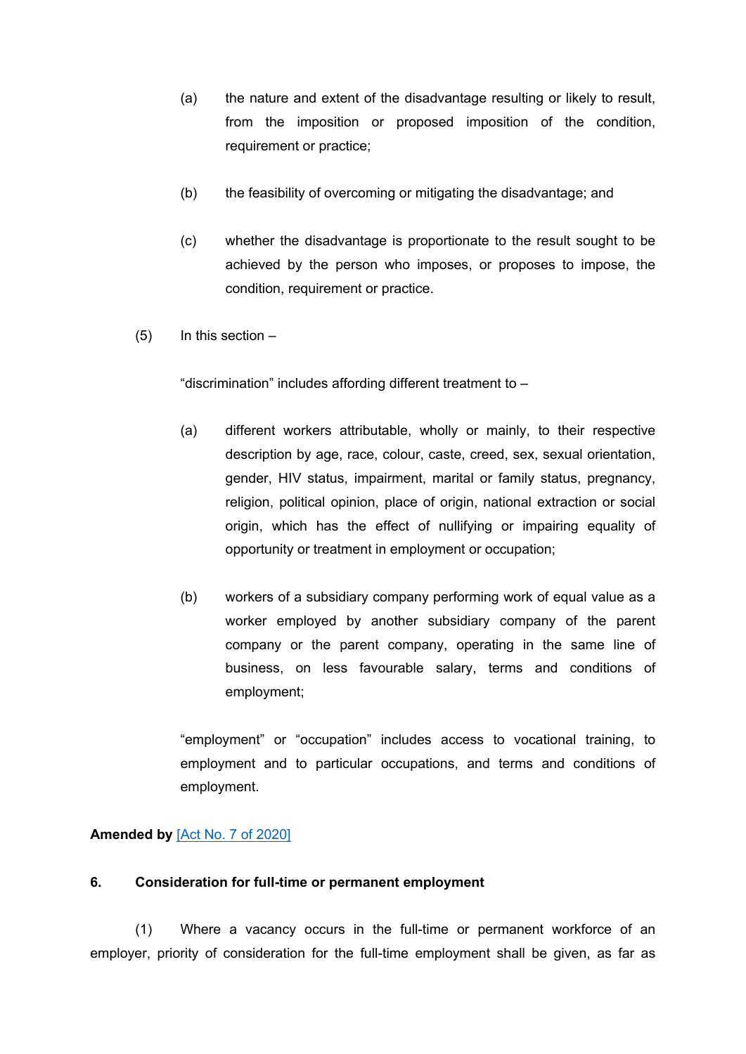(a) the nature and extent of the disadvantage resulting or likely to result, from the imposition or proposed imposition of the condition, requirement or practice;

(b) the feasibility of overcoming or mitigating the disadvantage; and

(c) whether the disadvantage is proportionate to the result sought to be achieved by the person who imposes, or proposes to impose, the condition, requirement or practice.

(5) In this section –

“discrimination” includes affording different treatment to –

(a) different workers attributable, wholly or mainly, to their respective description by age, race, colour, caste, creed, sex, sexual orientation, gender, HIV status, impairment, marital or family status, pregnancy, religion, political opinion, place of origin, national extraction or social origin, which has the effect of nullifying or impairing equality of opportunity or treatment in employment or occupation;

(b) workers of a subsidiary company performing work of equal value as a worker employed by another subsidiary company of the parent company or the parent company, operating in the same line of business, on less favourable salary, terms and conditions of employment;

“employment” or “occupation” includes access to vocational training, to employment and to particular occupations, and terms and conditions of employment.

**Amended by** [Act No. 7 of 2020]

### 6. Consideration for full-time or permanent employment

(1) Where a vacancy occurs in the full-time or permanent workforce of an employer, priority of consideration for the full-time employment shall be given, as far as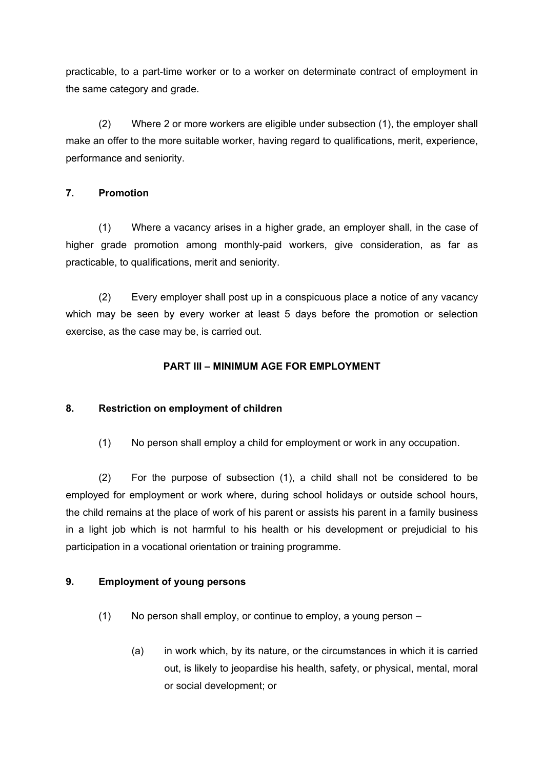practicable, to a part-time worker or to a worker on determinate contract of employment in the same category and grade.

(2) Where 2 or more workers are eligible under subsection (1), the employer shall make an offer to the more suitable worker, having regard to qualifications, merit, experience, performance and seniority.

**7. Promotion**

(1) Where a vacancy arises in a higher grade, an employer shall, in the case of higher grade promotion among monthly-paid workers, give consideration, as far as practicable, to qualifications, merit and seniority.

(2) Every employer shall post up in a conspicuous place a notice of any vacancy which may be seen by every worker at least 5 days before the promotion or selection exercise, as the case may be, is carried out.

## PART III – MINIMUM AGE FOR EMPLOYMENT

**8. Restriction on employment of children**

(1) No person shall employ a child for employment or work in any occupation.

(2) For the purpose of subsection (1), a child shall not be considered to be employed for employment or work where, during school holidays or outside school hours, the child remains at the place of work of his parent or assists his parent in a family business in a light job which is not harmful to his health or his development or prejudicial to his participation in a vocational orientation or training programme.

**9. Employment of young persons**

(1) No person shall employ, or continue to employ, a young person –

(a) in work which, by its nature, or the circumstances in which it is carried out, is likely to jeopardise his health, safety, or physical, mental, moral or social development; or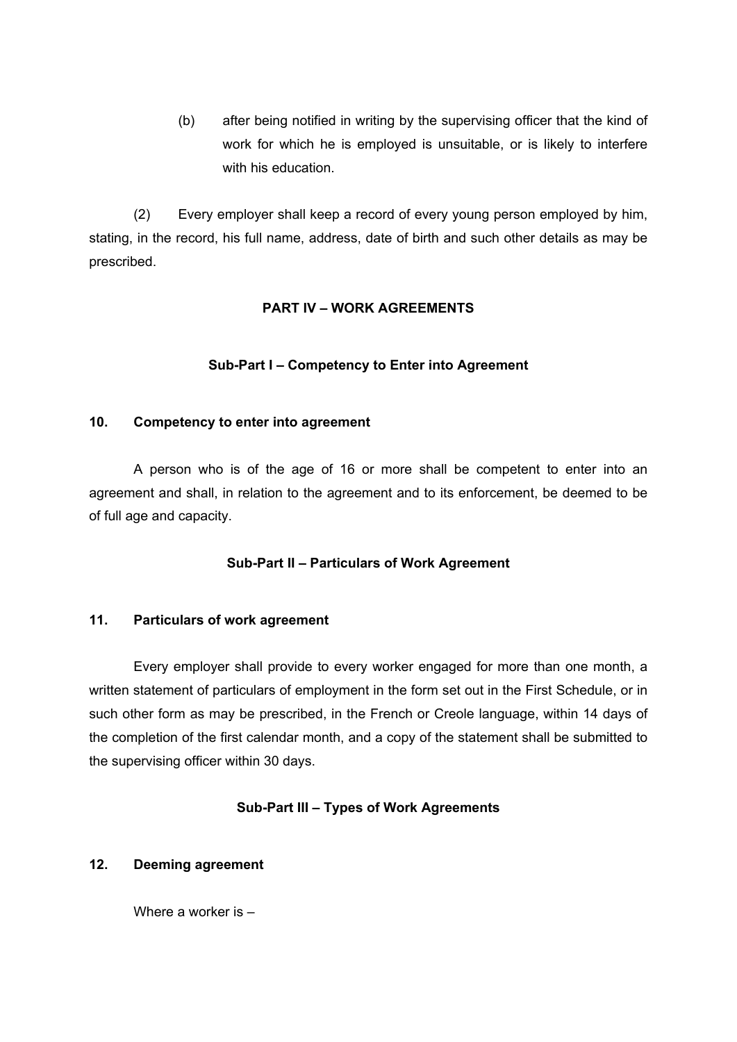(b) after being notified in writing by the supervising officer that the kind of work for which he is employed is unsuitable, or is likely to interfere with his education.

(2) Every employer shall keep a record of every young person employed by him, stating, in the record, his full name, address, date of birth and such other details as may be prescribed.

## PART IV – WORK AGREEMENTS

### Sub-Part I – Competency to Enter into Agreement

#### 10. Competency to enter into agreement

A person who is of the age of 16 or more shall be competent to enter into an agreement and shall, in relation to the agreement and to its enforcement, be deemed to be of full age and capacity.

### Sub-Part II – Particulars of Work Agreement

#### 11. Particulars of work agreement

Every employer shall provide to every worker engaged for more than one month, a written statement of particulars of employment in the form set out in the First Schedule, or in such other form as may be prescribed, in the French or Creole language, within 14 days of the completion of the first calendar month, and a copy of the statement shall be submitted to the supervising officer within 30 days.

### Sub-Part III – Types of Work Agreements

#### 12. Deeming agreement

Where a worker is –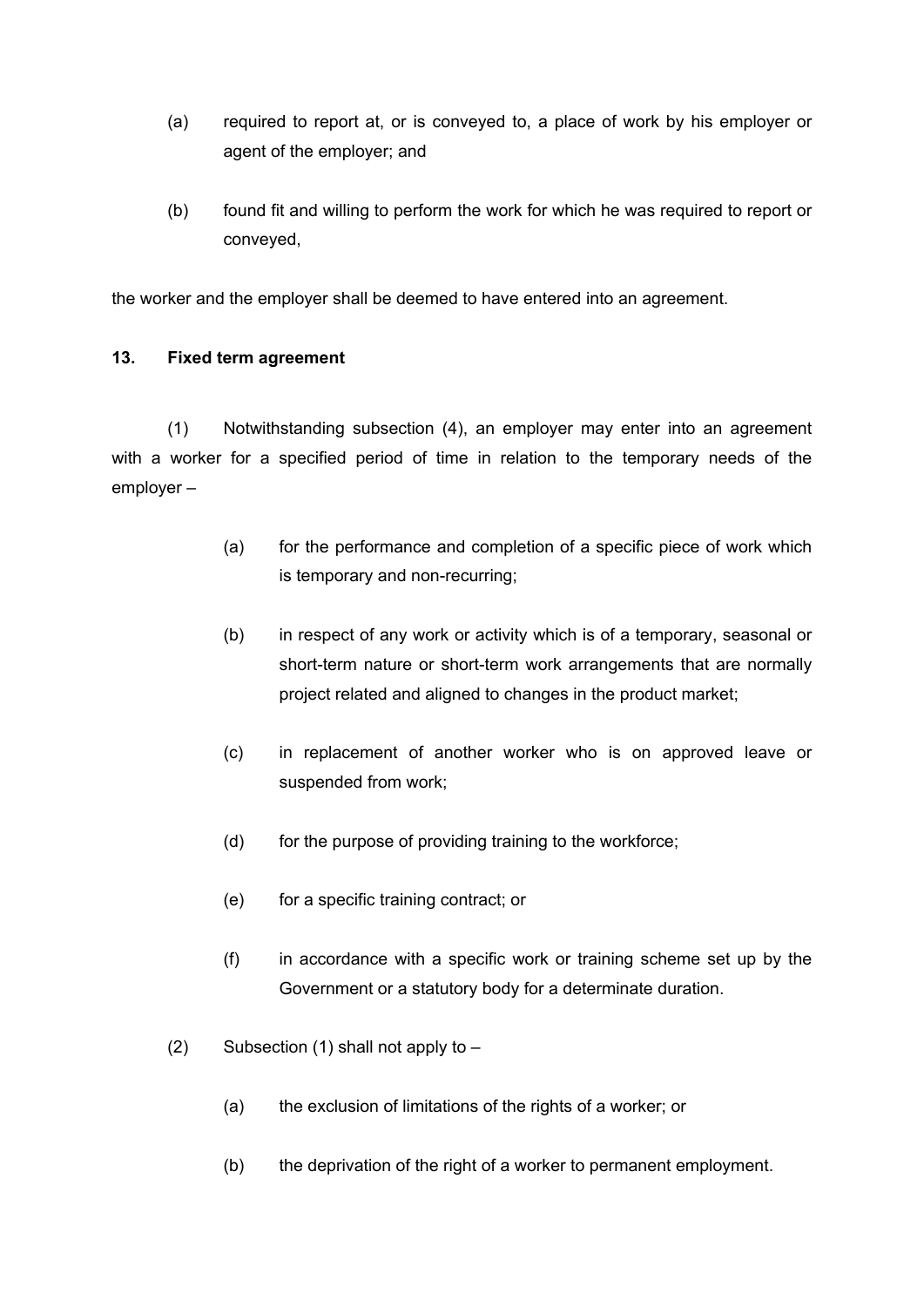(a) required to report at, or is conveyed to, a place of work by his employer or agent of the employer; and

(b) found fit and willing to perform the work for which he was required to report or conveyed,

the worker and the employer shall be deemed to have entered into an agreement.

**13. Fixed term agreement**

(1) Notwithstanding subsection (4), an employer may enter into an agreement with a worker for a specified period of time in relation to the temporary needs of the employer –

(a) for the performance and completion of a specific piece of work which is temporary and non-recurring;

(b) in respect of any work or activity which is of a temporary, seasonal or short-term nature or short-term work arrangements that are normally project related and aligned to changes in the product market;

(c) in replacement of another worker who is on approved leave or suspended from work;

(d) for the purpose of providing training to the workforce;

(e) for a specific training contract; or

(f) in accordance with a specific work or training scheme set up by the Government or a statutory body for a determinate duration.

(2) Subsection (1) shall not apply to –

(a) the exclusion of limitations of the rights of a worker; or

(b) the deprivation of the right of a worker to permanent employment.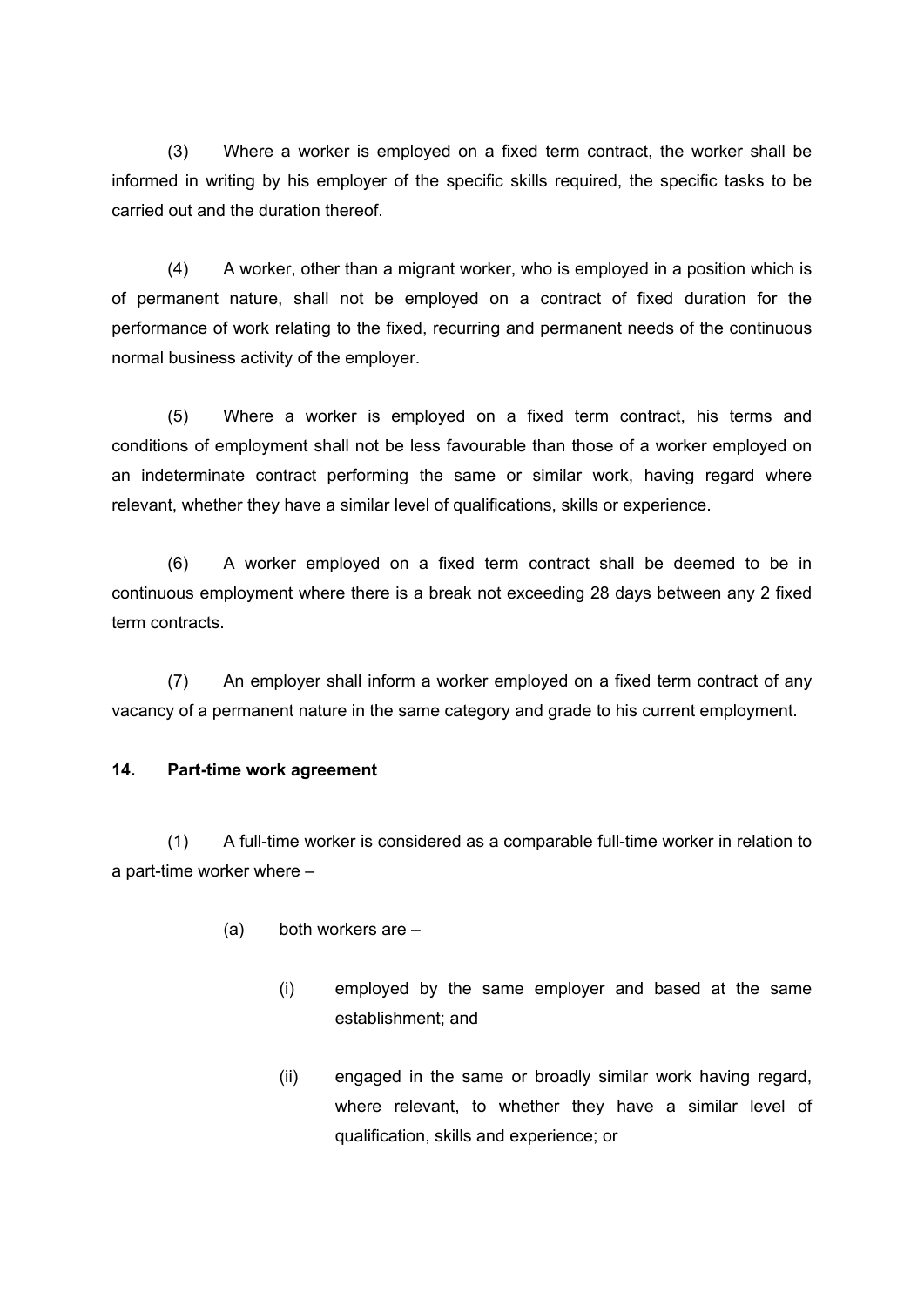(3) Where a worker is employed on a fixed term contract, the worker shall be informed in writing by his employer of the specific skills required, the specific tasks to be carried out and the duration thereof.

(4) A worker, other than a migrant worker, who is employed in a position which is of permanent nature, shall not be employed on a contract of fixed duration for the performance of work relating to the fixed, recurring and permanent needs of the continuous normal business activity of the employer.

(5) Where a worker is employed on a fixed term contract, his terms and conditions of employment shall not be less favourable than those of a worker employed on an indeterminate contract performing the same or similar work, having regard where relevant, whether they have a similar level of qualifications, skills or experience.

(6) A worker employed on a fixed term contract shall be deemed to be in continuous employment where there is a break not exceeding 28 days between any 2 fixed term contracts.

(7) An employer shall inform a worker employed on a fixed term contract of any vacancy of a permanent nature in the same category and grade to his current employment.

**14. Part-time work agreement**

(1) A full-time worker is considered as a comparable full-time worker in relation to a part-time worker where –

(a) both workers are –

(i) employed by the same employer and based at the same establishment; and

(ii) engaged in the same or broadly similar work having regard, where relevant, to whether they have a similar level of qualification, skills and experience; or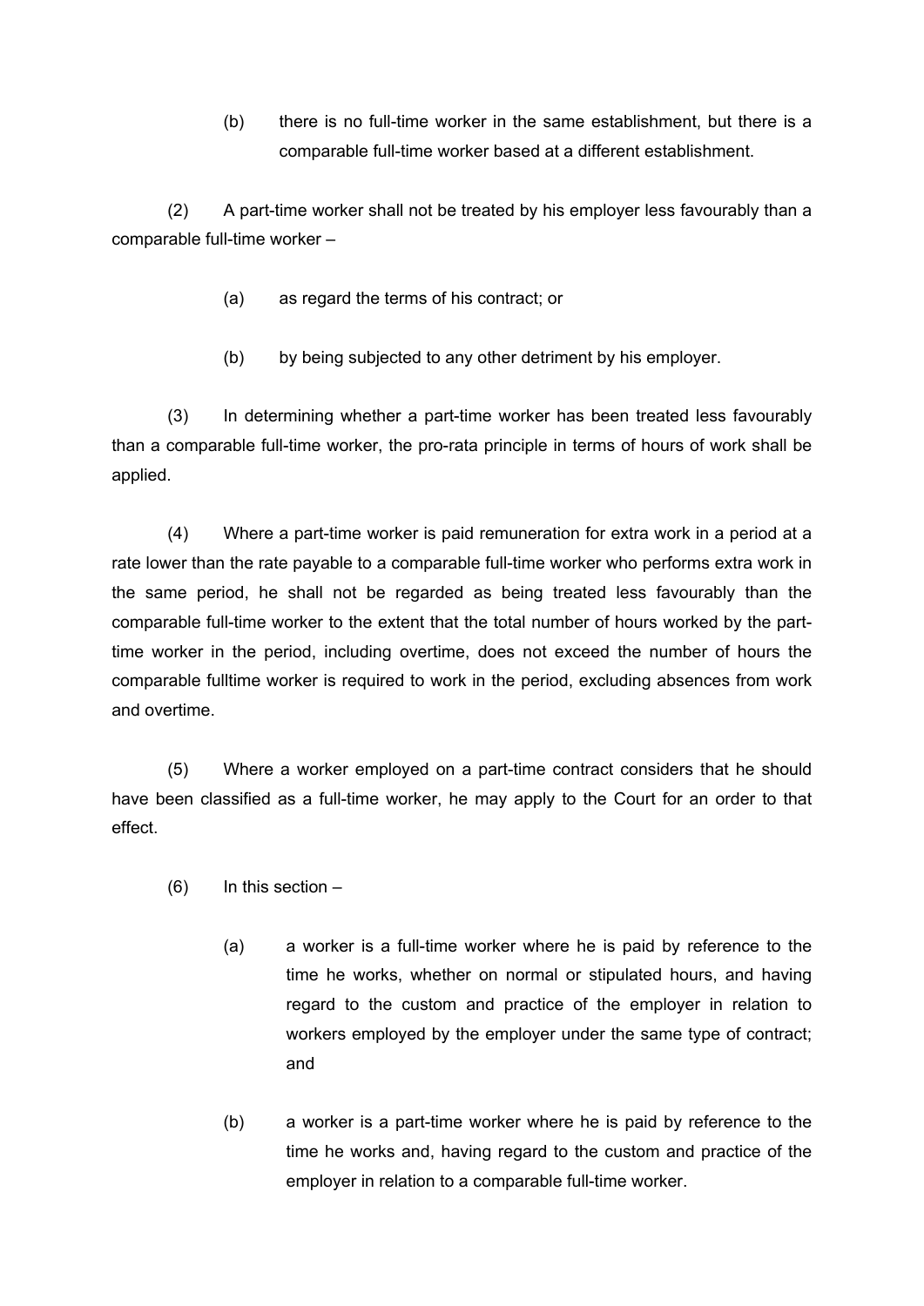(b) there is no full-time worker in the same establishment, but there is a comparable full-time worker based at a different establishment.

(2) A part-time worker shall not be treated by his employer less favourably than a comparable full-time worker –

(a) as regard the terms of his contract; or

(b) by being subjected to any other detriment by his employer.

(3) In determining whether a part-time worker has been treated less favourably than a comparable full-time worker, the pro-rata principle in terms of hours of work shall be applied.

(4) Where a part-time worker is paid remuneration for extra work in a period at a rate lower than the rate payable to a comparable full-time worker who performs extra work in the same period, he shall not be regarded as being treated less favourably than the comparable full-time worker to the extent that the total number of hours worked by the part-time worker in the period, including overtime, does not exceed the number of hours the comparable fulltime worker is required to work in the period, excluding absences from work and overtime.

(5) Where a worker employed on a part-time contract considers that he should have been classified as a full-time worker, he may apply to the Court for an order to that effect.

(6) In this section –

(a) a worker is a full-time worker where he is paid by reference to the time he works, whether on normal or stipulated hours, and having regard to the custom and practice of the employer in relation to workers employed by the employer under the same type of contract; and

(b) a worker is a part-time worker where he is paid by reference to the time he works and, having regard to the custom and practice of the employer in relation to a comparable full-time worker.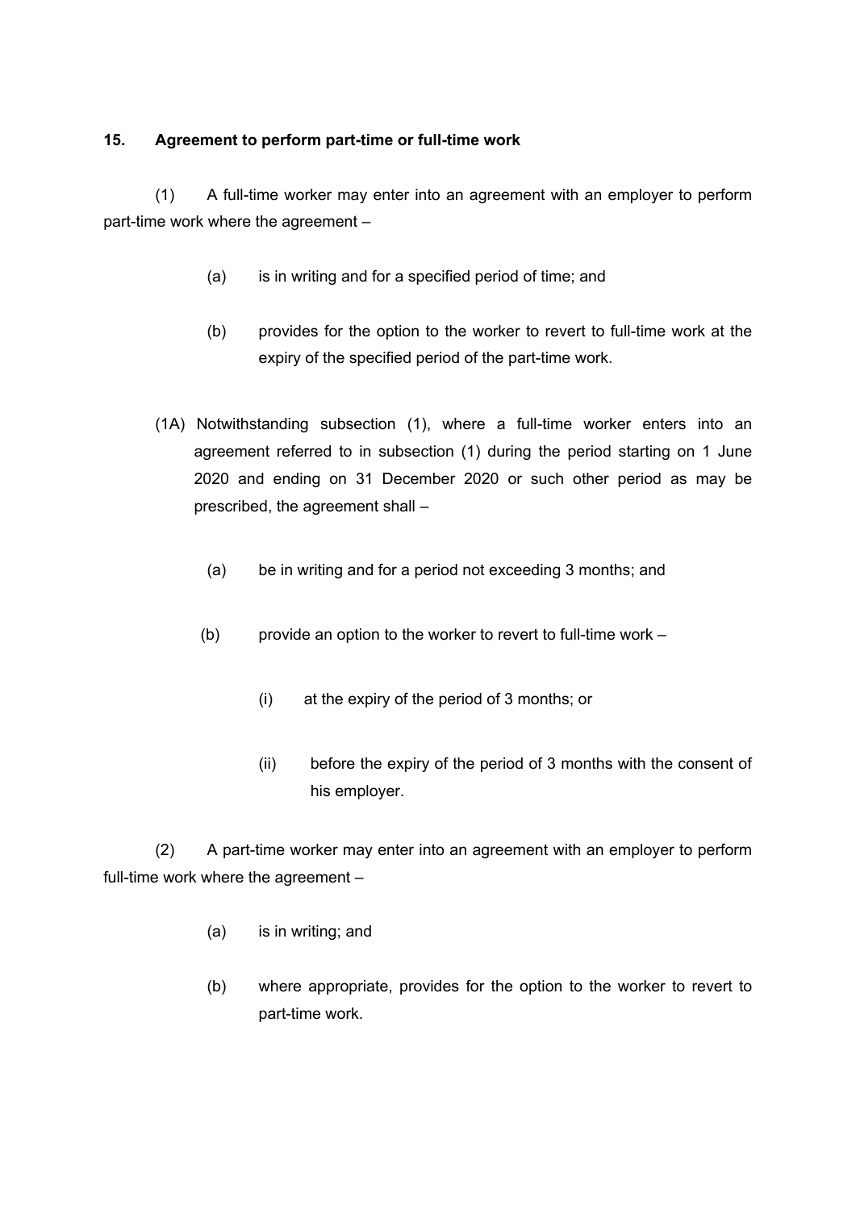**15. Agreement to perform part-time or full-time work**

(1) A full-time worker may enter into an agreement with an employer to perform part-time work where the agreement –

(a) is in writing and for a specified period of time; and

(b) provides for the option to the worker to revert to full-time work at the expiry of the specified period of the part-time work.

(1A) Notwithstanding subsection (1), where a full-time worker enters into an agreement referred to in subsection (1) during the period starting on 1 June 2020 and ending on 31 December 2020 or such other period as may be prescribed, the agreement shall –

(a) be in writing and for a period not exceeding 3 months; and

(b) provide an option to the worker to revert to full-time work –

(i) at the expiry of the period of 3 months; or

(ii) before the expiry of the period of 3 months with the consent of his employer.

(2) A part-time worker may enter into an agreement with an employer to perform full-time work where the agreement –

(a) is in writing; and

(b) where appropriate, provides for the option to the worker to revert to part-time work.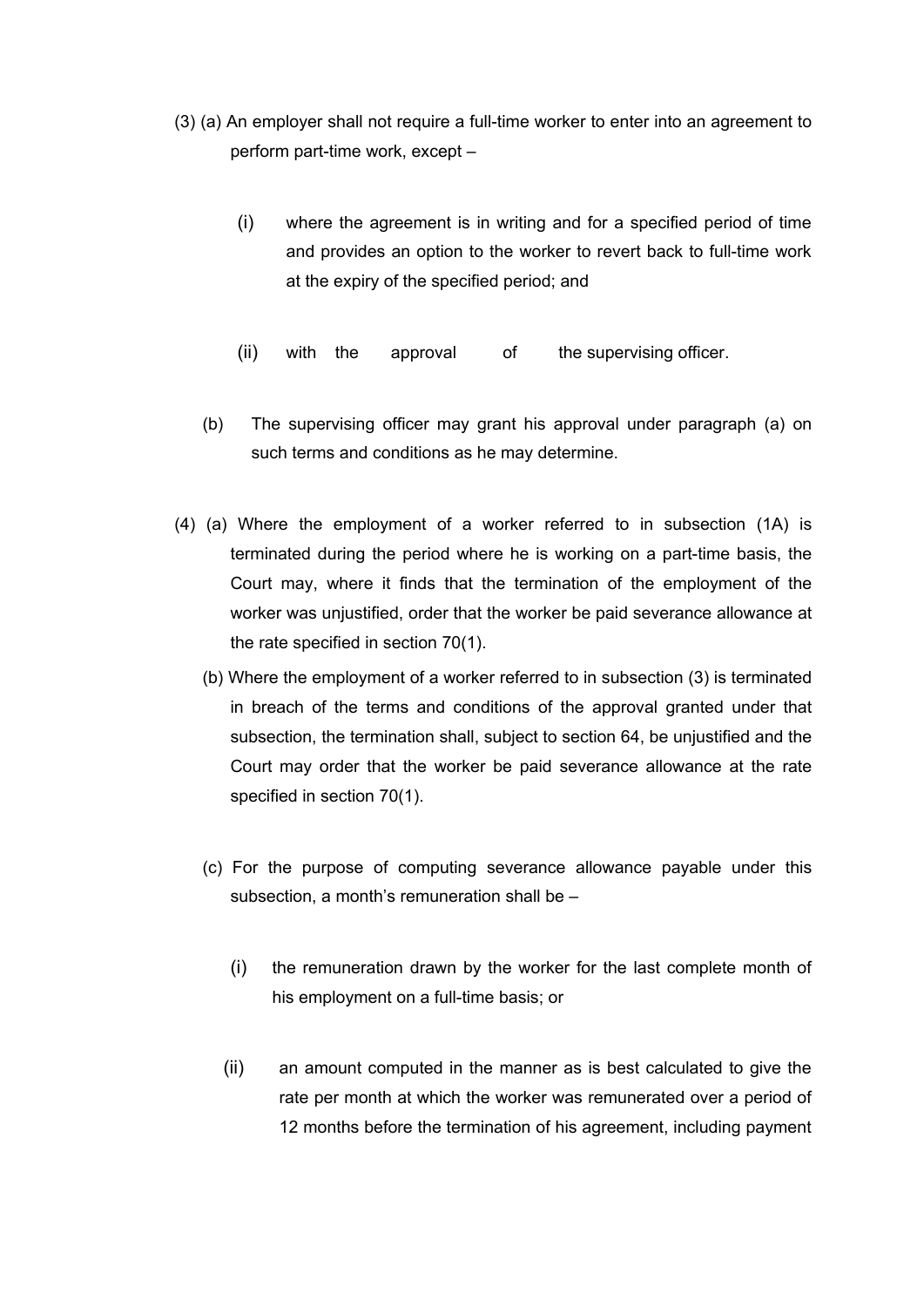(3) (a) An employer shall not require a full-time worker to enter into an agreement to perform part-time work, except –

(i) where the agreement is in writing and for a specified period of time and provides an option to the worker to revert back to full-time work at the expiry of the specified period; and

(ii) with the approval of the supervising officer.

(b) The supervising officer may grant his approval under paragraph (a) on such terms and conditions as he may determine.

(4) (a) Where the employment of a worker referred to in subsection (1A) is terminated during the period where he is working on a part-time basis, the Court may, where it finds that the termination of the employment of the worker was unjustified, order that the worker be paid severance allowance at the rate specified in section 70(1).

(b) Where the employment of a worker referred to in subsection (3) is terminated in breach of the terms and conditions of the approval granted under that subsection, the termination shall, subject to section 64, be unjustified and the Court may order that the worker be paid severance allowance at the rate specified in section 70(1).

(c) For the purpose of computing severance allowance payable under this subsection, a month's remuneration shall be –

(i) the remuneration drawn by the worker for the last complete month of his employment on a full-time basis; or

(ii) an amount computed in the manner as is best calculated to give the rate per month at which the worker was remunerated over a period of 12 months before the termination of his agreement, including payment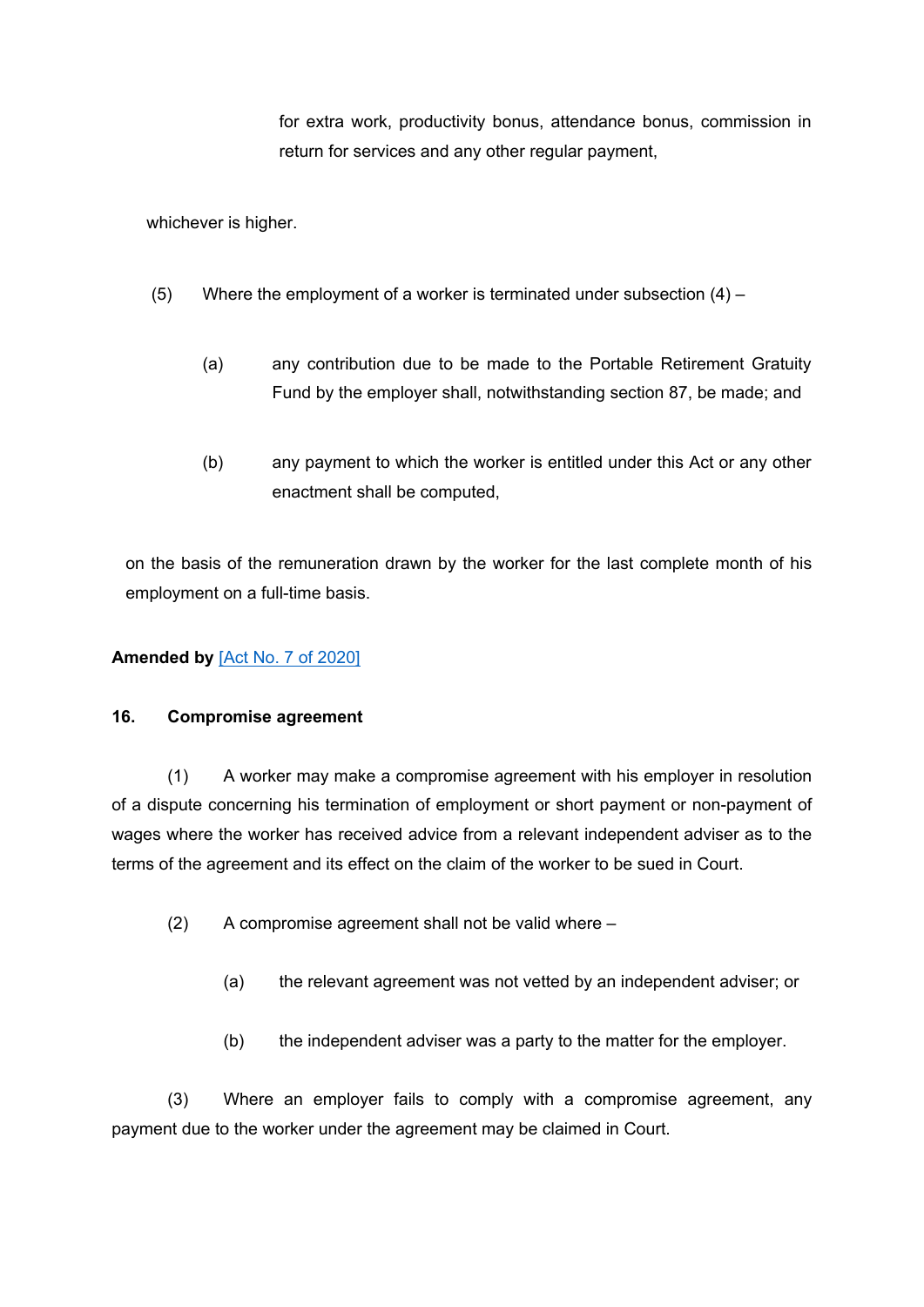for extra work, productivity bonus, attendance bonus, commission in return for services and any other regular payment,

whichever is higher.

(5) Where the employment of a worker is terminated under subsection (4) –

(a) any contribution due to be made to the Portable Retirement Gratuity Fund by the employer shall, notwithstanding section 87, be made; and

(b) any payment to which the worker is entitled under this Act or any other enactment shall be computed,

on the basis of the remuneration drawn by the worker for the last complete month of his employment on a full-time basis.

**Amended by** [Act No. 7 of 2020]

### 16. Compromise agreement

(1) A worker may make a compromise agreement with his employer in resolution of a dispute concerning his termination of employment or short payment or non-payment of wages where the worker has received advice from a relevant independent adviser as to the terms of the agreement and its effect on the claim of the worker to be sued in Court.

(2) A compromise agreement shall not be valid where –

(a) the relevant agreement was not vetted by an independent adviser; or

(b) the independent adviser was a party to the matter for the employer.

(3) Where an employer fails to comply with a compromise agreement, any payment due to the worker under the agreement may be claimed in Court.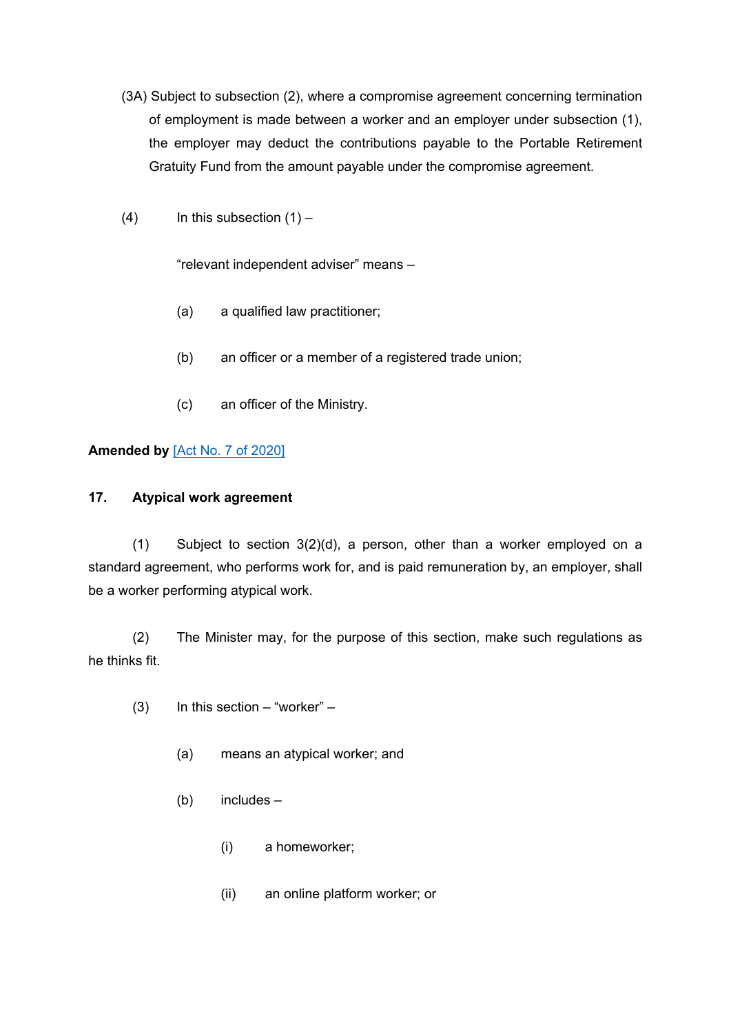(3A) Subject to subsection (2), where a compromise agreement concerning termination of employment is made between a worker and an employer under subsection (1), the employer may deduct the contributions payable to the Portable Retirement Gratuity Fund from the amount payable under the compromise agreement.

(4) In this subsection (1) –

"relevant independent adviser" means –

(a) a qualified law practitioner;

(b) an officer or a member of a registered trade union;

(c) an officer of the Ministry.

**Amended by** [Act No. 7 of 2020]

### 17. Atypical work agreement

(1) Subject to section 3(2)(d), a person, other than a worker employed on a standard agreement, who performs work for, and is paid remuneration by, an employer, shall be a worker performing atypical work.

(2) The Minister may, for the purpose of this section, make such regulations as he thinks fit.

(3) In this section – "worker" –

(a) means an atypical worker; and

(b) includes –

(i) a homeworker;

(ii) an online platform worker; or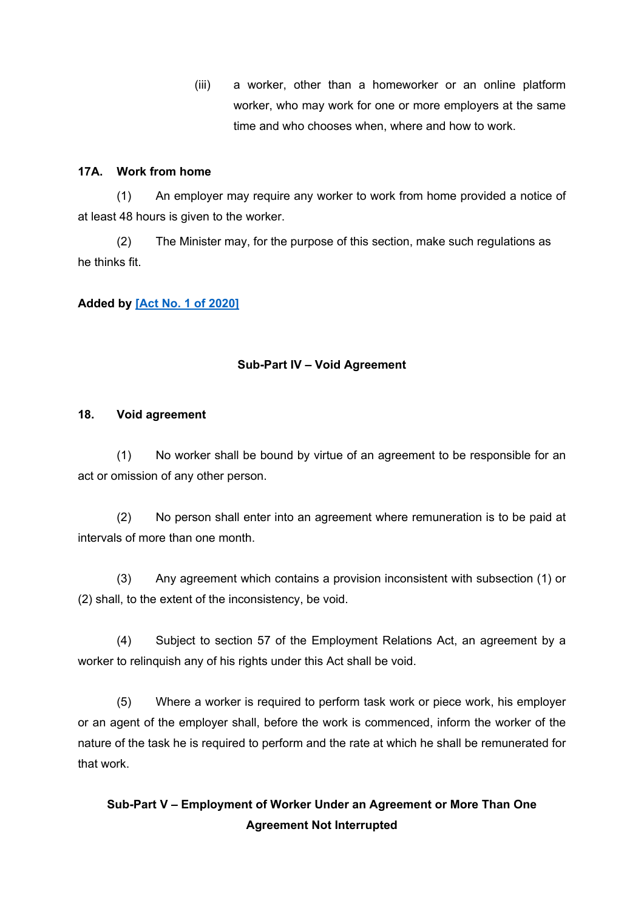(iii) a worker, other than a homeworker or an online platform worker, who may work for one or more employers at the same time and who chooses when, where and how to work.

**17A. Work from home**

(1) An employer may require any worker to work from home provided a notice of at least 48 hours is given to the worker.

(2) The Minister may, for the purpose of this section, make such regulations as he thinks fit.

**Added by [Act No. 1 of 2020]**

## Sub-Part IV – Void Agreement

**18. Void agreement**

(1) No worker shall be bound by virtue of an agreement to be responsible for an act or omission of any other person.

(2) No person shall enter into an agreement where remuneration is to be paid at intervals of more than one month.

(3) Any agreement which contains a provision inconsistent with subsection (1) or (2) shall, to the extent of the inconsistency, be void.

(4) Subject to section 57 of the Employment Relations Act, an agreement by a worker to relinquish any of his rights under this Act shall be void.

(5) Where a worker is required to perform task work or piece work, his employer or an agent of the employer shall, before the work is commenced, inform the worker of the nature of the task he is required to perform and the rate at which he shall be remunerated for that work.

## Sub-Part V – Employment of Worker Under an Agreement or More Than One Agreement Not Interrupted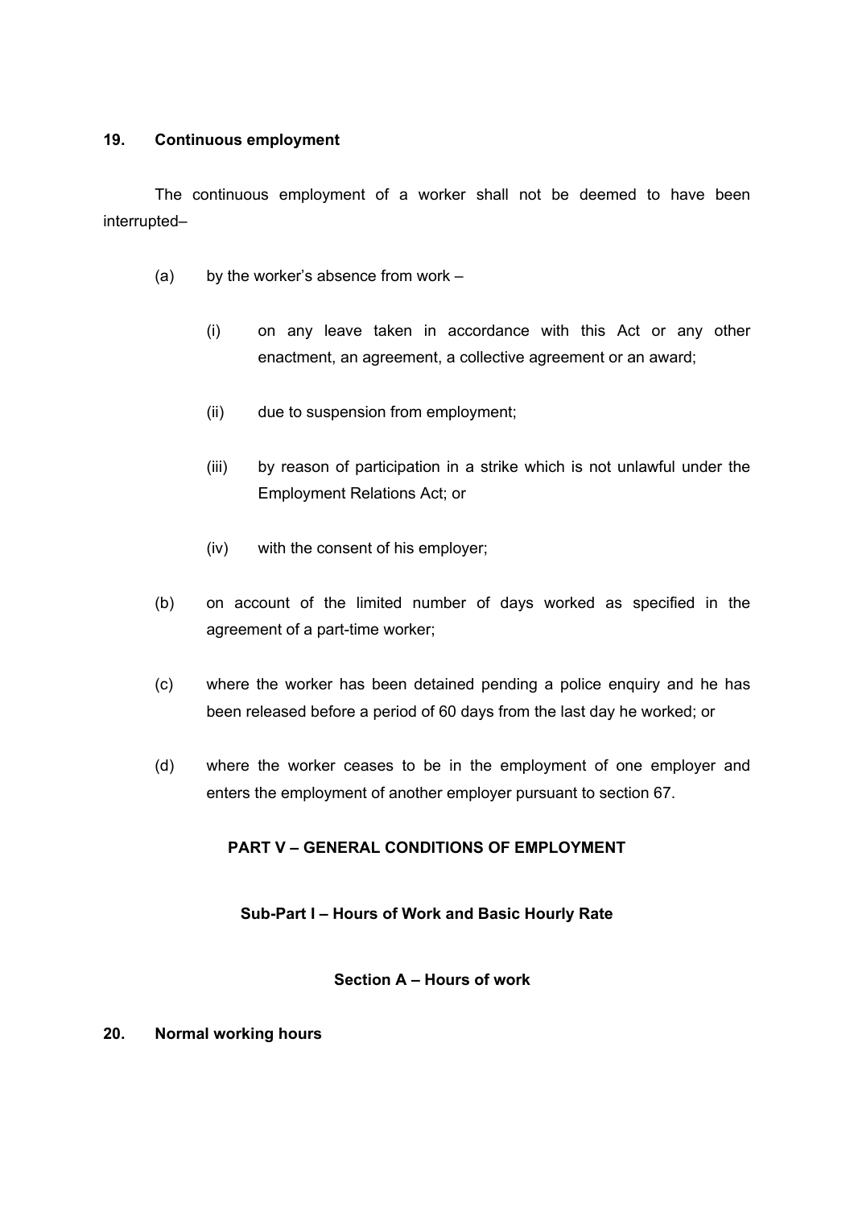**19. Continuous employment**

The continuous employment of a worker shall not be deemed to have been interrupted–

(a) by the worker's absence from work –

(i) on any leave taken in accordance with this Act or any other enactment, an agreement, a collective agreement or an award;

(ii) due to suspension from employment;

(iii) by reason of participation in a strike which is not unlawful under the Employment Relations Act; or

(iv) with the consent of his employer;

(b) on account of the limited number of days worked as specified in the agreement of a part-time worker;

(c) where the worker has been detained pending a police enquiry and he has been released before a period of 60 days from the last day he worked; or

(d) where the worker ceases to be in the employment of one employer and enters the employment of another employer pursuant to section 67.

## PART V – GENERAL CONDITIONS OF EMPLOYMENT

### Sub-Part I – Hours of Work and Basic Hourly Rate

#### Section A – Hours of work

**20. Normal working hours**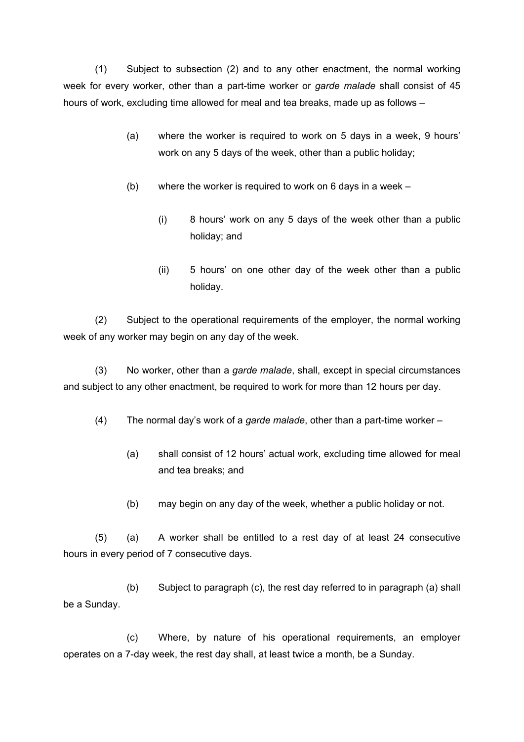(1) Subject to subsection (2) and to any other enactment, the normal working week for every worker, other than a part-time worker or *garde malade* shall consist of 45 hours of work, excluding time allowed for meal and tea breaks, made up as follows –

(a) where the worker is required to work on 5 days in a week, 9 hours' work on any 5 days of the week, other than a public holiday;

(b) where the worker is required to work on 6 days in a week –

(i) 8 hours' work on any 5 days of the week other than a public holiday; and

(ii) 5 hours' on one other day of the week other than a public holiday.

(2) Subject to the operational requirements of the employer, the normal working week of any worker may begin on any day of the week.

(3) No worker, other than a *garde malade*, shall, except in special circumstances and subject to any other enactment, be required to work for more than 12 hours per day.

(4) The normal day's work of a *garde malade*, other than a part-time worker –

(a) shall consist of 12 hours' actual work, excluding time allowed for meal and tea breaks; and

(b) may begin on any day of the week, whether a public holiday or not.

(5) (a) A worker shall be entitled to a rest day of at least 24 consecutive hours in every period of 7 consecutive days.

(b) Subject to paragraph (c), the rest day referred to in paragraph (a) shall be a Sunday.

(c) Where, by nature of his operational requirements, an employer operates on a 7-day week, the rest day shall, at least twice a month, be a Sunday.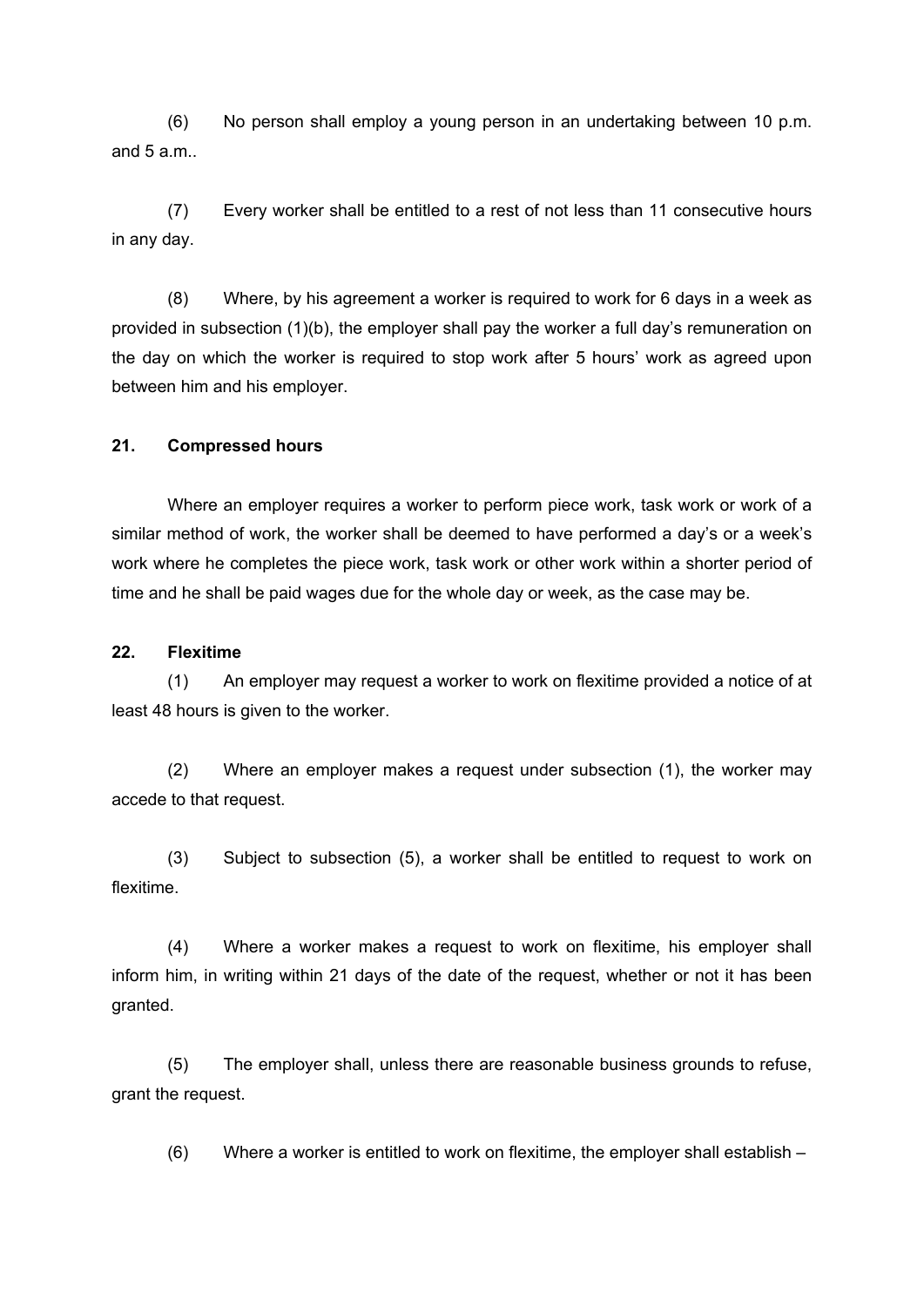(6) No person shall employ a young person in an undertaking between 10 p.m. and 5 a.m..

(7) Every worker shall be entitled to a rest of not less than 11 consecutive hours in any day.

(8) Where, by his agreement a worker is required to work for 6 days in a week as provided in subsection (1)(b), the employer shall pay the worker a full day's remuneration on the day on which the worker is required to stop work after 5 hours' work as agreed upon between him and his employer.

**21. Compressed hours**

Where an employer requires a worker to perform piece work, task work or work of a similar method of work, the worker shall be deemed to have performed a day's or a week's work where he completes the piece work, task work or other work within a shorter period of time and he shall be paid wages due for the whole day or week, as the case may be.

**22. Flexitime**

(1) An employer may request a worker to work on flexitime provided a notice of at least 48 hours is given to the worker.

(2) Where an employer makes a request under subsection (1), the worker may accede to that request.

(3) Subject to subsection (5), a worker shall be entitled to request to work on flexitime.

(4) Where a worker makes a request to work on flexitime, his employer shall inform him, in writing within 21 days of the date of the request, whether or not it has been granted.

(5) The employer shall, unless there are reasonable business grounds to refuse, grant the request.

(6) Where a worker is entitled to work on flexitime, the employer shall establish –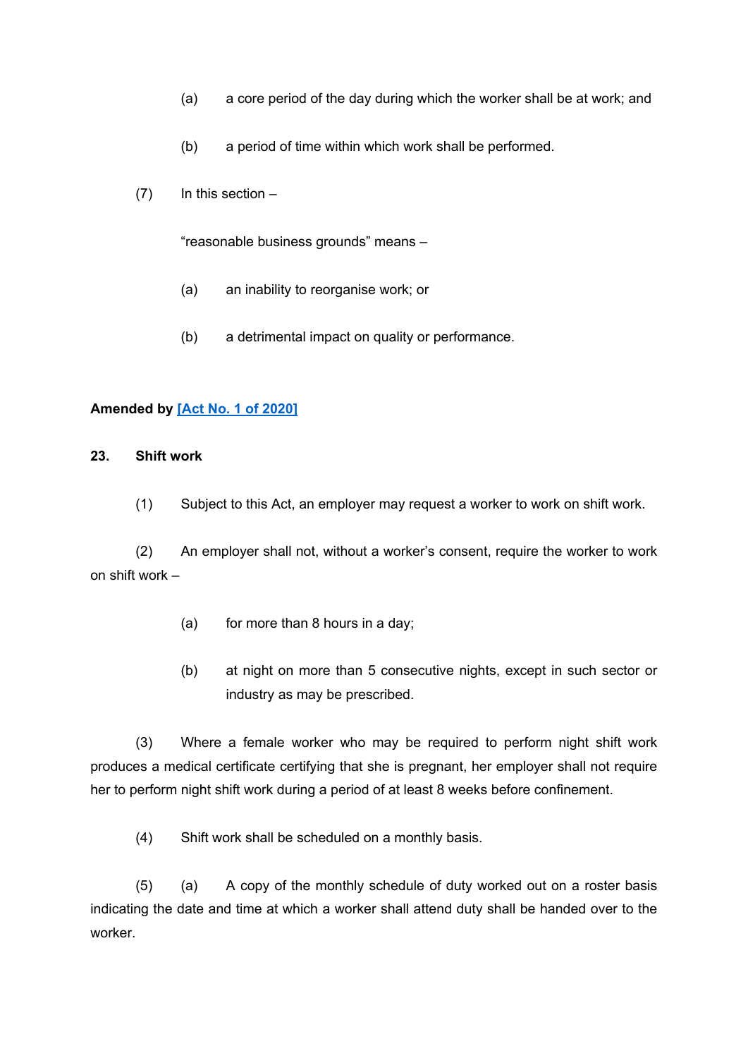(a) a core period of the day during which the worker shall be at work; and

(b) a period of time within which work shall be performed.

(7) In this section –

"reasonable business grounds" means –

(a) an inability to reorganise work; or

(b) a detrimental impact on quality or performance.

**Amended by [Act No. 1 of 2020]**

**23. Shift work**

(1) Subject to this Act, an employer may request a worker to work on shift work.

(2) An employer shall not, without a worker's consent, require the worker to work on shift work –

(a) for more than 8 hours in a day;

(b) at night on more than 5 consecutive nights, except in such sector or industry as may be prescribed.

(3) Where a female worker who may be required to perform night shift work produces a medical certificate certifying that she is pregnant, her employer shall not require her to perform night shift work during a period of at least 8 weeks before confinement.

(4) Shift work shall be scheduled on a monthly basis.

(5) (a) A copy of the monthly schedule of duty worked out on a roster basis indicating the date and time at which a worker shall attend duty shall be handed over to the worker.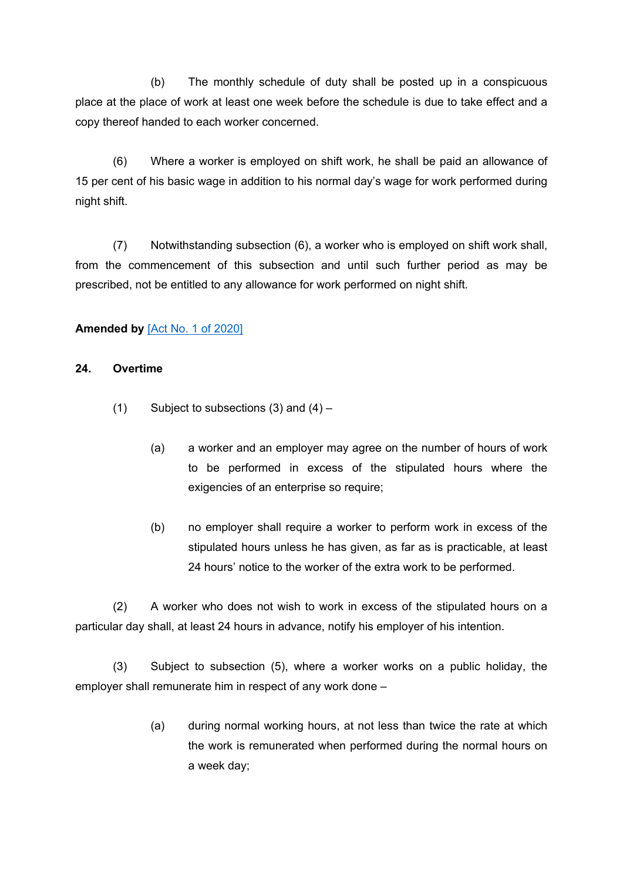(b) The monthly schedule of duty shall be posted up in a conspicuous place at the place of work at least one week before the schedule is due to take effect and a copy thereof handed to each worker concerned.

(6) Where a worker is employed on shift work, he shall be paid an allowance of 15 per cent of his basic wage in addition to his normal day's wage for work performed during night shift.

(7) Notwithstanding subsection (6), a worker who is employed on shift work shall, from the commencement of this subsection and until such further period as may be prescribed, not be entitled to any allowance for work performed on night shift.

**Amended by** [Act No. 1 of 2020]

### 24. Overtime

(1) Subject to subsections (3) and (4) –

(a) a worker and an employer may agree on the number of hours of work to be performed in excess of the stipulated hours where the exigencies of an enterprise so require;

(b) no employer shall require a worker to perform work in excess of the stipulated hours unless he has given, as far as is practicable, at least 24 hours' notice to the worker of the extra work to be performed.

(2) A worker who does not wish to work in excess of the stipulated hours on a particular day shall, at least 24 hours in advance, notify his employer of his intention.

(3) Subject to subsection (5), where a worker works on a public holiday, the employer shall remunerate him in respect of any work done –

(a) during normal working hours, at not less than twice the rate at which the work is remunerated when performed during the normal hours on a week day;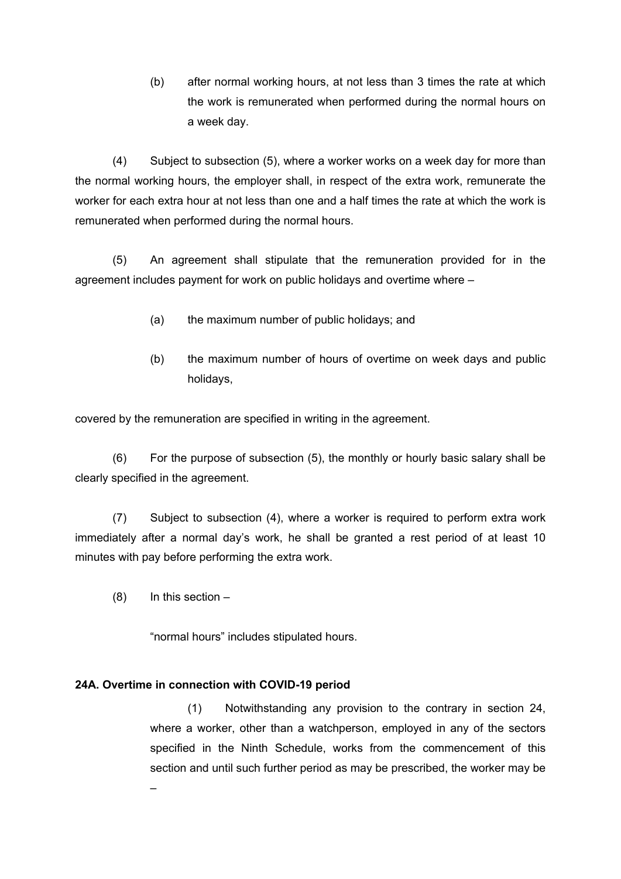(b) after normal working hours, at not less than 3 times the rate at which the work is remunerated when performed during the normal hours on a week day.

(4) Subject to subsection (5), where a worker works on a week day for more than the normal working hours, the employer shall, in respect of the extra work, remunerate the worker for each extra hour at not less than one and a half times the rate at which the work is remunerated when performed during the normal hours.

(5) An agreement shall stipulate that the remuneration provided for in the agreement includes payment for work on public holidays and overtime where –

(a) the maximum number of public holidays; and

(b) the maximum number of hours of overtime on week days and public holidays,

covered by the remuneration are specified in writing in the agreement.

(6) For the purpose of subsection (5), the monthly or hourly basic salary shall be clearly specified in the agreement.

(7) Subject to subsection (4), where a worker is required to perform extra work immediately after a normal day's work, he shall be granted a rest period of at least 10 minutes with pay before performing the extra work.

(8) In this section –

"normal hours" includes stipulated hours.

**24A. Overtime in connection with COVID-19 period**

(1) Notwithstanding any provision to the contrary in section 24, where a worker, other than a watchperson, employed in any of the sectors specified in the Ninth Schedule, works from the commencement of this section and until such further period as may be prescribed, the worker may be –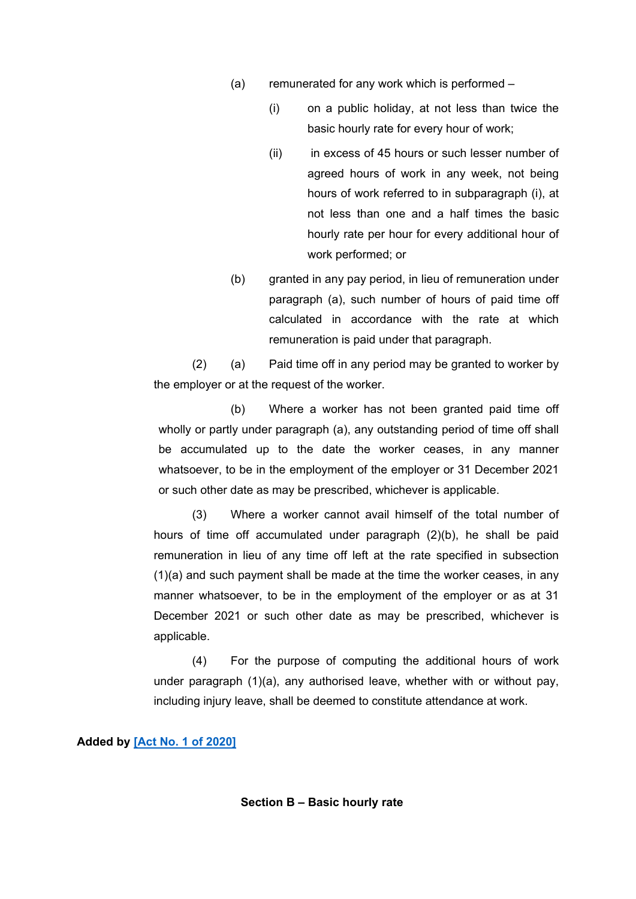(a) remunerated for any work which is performed –

(i) on a public holiday, at not less than twice the basic hourly rate for every hour of work;

(ii) in excess of 45 hours or such lesser number of agreed hours of work in any week, not being hours of work referred to in subparagraph (i), at not less than one and a half times the basic hourly rate per hour for every additional hour of work performed; or

(b) granted in any pay period, in lieu of remuneration under paragraph (a), such number of hours of paid time off calculated in accordance with the rate at which remuneration is paid under that paragraph.

(2) (a) Paid time off in any period may be granted to worker by the employer or at the request of the worker.

(b) Where a worker has not been granted paid time off wholly or partly under paragraph (a), any outstanding period of time off shall be accumulated up to the date the worker ceases, in any manner whatsoever, to be in the employment of the employer or 31 December 2021 or such other date as may be prescribed, whichever is applicable.

(3) Where a worker cannot avail himself of the total number of hours of time off accumulated under paragraph (2)(b), he shall be paid remuneration in lieu of any time off left at the rate specified in subsection (1)(a) and such payment shall be made at the time the worker ceases, in any manner whatsoever, to be in the employment of the employer or as at 31 December 2021 or such other date as may be prescribed, whichever is applicable.

(4) For the purpose of computing the additional hours of work under paragraph (1)(a), any authorised leave, whether with or without pay, including injury leave, shall be deemed to constitute attendance at work.

**Added by [Act No. 1 of 2020]**

**Section B – Basic hourly rate**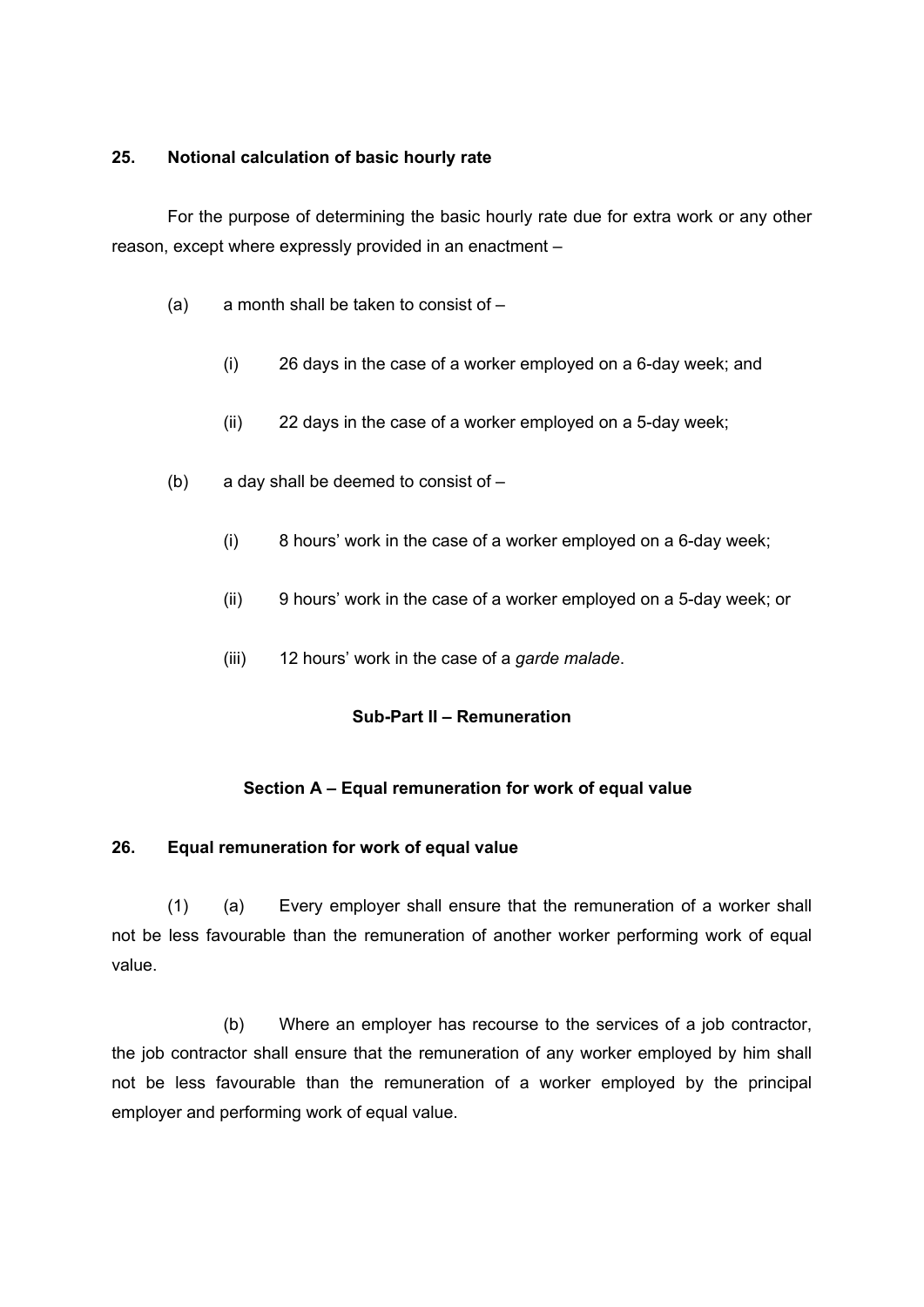**25. Notional calculation of basic hourly rate**

For the purpose of determining the basic hourly rate due for extra work or any other reason, except where expressly provided in an enactment –

(a) a month shall be taken to consist of –

(i) 26 days in the case of a worker employed on a 6-day week; and

(ii) 22 days in the case of a worker employed on a 5-day week;

(b) a day shall be deemed to consist of –

(i) 8 hours' work in the case of a worker employed on a 6-day week;

(ii) 9 hours' work in the case of a worker employed on a 5-day week; or

(iii) 12 hours' work in the case of a *garde malade*.

## Sub-Part II – Remuneration

### Section A – Equal remuneration for work of equal value

**26. Equal remuneration for work of equal value**

(1) (a) Every employer shall ensure that the remuneration of a worker shall not be less favourable than the remuneration of another worker performing work of equal value.

(b) Where an employer has recourse to the services of a job contractor, the job contractor shall ensure that the remuneration of any worker employed by him shall not be less favourable than the remuneration of a worker employed by the principal employer and performing work of equal value.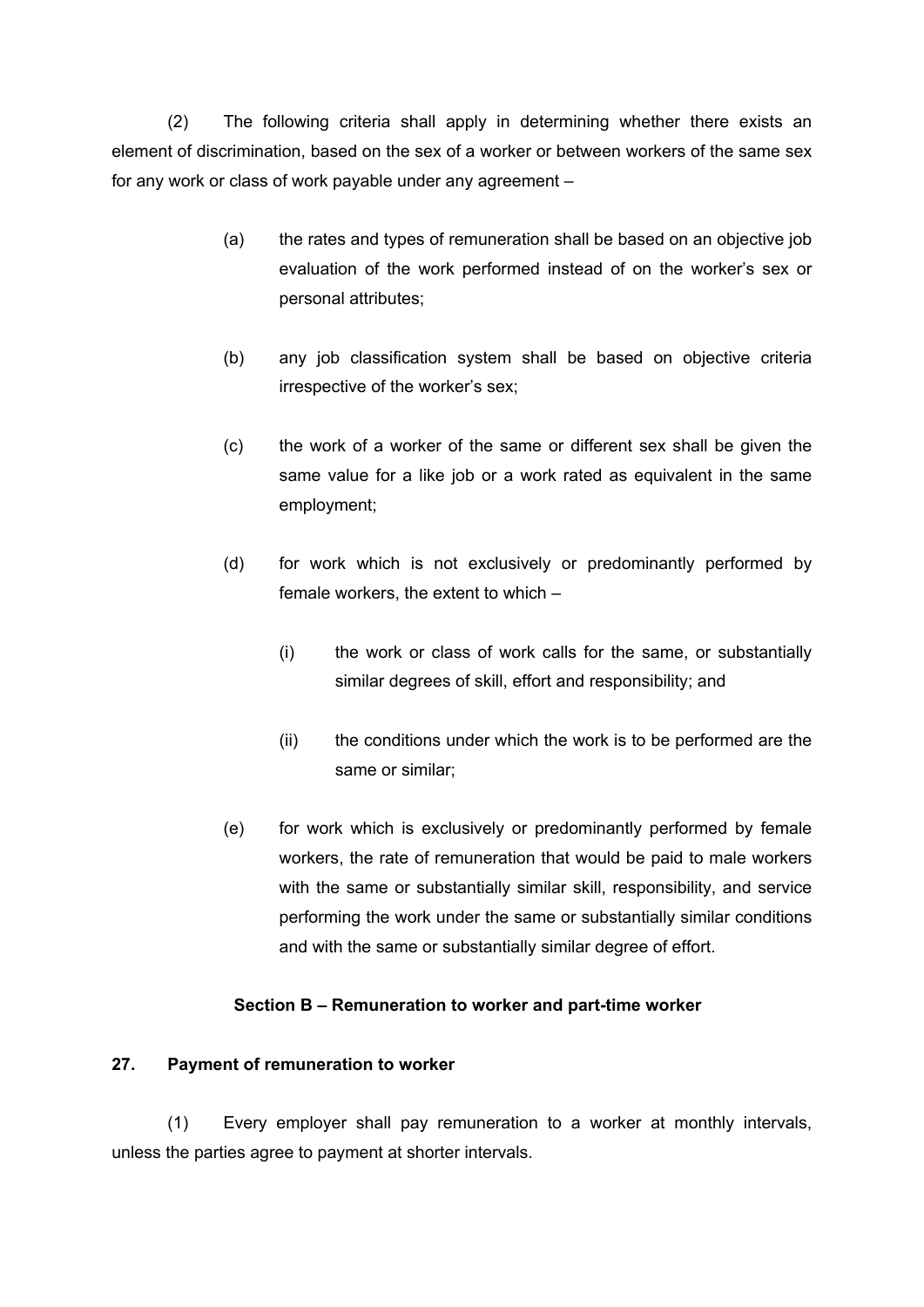(2) The following criteria shall apply in determining whether there exists an element of discrimination, based on the sex of a worker or between workers of the same sex for any work or class of work payable under any agreement –

(a) the rates and types of remuneration shall be based on an objective job evaluation of the work performed instead of on the worker's sex or personal attributes;

(b) any job classification system shall be based on objective criteria irrespective of the worker's sex;

(c) the work of a worker of the same or different sex shall be given the same value for a like job or a work rated as equivalent in the same employment;

(d) for work which is not exclusively or predominantly performed by female workers, the extent to which –

(i) the work or class of work calls for the same, or substantially similar degrees of skill, effort and responsibility; and

(ii) the conditions under which the work is to be performed are the same or similar;

(e) for work which is exclusively or predominantly performed by female workers, the rate of remuneration that would be paid to male workers with the same or substantially similar skill, responsibility, and service performing the work under the same or substantially similar conditions and with the same or substantially similar degree of effort.

### Section B – Remuneration to worker and part-time worker

#### 27. Payment of remuneration to worker

(1) Every employer shall pay remuneration to a worker at monthly intervals, unless the parties agree to payment at shorter intervals.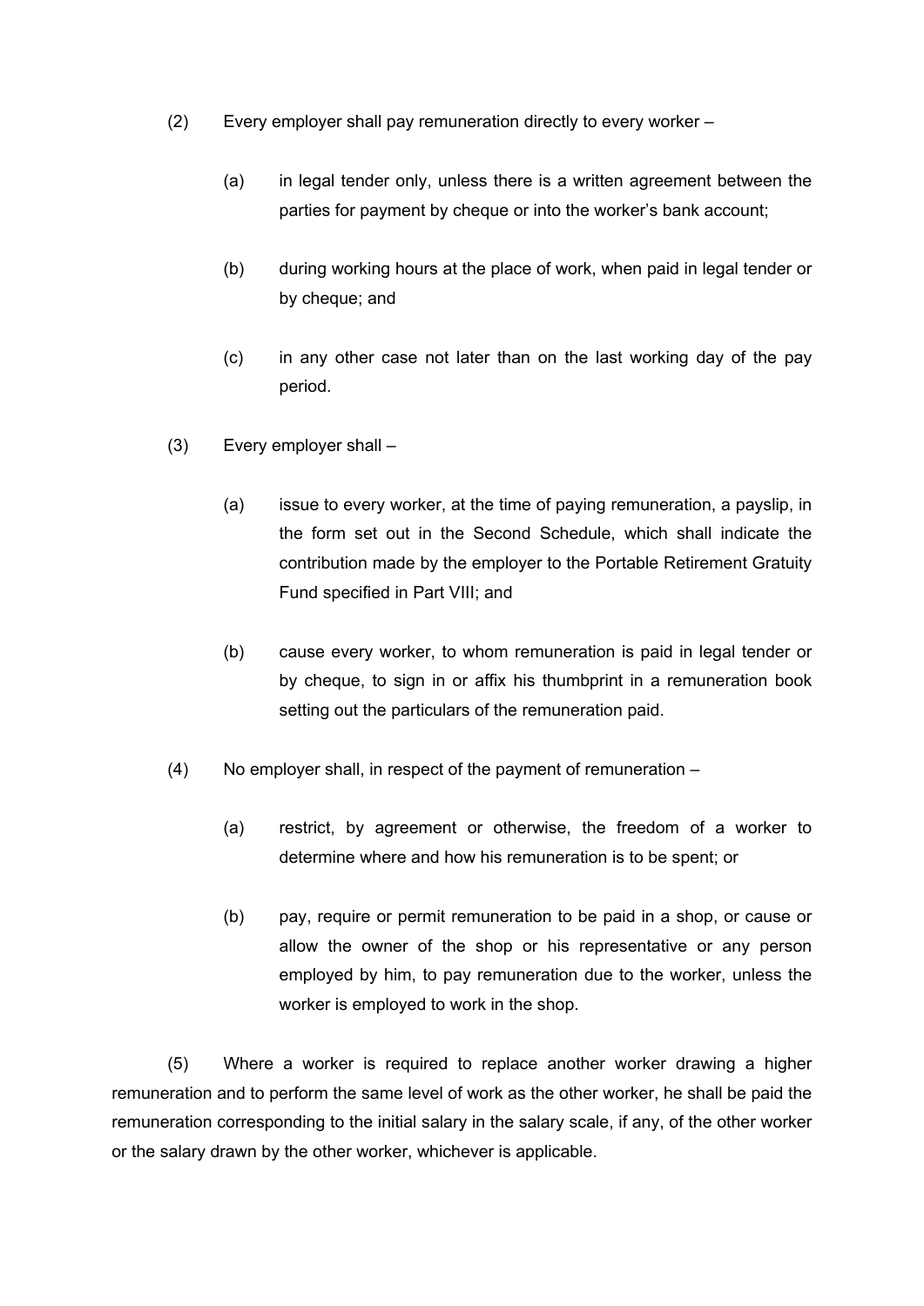(2) Every employer shall pay remuneration directly to every worker –

(a) in legal tender only, unless there is a written agreement between the parties for payment by cheque or into the worker's bank account;

(b) during working hours at the place of work, when paid in legal tender or by cheque; and

(c) in any other case not later than on the last working day of the pay period.

(3) Every employer shall –

(a) issue to every worker, at the time of paying remuneration, a payslip, in the form set out in the Second Schedule, which shall indicate the contribution made by the employer to the Portable Retirement Gratuity Fund specified in Part VIII; and

(b) cause every worker, to whom remuneration is paid in legal tender or by cheque, to sign in or affix his thumbprint in a remuneration book setting out the particulars of the remuneration paid.

(4) No employer shall, in respect of the payment of remuneration –

(a) restrict, by agreement or otherwise, the freedom of a worker to determine where and how his remuneration is to be spent; or

(b) pay, require or permit remuneration to be paid in a shop, or cause or allow the owner of the shop or his representative or any person employed by him, to pay remuneration due to the worker, unless the worker is employed to work in the shop.

(5) Where a worker is required to replace another worker drawing a higher remuneration and to perform the same level of work as the other worker, he shall be paid the remuneration corresponding to the initial salary in the salary scale, if any, of the other worker or the salary drawn by the other worker, whichever is applicable.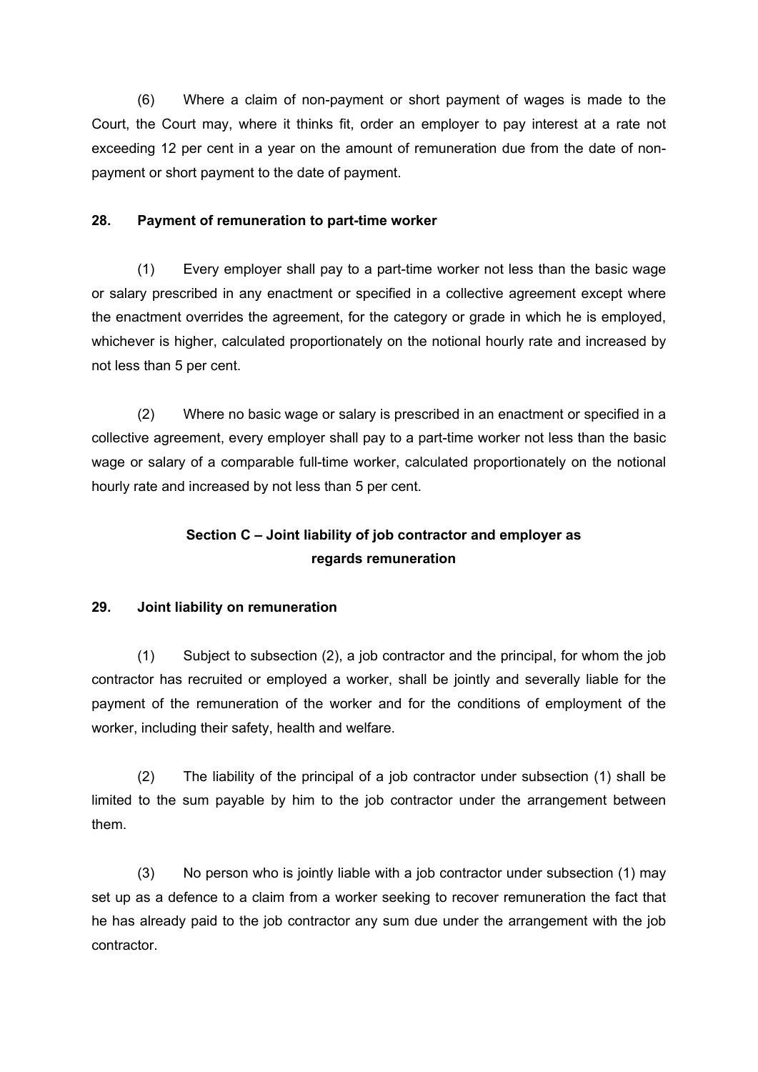(6) Where a claim of non-payment or short payment of wages is made to the Court, the Court may, where it thinks fit, order an employer to pay interest at a rate not exceeding 12 per cent in a year on the amount of remuneration due from the date of non-payment or short payment to the date of payment.

**28. Payment of remuneration to part-time worker**

(1) Every employer shall pay to a part-time worker not less than the basic wage or salary prescribed in any enactment or specified in a collective agreement except where the enactment overrides the agreement, for the category or grade in which he is employed, whichever is higher, calculated proportionately on the notional hourly rate and increased by not less than 5 per cent.

(2) Where no basic wage or salary is prescribed in an enactment or specified in a collective agreement, every employer shall pay to a part-time worker not less than the basic wage or salary of a comparable full-time worker, calculated proportionately on the notional hourly rate and increased by not less than 5 per cent.

### Section C – Joint liability of job contractor and employer as regards remuneration

**29. Joint liability on remuneration**

(1) Subject to subsection (2), a job contractor and the principal, for whom the job contractor has recruited or employed a worker, shall be jointly and severally liable for the payment of the remuneration of the worker and for the conditions of employment of the worker, including their safety, health and welfare.

(2) The liability of the principal of a job contractor under subsection (1) shall be limited to the sum payable by him to the job contractor under the arrangement between them.

(3) No person who is jointly liable with a job contractor under subsection (1) may set up as a defence to a claim from a worker seeking to recover remuneration the fact that he has already paid to the job contractor any sum due under the arrangement with the job contractor.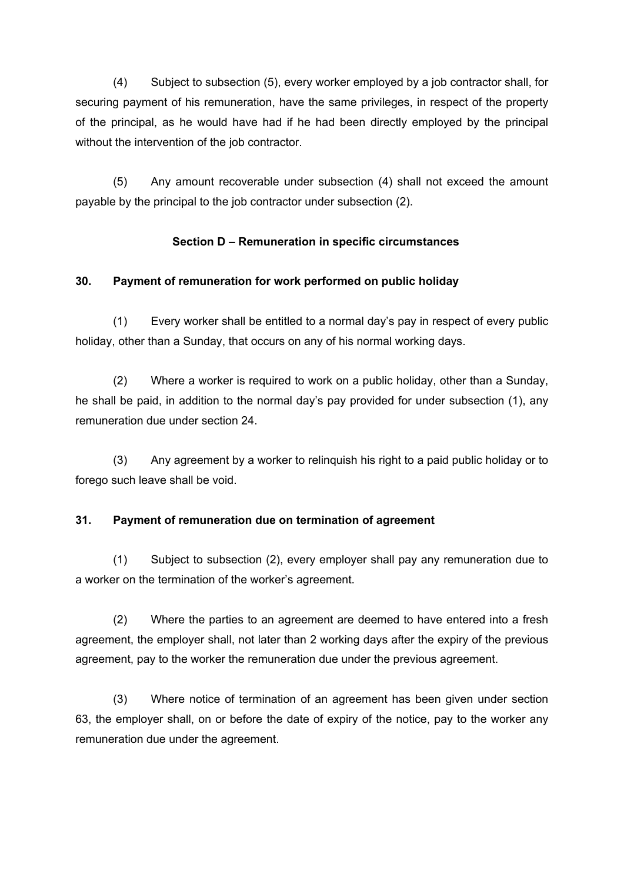(4) Subject to subsection (5), every worker employed by a job contractor shall, for securing payment of his remuneration, have the same privileges, in respect of the property of the principal, as he would have had if he had been directly employed by the principal without the intervention of the job contractor.

(5) Any amount recoverable under subsection (4) shall not exceed the amount payable by the principal to the job contractor under subsection (2).

**Section D – Remuneration in specific circumstances**

**30. Payment of remuneration for work performed on public holiday**

(1) Every worker shall be entitled to a normal day's pay in respect of every public holiday, other than a Sunday, that occurs on any of his normal working days.

(2) Where a worker is required to work on a public holiday, other than a Sunday, he shall be paid, in addition to the normal day's pay provided for under subsection (1), any remuneration due under section 24.

(3) Any agreement by a worker to relinquish his right to a paid public holiday or to forego such leave shall be void.

**31. Payment of remuneration due on termination of agreement**

(1) Subject to subsection (2), every employer shall pay any remuneration due to a worker on the termination of the worker's agreement.

(2) Where the parties to an agreement are deemed to have entered into a fresh agreement, the employer shall, not later than 2 working days after the expiry of the previous agreement, pay to the worker the remuneration due under the previous agreement.

(3) Where notice of termination of an agreement has been given under section 63, the employer shall, on or before the date of expiry of the notice, pay to the worker any remuneration due under the agreement.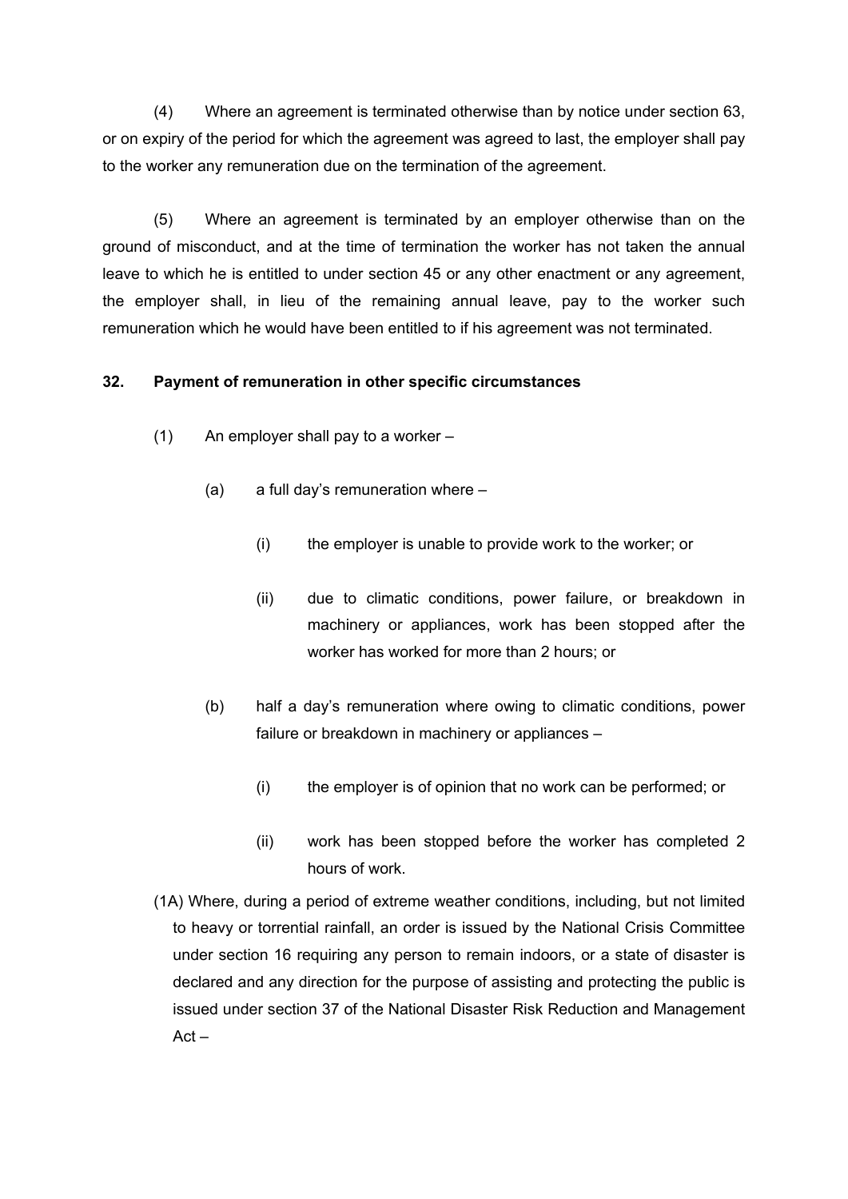(4) Where an agreement is terminated otherwise than by notice under section 63, or on expiry of the period for which the agreement was agreed to last, the employer shall pay to the worker any remuneration due on the termination of the agreement.

(5) Where an agreement is terminated by an employer otherwise than on the ground of misconduct, and at the time of termination the worker has not taken the annual leave to which he is entitled to under section 45 or any other enactment or any agreement, the employer shall, in lieu of the remaining annual leave, pay to the worker such remuneration which he would have been entitled to if his agreement was not terminated.

### 32. Payment of remuneration in other specific circumstances

(1) An employer shall pay to a worker –

(a) a full day's remuneration where –

(i) the employer is unable to provide work to the worker; or

(ii) due to climatic conditions, power failure, or breakdown in machinery or appliances, work has been stopped after the worker has worked for more than 2 hours; or

(b) half a day's remuneration where owing to climatic conditions, power failure or breakdown in machinery or appliances –

(i) the employer is of opinion that no work can be performed; or

(ii) work has been stopped before the worker has completed 2 hours of work.

(1A) Where, during a period of extreme weather conditions, including, but not limited to heavy or torrential rainfall, an order is issued by the National Crisis Committee under section 16 requiring any person to remain indoors, or a state of disaster is declared and any direction for the purpose of assisting and protecting the public is issued under section 37 of the National Disaster Risk Reduction and Management Act –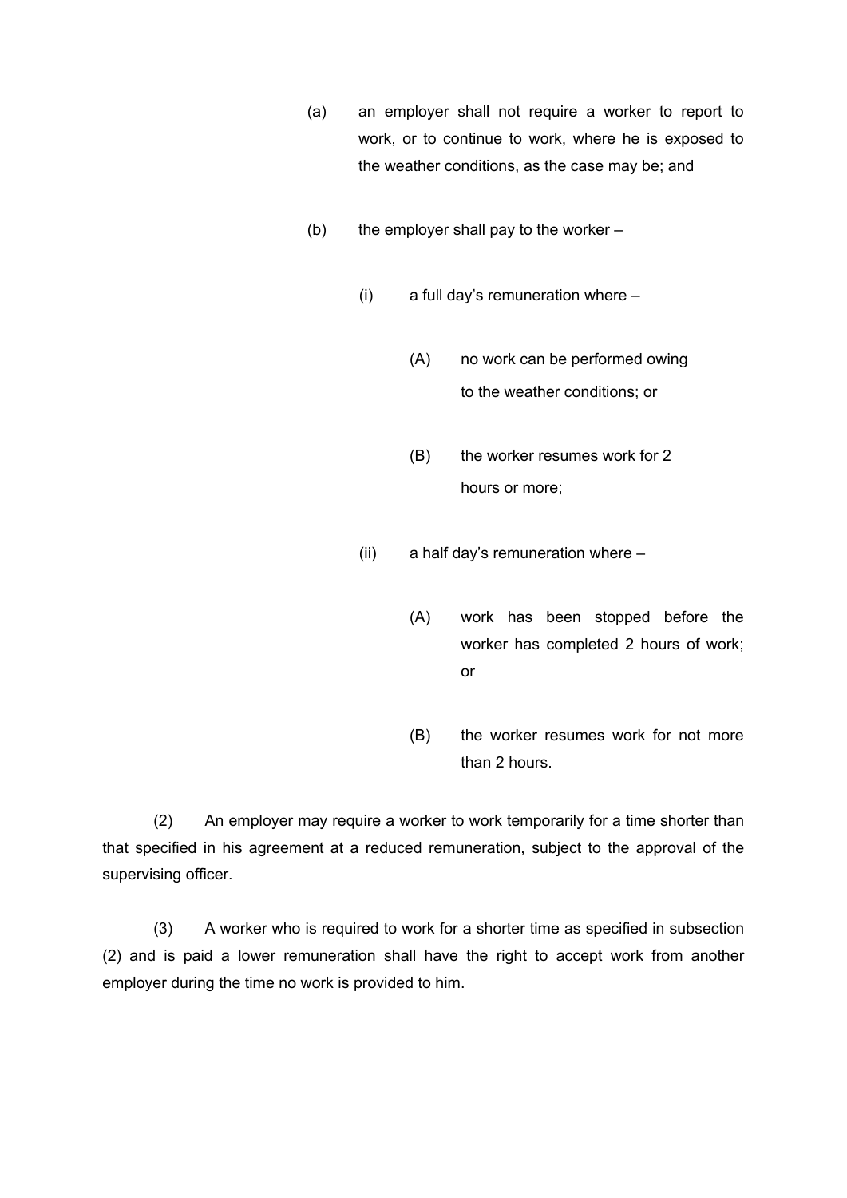(a) an employer shall not require a worker to report to work, or to continue to work, where he is exposed to the weather conditions, as the case may be; and

(b) the employer shall pay to the worker –

  (i) a full day's remuneration where –

    (A) no work can be performed owing to the weather conditions; or

    (B) the worker resumes work for 2 hours or more;

  (ii) a half day's remuneration where –

    (A) work has been stopped before the worker has completed 2 hours of work; or

    (B) the worker resumes work for not more than 2 hours.

(2) An employer may require a worker to work temporarily for a time shorter than that specified in his agreement at a reduced remuneration, subject to the approval of the supervising officer.

(3) A worker who is required to work for a shorter time as specified in subsection (2) and is paid a lower remuneration shall have the right to accept work from another employer during the time no work is provided to him.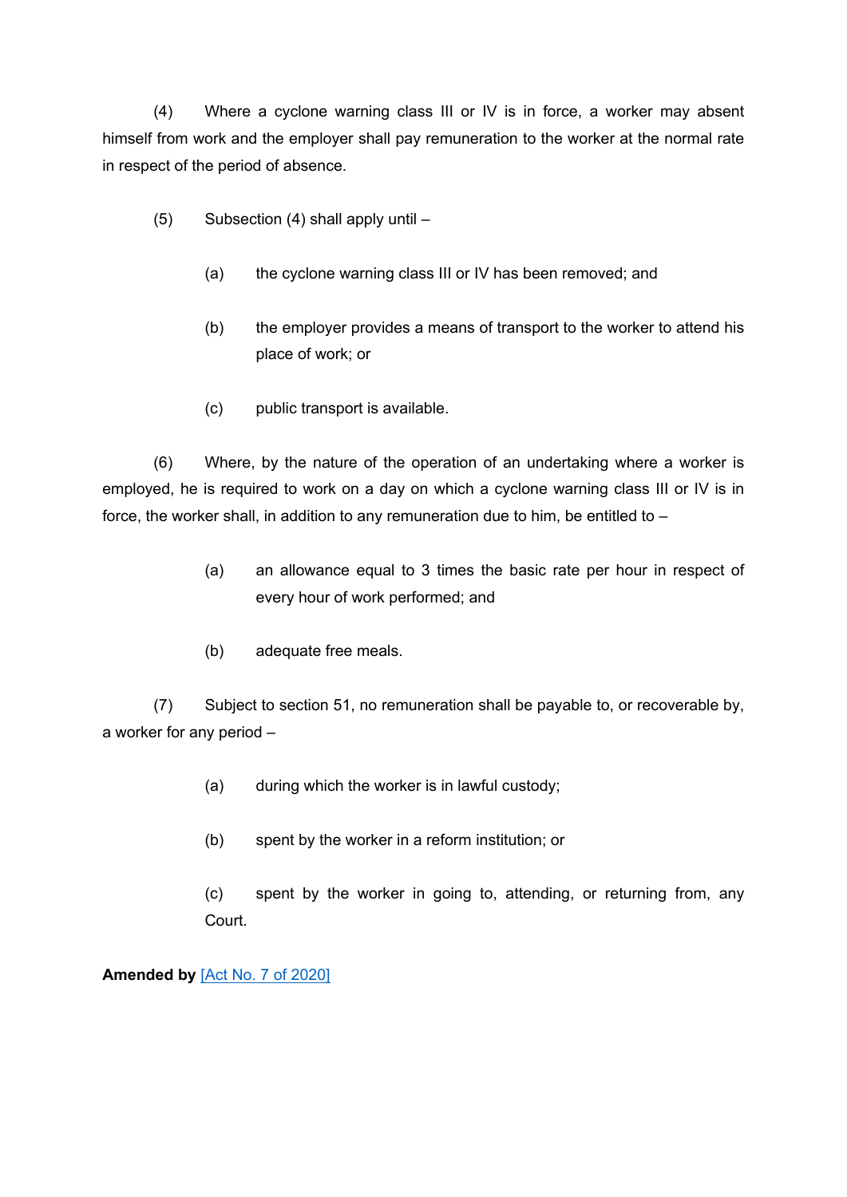(4) Where a cyclone warning class III or IV is in force, a worker may absent himself from work and the employer shall pay remuneration to the worker at the normal rate in respect of the period of absence.

(5) Subsection (4) shall apply until –

(a) the cyclone warning class III or IV has been removed; and

(b) the employer provides a means of transport to the worker to attend his place of work; or

(c) public transport is available.

(6) Where, by the nature of the operation of an undertaking where a worker is employed, he is required to work on a day on which a cyclone warning class III or IV is in force, the worker shall, in addition to any remuneration due to him, be entitled to –

(a) an allowance equal to 3 times the basic rate per hour in respect of every hour of work performed; and

(b) adequate free meals.

(7) Subject to section 51, no remuneration shall be payable to, or recoverable by, a worker for any period –

(a) during which the worker is in lawful custody;

(b) spent by the worker in a reform institution; or

(c) spent by the worker in going to, attending, or returning from, any Court.

**Amended by** [Act No. 7 of 2020]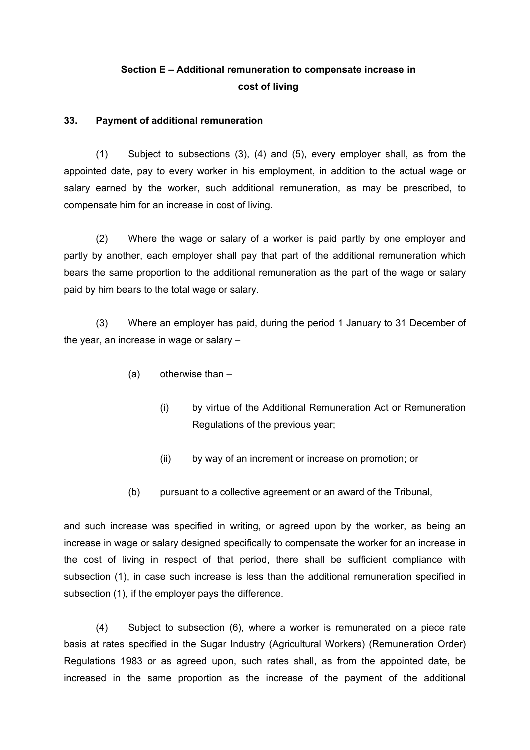## Section E – Additional remuneration to compensate increase in cost of living

### 33. Payment of additional remuneration

(1) Subject to subsections (3), (4) and (5), every employer shall, as from the appointed date, pay to every worker in his employment, in addition to the actual wage or salary earned by the worker, such additional remuneration, as may be prescribed, to compensate him for an increase in cost of living.

(2) Where the wage or salary of a worker is paid partly by one employer and partly by another, each employer shall pay that part of the additional remuneration which bears the same proportion to the additional remuneration as the part of the wage or salary paid by him bears to the total wage or salary.

(3) Where an employer has paid, during the period 1 January to 31 December of the year, an increase in wage or salary –

- (a) otherwise than –
  - (i) by virtue of the Additional Remuneration Act or Remuneration Regulations of the previous year;
  - (ii) by way of an increment or increase on promotion; or
- (b) pursuant to a collective agreement or an award of the Tribunal,

and such increase was specified in writing, or agreed upon by the worker, as being an increase in wage or salary designed specifically to compensate the worker for an increase in the cost of living in respect of that period, there shall be sufficient compliance with subsection (1), in case such increase is less than the additional remuneration specified in subsection (1), if the employer pays the difference.

(4) Subject to subsection (6), where a worker is remunerated on a piece rate basis at rates specified in the Sugar Industry (Agricultural Workers) (Remuneration Order) Regulations 1983 or as agreed upon, such rates shall, as from the appointed date, be increased in the same proportion as the increase of the payment of the additional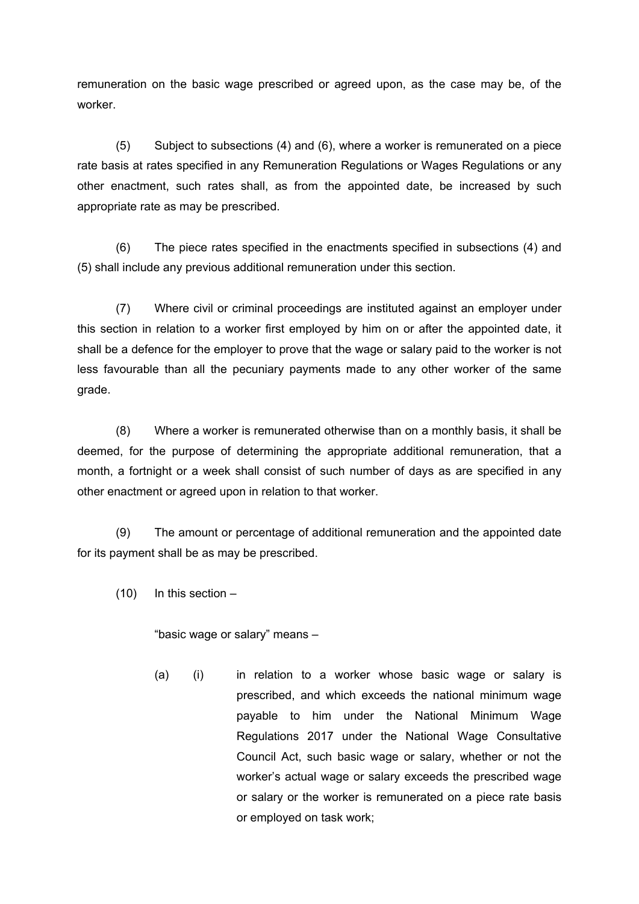remuneration on the basic wage prescribed or agreed upon, as the case may be, of the worker.

(5) Subject to subsections (4) and (6), where a worker is remunerated on a piece rate basis at rates specified in any Remuneration Regulations or Wages Regulations or any other enactment, such rates shall, as from the appointed date, be increased by such appropriate rate as may be prescribed.

(6) The piece rates specified in the enactments specified in subsections (4) and (5) shall include any previous additional remuneration under this section.

(7) Where civil or criminal proceedings are instituted against an employer under this section in relation to a worker first employed by him on or after the appointed date, it shall be a defence for the employer to prove that the wage or salary paid to the worker is not less favourable than all the pecuniary payments made to any other worker of the same grade.

(8) Where a worker is remunerated otherwise than on a monthly basis, it shall be deemed, for the purpose of determining the appropriate additional remuneration, that a month, a fortnight or a week shall consist of such number of days as are specified in any other enactment or agreed upon in relation to that worker.

(9) The amount or percentage of additional remuneration and the appointed date for its payment shall be as may be prescribed.

(10) In this section –

"basic wage or salary" means –

(a) (i) in relation to a worker whose basic wage or salary is prescribed, and which exceeds the national minimum wage payable to him under the National Minimum Wage Regulations 2017 under the National Wage Consultative Council Act, such basic wage or salary, whether or not the worker's actual wage or salary exceeds the prescribed wage or salary or the worker is remunerated on a piece rate basis or employed on task work;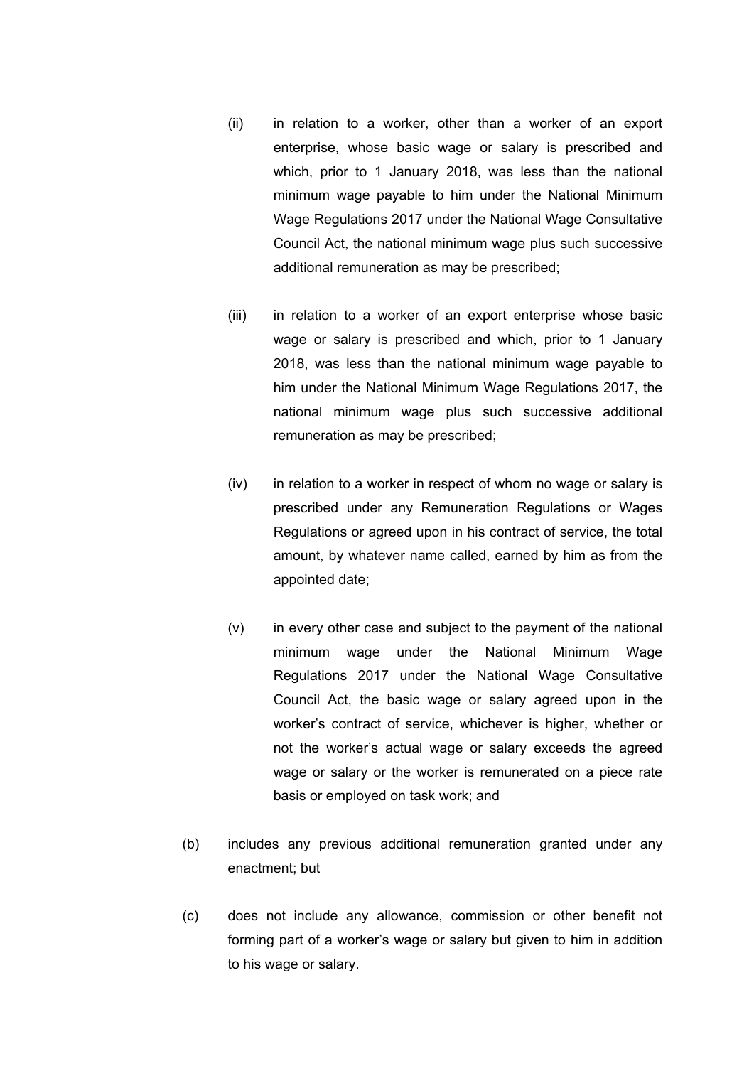(ii) in relation to a worker, other than a worker of an export enterprise, whose basic wage or salary is prescribed and which, prior to 1 January 2018, was less than the national minimum wage payable to him under the National Minimum Wage Regulations 2017 under the National Wage Consultative Council Act, the national minimum wage plus such successive additional remuneration as may be prescribed;

(iii) in relation to a worker of an export enterprise whose basic wage or salary is prescribed and which, prior to 1 January 2018, was less than the national minimum wage payable to him under the National Minimum Wage Regulations 2017, the national minimum wage plus such successive additional remuneration as may be prescribed;

(iv) in relation to a worker in respect of whom no wage or salary is prescribed under any Remuneration Regulations or Wages Regulations or agreed upon in his contract of service, the total amount, by whatever name called, earned by him as from the appointed date;

(v) in every other case and subject to the payment of the national minimum wage under the National Minimum Wage Regulations 2017 under the National Wage Consultative Council Act, the basic wage or salary agreed upon in the worker's contract of service, whichever is higher, whether or not the worker's actual wage or salary exceeds the agreed wage or salary or the worker is remunerated on a piece rate basis or employed on task work; and

(b) includes any previous additional remuneration granted under any enactment; but

(c) does not include any allowance, commission or other benefit not forming part of a worker's wage or salary but given to him in addition to his wage or salary.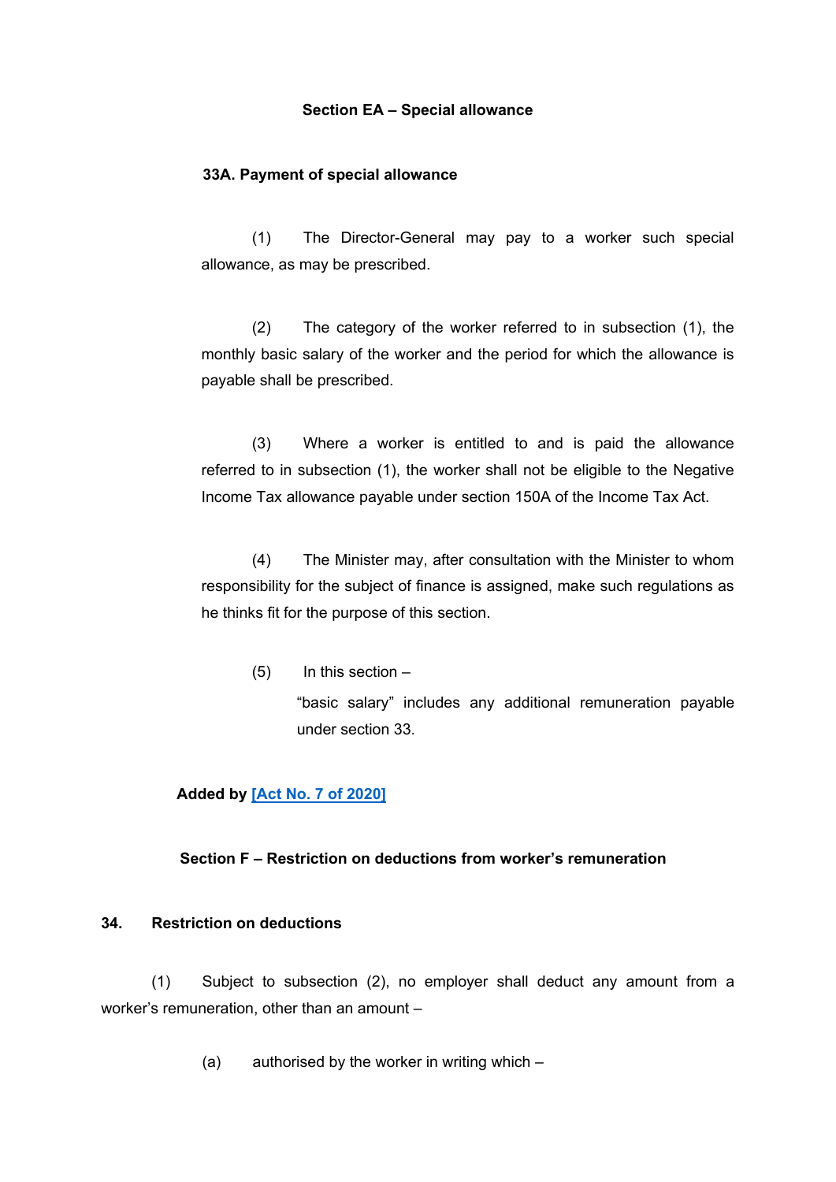**Section EA – Special allowance**

**33A. Payment of special allowance**

(1) The Director-General may pay to a worker such special allowance, as may be prescribed.

(2) The category of the worker referred to in subsection (1), the monthly basic salary of the worker and the period for which the allowance is payable shall be prescribed.

(3) Where a worker is entitled to and is paid the allowance referred to in subsection (1), the worker shall not be eligible to the Negative Income Tax allowance payable under section 150A of the Income Tax Act.

(4) The Minister may, after consultation with the Minister to whom responsibility for the subject of finance is assigned, make such regulations as he thinks fit for the purpose of this section.

(5) In this section –

“basic salary” includes any additional remuneration payable under section 33.

**Added by [Act No. 7 of 2020]**

**Section F – Restriction on deductions from worker’s remuneration**

**34. Restriction on deductions**

(1) Subject to subsection (2), no employer shall deduct any amount from a worker’s remuneration, other than an amount –

(a) authorised by the worker in writing which –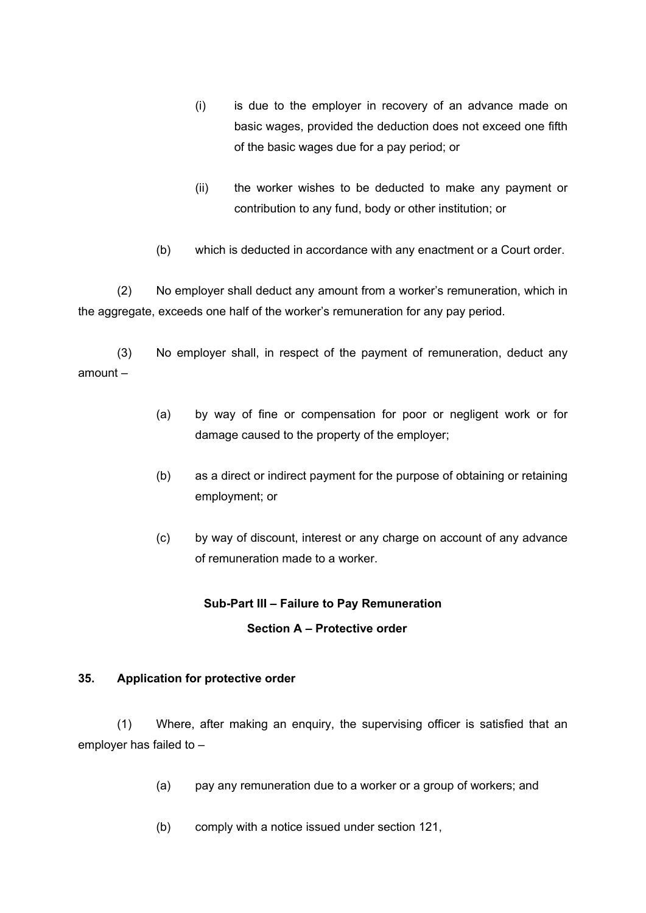(i) is due to the employer in recovery of an advance made on basic wages, provided the deduction does not exceed one fifth of the basic wages due for a pay period; or

(ii) the worker wishes to be deducted to make any payment or contribution to any fund, body or other institution; or

(b) which is deducted in accordance with any enactment or a Court order.

(2) No employer shall deduct any amount from a worker's remuneration, which in the aggregate, exceeds one half of the worker's remuneration for any pay period.

(3) No employer shall, in respect of the payment of remuneration, deduct any amount –

(a) by way of fine or compensation for poor or negligent work or for damage caused to the property of the employer;

(b) as a direct or indirect payment for the purpose of obtaining or retaining employment; or

(c) by way of discount, interest or any charge on account of any advance of remuneration made to a worker.

## Sub-Part III – Failure to Pay Remuneration

### Section A – Protective order

**35. Application for protective order**

(1) Where, after making an enquiry, the supervising officer is satisfied that an employer has failed to –

(a) pay any remuneration due to a worker or a group of workers; and

(b) comply with a notice issued under section 121,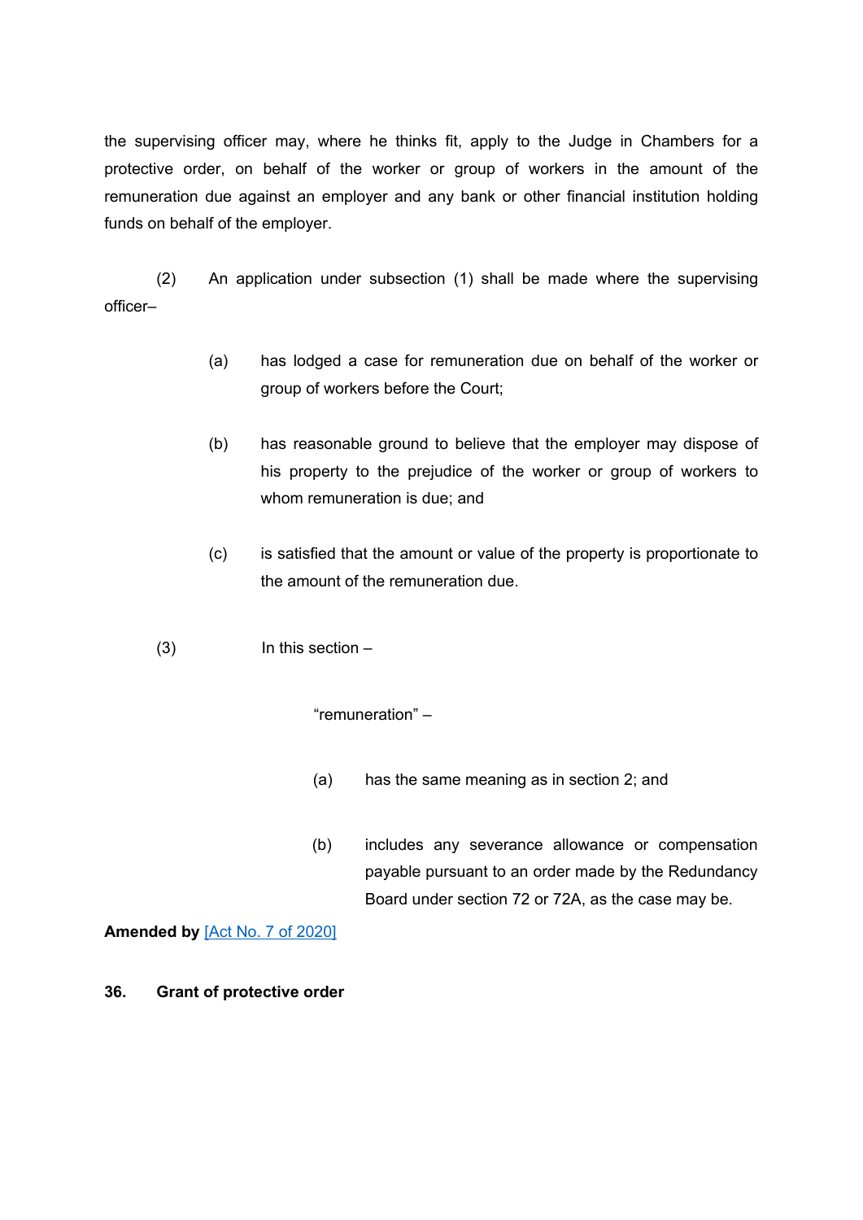the supervising officer may, where he thinks fit, apply to the Judge in Chambers for a protective order, on behalf of the worker or group of workers in the amount of the remuneration due against an employer and any bank or other financial institution holding funds on behalf of the employer.

(2) An application under subsection (1) shall be made where the supervising officer–

(a) has lodged a case for remuneration due on behalf of the worker or group of workers before the Court;

(b) has reasonable ground to believe that the employer may dispose of his property to the prejudice of the worker or group of workers to whom remuneration is due; and

(c) is satisfied that the amount or value of the property is proportionate to the amount of the remuneration due.

(3) In this section –

"remuneration" –

(a) has the same meaning as in section 2; and

(b) includes any severance allowance or compensation payable pursuant to an order made by the Redundancy Board under section 72 or 72A, as the case may be.

**Amended by** [Act No. 7 of 2020]

**36. Grant of protective order**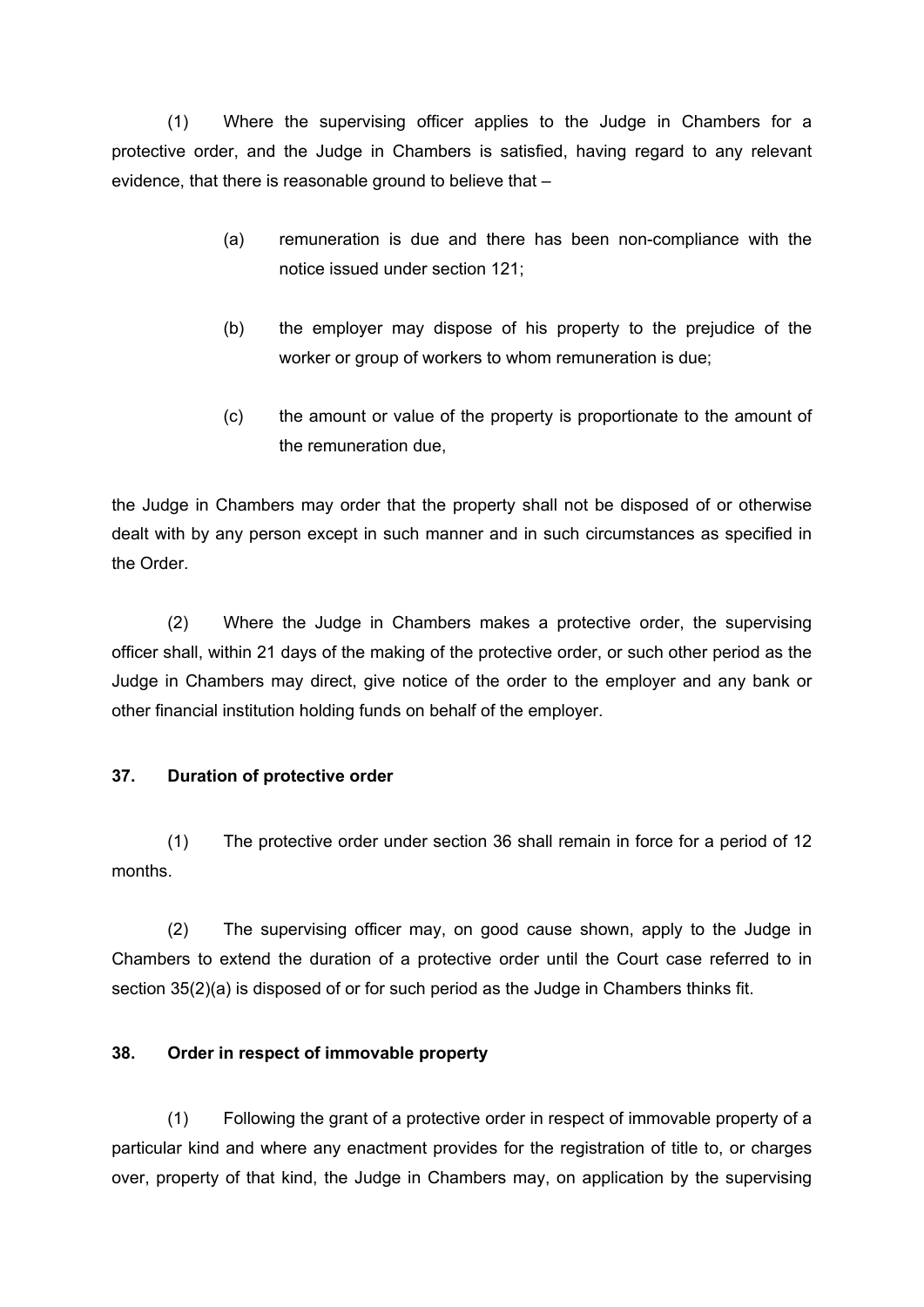(1) Where the supervising officer applies to the Judge in Chambers for a protective order, and the Judge in Chambers is satisfied, having regard to any relevant evidence, that there is reasonable ground to believe that –

> (a) remuneration is due and there has been non-compliance with the notice issued under section 121;
>
> (b) the employer may dispose of his property to the prejudice of the worker or group of workers to whom remuneration is due;
>
> (c) the amount or value of the property is proportionate to the amount of the remuneration due,

the Judge in Chambers may order that the property shall not be disposed of or otherwise dealt with by any person except in such manner and in such circumstances as specified in the Order.

(2) Where the Judge in Chambers makes a protective order, the supervising officer shall, within 21 days of the making of the protective order, or such other period as the Judge in Chambers may direct, give notice of the order to the employer and any bank or other financial institution holding funds on behalf of the employer.

**37. Duration of protective order**

(1) The protective order under section 36 shall remain in force for a period of 12 months.

(2) The supervising officer may, on good cause shown, apply to the Judge in Chambers to extend the duration of a protective order until the Court case referred to in section 35(2)(a) is disposed of or for such period as the Judge in Chambers thinks fit.

**38. Order in respect of immovable property**

(1) Following the grant of a protective order in respect of immovable property of a particular kind and where any enactment provides for the registration of title to, or charges over, property of that kind, the Judge in Chambers may, on application by the supervising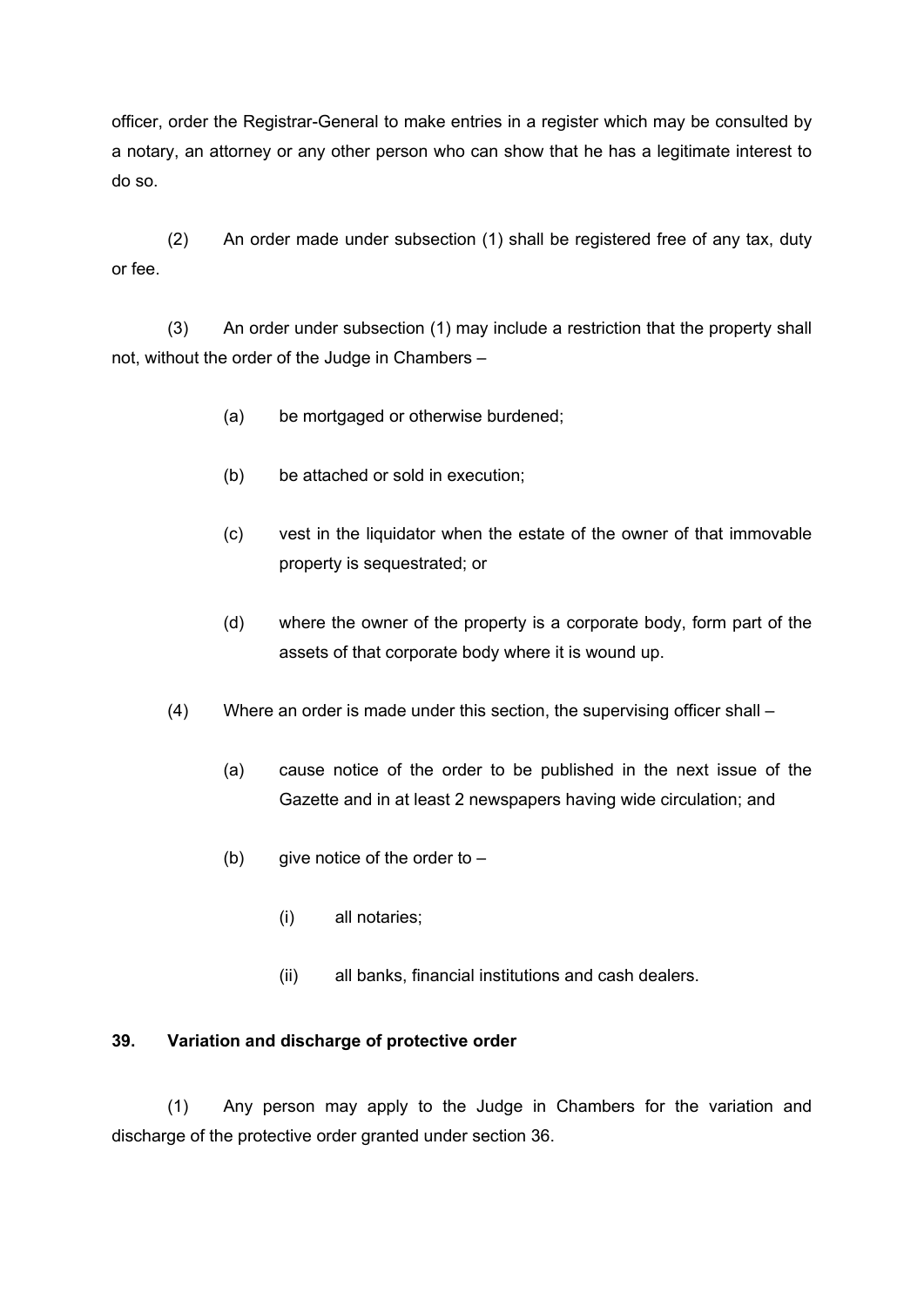officer, order the Registrar-General to make entries in a register which may be consulted by a notary, an attorney or any other person who can show that he has a legitimate interest to do so.

(2) An order made under subsection (1) shall be registered free of any tax, duty or fee.

(3) An order under subsection (1) may include a restriction that the property shall not, without the order of the Judge in Chambers –

(a) be mortgaged or otherwise burdened;

(b) be attached or sold in execution;

(c) vest in the liquidator when the estate of the owner of that immovable property is sequestrated; or

(d) where the owner of the property is a corporate body, form part of the assets of that corporate body where it is wound up.

(4) Where an order is made under this section, the supervising officer shall –

(a) cause notice of the order to be published in the next issue of the Gazette and in at least 2 newspapers having wide circulation; and

(b) give notice of the order to –

(i) all notaries;

(ii) all banks, financial institutions and cash dealers.

**39. Variation and discharge of protective order**

(1) Any person may apply to the Judge in Chambers for the variation and discharge of the protective order granted under section 36.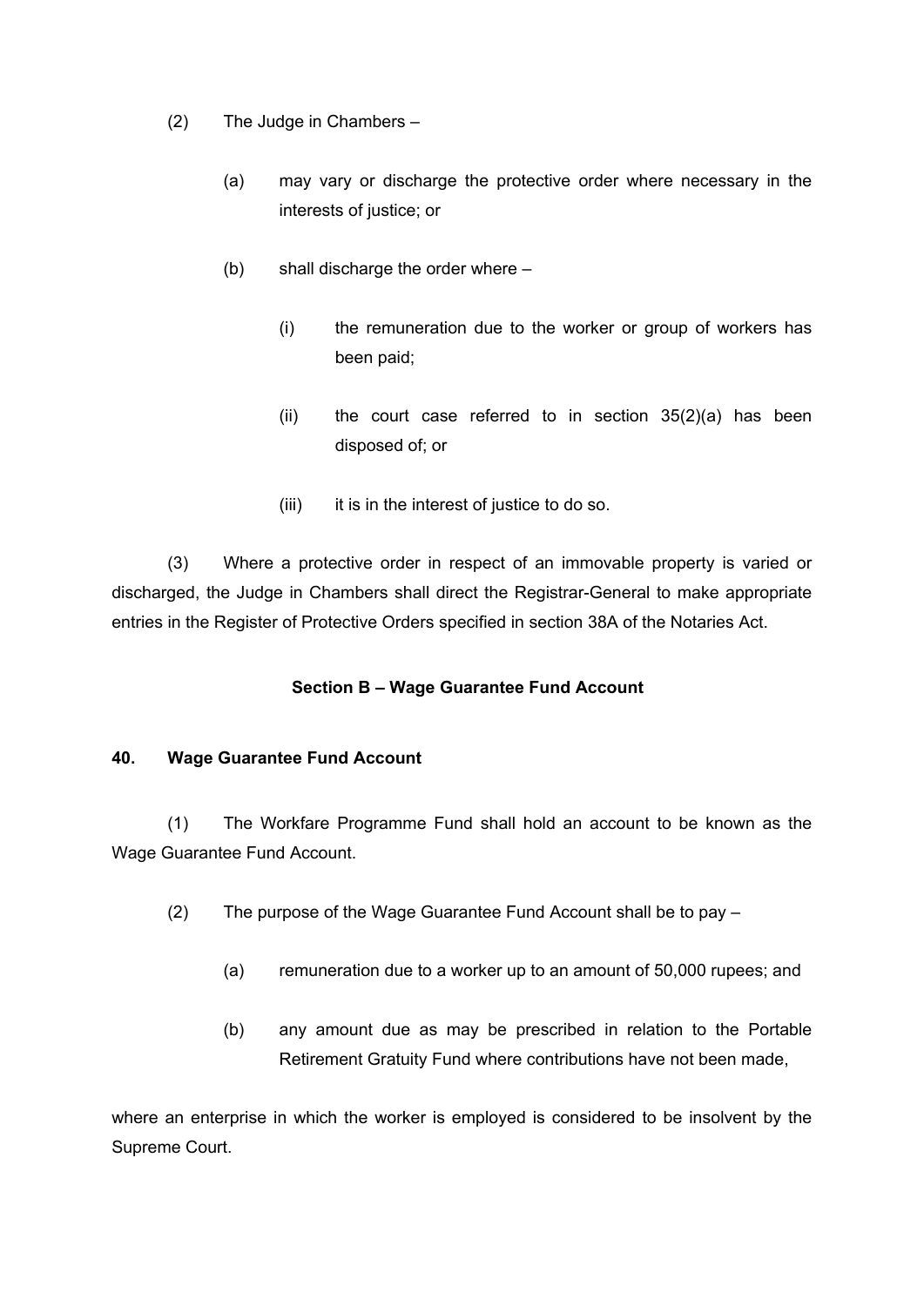(2) The Judge in Chambers –

(a) may vary or discharge the protective order where necessary in the interests of justice; or

(b) shall discharge the order where –

(i) the remuneration due to the worker or group of workers has been paid;

(ii) the court case referred to in section 35(2)(a) has been disposed of; or

(iii) it is in the interest of justice to do so.

(3) Where a protective order in respect of an immovable property is varied or discharged, the Judge in Chambers shall direct the Registrar-General to make appropriate entries in the Register of Protective Orders specified in section 38A of the Notaries Act.

### Section B – Wage Guarantee Fund Account

**40. Wage Guarantee Fund Account**

(1) The Workfare Programme Fund shall hold an account to be known as the Wage Guarantee Fund Account.

(2) The purpose of the Wage Guarantee Fund Account shall be to pay –

(a) remuneration due to a worker up to an amount of 50,000 rupees; and

(b) any amount due as may be prescribed in relation to the Portable Retirement Gratuity Fund where contributions have not been made,

where an enterprise in which the worker is employed is considered to be insolvent by the Supreme Court.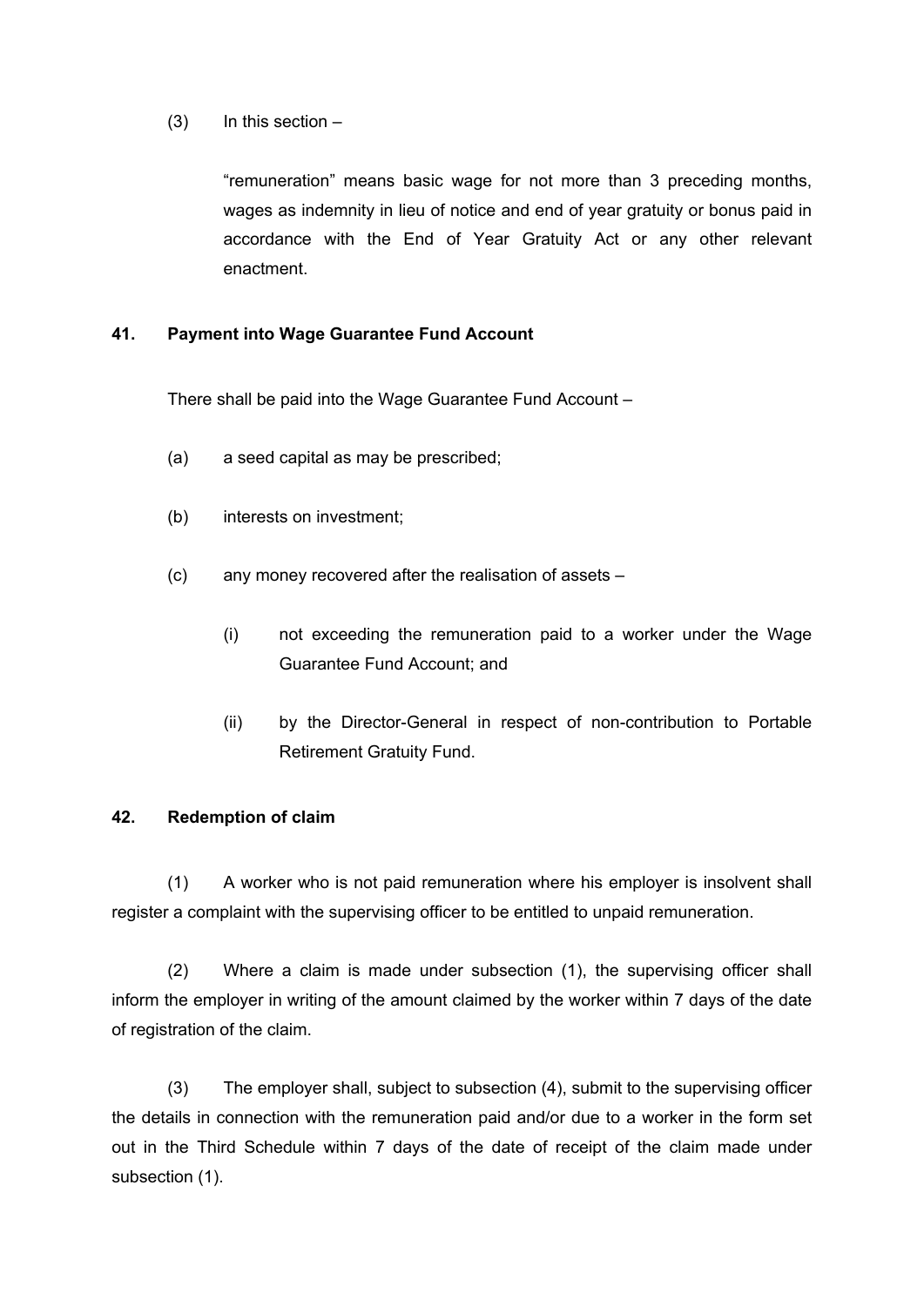(3) In this section –

"remuneration" means basic wage for not more than 3 preceding months, wages as indemnity in lieu of notice and end of year gratuity or bonus paid in accordance with the End of Year Gratuity Act or any other relevant enactment.

**41. Payment into Wage Guarantee Fund Account**

There shall be paid into the Wage Guarantee Fund Account –

(a) a seed capital as may be prescribed;

(b) interests on investment;

(c) any money recovered after the realisation of assets –

(i) not exceeding the remuneration paid to a worker under the Wage Guarantee Fund Account; and

(ii) by the Director-General in respect of non-contribution to Portable Retirement Gratuity Fund.

**42. Redemption of claim**

(1) A worker who is not paid remuneration where his employer is insolvent shall register a complaint with the supervising officer to be entitled to unpaid remuneration.

(2) Where a claim is made under subsection (1), the supervising officer shall inform the employer in writing of the amount claimed by the worker within 7 days of the date of registration of the claim.

(3) The employer shall, subject to subsection (4), submit to the supervising officer the details in connection with the remuneration paid and/or due to a worker in the form set out in the Third Schedule within 7 days of the date of receipt of the claim made under subsection (1).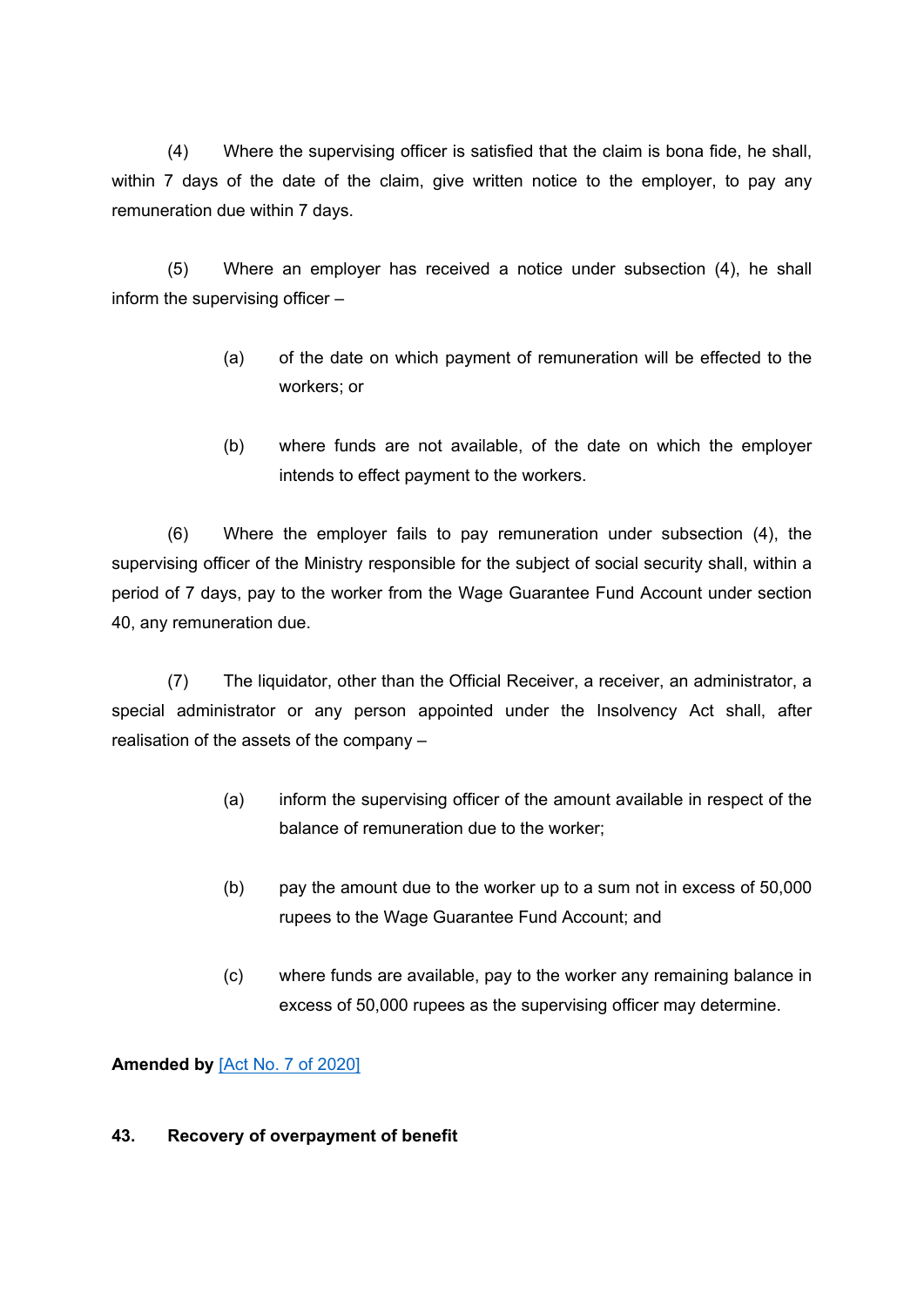(4) Where the supervising officer is satisfied that the claim is bona fide, he shall, within 7 days of the date of the claim, give written notice to the employer, to pay any remuneration due within 7 days.

(5) Where an employer has received a notice under subsection (4), he shall inform the supervising officer –

(a) of the date on which payment of remuneration will be effected to the workers; or

(b) where funds are not available, of the date on which the employer intends to effect payment to the workers.

(6) Where the employer fails to pay remuneration under subsection (4), the supervising officer of the Ministry responsible for the subject of social security shall, within a period of 7 days, pay to the worker from the Wage Guarantee Fund Account under section 40, any remuneration due.

(7) The liquidator, other than the Official Receiver, a receiver, an administrator, a special administrator or any person appointed under the Insolvency Act shall, after realisation of the assets of the company –

(a) inform the supervising officer of the amount available in respect of the balance of remuneration due to the worker;

(b) pay the amount due to the worker up to a sum not in excess of 50,000 rupees to the Wage Guarantee Fund Account; and

(c) where funds are available, pay to the worker any remaining balance in excess of 50,000 rupees as the supervising officer may determine.

**Amended by** [Act No. 7 of 2020]

### 43. Recovery of overpayment of benefit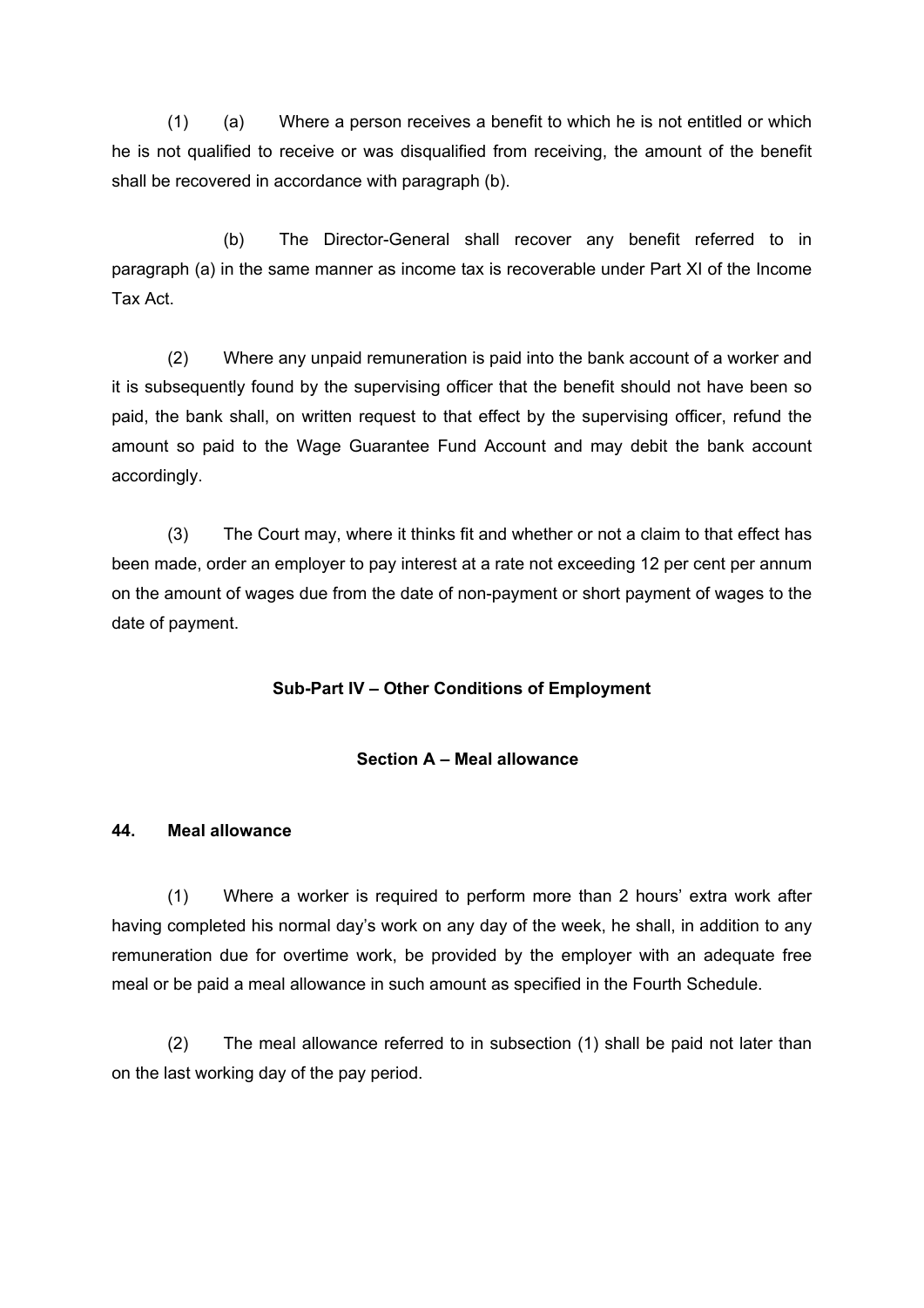(1) (a) Where a person receives a benefit to which he is not entitled or which he is not qualified to receive or was disqualified from receiving, the amount of the benefit shall be recovered in accordance with paragraph (b).

(b) The Director-General shall recover any benefit referred to in paragraph (a) in the same manner as income tax is recoverable under Part XI of the Income Tax Act.

(2) Where any unpaid remuneration is paid into the bank account of a worker and it is subsequently found by the supervising officer that the benefit should not have been so paid, the bank shall, on written request to that effect by the supervising officer, refund the amount so paid to the Wage Guarantee Fund Account and may debit the bank account accordingly.

(3) The Court may, where it thinks fit and whether or not a claim to that effect has been made, order an employer to pay interest at a rate not exceeding 12 per cent per annum on the amount of wages due from the date of non-payment or short payment of wages to the date of payment.

**Sub-Part IV – Other Conditions of Employment**

**Section A – Meal allowance**

**44. Meal allowance**

(1) Where a worker is required to perform more than 2 hours' extra work after having completed his normal day's work on any day of the week, he shall, in addition to any remuneration due for overtime work, be provided by the employer with an adequate free meal or be paid a meal allowance in such amount as specified in the Fourth Schedule.

(2) The meal allowance referred to in subsection (1) shall be paid not later than on the last working day of the pay period.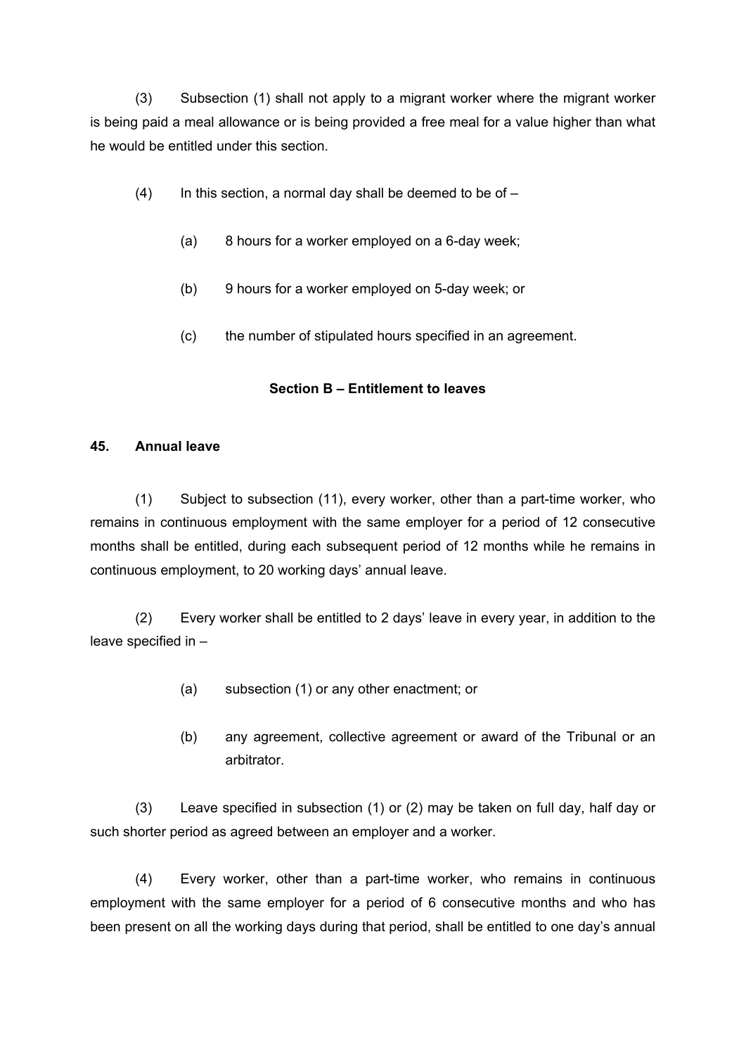(3) Subsection (1) shall not apply to a migrant worker where the migrant worker is being paid a meal allowance or is being provided a free meal for a value higher than what he would be entitled under this section.

(4) In this section, a normal day shall be deemed to be of –

(a) 8 hours for a worker employed on a 6-day week;

(b) 9 hours for a worker employed on 5-day week; or

(c) the number of stipulated hours specified in an agreement.

### Section B – Entitlement to leaves

#### 45. Annual leave

(1) Subject to subsection (11), every worker, other than a part-time worker, who remains in continuous employment with the same employer for a period of 12 consecutive months shall be entitled, during each subsequent period of 12 months while he remains in continuous employment, to 20 working days' annual leave.

(2) Every worker shall be entitled to 2 days' leave in every year, in addition to the leave specified in –

(a) subsection (1) or any other enactment; or

(b) any agreement, collective agreement or award of the Tribunal or an arbitrator.

(3) Leave specified in subsection (1) or (2) may be taken on full day, half day or such shorter period as agreed between an employer and a worker.

(4) Every worker, other than a part-time worker, who remains in continuous employment with the same employer for a period of 6 consecutive months and who has been present on all the working days during that period, shall be entitled to one day's annual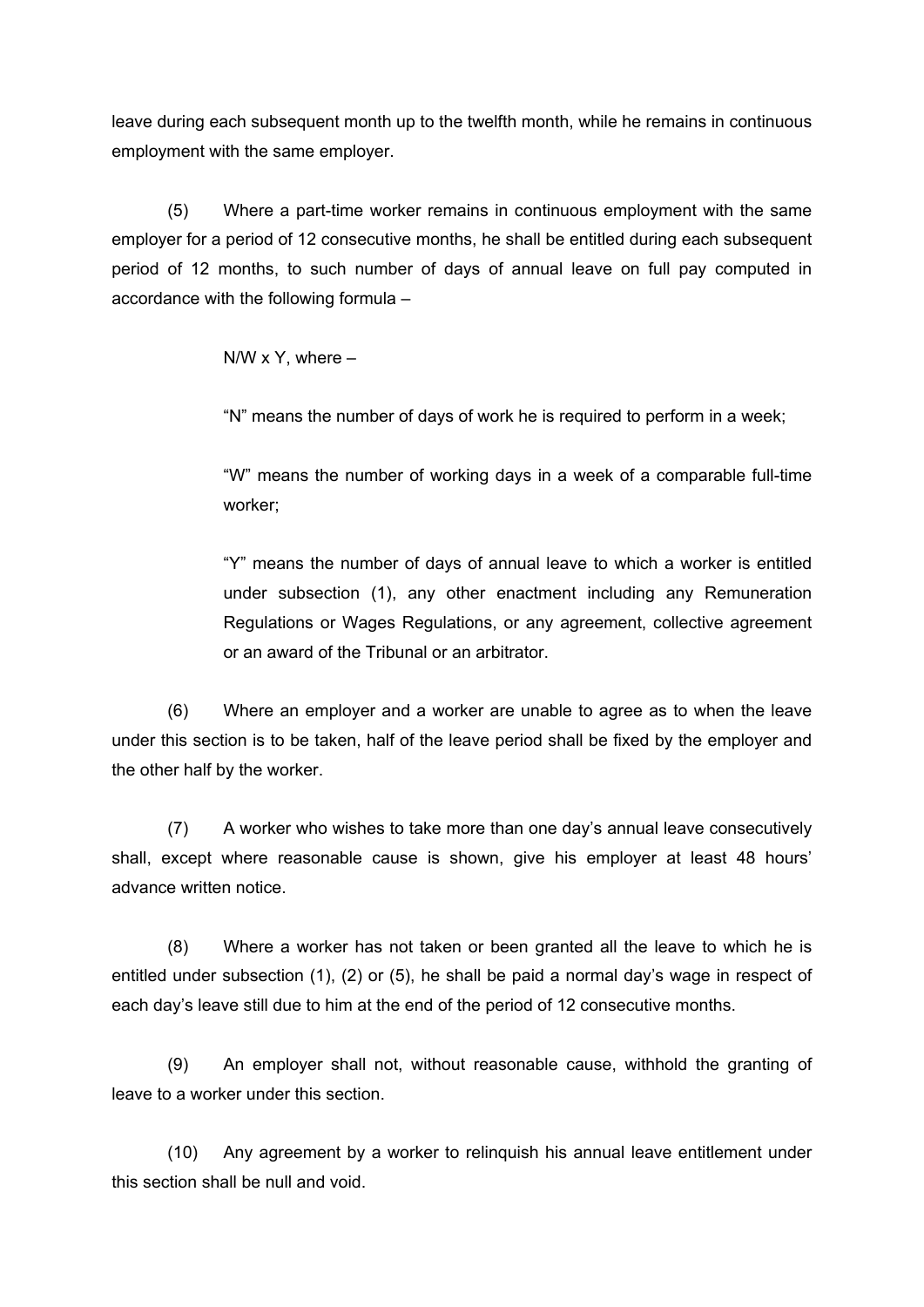leave during each subsequent month up to the twelfth month, while he remains in continuous employment with the same employer.

(5) Where a part-time worker remains in continuous employment with the same employer for a period of 12 consecutive months, he shall be entitled during each subsequent period of 12 months, to such number of days of annual leave on full pay computed in accordance with the following formula –

$N/W \times Y$, where –

"N" means the number of days of work he is required to perform in a week;

"W" means the number of working days in a week of a comparable full-time worker;

"Y" means the number of days of annual leave to which a worker is entitled under subsection (1), any other enactment including any Remuneration Regulations or Wages Regulations, or any agreement, collective agreement or an award of the Tribunal or an arbitrator.

(6) Where an employer and a worker are unable to agree as to when the leave under this section is to be taken, half of the leave period shall be fixed by the employer and the other half by the worker.

(7) A worker who wishes to take more than one day's annual leave consecutively shall, except where reasonable cause is shown, give his employer at least 48 hours' advance written notice.

(8) Where a worker has not taken or been granted all the leave to which he is entitled under subsection (1), (2) or (5), he shall be paid a normal day's wage in respect of each day's leave still due to him at the end of the period of 12 consecutive months.

(9) An employer shall not, without reasonable cause, withhold the granting of leave to a worker under this section.

(10) Any agreement by a worker to relinquish his annual leave entitlement under this section shall be null and void.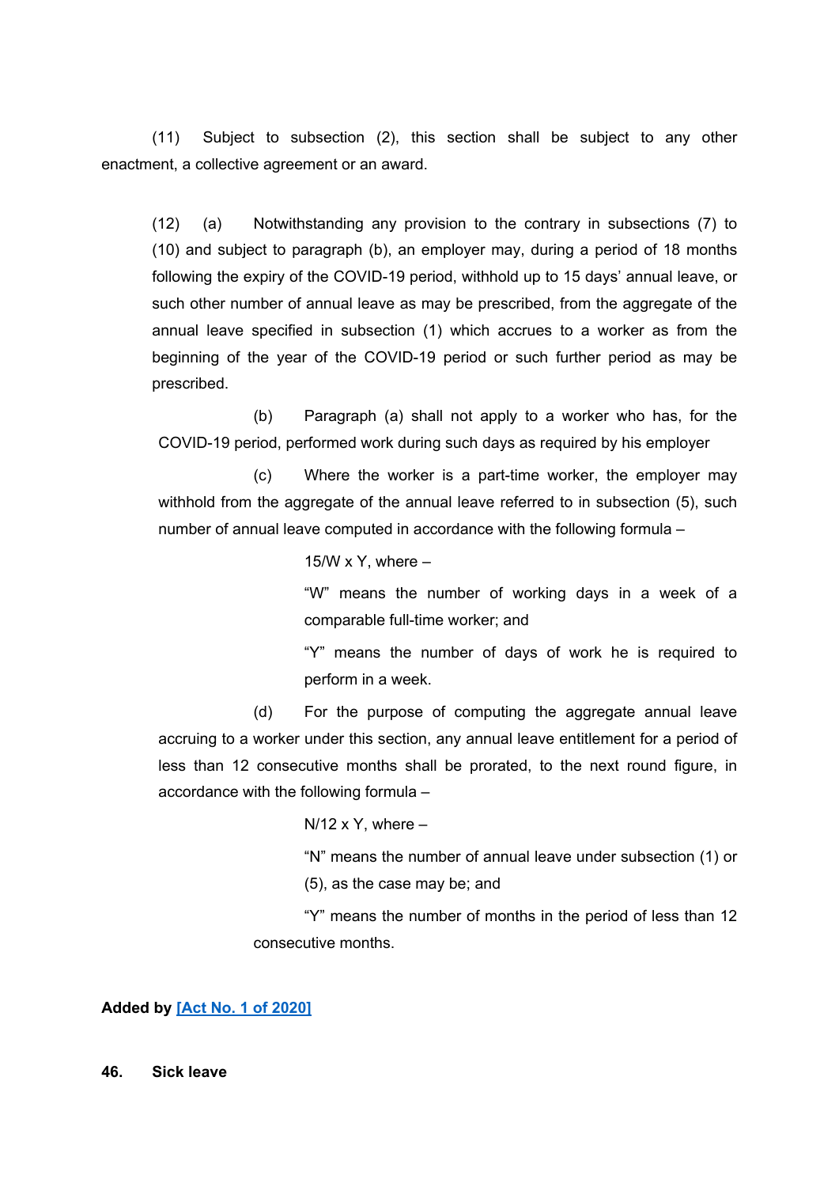(11) Subject to subsection (2), this section shall be subject to any other enactment, a collective agreement or an award.

(12) (a) Notwithstanding any provision to the contrary in subsections (7) to (10) and subject to paragraph (b), an employer may, during a period of 18 months following the expiry of the COVID-19 period, withhold up to 15 days' annual leave, or such other number of annual leave as may be prescribed, from the aggregate of the annual leave specified in subsection (1) which accrues to a worker as from the beginning of the year of the COVID-19 period or such further period as may be prescribed.

(b) Paragraph (a) shall not apply to a worker who has, for the COVID-19 period, performed work during such days as required by his employer

(c) Where the worker is a part-time worker, the employer may withhold from the aggregate of the annual leave referred to in subsection (5), such number of annual leave computed in accordance with the following formula –

$15/W \times Y$, where –

"W" means the number of working days in a week of a comparable full-time worker; and

"Y" means the number of days of work he is required to perform in a week.

(d) For the purpose of computing the aggregate annual leave accruing to a worker under this section, any annual leave entitlement for a period of less than 12 consecutive months shall be prorated, to the next round figure, in accordance with the following formula –

$N/12 \times Y$, where –

"N" means the number of annual leave under subsection (1) or (5), as the case may be; and

"Y" means the number of months in the period of less than 12 consecutive months.

**Added by [Act No. 1 of 2020]**

**46. Sick leave**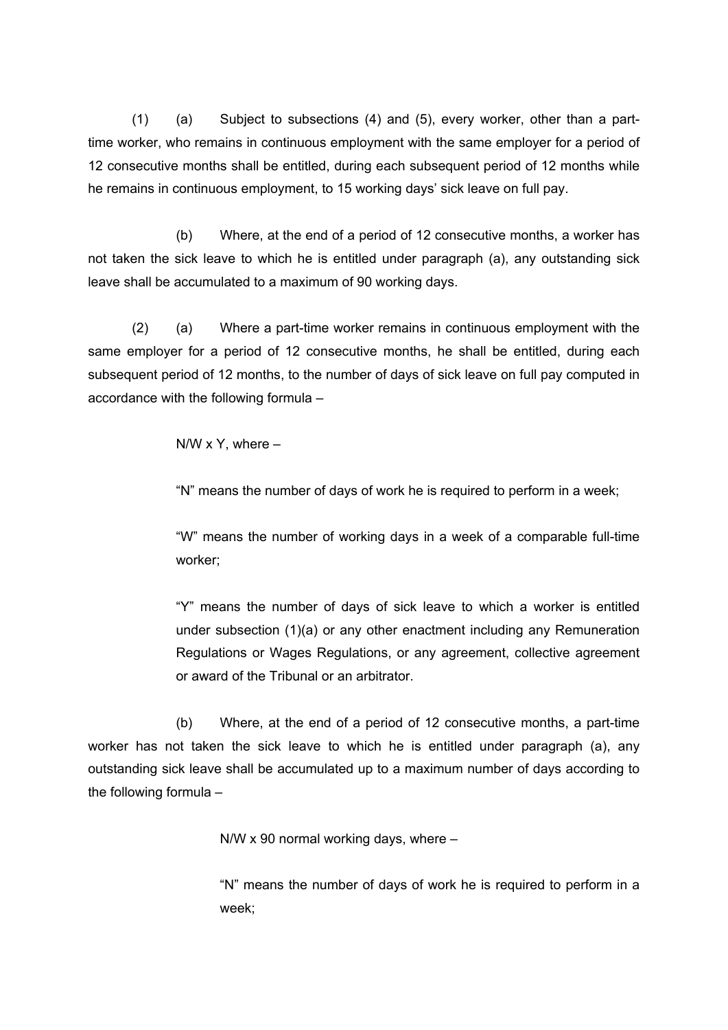(1) (a) Subject to subsections (4) and (5), every worker, other than a part-time worker, who remains in continuous employment with the same employer for a period of 12 consecutive months shall be entitled, during each subsequent period of 12 months while he remains in continuous employment, to 15 working days' sick leave on full pay.

(b) Where, at the end of a period of 12 consecutive months, a worker has not taken the sick leave to which he is entitled under paragraph (a), any outstanding sick leave shall be accumulated to a maximum of 90 working days.

(2) (a) Where a part-time worker remains in continuous employment with the same employer for a period of 12 consecutive months, he shall be entitled, during each subsequent period of 12 months, to the number of days of sick leave on full pay computed in accordance with the following formula –

$N/W \times Y$, where –

"N" means the number of days of work he is required to perform in a week;

"W" means the number of working days in a week of a comparable full-time worker;

"Y" means the number of days of sick leave to which a worker is entitled under subsection (1)(a) or any other enactment including any Remuneration Regulations or Wages Regulations, or any agreement, collective agreement or award of the Tribunal or an arbitrator.

(b) Where, at the end of a period of 12 consecutive months, a part-time worker has not taken the sick leave to which he is entitled under paragraph (a), any outstanding sick leave shall be accumulated up to a maximum number of days according to the following formula –

$N/W \times 90$ normal working days, where –

"N" means the number of days of work he is required to perform in a week;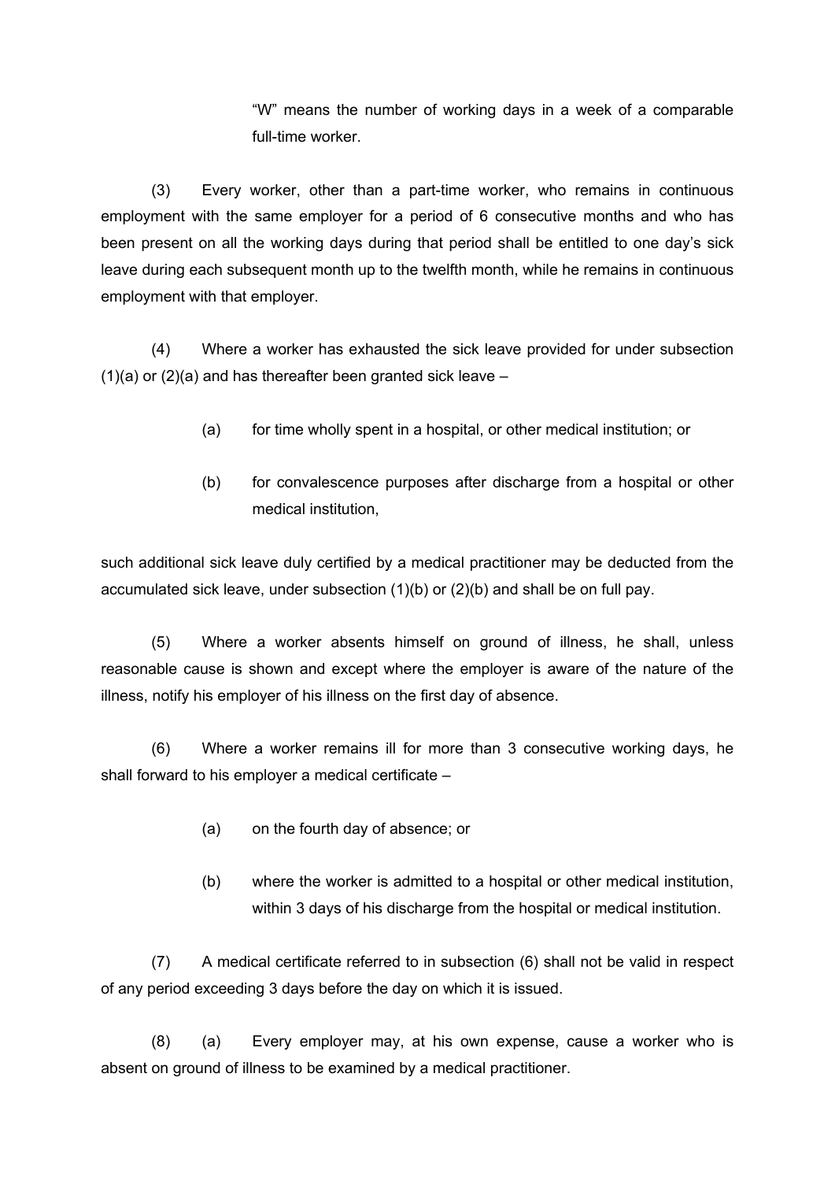"W" means the number of working days in a week of a comparable full-time worker.

(3) Every worker, other than a part-time worker, who remains in continuous employment with the same employer for a period of 6 consecutive months and who has been present on all the working days during that period shall be entitled to one day's sick leave during each subsequent month up to the twelfth month, while he remains in continuous employment with that employer.

(4) Where a worker has exhausted the sick leave provided for under subsection (1)(a) or (2)(a) and has thereafter been granted sick leave –

(a) for time wholly spent in a hospital, or other medical institution; or

(b) for convalescence purposes after discharge from a hospital or other medical institution,

such additional sick leave duly certified by a medical practitioner may be deducted from the accumulated sick leave, under subsection (1)(b) or (2)(b) and shall be on full pay.

(5) Where a worker absents himself on ground of illness, he shall, unless reasonable cause is shown and except where the employer is aware of the nature of the illness, notify his employer of his illness on the first day of absence.

(6) Where a worker remains ill for more than 3 consecutive working days, he shall forward to his employer a medical certificate –

(a) on the fourth day of absence; or

(b) where the worker is admitted to a hospital or other medical institution, within 3 days of his discharge from the hospital or medical institution.

(7) A medical certificate referred to in subsection (6) shall not be valid in respect of any period exceeding 3 days before the day on which it is issued.

(8) (a) Every employer may, at his own expense, cause a worker who is absent on ground of illness to be examined by a medical practitioner.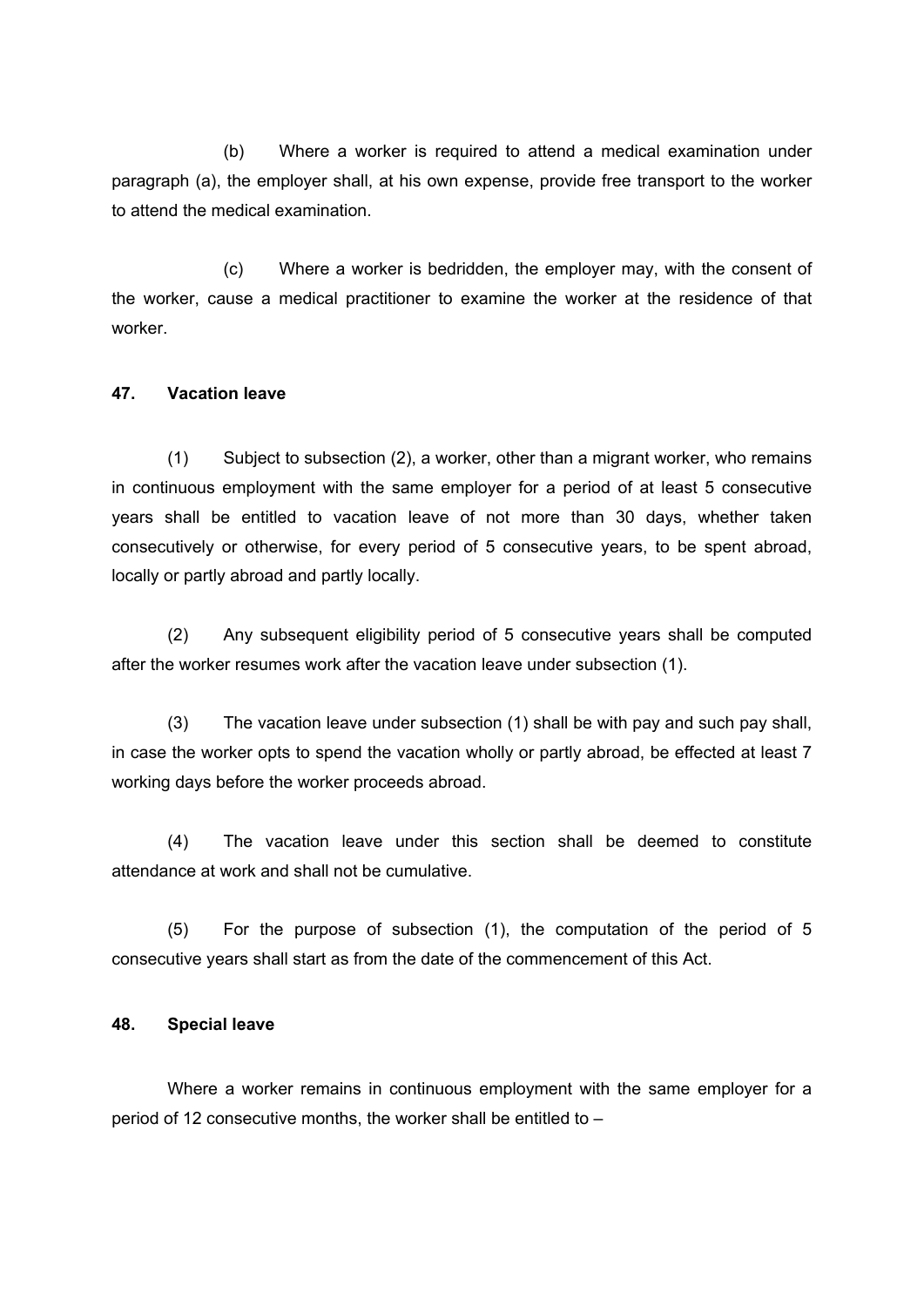(b) Where a worker is required to attend a medical examination under paragraph (a), the employer shall, at his own expense, provide free transport to the worker to attend the medical examination.

(c) Where a worker is bedridden, the employer may, with the consent of the worker, cause a medical practitioner to examine the worker at the residence of that worker.

### 47. Vacation leave

(1) Subject to subsection (2), a worker, other than a migrant worker, who remains in continuous employment with the same employer for a period of at least 5 consecutive years shall be entitled to vacation leave of not more than 30 days, whether taken consecutively or otherwise, for every period of 5 consecutive years, to be spent abroad, locally or partly abroad and partly locally.

(2) Any subsequent eligibility period of 5 consecutive years shall be computed after the worker resumes work after the vacation leave under subsection (1).

(3) The vacation leave under subsection (1) shall be with pay and such pay shall, in case the worker opts to spend the vacation wholly or partly abroad, be effected at least 7 working days before the worker proceeds abroad.

(4) The vacation leave under this section shall be deemed to constitute attendance at work and shall not be cumulative.

(5) For the purpose of subsection (1), the computation of the period of 5 consecutive years shall start as from the date of the commencement of this Act.

### 48. Special leave

Where a worker remains in continuous employment with the same employer for a period of 12 consecutive months, the worker shall be entitled to –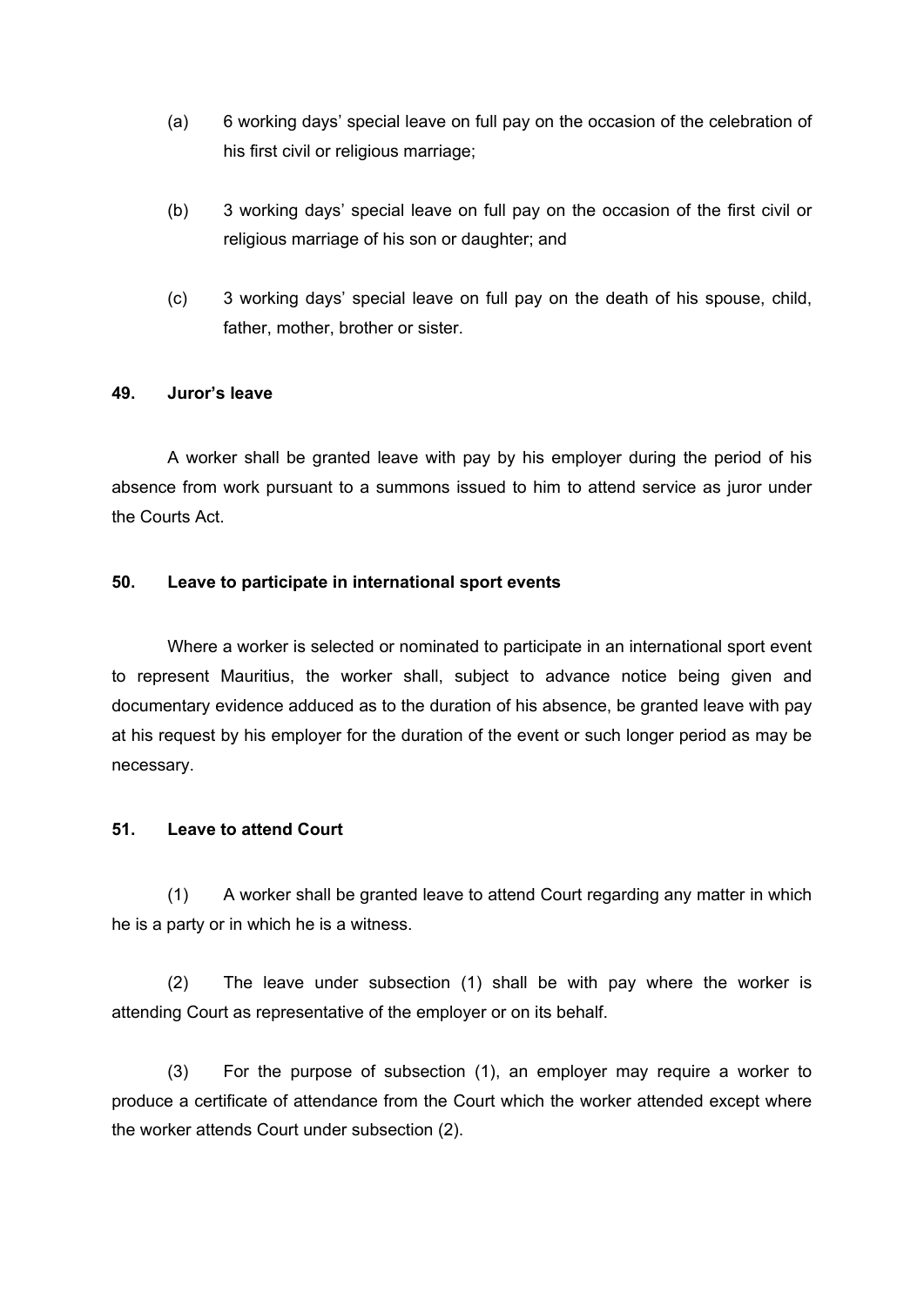(a) 6 working days' special leave on full pay on the occasion of the celebration of his first civil or religious marriage;

(b) 3 working days' special leave on full pay on the occasion of the first civil or religious marriage of his son or daughter; and

(c) 3 working days' special leave on full pay on the death of his spouse, child, father, mother, brother or sister.

**49. Juror's leave**

A worker shall be granted leave with pay by his employer during the period of his absence from work pursuant to a summons issued to him to attend service as juror under the Courts Act.

**50. Leave to participate in international sport events**

Where a worker is selected or nominated to participate in an international sport event to represent Mauritius, the worker shall, subject to advance notice being given and documentary evidence adduced as to the duration of his absence, be granted leave with pay at his request by his employer for the duration of the event or such longer period as may be necessary.

**51. Leave to attend Court**

(1) A worker shall be granted leave to attend Court regarding any matter in which he is a party or in which he is a witness.

(2) The leave under subsection (1) shall be with pay where the worker is attending Court as representative of the employer or on its behalf.

(3) For the purpose of subsection (1), an employer may require a worker to produce a certificate of attendance from the Court which the worker attended except where the worker attends Court under subsection (2).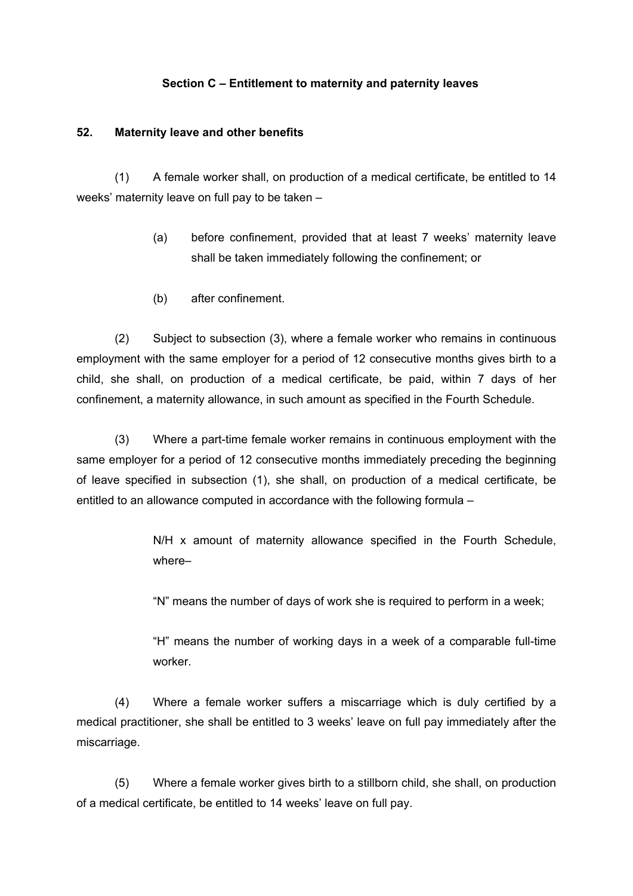### Section C – Entitlement to maternity and paternity leaves

**52. Maternity leave and other benefits**

(1) A female worker shall, on production of a medical certificate, be entitled to 14 weeks' maternity leave on full pay to be taken –

> (a) before confinement, provided that at least 7 weeks' maternity leave shall be taken immediately following the confinement; or
>
> (b) after confinement.

(2) Subject to subsection (3), where a female worker who remains in continuous employment with the same employer for a period of 12 consecutive months gives birth to a child, she shall, on production of a medical certificate, be paid, within 7 days of her confinement, a maternity allowance, in such amount as specified in the Fourth Schedule.

(3) Where a part-time female worker remains in continuous employment with the same employer for a period of 12 consecutive months immediately preceding the beginning of leave specified in subsection (1), she shall, on production of a medical certificate, be entitled to an allowance computed in accordance with the following formula –

> N/H x amount of maternity allowance specified in the Fourth Schedule, where–
>
> "N" means the number of days of work she is required to perform in a week;
>
> "H" means the number of working days in a week of a comparable full-time worker.

(4) Where a female worker suffers a miscarriage which is duly certified by a medical practitioner, she shall be entitled to 3 weeks' leave on full pay immediately after the miscarriage.

(5) Where a female worker gives birth to a stillborn child, she shall, on production of a medical certificate, be entitled to 14 weeks' leave on full pay.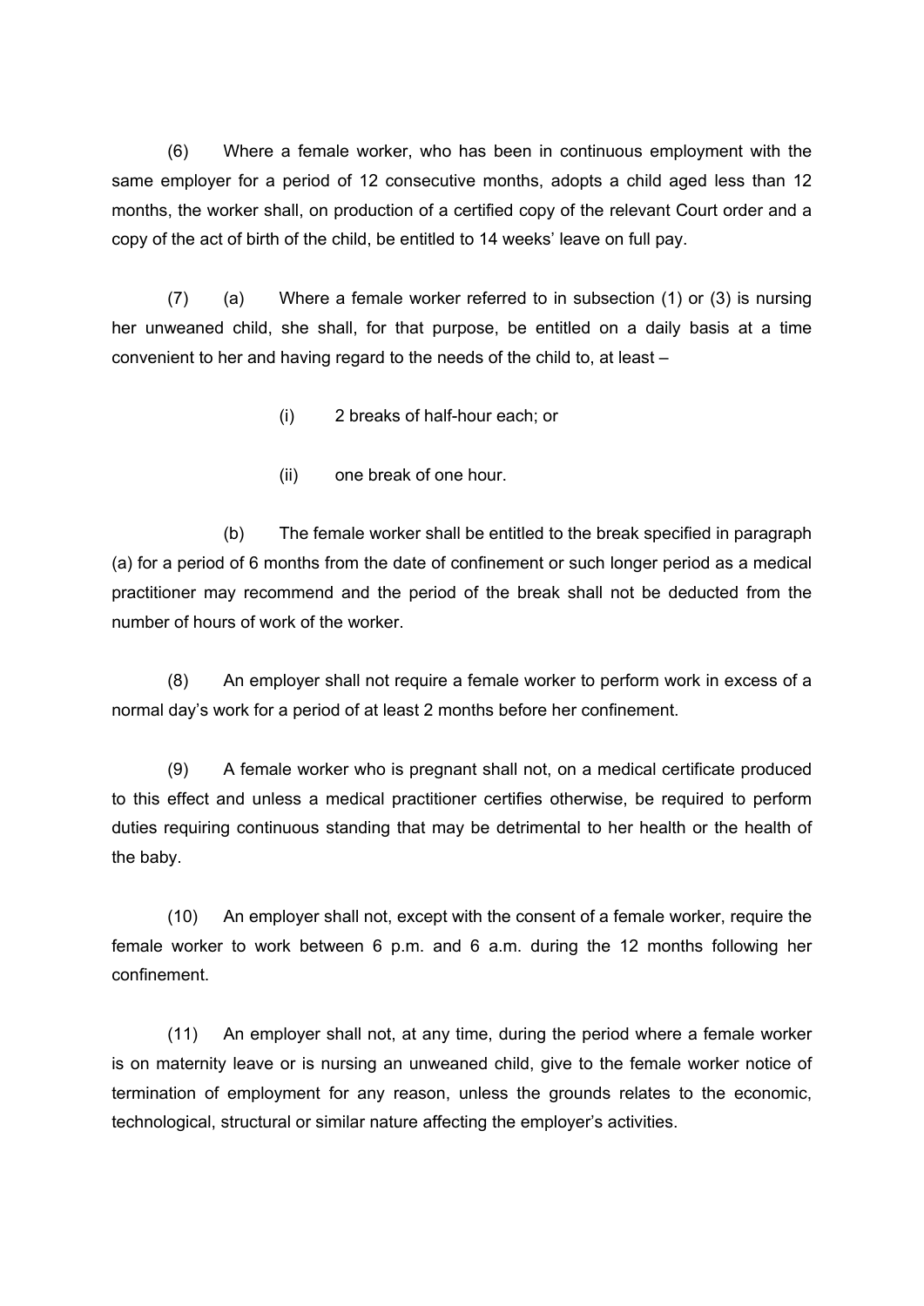(6) Where a female worker, who has been in continuous employment with the same employer for a period of 12 consecutive months, adopts a child aged less than 12 months, the worker shall, on production of a certified copy of the relevant Court order and a copy of the act of birth of the child, be entitled to 14 weeks' leave on full pay.

(7) (a) Where a female worker referred to in subsection (1) or (3) is nursing her unweaned child, she shall, for that purpose, be entitled on a daily basis at a time convenient to her and having regard to the needs of the child to, at least –

(i) 2 breaks of half-hour each; or

(ii) one break of one hour.

(b) The female worker shall be entitled to the break specified in paragraph (a) for a period of 6 months from the date of confinement or such longer period as a medical practitioner may recommend and the period of the break shall not be deducted from the number of hours of work of the worker.

(8) An employer shall not require a female worker to perform work in excess of a normal day's work for a period of at least 2 months before her confinement.

(9) A female worker who is pregnant shall not, on a medical certificate produced to this effect and unless a medical practitioner certifies otherwise, be required to perform duties requiring continuous standing that may be detrimental to her health or the health of the baby.

(10) An employer shall not, except with the consent of a female worker, require the female worker to work between 6 p.m. and 6 a.m. during the 12 months following her confinement.

(11) An employer shall not, at any time, during the period where a female worker is on maternity leave or is nursing an unweaned child, give to the female worker notice of termination of employment for any reason, unless the grounds relates to the economic, technological, structural or similar nature affecting the employer's activities.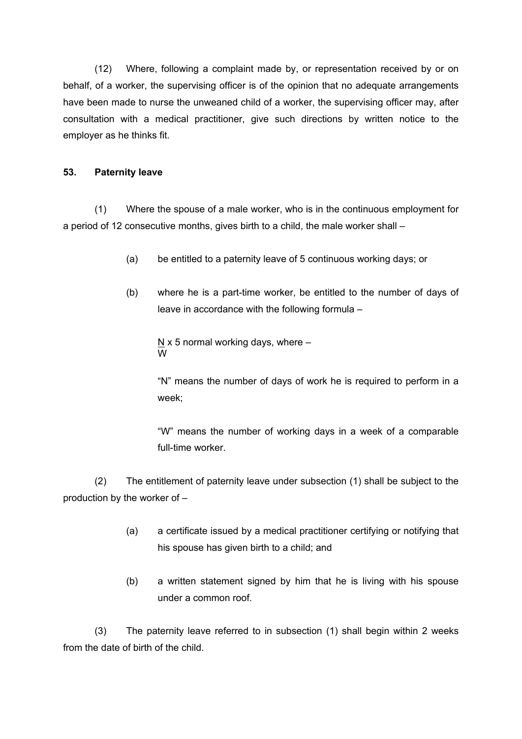(12) Where, following a complaint made by, or representation received by or on behalf, of a worker, the supervising officer is of the opinion that no adequate arrangements have been made to nurse the unweaned child of a worker, the supervising officer may, after consultation with a medical practitioner, give such directions by written notice to the employer as he thinks fit.

### 53. Paternity leave

(1) Where the spouse of a male worker, who is in the continuous employment for a period of 12 consecutive months, gives birth to a child, the male worker shall –

(a) be entitled to a paternity leave of 5 continuous working days; or

(b) where he is a part-time worker, be entitled to the number of days of leave in accordance with the following formula –

$\frac{N}{W}$ x 5 normal working days, where –

"N" means the number of days of work he is required to perform in a week;

"W" means the number of working days in a week of a comparable full-time worker.

(2) The entitlement of paternity leave under subsection (1) shall be subject to the production by the worker of –

(a) a certificate issued by a medical practitioner certifying or notifying that his spouse has given birth to a child; and

(b) a written statement signed by him that he is living with his spouse under a common roof.

(3) The paternity leave referred to in subsection (1) shall begin within 2 weeks from the date of birth of the child.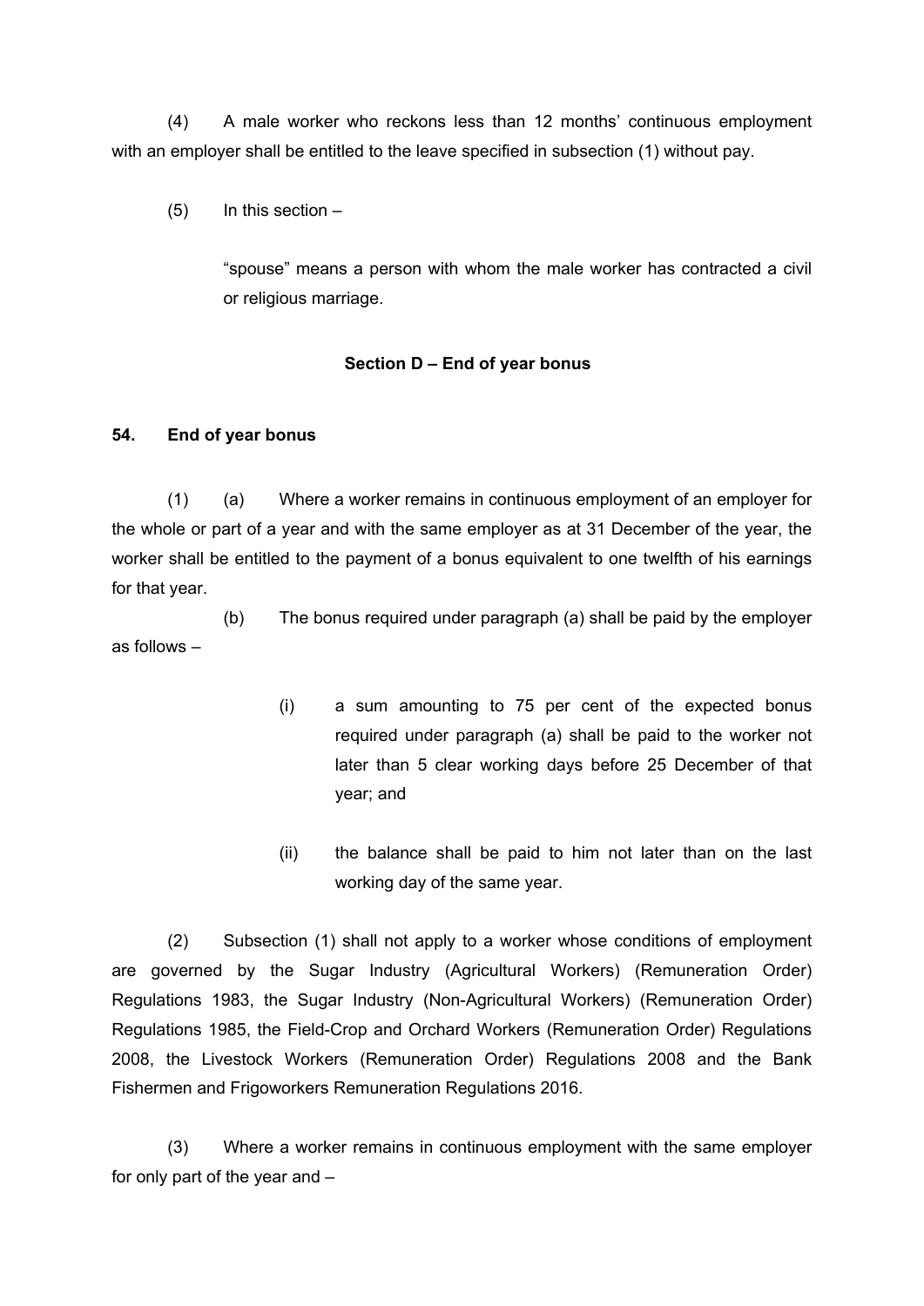(4) A male worker who reckons less than 12 months' continuous employment with an employer shall be entitled to the leave specified in subsection (1) without pay.

(5) In this section –

"spouse" means a person with whom the male worker has contracted a civil or religious marriage.

### Section D – End of year bonus

**54. End of year bonus**

(1) (a) Where a worker remains in continuous employment of an employer for the whole or part of a year and with the same employer as at 31 December of the year, the worker shall be entitled to the payment of a bonus equivalent to one twelfth of his earnings for that year.

(b) The bonus required under paragraph (a) shall be paid by the employer as follows –

(i) a sum amounting to 75 per cent of the expected bonus required under paragraph (a) shall be paid to the worker not later than 5 clear working days before 25 December of that year; and

(ii) the balance shall be paid to him not later than on the last working day of the same year.

(2) Subsection (1) shall not apply to a worker whose conditions of employment are governed by the Sugar Industry (Agricultural Workers) (Remuneration Order) Regulations 1983, the Sugar Industry (Non-Agricultural Workers) (Remuneration Order) Regulations 1985, the Field-Crop and Orchard Workers (Remuneration Order) Regulations 2008, the Livestock Workers (Remuneration Order) Regulations 2008 and the Bank Fishermen and Frigoworkers Remuneration Regulations 2016.

(3) Where a worker remains in continuous employment with the same employer for only part of the year and –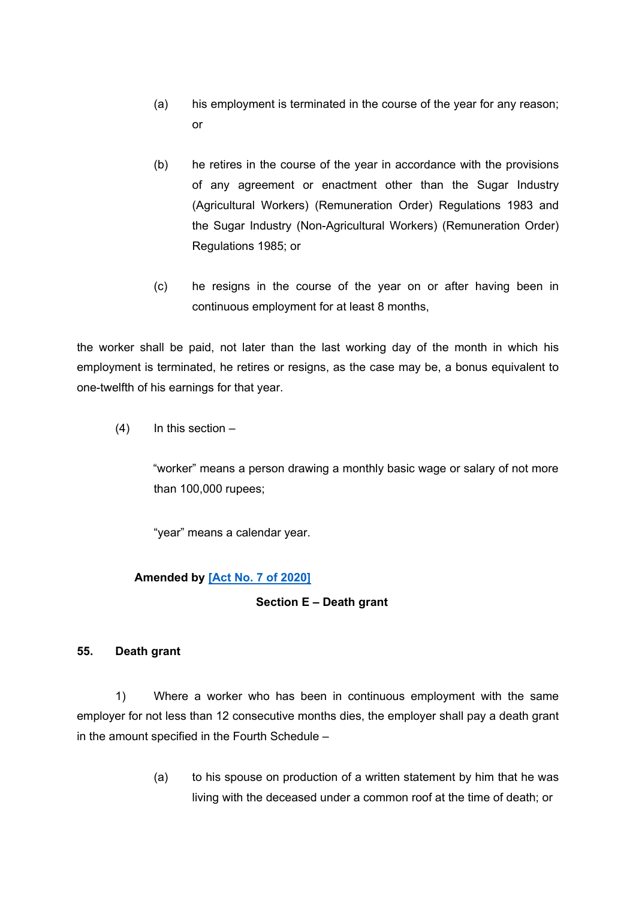(a) his employment is terminated in the course of the year for any reason; or

(b) he retires in the course of the year in accordance with the provisions of any agreement or enactment other than the Sugar Industry (Agricultural Workers) (Remuneration Order) Regulations 1983 and the Sugar Industry (Non-Agricultural Workers) (Remuneration Order) Regulations 1985; or

(c) he resigns in the course of the year on or after having been in continuous employment for at least 8 months,

the worker shall be paid, not later than the last working day of the month in which his employment is terminated, he retires or resigns, as the case may be, a bonus equivalent to one-twelfth of his earnings for that year.

(4) In this section –

"worker" means a person drawing a monthly basic wage or salary of not more than 100,000 rupees;

"year" means a calendar year.

**Amended by [Act No. 7 of 2020]**

**Section E – Death grant**

**55. Death grant**

1) Where a worker who has been in continuous employment with the same employer for not less than 12 consecutive months dies, the employer shall pay a death grant in the amount specified in the Fourth Schedule –

(a) to his spouse on production of a written statement by him that he was living with the deceased under a common roof at the time of death; or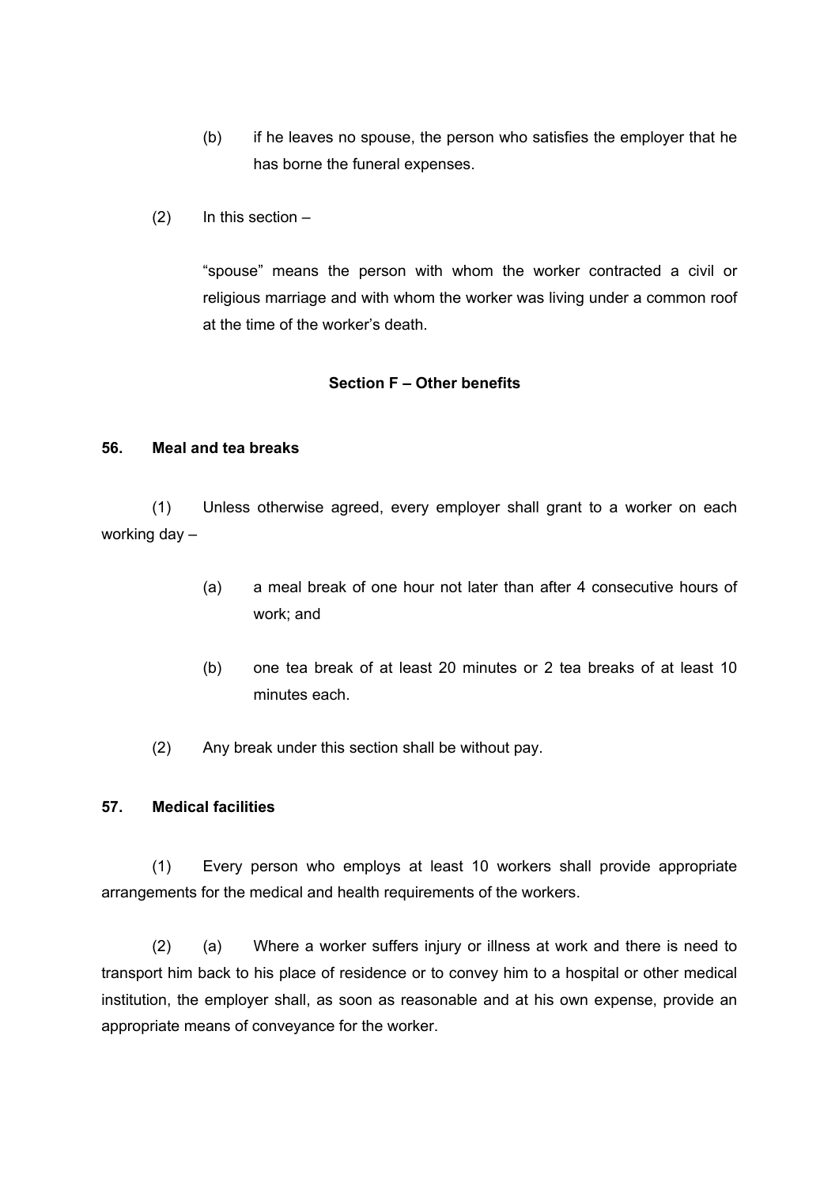(b) if he leaves no spouse, the person who satisfies the employer that he has borne the funeral expenses.

(2) In this section –

"spouse" means the person with whom the worker contracted a civil or religious marriage and with whom the worker was living under a common roof at the time of the worker's death.

### Section F – Other benefits

**56. Meal and tea breaks**

(1) Unless otherwise agreed, every employer shall grant to a worker on each working day –

(a) a meal break of one hour not later than after 4 consecutive hours of work; and

(b) one tea break of at least 20 minutes or 2 tea breaks of at least 10 minutes each.

(2) Any break under this section shall be without pay.

**57. Medical facilities**

(1) Every person who employs at least 10 workers shall provide appropriate arrangements for the medical and health requirements of the workers.

(2) (a) Where a worker suffers injury or illness at work and there is need to transport him back to his place of residence or to convey him to a hospital or other medical institution, the employer shall, as soon as reasonable and at his own expense, provide an appropriate means of conveyance for the worker.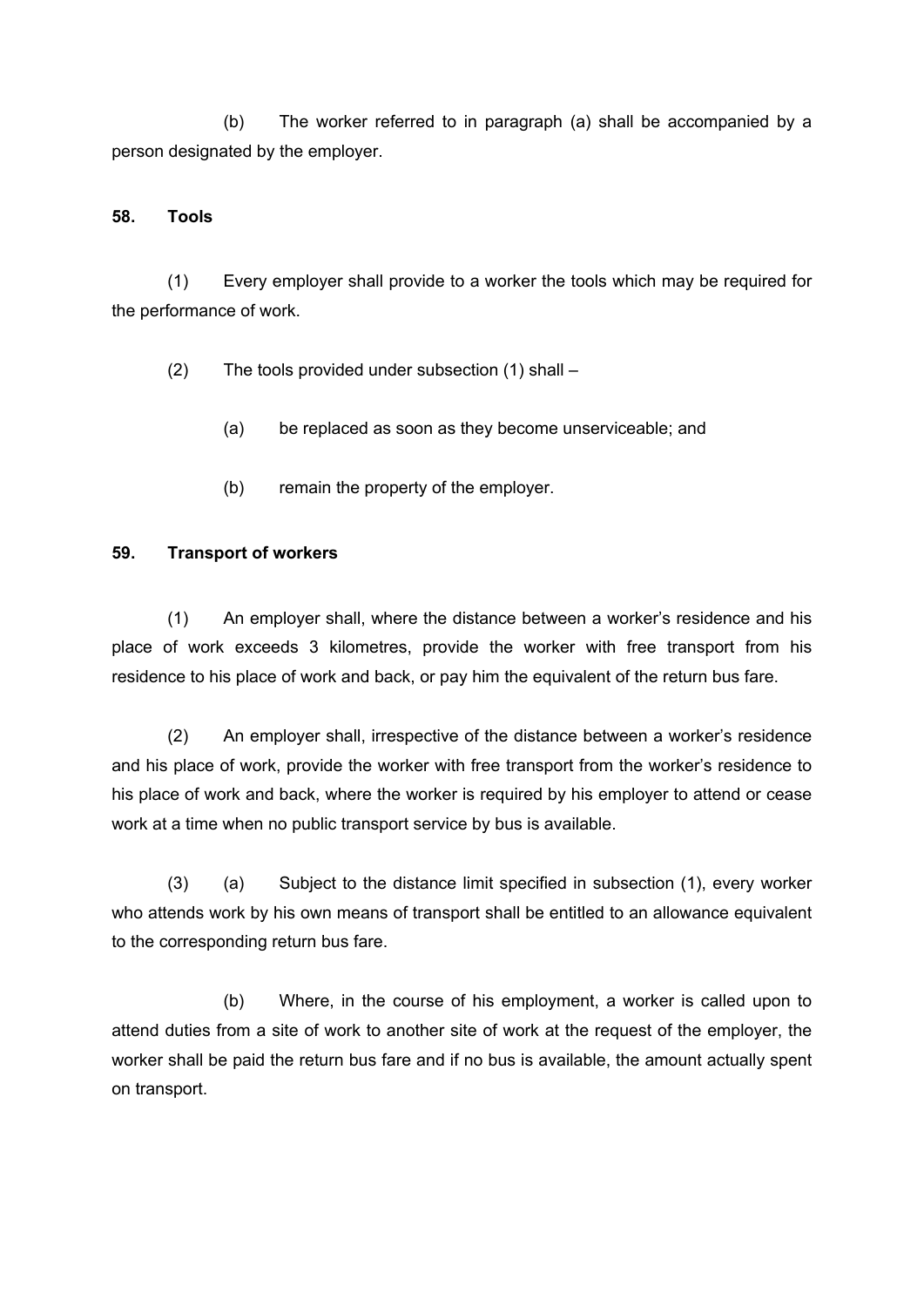(b) The worker referred to in paragraph (a) shall be accompanied by a person designated by the employer.

**58. Tools**

(1) Every employer shall provide to a worker the tools which may be required for the performance of work.

(2) The tools provided under subsection (1) shall –

(a) be replaced as soon as they become unserviceable; and

(b) remain the property of the employer.

**59. Transport of workers**

(1) An employer shall, where the distance between a worker's residence and his place of work exceeds 3 kilometres, provide the worker with free transport from his residence to his place of work and back, or pay him the equivalent of the return bus fare.

(2) An employer shall, irrespective of the distance between a worker's residence and his place of work, provide the worker with free transport from the worker's residence to his place of work and back, where the worker is required by his employer to attend or cease work at a time when no public transport service by bus is available.

(3) (a) Subject to the distance limit specified in subsection (1), every worker who attends work by his own means of transport shall be entitled to an allowance equivalent to the corresponding return bus fare.

(b) Where, in the course of his employment, a worker is called upon to attend duties from a site of work to another site of work at the request of the employer, the worker shall be paid the return bus fare and if no bus is available, the amount actually spent on transport.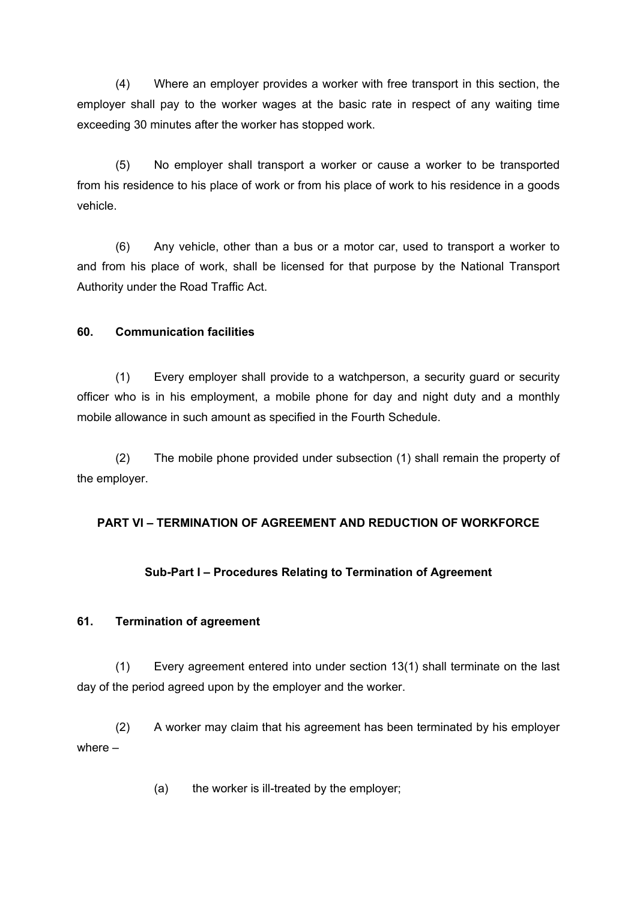(4) Where an employer provides a worker with free transport in this section, the employer shall pay to the worker wages at the basic rate in respect of any waiting time exceeding 30 minutes after the worker has stopped work.

(5) No employer shall transport a worker or cause a worker to be transported from his residence to his place of work or from his place of work to his residence in a goods vehicle.

(6) Any vehicle, other than a bus or a motor car, used to transport a worker to and from his place of work, shall be licensed for that purpose by the National Transport Authority under the Road Traffic Act.

### 60. Communication facilities

(1) Every employer shall provide to a watchperson, a security guard or security officer who is in his employment, a mobile phone for day and night duty and a monthly mobile allowance in such amount as specified in the Fourth Schedule.

(2) The mobile phone provided under subsection (1) shall remain the property of the employer.

## PART VI – TERMINATION OF AGREEMENT AND REDUCTION OF WORKFORCE

### Sub-Part I – Procedures Relating to Termination of Agreement

### 61. Termination of agreement

(1) Every agreement entered into under section 13(1) shall terminate on the last day of the period agreed upon by the employer and the worker.

(2) A worker may claim that his agreement has been terminated by his employer where –

(a) the worker is ill-treated by the employer;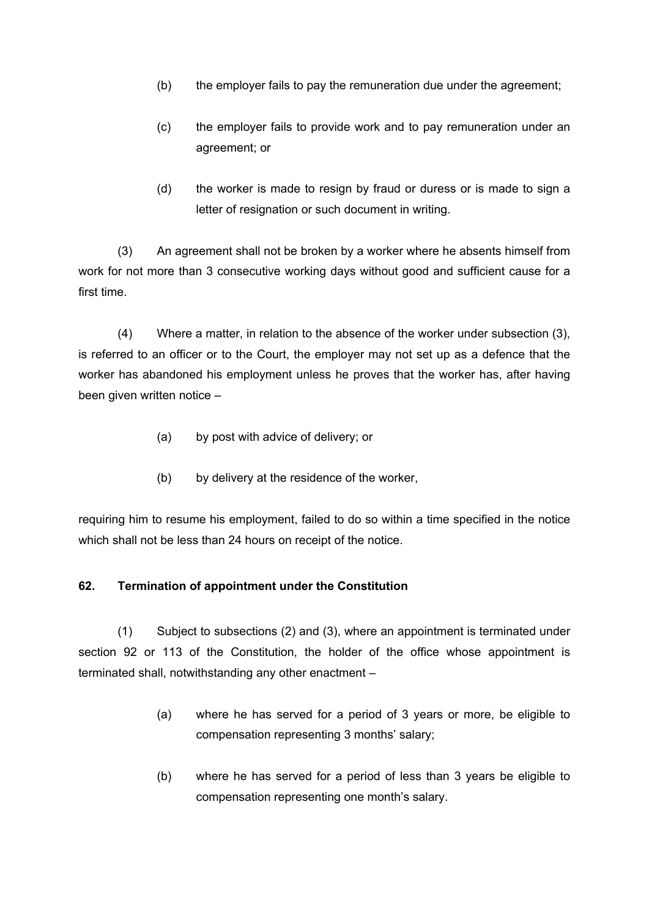(b) the employer fails to pay the remuneration due under the agreement;

(c) the employer fails to provide work and to pay remuneration under an agreement; or

(d) the worker is made to resign by fraud or duress or is made to sign a letter of resignation or such document in writing.

(3) An agreement shall not be broken by a worker where he absents himself from work for not more than 3 consecutive working days without good and sufficient cause for a first time.

(4) Where a matter, in relation to the absence of the worker under subsection (3), is referred to an officer or to the Court, the employer may not set up as a defence that the worker has abandoned his employment unless he proves that the worker has, after having been given written notice –

(a) by post with advice of delivery; or

(b) by delivery at the residence of the worker,

requiring him to resume his employment, failed to do so within a time specified in the notice which shall not be less than 24 hours on receipt of the notice.

**62. Termination of appointment under the Constitution**

(1) Subject to subsections (2) and (3), where an appointment is terminated under section 92 or 113 of the Constitution, the holder of the office whose appointment is terminated shall, notwithstanding any other enactment –

(a) where he has served for a period of 3 years or more, be eligible to compensation representing 3 months' salary;

(b) where he has served for a period of less than 3 years be eligible to compensation representing one month's salary.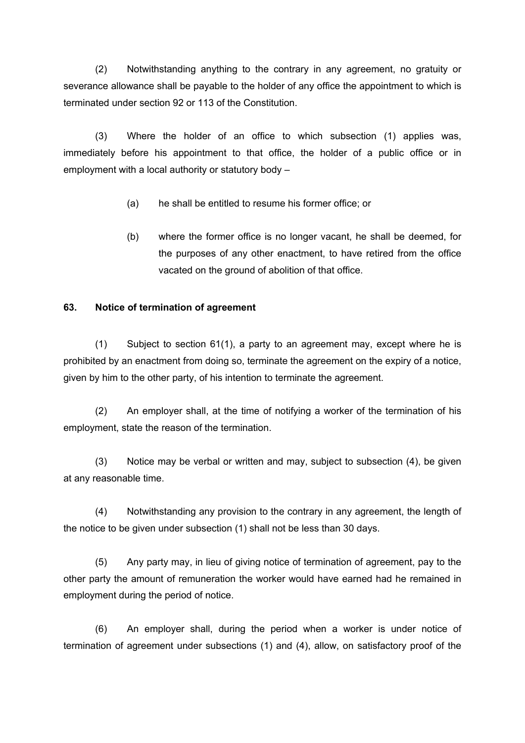(2) Notwithstanding anything to the contrary in any agreement, no gratuity or severance allowance shall be payable to the holder of any office the appointment to which is terminated under section 92 or 113 of the Constitution.

(3) Where the holder of an office to which subsection (1) applies was, immediately before his appointment to that office, the holder of a public office or in employment with a local authority or statutory body –

> (a) he shall be entitled to resume his former office; or
>
> (b) where the former office is no longer vacant, he shall be deemed, for the purposes of any other enactment, to have retired from the office vacated on the ground of abolition of that office.

### 63. Notice of termination of agreement

(1) Subject to section 61(1), a party to an agreement may, except where he is prohibited by an enactment from doing so, terminate the agreement on the expiry of a notice, given by him to the other party, of his intention to terminate the agreement.

(2) An employer shall, at the time of notifying a worker of the termination of his employment, state the reason of the termination.

(3) Notice may be verbal or written and may, subject to subsection (4), be given at any reasonable time.

(4) Notwithstanding any provision to the contrary in any agreement, the length of the notice to be given under subsection (1) shall not be less than 30 days.

(5) Any party may, in lieu of giving notice of termination of agreement, pay to the other party the amount of remuneration the worker would have earned had he remained in employment during the period of notice.

(6) An employer shall, during the period when a worker is under notice of termination of agreement under subsections (1) and (4), allow, on satisfactory proof of the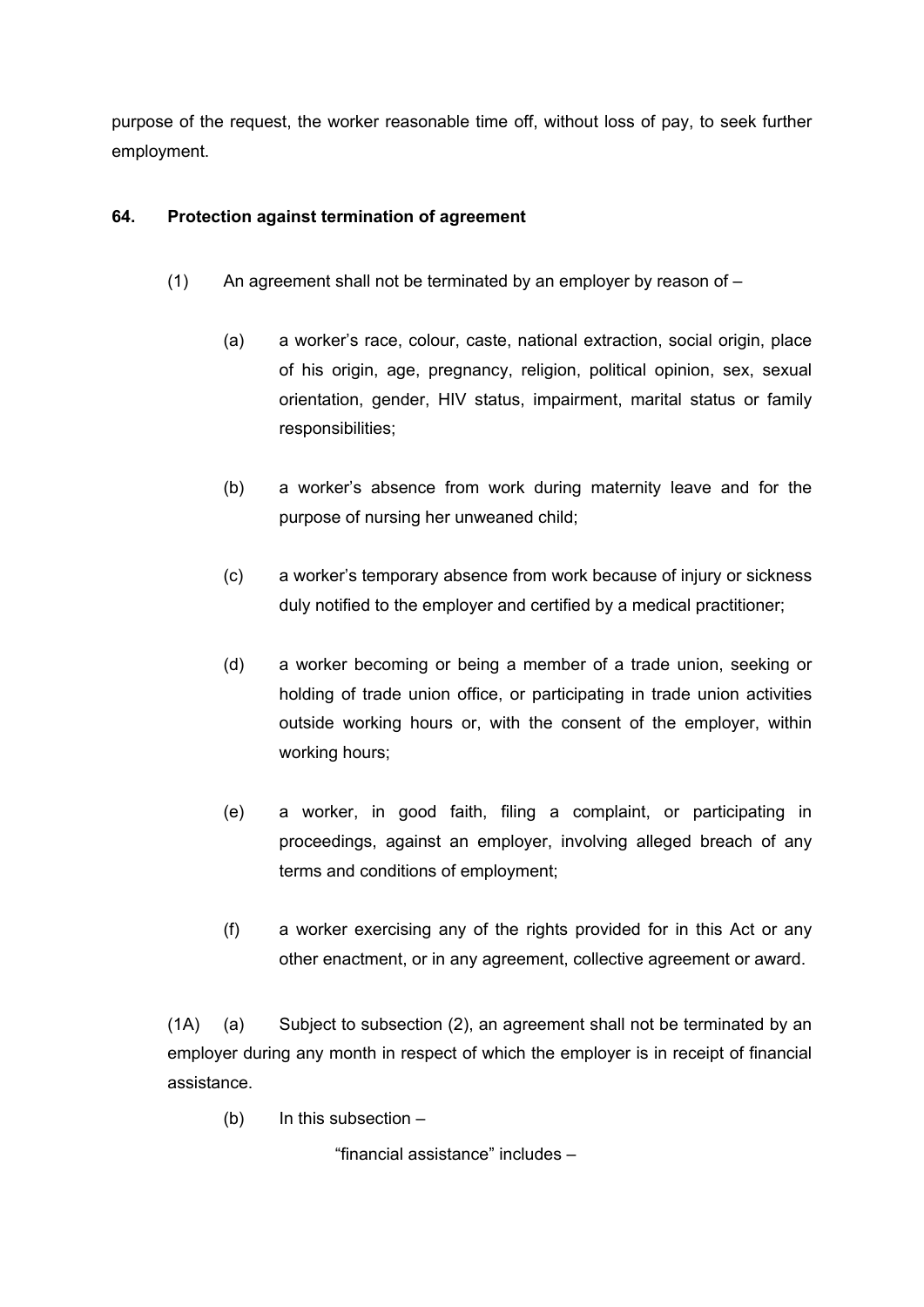purpose of the request, the worker reasonable time off, without loss of pay, to seek further employment.

**64. Protection against termination of agreement**

(1) An agreement shall not be terminated by an employer by reason of –

(a) a worker's race, colour, caste, national extraction, social origin, place of his origin, age, pregnancy, religion, political opinion, sex, sexual orientation, gender, HIV status, impairment, marital status or family responsibilities;

(b) a worker's absence from work during maternity leave and for the purpose of nursing her unweaned child;

(c) a worker's temporary absence from work because of injury or sickness duly notified to the employer and certified by a medical practitioner;

(d) a worker becoming or being a member of a trade union, seeking or holding of trade union office, or participating in trade union activities outside working hours or, with the consent of the employer, within working hours;

(e) a worker, in good faith, filing a complaint, or participating in proceedings, against an employer, involving alleged breach of any terms and conditions of employment;

(f) a worker exercising any of the rights provided for in this Act or any other enactment, or in any agreement, collective agreement or award.

(1A) (a) Subject to subsection (2), an agreement shall not be terminated by an employer during any month in respect of which the employer is in receipt of financial assistance.

(b) In this subsection –

"financial assistance" includes –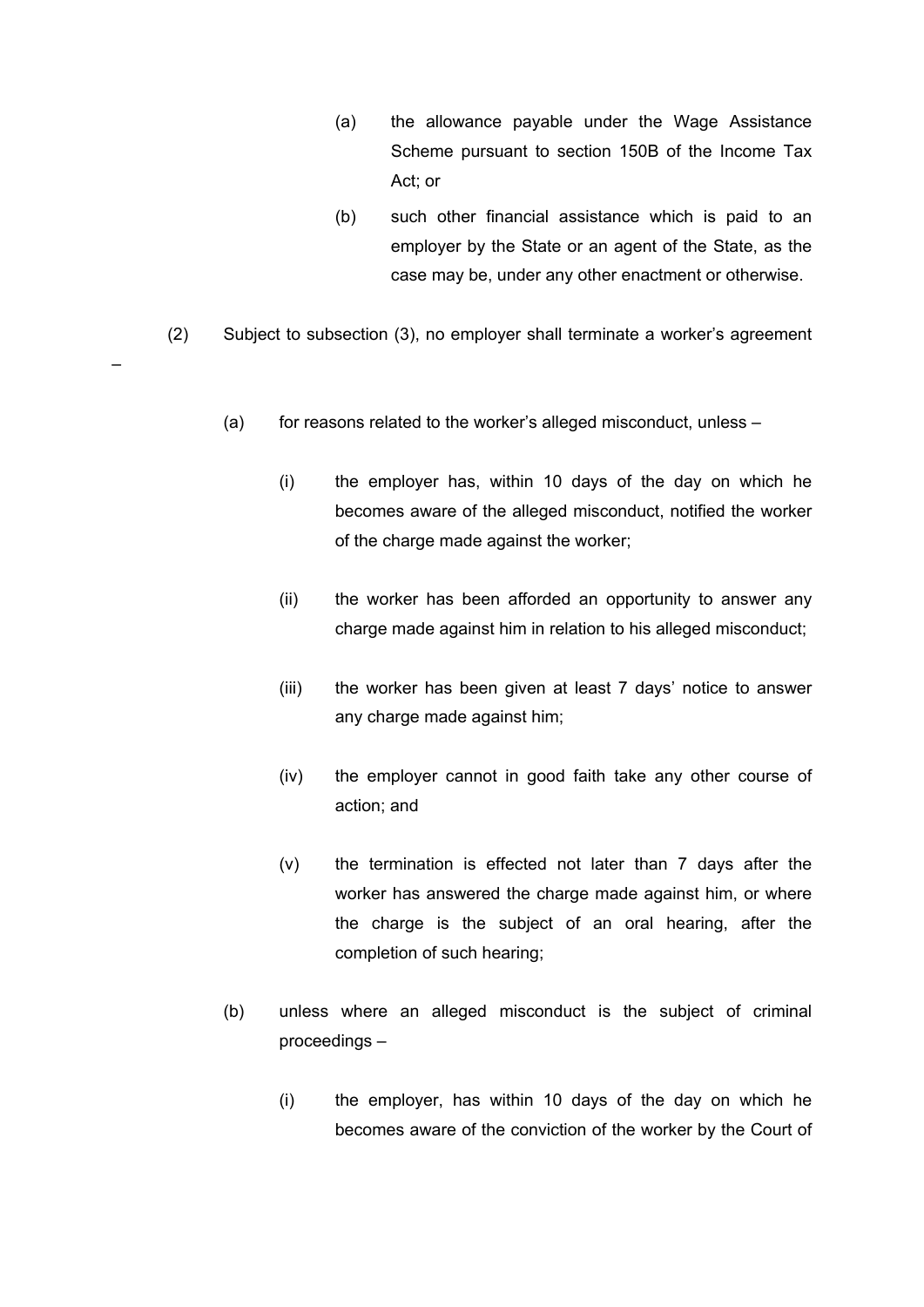(a) the allowance payable under the Wage Assistance Scheme pursuant to section 150B of the Income Tax Act; or

(b) such other financial assistance which is paid to an employer by the State or an agent of the State, as the case may be, under any other enactment or otherwise.

(2) Subject to subsection (3), no employer shall terminate a worker's agreement –

(a) for reasons related to the worker's alleged misconduct, unless –

(i) the employer has, within 10 days of the day on which he becomes aware of the alleged misconduct, notified the worker of the charge made against the worker;

(ii) the worker has been afforded an opportunity to answer any charge made against him in relation to his alleged misconduct;

(iii) the worker has been given at least 7 days' notice to answer any charge made against him;

(iv) the employer cannot in good faith take any other course of action; and

(v) the termination is effected not later than 7 days after the worker has answered the charge made against him, or where the charge is the subject of an oral hearing, after the completion of such hearing;

(b) unless where an alleged misconduct is the subject of criminal proceedings –

(i) the employer, has within 10 days of the day on which he becomes aware of the conviction of the worker by the Court of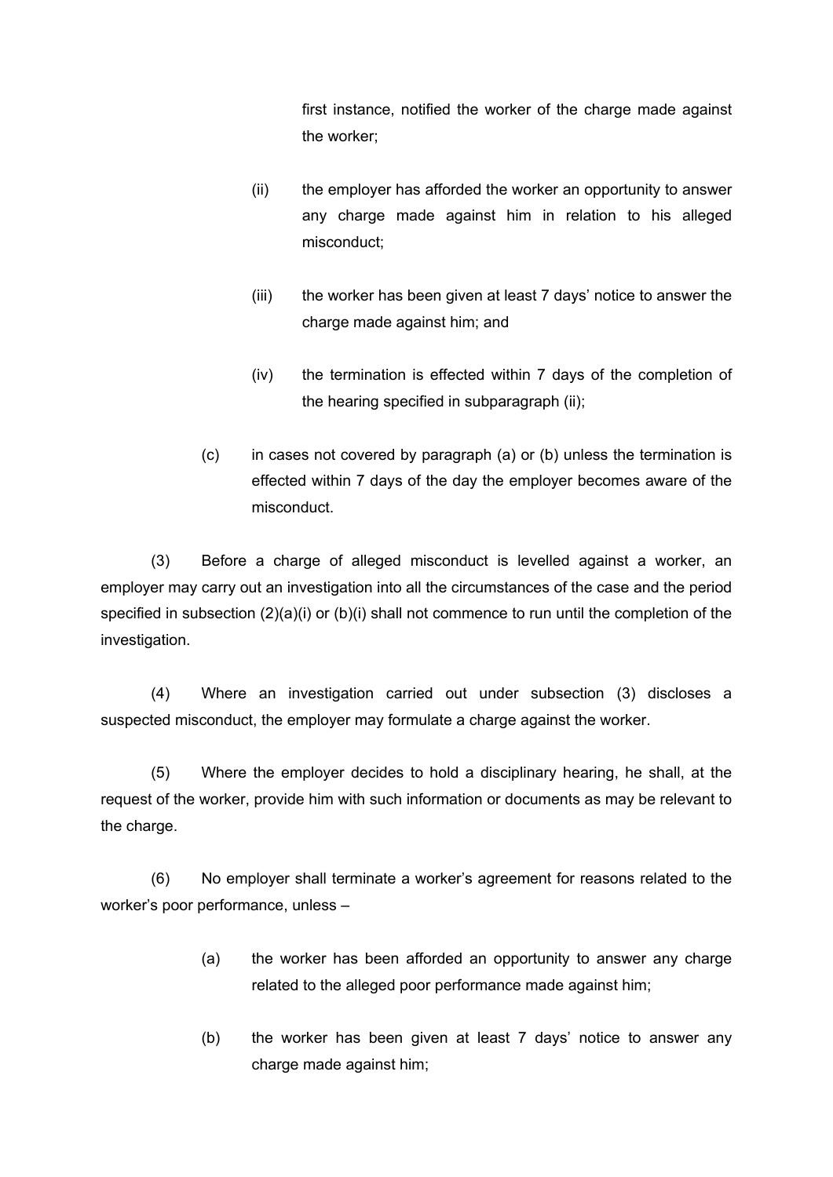first instance, notified the worker of the charge made against the worker;

(ii) the employer has afforded the worker an opportunity to answer any charge made against him in relation to his alleged misconduct;

(iii) the worker has been given at least 7 days' notice to answer the charge made against him; and

(iv) the termination is effected within 7 days of the completion of the hearing specified in subparagraph (ii);

(c) in cases not covered by paragraph (a) or (b) unless the termination is effected within 7 days of the day the employer becomes aware of the misconduct.

(3) Before a charge of alleged misconduct is levelled against a worker, an employer may carry out an investigation into all the circumstances of the case and the period specified in subsection (2)(a)(i) or (b)(i) shall not commence to run until the completion of the investigation.

(4) Where an investigation carried out under subsection (3) discloses a suspected misconduct, the employer may formulate a charge against the worker.

(5) Where the employer decides to hold a disciplinary hearing, he shall, at the request of the worker, provide him with such information or documents as may be relevant to the charge.

(6) No employer shall terminate a worker's agreement for reasons related to the worker's poor performance, unless –

(a) the worker has been afforded an opportunity to answer any charge related to the alleged poor performance made against him;

(b) the worker has been given at least 7 days' notice to answer any charge made against him;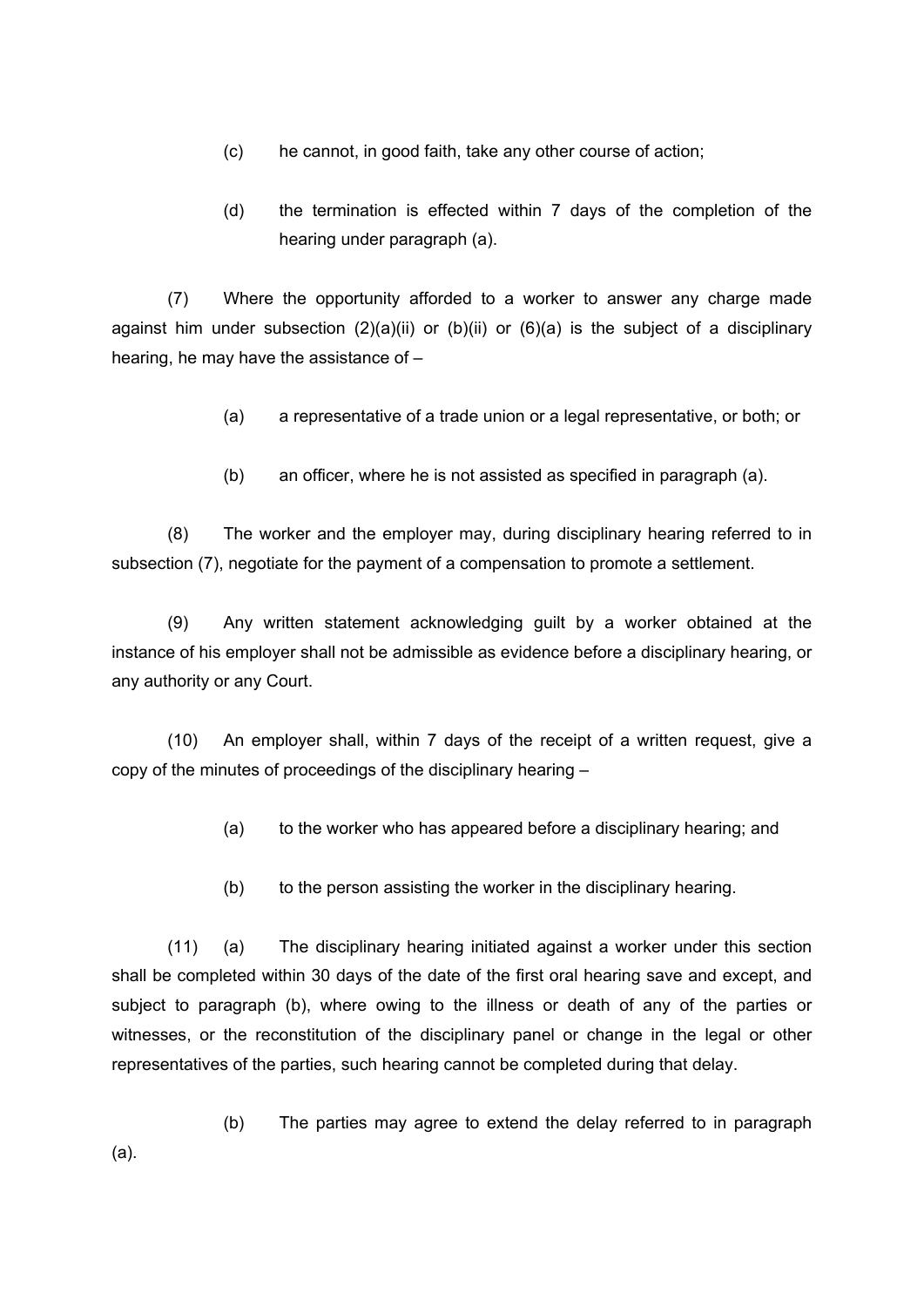(c) he cannot, in good faith, take any other course of action;

(d) the termination is effected within 7 days of the completion of the hearing under paragraph (a).

(7) Where the opportunity afforded to a worker to answer any charge made against him under subsection (2)(a)(ii) or (b)(ii) or (6)(a) is the subject of a disciplinary hearing, he may have the assistance of –

(a) a representative of a trade union or a legal representative, or both; or

(b) an officer, where he is not assisted as specified in paragraph (a).

(8) The worker and the employer may, during disciplinary hearing referred to in subsection (7), negotiate for the payment of a compensation to promote a settlement.

(9) Any written statement acknowledging guilt by a worker obtained at the instance of his employer shall not be admissible as evidence before a disciplinary hearing, or any authority or any Court.

(10) An employer shall, within 7 days of the receipt of a written request, give a copy of the minutes of proceedings of the disciplinary hearing –

(a) to the worker who has appeared before a disciplinary hearing; and

(b) to the person assisting the worker in the disciplinary hearing.

(11) (a) The disciplinary hearing initiated against a worker under this section shall be completed within 30 days of the date of the first oral hearing save and except, and subject to paragraph (b), where owing to the illness or death of any of the parties or witnesses, or the reconstitution of the disciplinary panel or change in the legal or other representatives of the parties, such hearing cannot be completed during that delay.

(b) The parties may agree to extend the delay referred to in paragraph (a).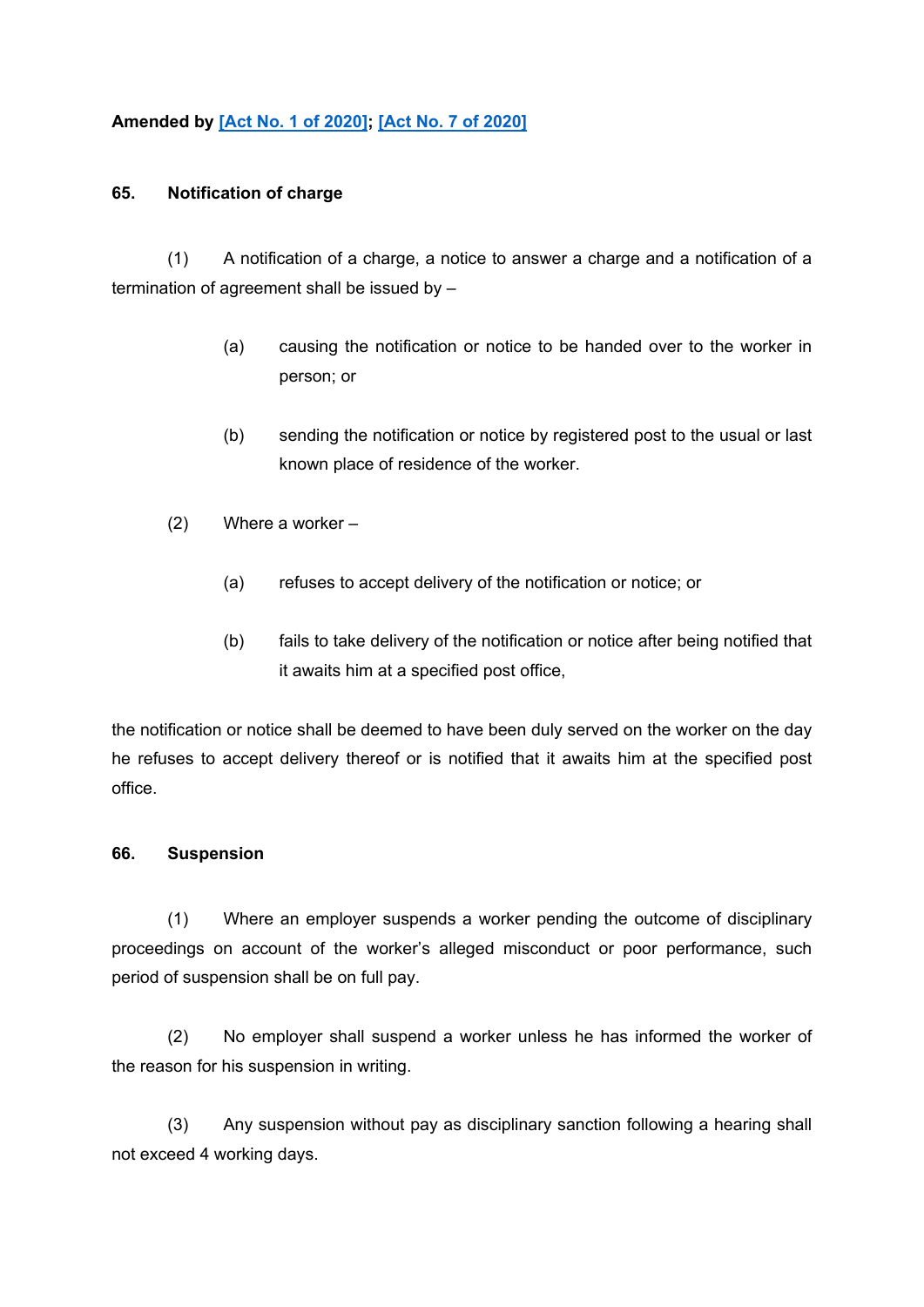**Amended by [Act No. 1 of 2020]; [Act No. 7 of 2020]**

**65. Notification of charge**

(1) A notification of a charge, a notice to answer a charge and a notification of a termination of agreement shall be issued by –

(a) causing the notification or notice to be handed over to the worker in person; or

(b) sending the notification or notice by registered post to the usual or last known place of residence of the worker.

(2) Where a worker –

(a) refuses to accept delivery of the notification or notice; or

(b) fails to take delivery of the notification or notice after being notified that it awaits him at a specified post office,

the notification or notice shall be deemed to have been duly served on the worker on the day he refuses to accept delivery thereof or is notified that it awaits him at the specified post office.

**66. Suspension**

(1) Where an employer suspends a worker pending the outcome of disciplinary proceedings on account of the worker's alleged misconduct or poor performance, such period of suspension shall be on full pay.

(2) No employer shall suspend a worker unless he has informed the worker of the reason for his suspension in writing.

(3) Any suspension without pay as disciplinary sanction following a hearing shall not exceed 4 working days.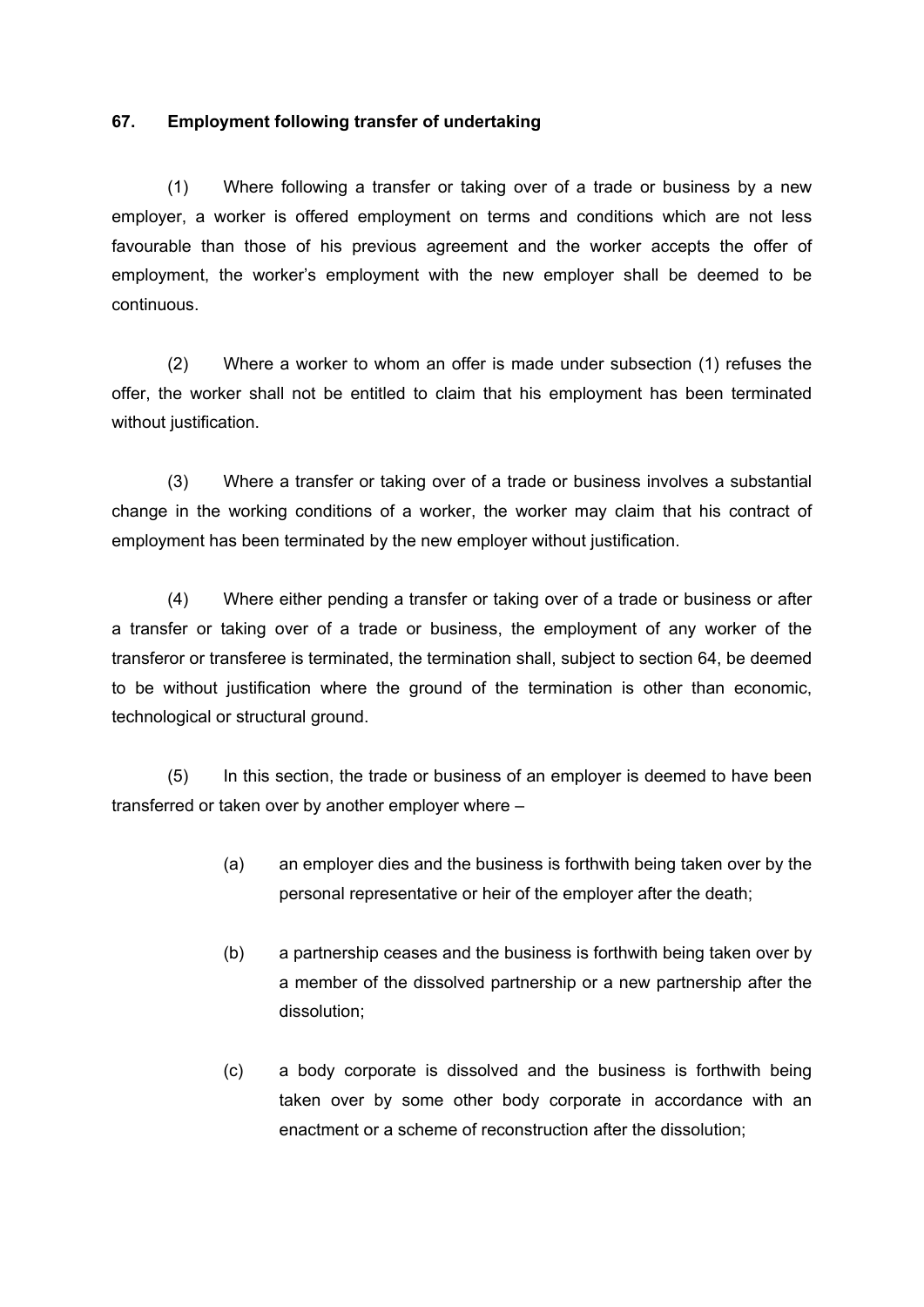## 67. Employment following transfer of undertaking

(1) Where following a transfer or taking over of a trade or business by a new employer, a worker is offered employment on terms and conditions which are not less favourable than those of his previous agreement and the worker accepts the offer of employment, the worker's employment with the new employer shall be deemed to be continuous.

(2) Where a worker to whom an offer is made under subsection (1) refuses the offer, the worker shall not be entitled to claim that his employment has been terminated without justification.

(3) Where a transfer or taking over of a trade or business involves a substantial change in the working conditions of a worker, the worker may claim that his contract of employment has been terminated by the new employer without justification.

(4) Where either pending a transfer or taking over of a trade or business or after a transfer or taking over of a trade or business, the employment of any worker of the transferor or transferee is terminated, the termination shall, subject to section 64, be deemed to be without justification where the ground of the termination is other than economic, technological or structural ground.

(5) In this section, the trade or business of an employer is deemed to have been transferred or taken over by another employer where –

(a) an employer dies and the business is forthwith being taken over by the personal representative or heir of the employer after the death;

(b) a partnership ceases and the business is forthwith being taken over by a member of the dissolved partnership or a new partnership after the dissolution;

(c) a body corporate is dissolved and the business is forthwith being taken over by some other body corporate in accordance with an enactment or a scheme of reconstruction after the dissolution;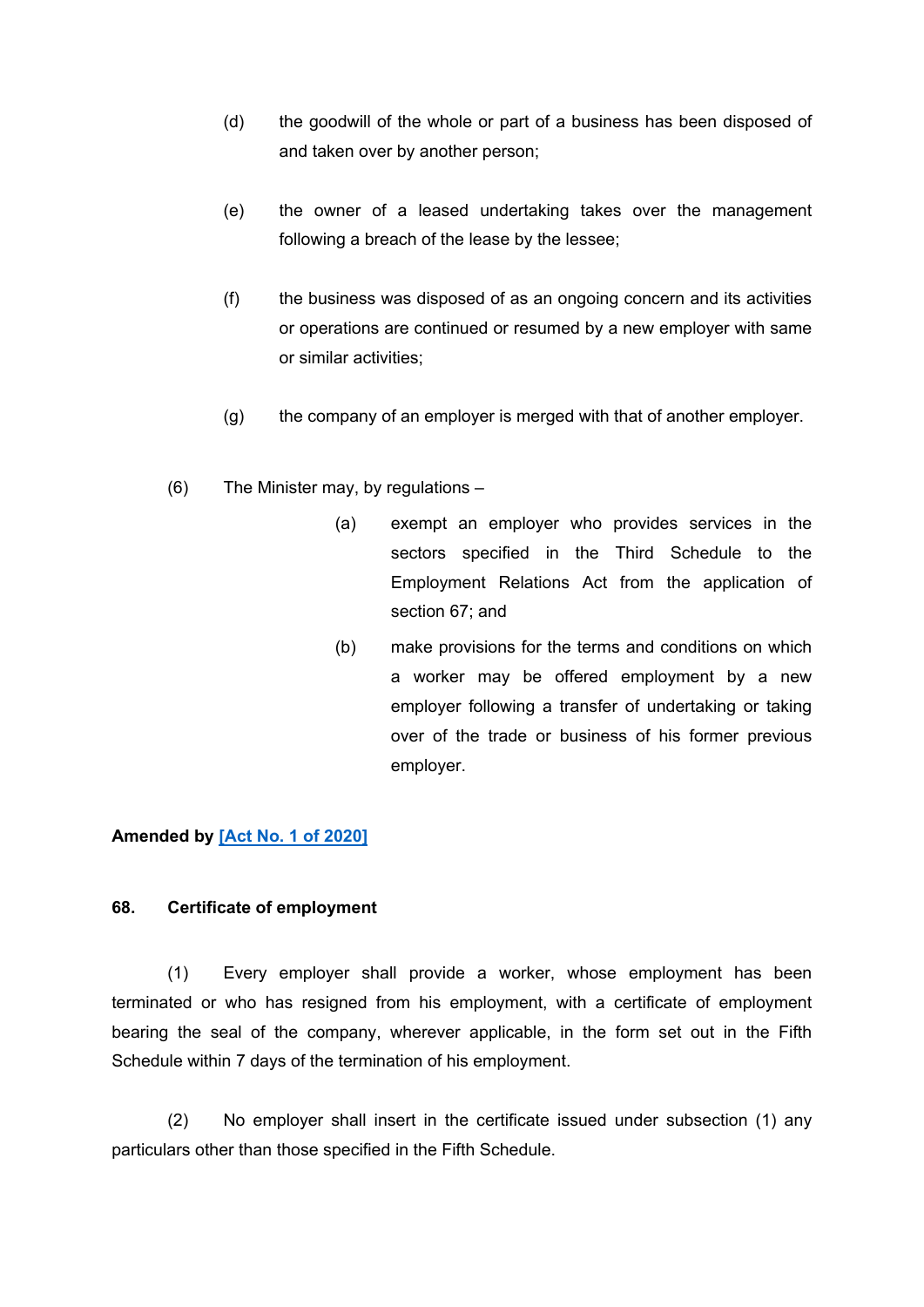(d) the goodwill of the whole or part of a business has been disposed of and taken over by another person;

(e) the owner of a leased undertaking takes over the management following a breach of the lease by the lessee;

(f) the business was disposed of as an ongoing concern and its activities or operations are continued or resumed by a new employer with same or similar activities;

(g) the company of an employer is merged with that of another employer.

(6) The Minister may, by regulations –

(a) exempt an employer who provides services in the sectors specified in the Third Schedule to the Employment Relations Act from the application of section 67; and

(b) make provisions for the terms and conditions on which a worker may be offered employment by a new employer following a transfer of undertaking or taking over of the trade or business of his former previous employer.

**Amended by [Act No. 1 of 2020]**

### 68. Certificate of employment

(1) Every employer shall provide a worker, whose employment has been terminated or who has resigned from his employment, with a certificate of employment bearing the seal of the company, wherever applicable, in the form set out in the Fifth Schedule within 7 days of the termination of his employment.

(2) No employer shall insert in the certificate issued under subsection (1) any particulars other than those specified in the Fifth Schedule.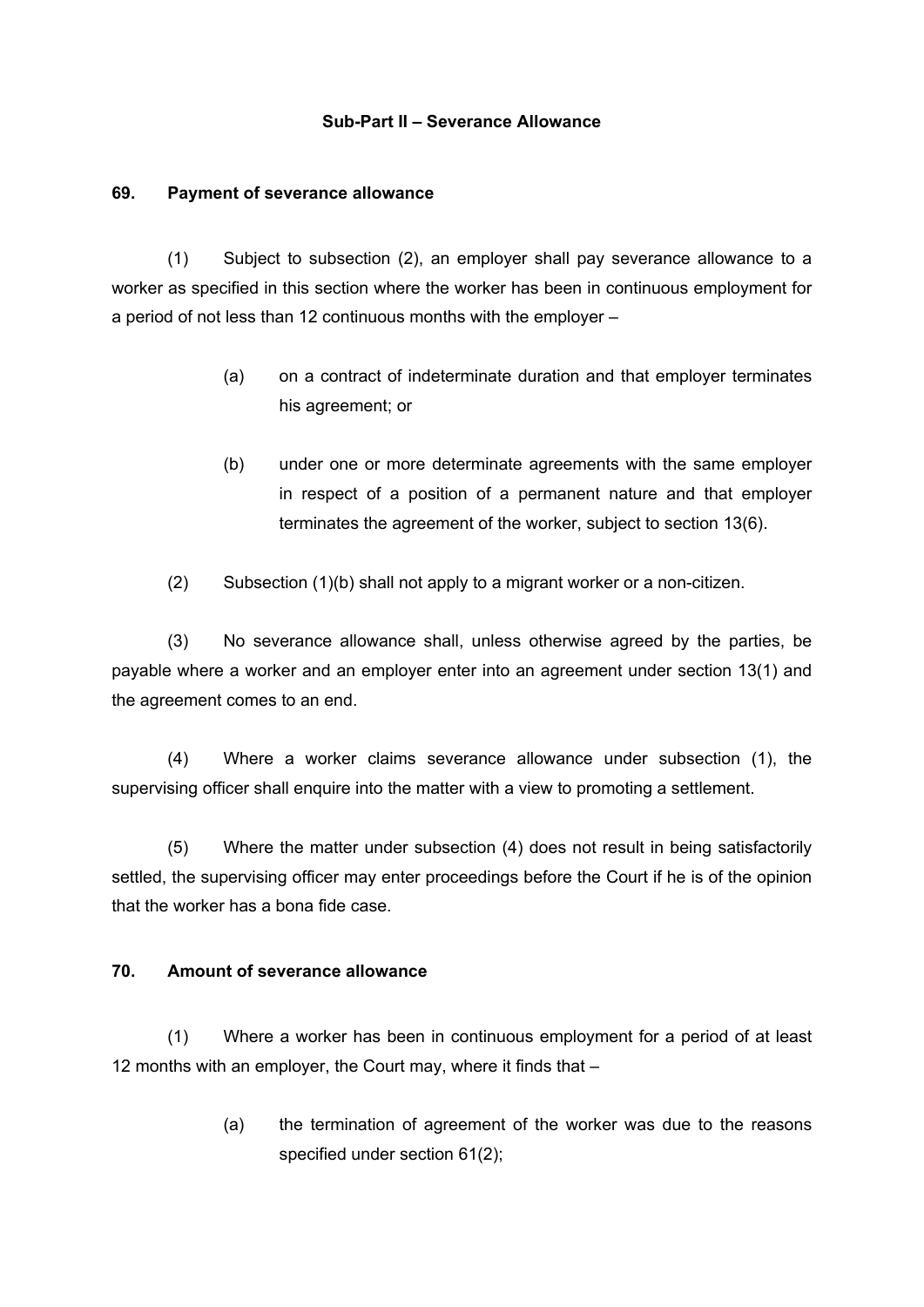### Sub-Part II – Severance Allowance

**69. Payment of severance allowance**

(1) Subject to subsection (2), an employer shall pay severance allowance to a worker as specified in this section where the worker has been in continuous employment for a period of not less than 12 continuous months with the employer –

> (a) on a contract of indeterminate duration and that employer terminates his agreement; or
>
> (b) under one or more determinate agreements with the same employer in respect of a position of a permanent nature and that employer terminates the agreement of the worker, subject to section 13(6).

(2) Subsection (1)(b) shall not apply to a migrant worker or a non-citizen.

(3) No severance allowance shall, unless otherwise agreed by the parties, be payable where a worker and an employer enter into an agreement under section 13(1) and the agreement comes to an end.

(4) Where a worker claims severance allowance under subsection (1), the supervising officer shall enquire into the matter with a view to promoting a settlement.

(5) Where the matter under subsection (4) does not result in being satisfactorily settled, the supervising officer may enter proceedings before the Court if he is of the opinion that the worker has a bona fide case.

**70. Amount of severance allowance**

(1) Where a worker has been in continuous employment for a period of at least 12 months with an employer, the Court may, where it finds that –

> (a) the termination of agreement of the worker was due to the reasons specified under section 61(2);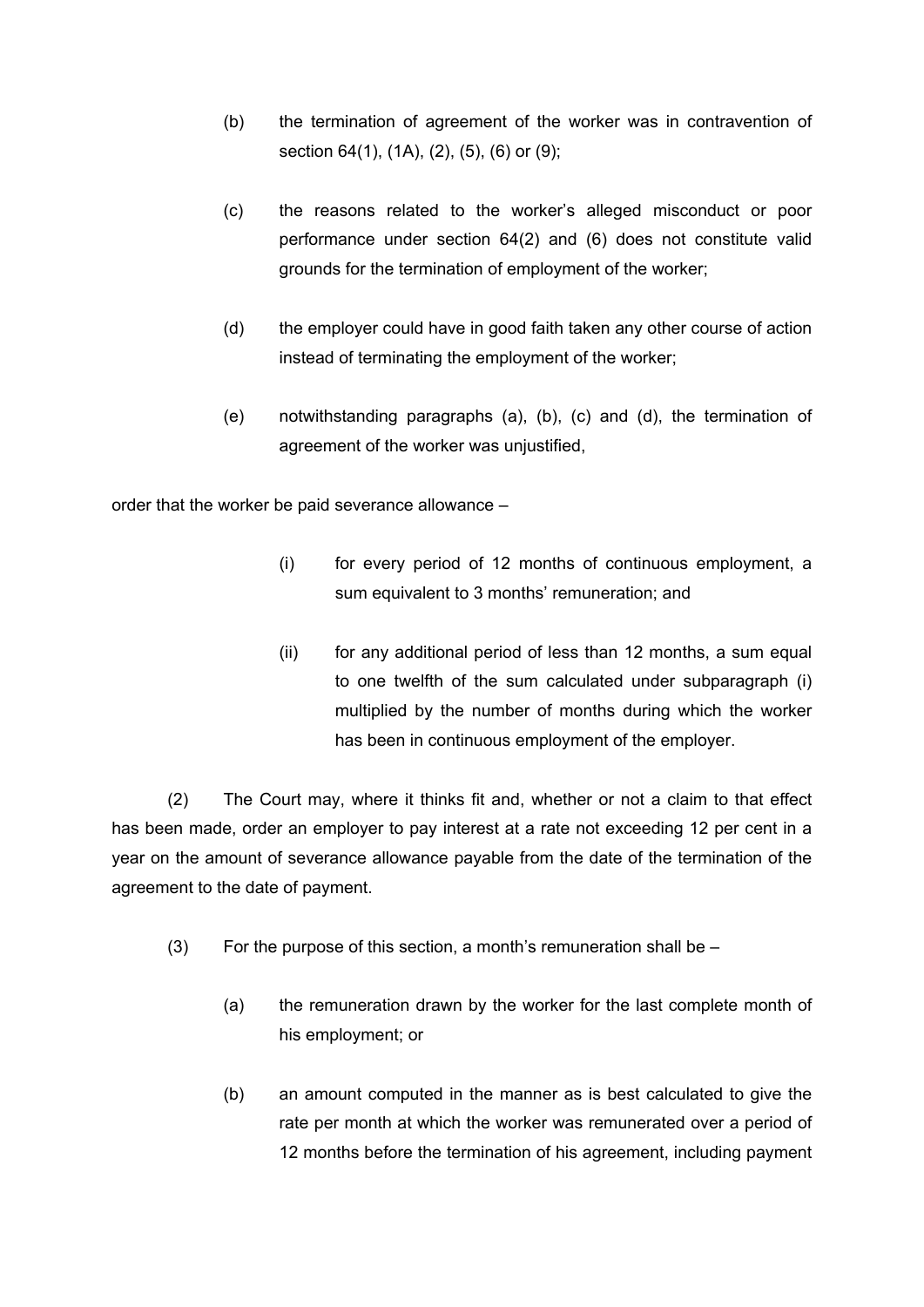(b) the termination of agreement of the worker was in contravention of section 64(1), (1A), (2), (5), (6) or (9);

(c) the reasons related to the worker's alleged misconduct or poor performance under section 64(2) and (6) does not constitute valid grounds for the termination of employment of the worker;

(d) the employer could have in good faith taken any other course of action instead of terminating the employment of the worker;

(e) notwithstanding paragraphs (a), (b), (c) and (d), the termination of agreement of the worker was unjustified,

order that the worker be paid severance allowance –

(i) for every period of 12 months of continuous employment, a sum equivalent to 3 months' remuneration; and

(ii) for any additional period of less than 12 months, a sum equal to one twelfth of the sum calculated under subparagraph (i) multiplied by the number of months during which the worker has been in continuous employment of the employer.

(2) The Court may, where it thinks fit and, whether or not a claim to that effect has been made, order an employer to pay interest at a rate not exceeding 12 per cent in a year on the amount of severance allowance payable from the date of the termination of the agreement to the date of payment.

(3) For the purpose of this section, a month's remuneration shall be –

(a) the remuneration drawn by the worker for the last complete month of his employment; or

(b) an amount computed in the manner as is best calculated to give the rate per month at which the worker was remunerated over a period of 12 months before the termination of his agreement, including payment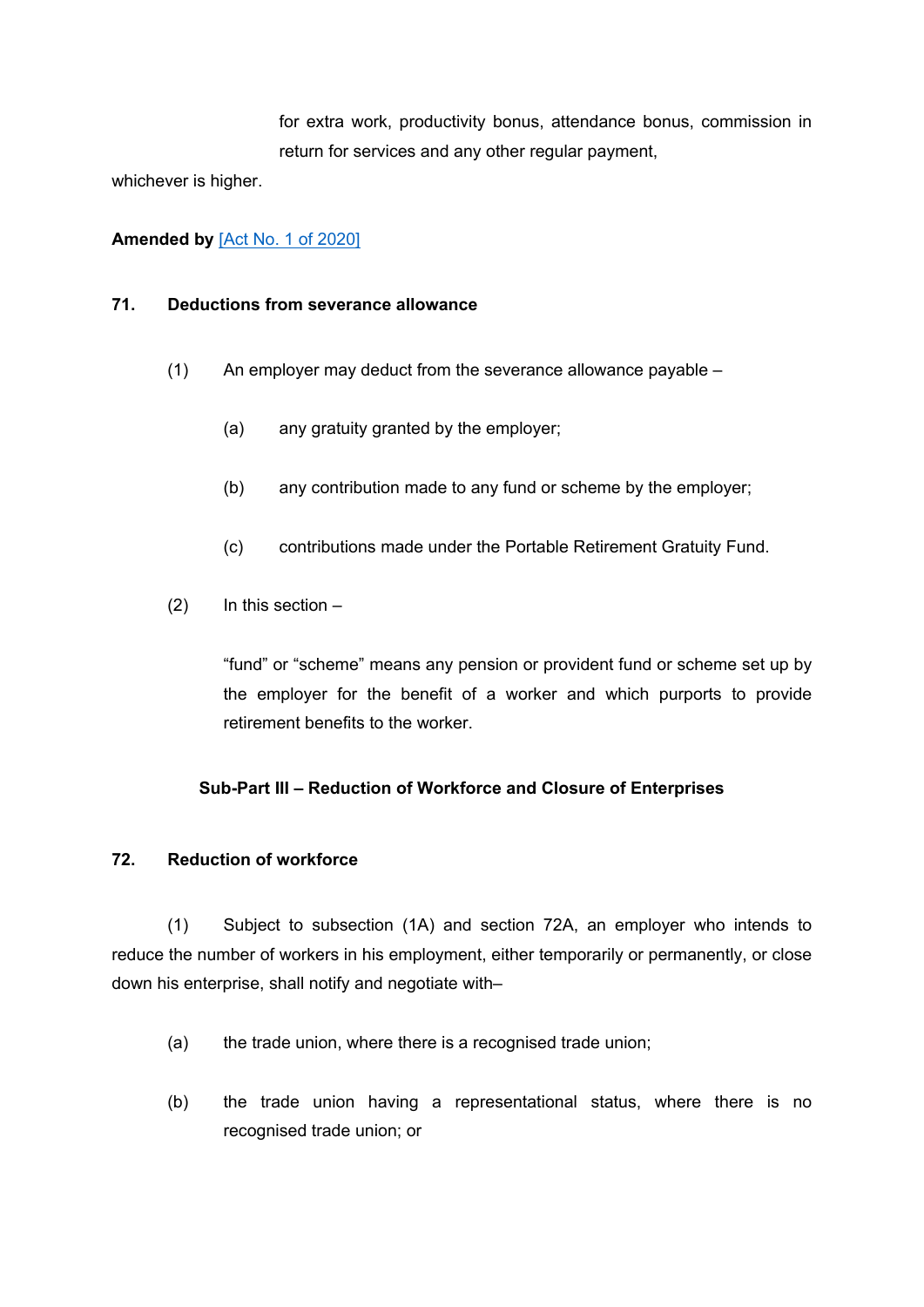for extra work, productivity bonus, attendance bonus, commission in return for services and any other regular payment,

whichever is higher.

**Amended by** [Act No. 1 of 2020]

### 71. Deductions from severance allowance

(1) An employer may deduct from the severance allowance payable –

(a) any gratuity granted by the employer;

(b) any contribution made to any fund or scheme by the employer;

(c) contributions made under the Portable Retirement Gratuity Fund.

(2) In this section –

"fund" or "scheme" means any pension or provident fund or scheme set up by the employer for the benefit of a worker and which purports to provide retirement benefits to the worker.

## Sub-Part III – Reduction of Workforce and Closure of Enterprises

### 72. Reduction of workforce

(1) Subject to subsection (1A) and section 72A, an employer who intends to reduce the number of workers in his employment, either temporarily or permanently, or close down his enterprise, shall notify and negotiate with–

(a) the trade union, where there is a recognised trade union;

(b) the trade union having a representational status, where there is no recognised trade union; or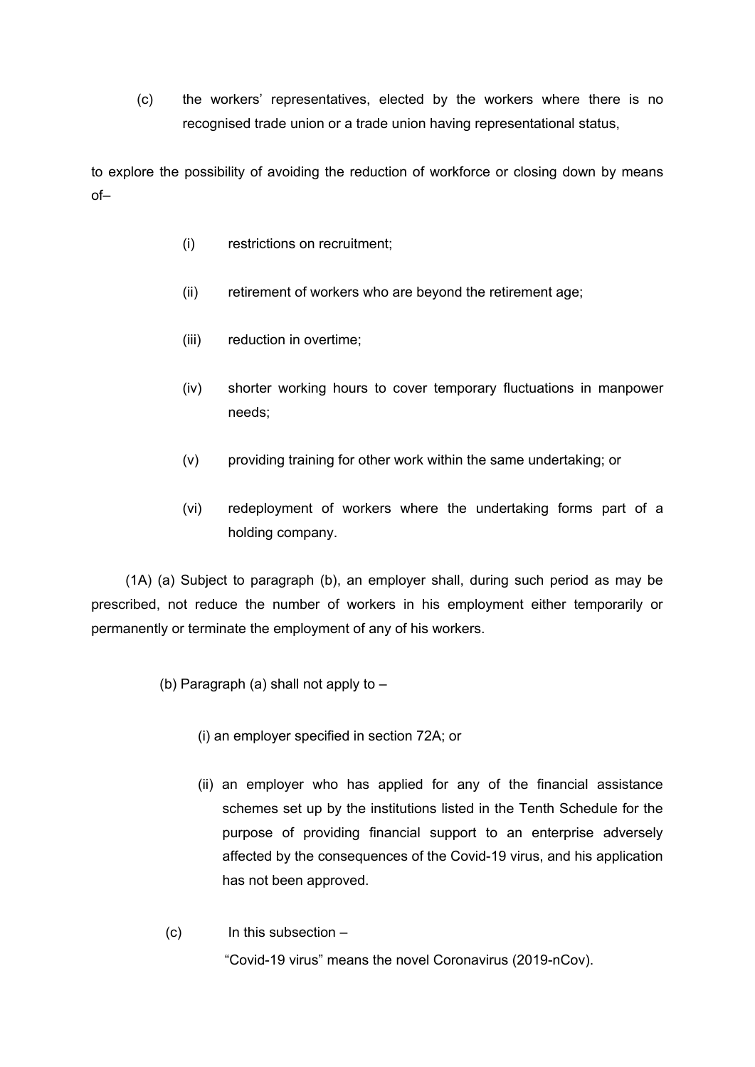(c) the workers' representatives, elected by the workers where there is no recognised trade union or a trade union having representational status,

to explore the possibility of avoiding the reduction of workforce or closing down by means of–

(i) restrictions on recruitment;

(ii) retirement of workers who are beyond the retirement age;

(iii) reduction in overtime;

(iv) shorter working hours to cover temporary fluctuations in manpower needs;

(v) providing training for other work within the same undertaking; or

(vi) redeployment of workers where the undertaking forms part of a holding company.

(1A) (a) Subject to paragraph (b), an employer shall, during such period as may be prescribed, not reduce the number of workers in his employment either temporarily or permanently or terminate the employment of any of his workers.

(b) Paragraph (a) shall not apply to –

(i) an employer specified in section 72A; or

(ii) an employer who has applied for any of the financial assistance schemes set up by the institutions listed in the Tenth Schedule for the purpose of providing financial support to an enterprise adversely affected by the consequences of the Covid-19 virus, and his application has not been approved.

(c) In this subsection –

"Covid-19 virus" means the novel Coronavirus (2019-nCov).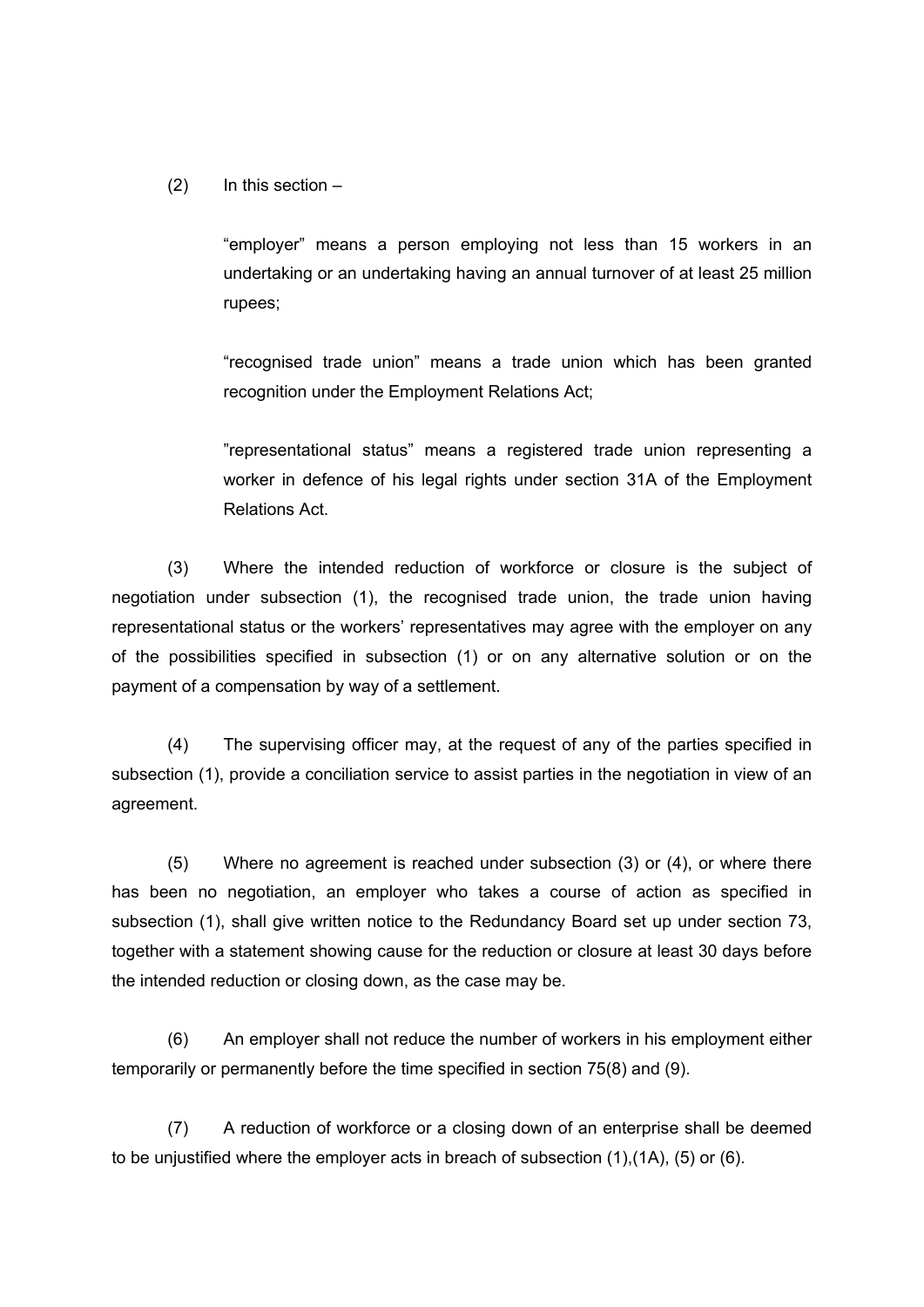(2) In this section –

> "employer" means a person employing not less than 15 workers in an undertaking or an undertaking having an annual turnover of at least 25 million rupees;
>
> "recognised trade union" means a trade union which has been granted recognition under the Employment Relations Act;
>
> "representational status" means a registered trade union representing a worker in defence of his legal rights under section 31A of the Employment Relations Act.

(3) Where the intended reduction of workforce or closure is the subject of negotiation under subsection (1), the recognised trade union, the trade union having representational status or the workers' representatives may agree with the employer on any of the possibilities specified in subsection (1) or on any alternative solution or on the payment of a compensation by way of a settlement.

(4) The supervising officer may, at the request of any of the parties specified in subsection (1), provide a conciliation service to assist parties in the negotiation in view of an agreement.

(5) Where no agreement is reached under subsection (3) or (4), or where there has been no negotiation, an employer who takes a course of action as specified in subsection (1), shall give written notice to the Redundancy Board set up under section 73, together with a statement showing cause for the reduction or closure at least 30 days before the intended reduction or closing down, as the case may be.

(6) An employer shall not reduce the number of workers in his employment either temporarily or permanently before the time specified in section 75(8) and (9).

(7) A reduction of workforce or a closing down of an enterprise shall be deemed to be unjustified where the employer acts in breach of subsection (1),(1A), (5) or (6).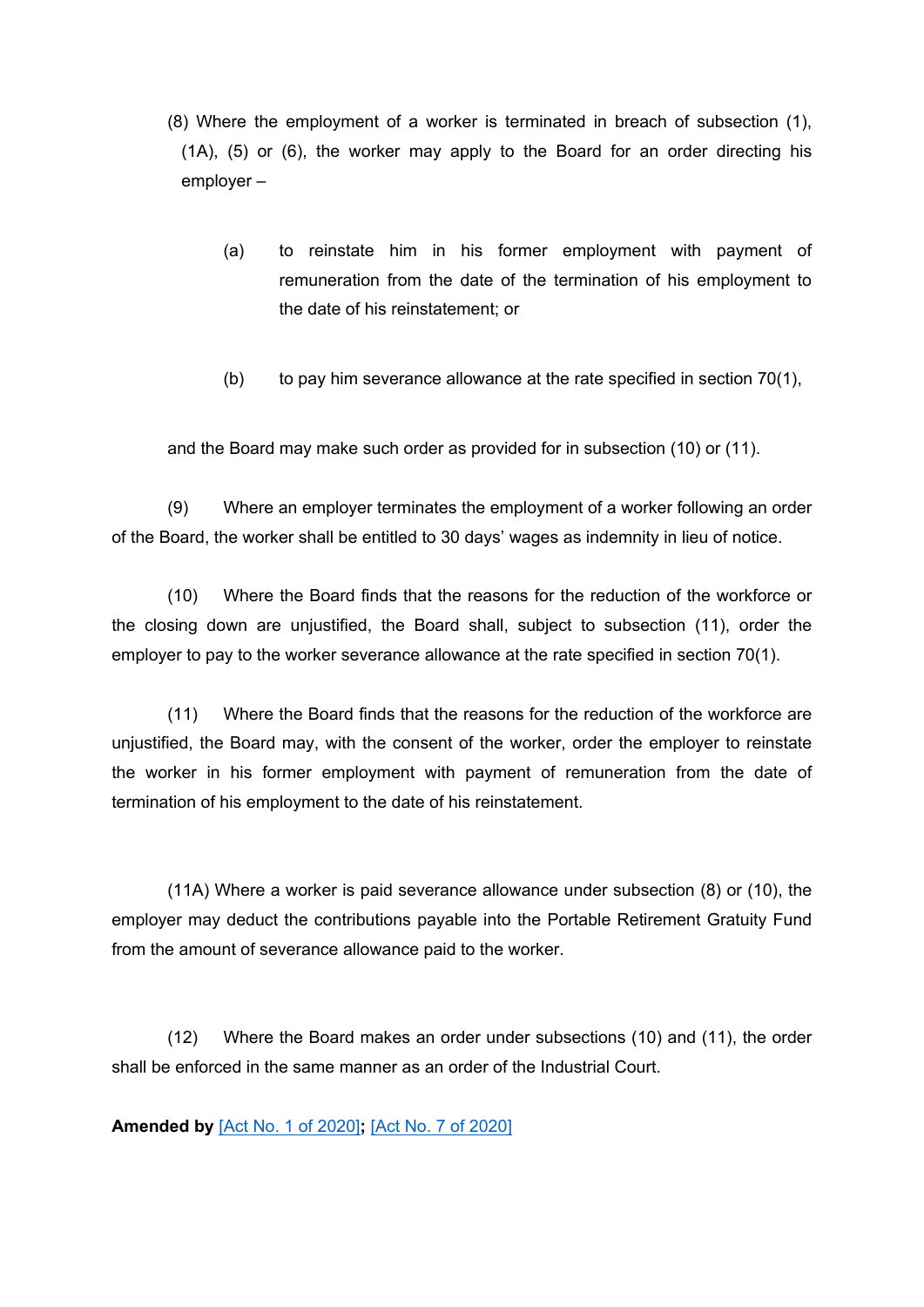(8) Where the employment of a worker is terminated in breach of subsection (1), (1A), (5) or (6), the worker may apply to the Board for an order directing his employer –

(a) to reinstate him in his former employment with payment of remuneration from the date of the termination of his employment to the date of his reinstatement; or

(b) to pay him severance allowance at the rate specified in section 70(1),

and the Board may make such order as provided for in subsection (10) or (11).

(9) Where an employer terminates the employment of a worker following an order of the Board, the worker shall be entitled to 30 days' wages as indemnity in lieu of notice.

(10) Where the Board finds that the reasons for the reduction of the workforce or the closing down are unjustified, the Board shall, subject to subsection (11), order the employer to pay to the worker severance allowance at the rate specified in section 70(1).

(11) Where the Board finds that the reasons for the reduction of the workforce are unjustified, the Board may, with the consent of the worker, order the employer to reinstate the worker in his former employment with payment of remuneration from the date of termination of his employment to the date of his reinstatement.

(11A) Where a worker is paid severance allowance under subsection (8) or (10), the employer may deduct the contributions payable into the Portable Retirement Gratuity Fund from the amount of severance allowance paid to the worker.

(12) Where the Board makes an order under subsections (10) and (11), the order shall be enforced in the same manner as an order of the Industrial Court.

**Amended by** [Act No. 1 of 2020]**;** [Act No. 7 of 2020]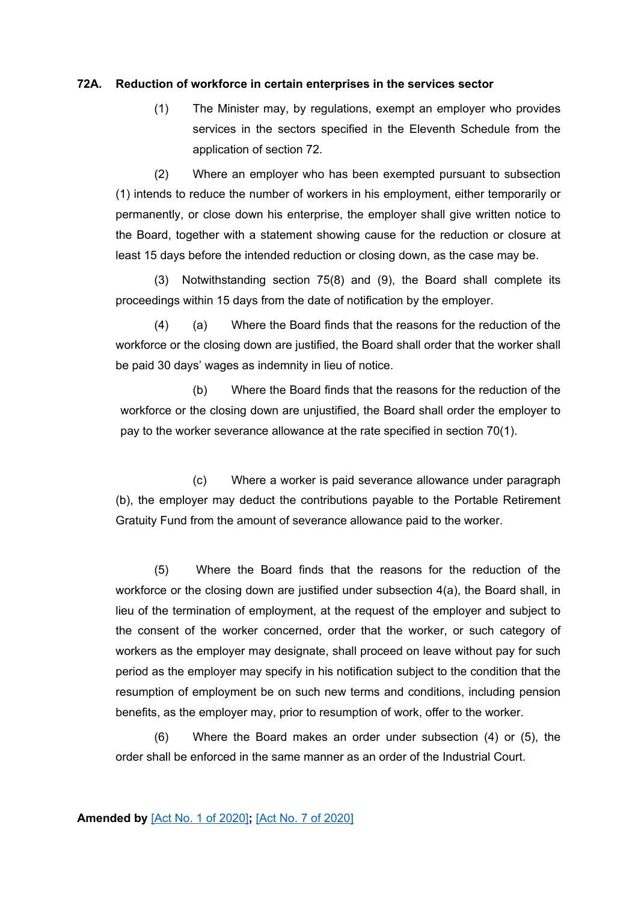**72A. Reduction of workforce in certain enterprises in the services sector**

(1) The Minister may, by regulations, exempt an employer who provides services in the sectors specified in the Eleventh Schedule from the application of section 72.

(2) Where an employer who has been exempted pursuant to subsection (1) intends to reduce the number of workers in his employment, either temporarily or permanently, or close down his enterprise, the employer shall give written notice to the Board, together with a statement showing cause for the reduction or closure at least 15 days before the intended reduction or closing down, as the case may be.

(3) Notwithstanding section 75(8) and (9), the Board shall complete its proceedings within 15 days from the date of notification by the employer.

(4) (a) Where the Board finds that the reasons for the reduction of the workforce or the closing down are justified, the Board shall order that the worker shall be paid 30 days' wages as indemnity in lieu of notice.

(b) Where the Board finds that the reasons for the reduction of the workforce or the closing down are unjustified, the Board shall order the employer to pay to the worker severance allowance at the rate specified in section 70(1).

(c) Where a worker is paid severance allowance under paragraph (b), the employer may deduct the contributions payable to the Portable Retirement Gratuity Fund from the amount of severance allowance paid to the worker.

(5) Where the Board finds that the reasons for the reduction of the workforce or the closing down are justified under subsection 4(a), the Board shall, in lieu of the termination of employment, at the request of the employer and subject to the consent of the worker concerned, order that the worker, or such category of workers as the employer may designate, shall proceed on leave without pay for such period as the employer may specify in his notification subject to the condition that the resumption of employment be on such new terms and conditions, including pension benefits, as the employer may, prior to resumption of work, offer to the worker.

(6) Where the Board makes an order under subsection (4) or (5), the order shall be enforced in the same manner as an order of the Industrial Court.

**Amended by** [Act No. 1 of 2020]**;** [Act No. 7 of 2020]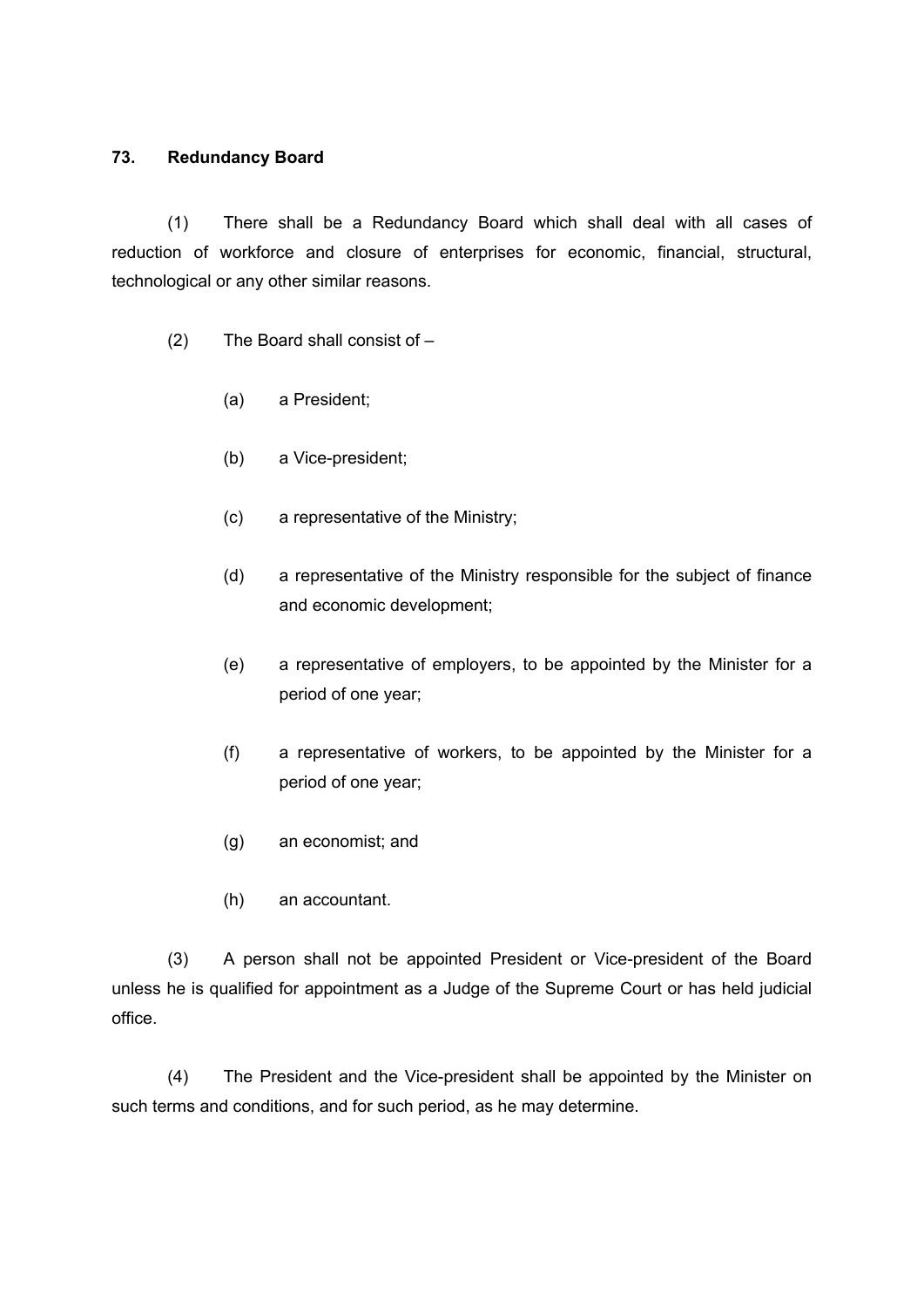**73. Redundancy Board**

(1) There shall be a Redundancy Board which shall deal with all cases of reduction of workforce and closure of enterprises for economic, financial, structural, technological or any other similar reasons.

(2) The Board shall consist of –

(a) a President;

(b) a Vice-president;

(c) a representative of the Ministry;

(d) a representative of the Ministry responsible for the subject of finance and economic development;

(e) a representative of employers, to be appointed by the Minister for a period of one year;

(f) a representative of workers, to be appointed by the Minister for a period of one year;

(g) an economist; and

(h) an accountant.

(3) A person shall not be appointed President or Vice-president of the Board unless he is qualified for appointment as a Judge of the Supreme Court or has held judicial office.

(4) The President and the Vice-president shall be appointed by the Minister on such terms and conditions, and for such period, as he may determine.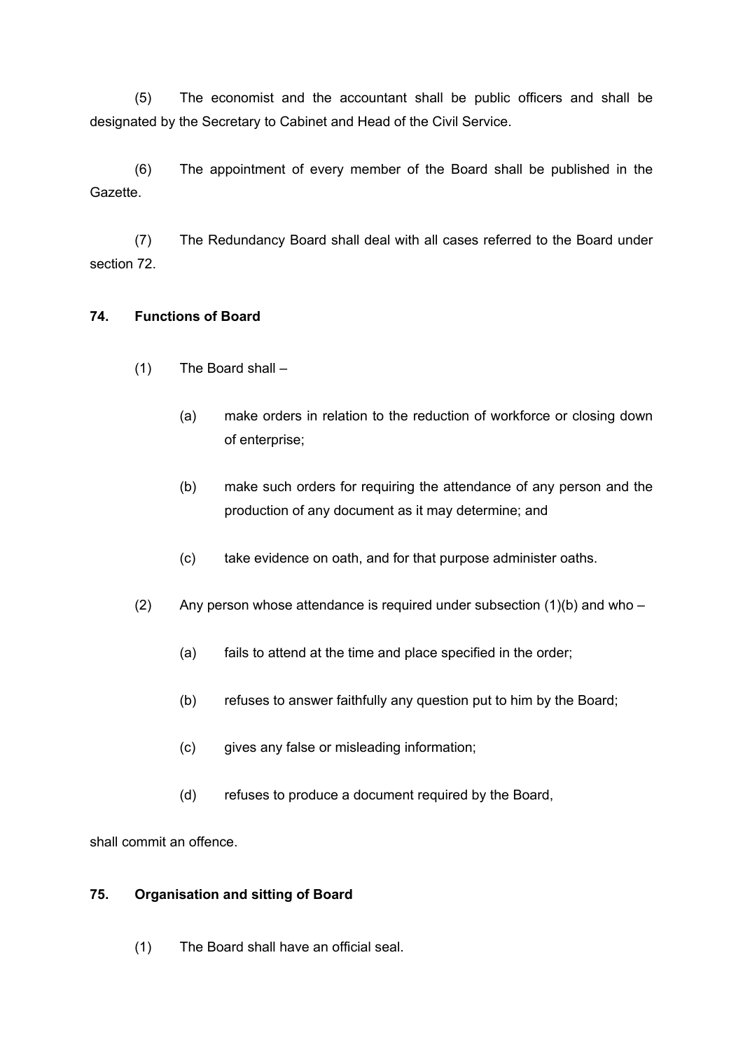(5) The economist and the accountant shall be public officers and shall be designated by the Secretary to Cabinet and Head of the Civil Service.

(6) The appointment of every member of the Board shall be published in the Gazette.

(7) The Redundancy Board shall deal with all cases referred to the Board under section 72.

**74. Functions of Board**

(1) The Board shall –

(a) make orders in relation to the reduction of workforce or closing down of enterprise;

(b) make such orders for requiring the attendance of any person and the production of any document as it may determine; and

(c) take evidence on oath, and for that purpose administer oaths.

(2) Any person whose attendance is required under subsection (1)(b) and who –

(a) fails to attend at the time and place specified in the order;

(b) refuses to answer faithfully any question put to him by the Board;

(c) gives any false or misleading information;

(d) refuses to produce a document required by the Board,

shall commit an offence.

**75. Organisation and sitting of Board**

(1) The Board shall have an official seal.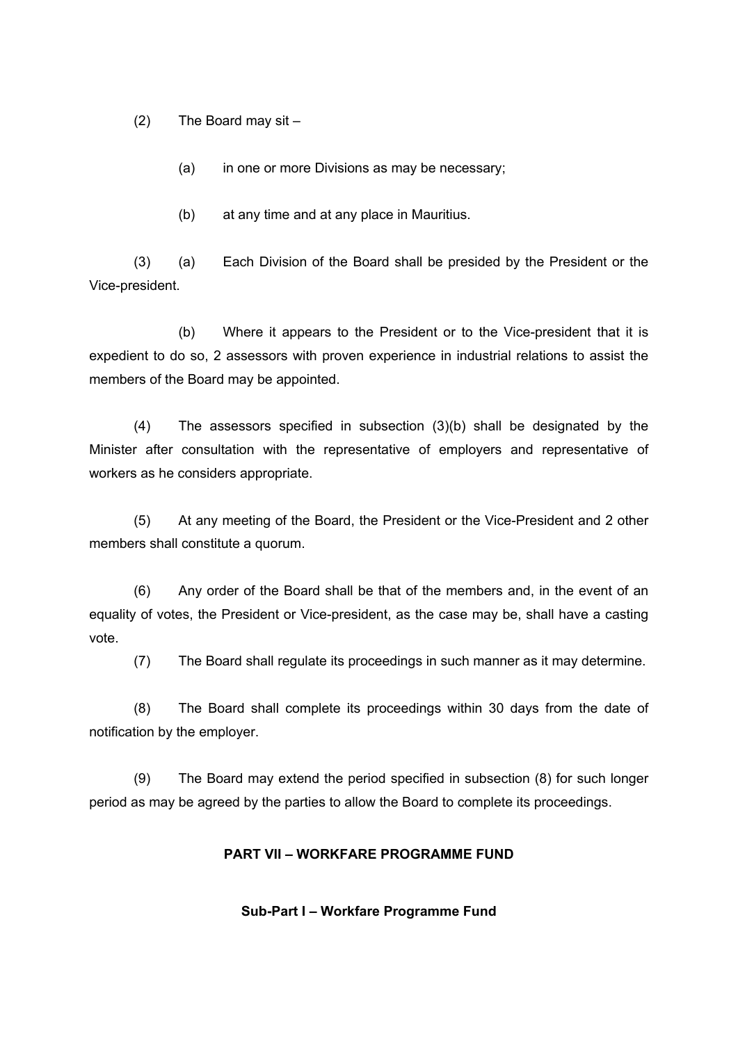(2) The Board may sit –

(a) in one or more Divisions as may be necessary;

(b) at any time and at any place in Mauritius.

(3) (a) Each Division of the Board shall be presided by the President or the Vice-president.

(b) Where it appears to the President or to the Vice-president that it is expedient to do so, 2 assessors with proven experience in industrial relations to assist the members of the Board may be appointed.

(4) The assessors specified in subsection (3)(b) shall be designated by the Minister after consultation with the representative of employers and representative of workers as he considers appropriate.

(5) At any meeting of the Board, the President or the Vice-President and 2 other members shall constitute a quorum.

(6) Any order of the Board shall be that of the members and, in the event of an equality of votes, the President or Vice-president, as the case may be, shall have a casting vote.

(7) The Board shall regulate its proceedings in such manner as it may determine.

(8) The Board shall complete its proceedings within 30 days from the date of notification by the employer.

(9) The Board may extend the period specified in subsection (8) for such longer period as may be agreed by the parties to allow the Board to complete its proceedings.

## PART VII – WORKFARE PROGRAMME FUND

### Sub-Part I – Workfare Programme Fund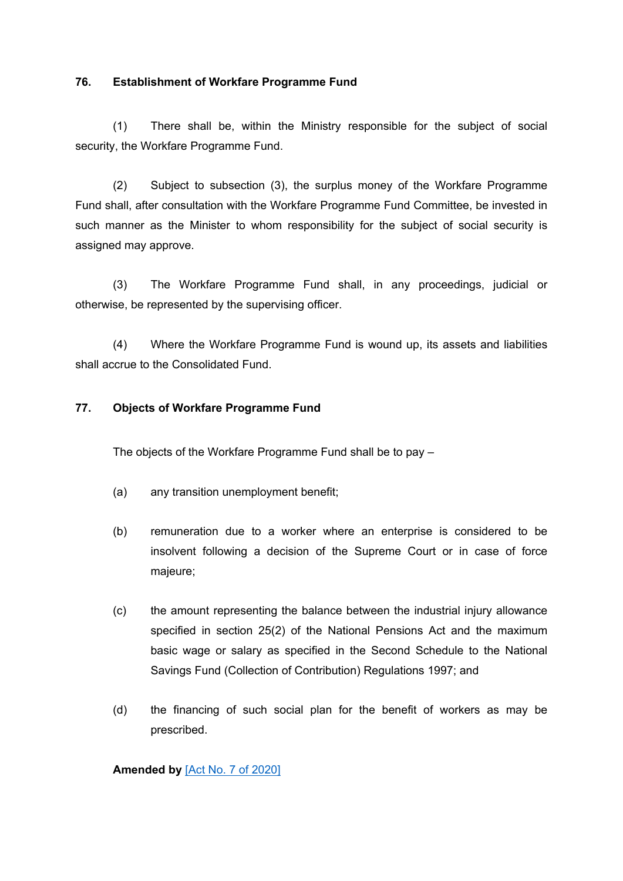**76. Establishment of Workfare Programme Fund**

(1) There shall be, within the Ministry responsible for the subject of social security, the Workfare Programme Fund.

(2) Subject to subsection (3), the surplus money of the Workfare Programme Fund shall, after consultation with the Workfare Programme Fund Committee, be invested in such manner as the Minister to whom responsibility for the subject of social security is assigned may approve.

(3) The Workfare Programme Fund shall, in any proceedings, judicial or otherwise, be represented by the supervising officer.

(4) Where the Workfare Programme Fund is wound up, its assets and liabilities shall accrue to the Consolidated Fund.

**77. Objects of Workfare Programme Fund**

The objects of the Workfare Programme Fund shall be to pay –

(a) any transition unemployment benefit;

(b) remuneration due to a worker where an enterprise is considered to be insolvent following a decision of the Supreme Court or in case of force majeure;

(c) the amount representing the balance between the industrial injury allowance specified in section 25(2) of the National Pensions Act and the maximum basic wage or salary as specified in the Second Schedule to the National Savings Fund (Collection of Contribution) Regulations 1997; and

(d) the financing of such social plan for the benefit of workers as may be prescribed.

**Amended by** [Act No. 7 of 2020]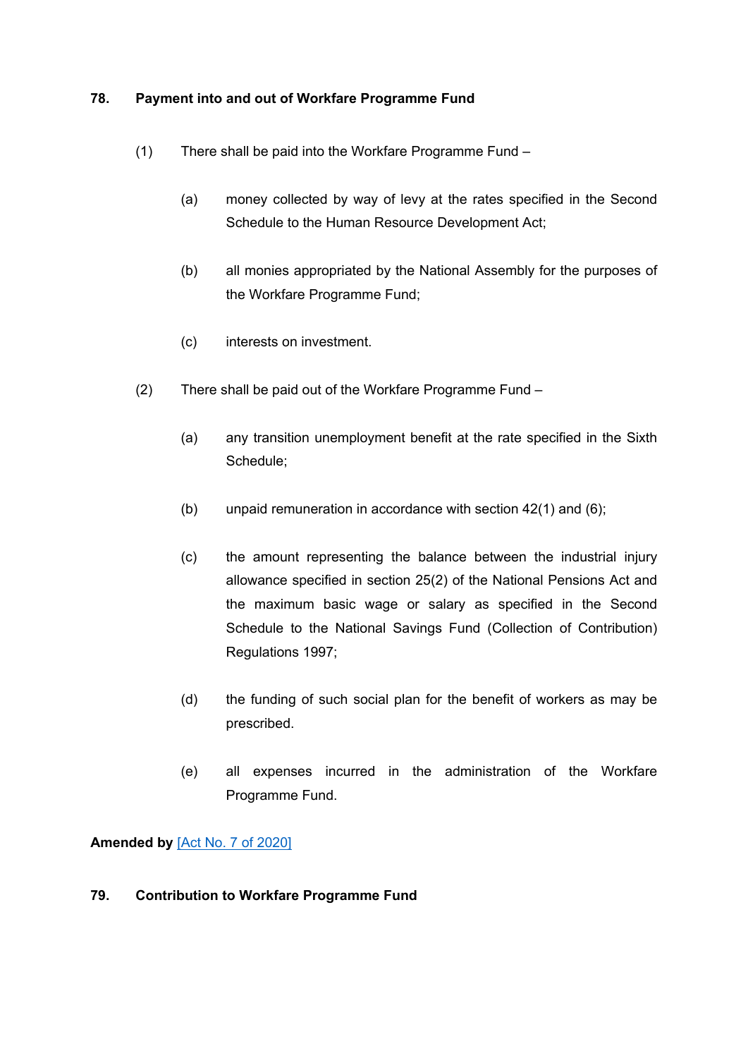### 78. Payment into and out of Workfare Programme Fund

(1) There shall be paid into the Workfare Programme Fund –

(a) money collected by way of levy at the rates specified in the Second Schedule to the Human Resource Development Act;

(b) all monies appropriated by the National Assembly for the purposes of the Workfare Programme Fund;

(c) interests on investment.

(2) There shall be paid out of the Workfare Programme Fund –

(a) any transition unemployment benefit at the rate specified in the Sixth Schedule;

(b) unpaid remuneration in accordance with section 42(1) and (6);

(c) the amount representing the balance between the industrial injury allowance specified in section 25(2) of the National Pensions Act and the maximum basic wage or salary as specified in the Second Schedule to the National Savings Fund (Collection of Contribution) Regulations 1997;

(d) the funding of such social plan for the benefit of workers as may be prescribed.

(e) all expenses incurred in the administration of the Workfare Programme Fund.

**Amended by** [Act No. 7 of 2020]

### 79. Contribution to Workfare Programme Fund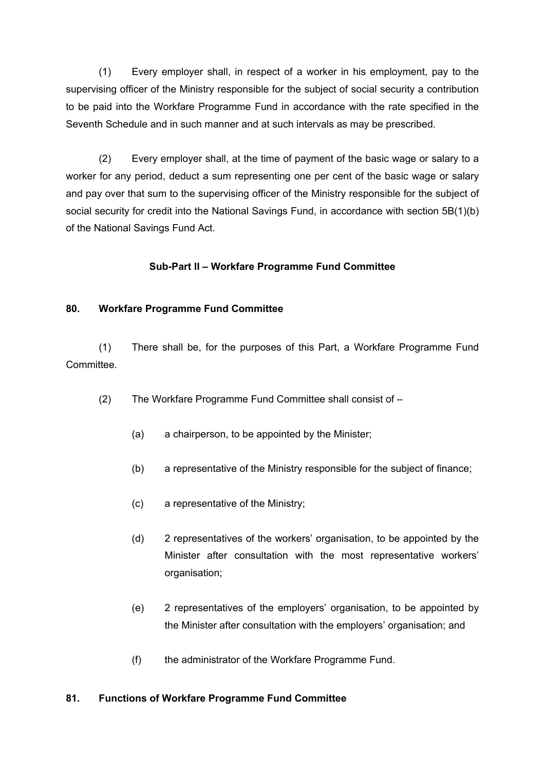(1) Every employer shall, in respect of a worker in his employment, pay to the supervising officer of the Ministry responsible for the subject of social security a contribution to be paid into the Workfare Programme Fund in accordance with the rate specified in the Seventh Schedule and in such manner and at such intervals as may be prescribed.

(2) Every employer shall, at the time of payment of the basic wage or salary to a worker for any period, deduct a sum representing one per cent of the basic wage or salary and pay over that sum to the supervising officer of the Ministry responsible for the subject of social security for credit into the National Savings Fund, in accordance with section 5B(1)(b) of the National Savings Fund Act.

### Sub-Part II – Workfare Programme Fund Committee

**80. Workfare Programme Fund Committee**

(1) There shall be, for the purposes of this Part, a Workfare Programme Fund Committee.

(2) The Workfare Programme Fund Committee shall consist of –

(a) a chairperson, to be appointed by the Minister;

(b) a representative of the Ministry responsible for the subject of finance;

(c) a representative of the Ministry;

(d) 2 representatives of the workers' organisation, to be appointed by the Minister after consultation with the most representative workers' organisation;

(e) 2 representatives of the employers' organisation, to be appointed by the Minister after consultation with the employers' organisation; and

(f) the administrator of the Workfare Programme Fund.

**81. Functions of Workfare Programme Fund Committee**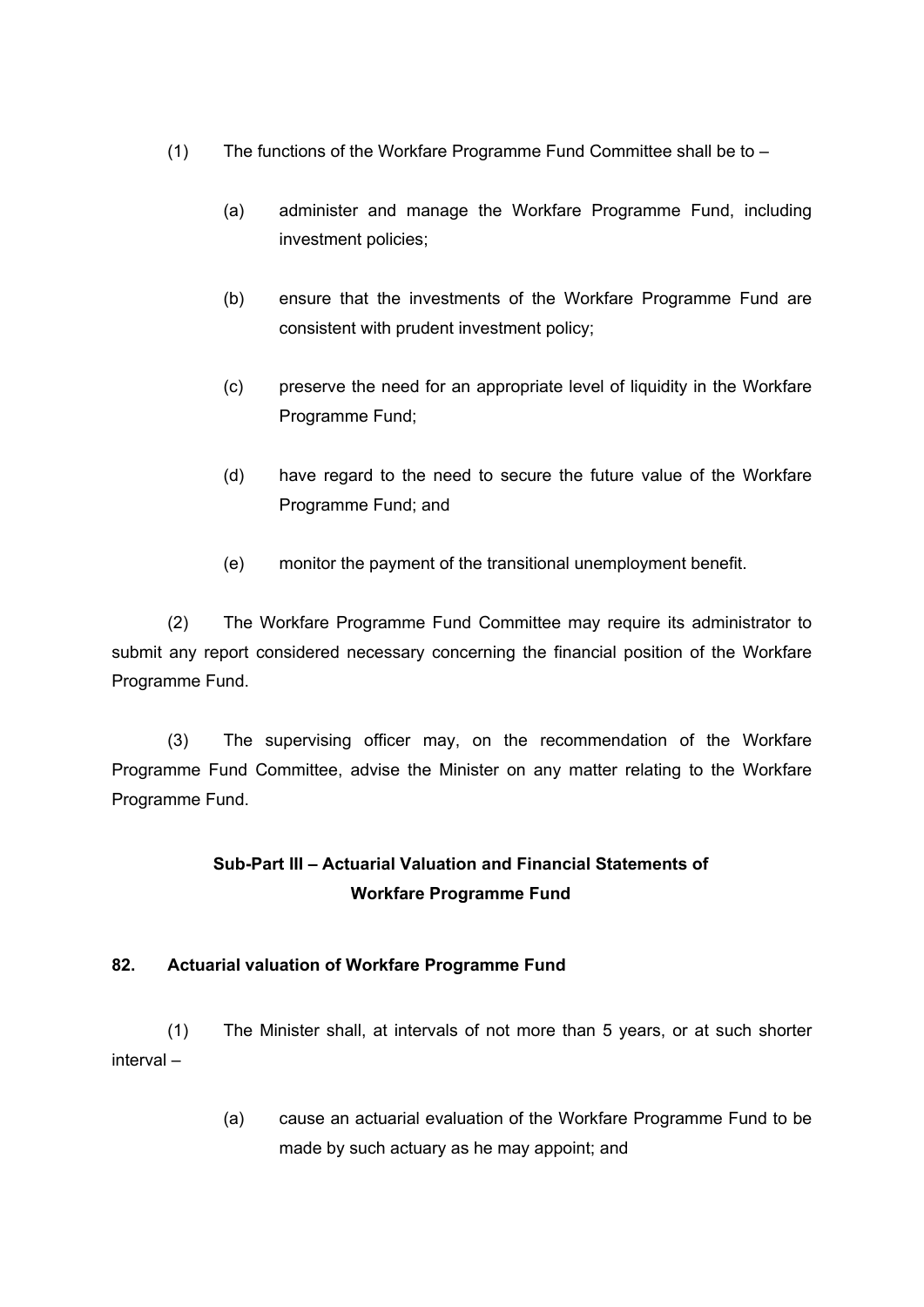(1) The functions of the Workfare Programme Fund Committee shall be to –

(a) administer and manage the Workfare Programme Fund, including investment policies;

(b) ensure that the investments of the Workfare Programme Fund are consistent with prudent investment policy;

(c) preserve the need for an appropriate level of liquidity in the Workfare Programme Fund;

(d) have regard to the need to secure the future value of the Workfare Programme Fund; and

(e) monitor the payment of the transitional unemployment benefit.

(2) The Workfare Programme Fund Committee may require its administrator to submit any report considered necessary concerning the financial position of the Workfare Programme Fund.

(3) The supervising officer may, on the recommendation of the Workfare Programme Fund Committee, advise the Minister on any matter relating to the Workfare Programme Fund.

## Sub-Part III – Actuarial Valuation and Financial Statements of Workfare Programme Fund

### 82. Actuarial valuation of Workfare Programme Fund

(1) The Minister shall, at intervals of not more than 5 years, or at such shorter interval –

(a) cause an actuarial evaluation of the Workfare Programme Fund to be made by such actuary as he may appoint; and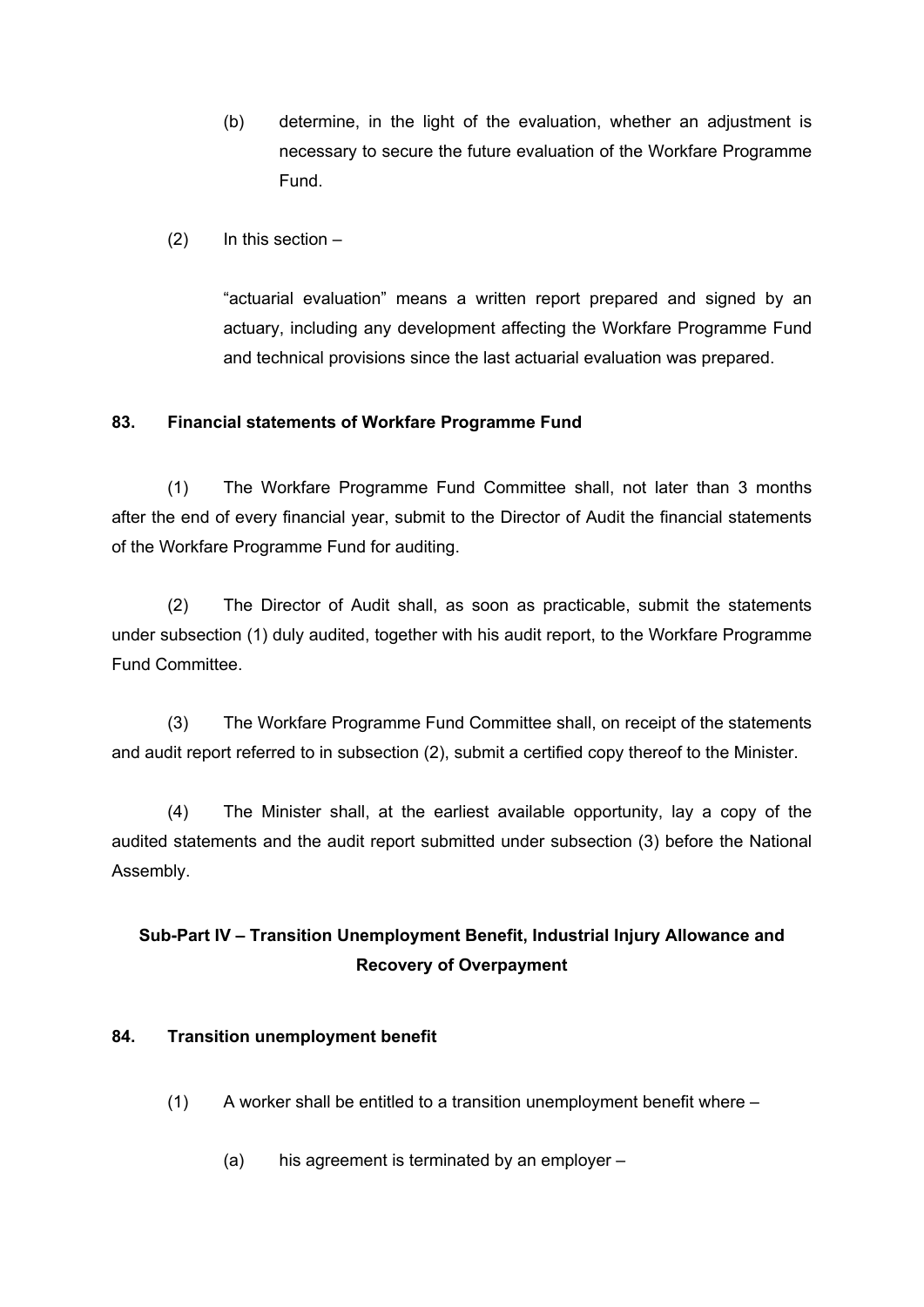(b) determine, in the light of the evaluation, whether an adjustment is necessary to secure the future evaluation of the Workfare Programme Fund.

(2) In this section –

"actuarial evaluation" means a written report prepared and signed by an actuary, including any development affecting the Workfare Programme Fund and technical provisions since the last actuarial evaluation was prepared.

**83. Financial statements of Workfare Programme Fund**

(1) The Workfare Programme Fund Committee shall, not later than 3 months after the end of every financial year, submit to the Director of Audit the financial statements of the Workfare Programme Fund for auditing.

(2) The Director of Audit shall, as soon as practicable, submit the statements under subsection (1) duly audited, together with his audit report, to the Workfare Programme Fund Committee.

(3) The Workfare Programme Fund Committee shall, on receipt of the statements and audit report referred to in subsection (2), submit a certified copy thereof to the Minister.

(4) The Minister shall, at the earliest available opportunity, lay a copy of the audited statements and the audit report submitted under subsection (3) before the National Assembly.

## Sub-Part IV – Transition Unemployment Benefit, Industrial Injury Allowance and Recovery of Overpayment

**84. Transition unemployment benefit**

(1) A worker shall be entitled to a transition unemployment benefit where –

(a) his agreement is terminated by an employer –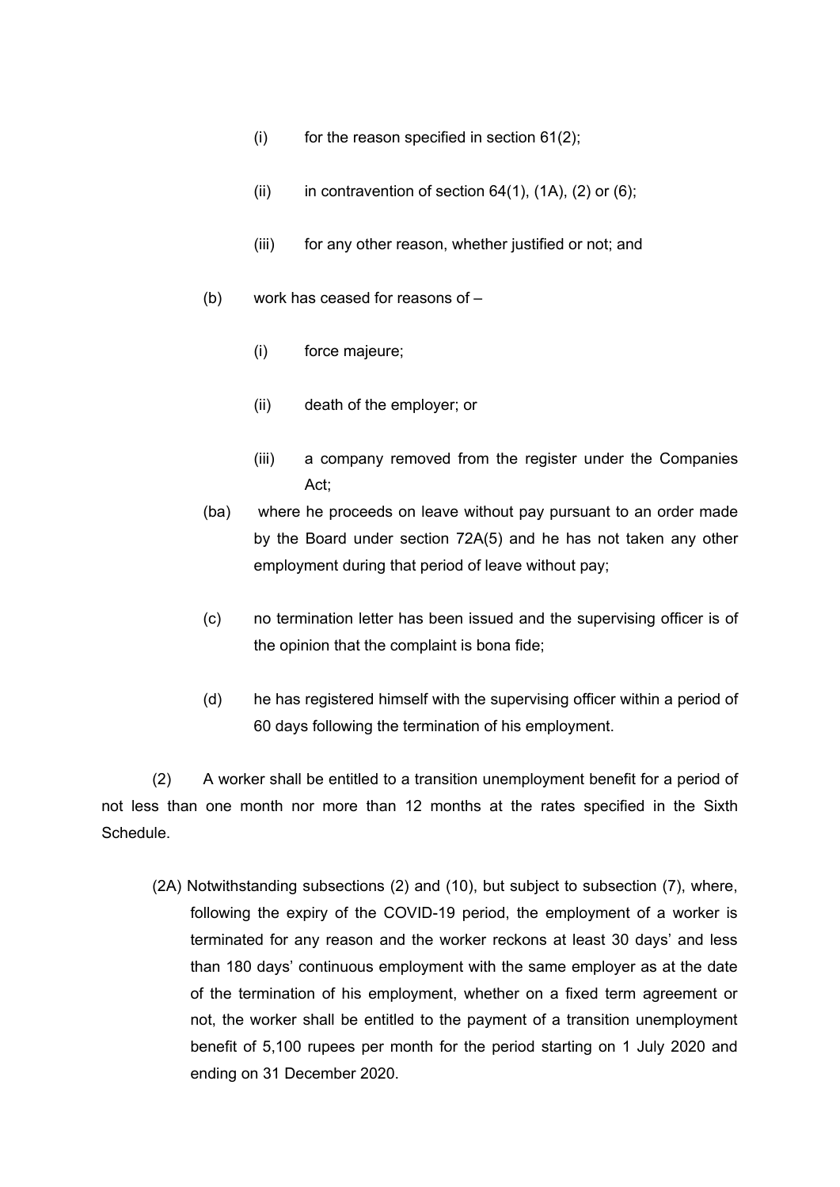(i) for the reason specified in section 61(2);

(ii) in contravention of section 64(1), (1A), (2) or (6);

(iii) for any other reason, whether justified or not; and

(b) work has ceased for reasons of –

(i) force majeure;

(ii) death of the employer; or

(iii) a company removed from the register under the Companies Act;

(ba) where he proceeds on leave without pay pursuant to an order made by the Board under section 72A(5) and he has not taken any other employment during that period of leave without pay;

(c) no termination letter has been issued and the supervising officer is of the opinion that the complaint is bona fide;

(d) he has registered himself with the supervising officer within a period of 60 days following the termination of his employment.

(2) A worker shall be entitled to a transition unemployment benefit for a period of not less than one month nor more than 12 months at the rates specified in the Sixth Schedule.

(2A) Notwithstanding subsections (2) and (10), but subject to subsection (7), where, following the expiry of the COVID-19 period, the employment of a worker is terminated for any reason and the worker reckons at least 30 days' and less than 180 days' continuous employment with the same employer as at the date of the termination of his employment, whether on a fixed term agreement or not, the worker shall be entitled to the payment of a transition unemployment benefit of 5,100 rupees per month for the period starting on 1 July 2020 and ending on 31 December 2020.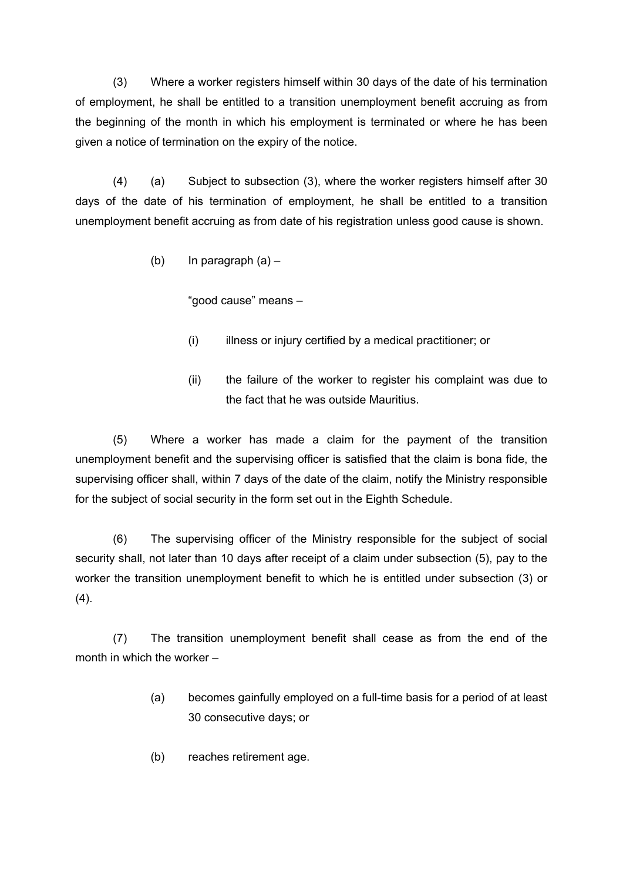(3) Where a worker registers himself within 30 days of the date of his termination of employment, he shall be entitled to a transition unemployment benefit accruing as from the beginning of the month in which his employment is terminated or where he has been given a notice of termination on the expiry of the notice.

(4) (a) Subject to subsection (3), where the worker registers himself after 30 days of the date of his termination of employment, he shall be entitled to a transition unemployment benefit accruing as from date of his registration unless good cause is shown.

(b) In paragraph (a) –

"good cause" means –

(i) illness or injury certified by a medical practitioner; or

(ii) the failure of the worker to register his complaint was due to the fact that he was outside Mauritius.

(5) Where a worker has made a claim for the payment of the transition unemployment benefit and the supervising officer is satisfied that the claim is bona fide, the supervising officer shall, within 7 days of the date of the claim, notify the Ministry responsible for the subject of social security in the form set out in the Eighth Schedule.

(6) The supervising officer of the Ministry responsible for the subject of social security shall, not later than 10 days after receipt of a claim under subsection (5), pay to the worker the transition unemployment benefit to which he is entitled under subsection (3) or (4).

(7) The transition unemployment benefit shall cease as from the end of the month in which the worker –

(a) becomes gainfully employed on a full-time basis for a period of at least 30 consecutive days; or

(b) reaches retirement age.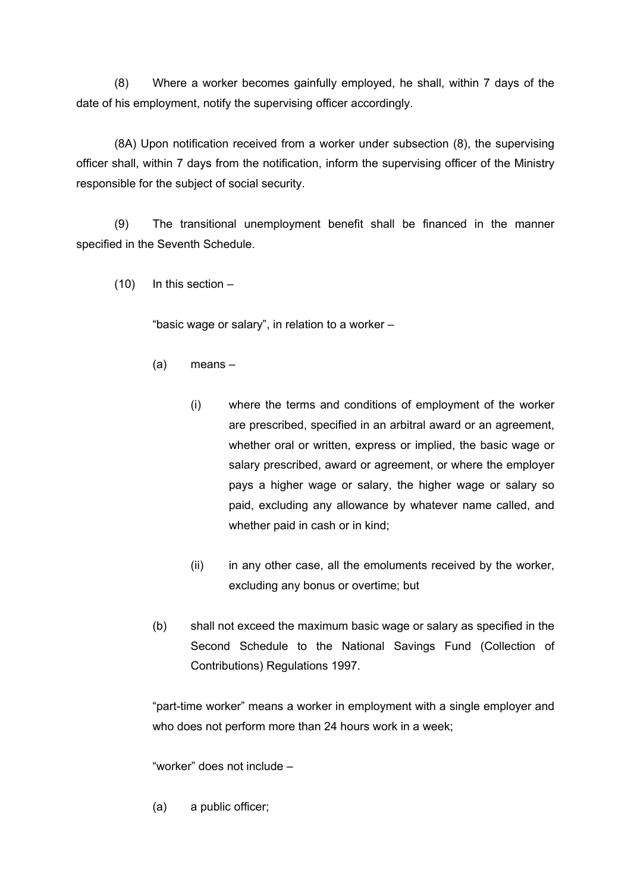(8) Where a worker becomes gainfully employed, he shall, within 7 days of the date of his employment, notify the supervising officer accordingly.

(8A) Upon notification received from a worker under subsection (8), the supervising officer shall, within 7 days from the notification, inform the supervising officer of the Ministry responsible for the subject of social security.

(9) The transitional unemployment benefit shall be financed in the manner specified in the Seventh Schedule.

(10) In this section –

"basic wage or salary", in relation to a worker –

(a) means –

(i) where the terms and conditions of employment of the worker are prescribed, specified in an arbitral award or an agreement, whether oral or written, express or implied, the basic wage or salary prescribed, award or agreement, or where the employer pays a higher wage or salary, the higher wage or salary so paid, excluding any allowance by whatever name called, and whether paid in cash or in kind;

(ii) in any other case, all the emoluments received by the worker, excluding any bonus or overtime; but

(b) shall not exceed the maximum basic wage or salary as specified in the Second Schedule to the National Savings Fund (Collection of Contributions) Regulations 1997.

"part-time worker" means a worker in employment with a single employer and who does not perform more than 24 hours work in a week;

"worker" does not include –

(a) a public officer;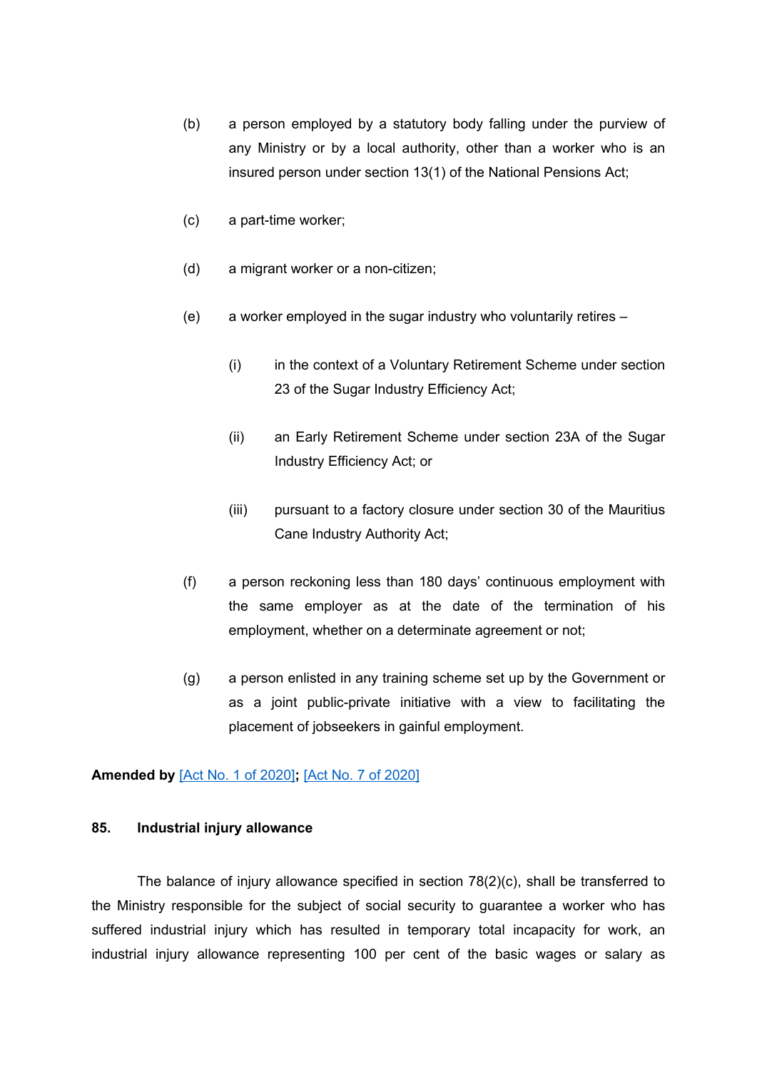(b) a person employed by a statutory body falling under the purview of any Ministry or by a local authority, other than a worker who is an insured person under section 13(1) of the National Pensions Act;

(c) a part-time worker;

(d) a migrant worker or a non-citizen;

(e) a worker employed in the sugar industry who voluntarily retires –

(i) in the context of a Voluntary Retirement Scheme under section 23 of the Sugar Industry Efficiency Act;

(ii) an Early Retirement Scheme under section 23A of the Sugar Industry Efficiency Act; or

(iii) pursuant to a factory closure under section 30 of the Mauritius Cane Industry Authority Act;

(f) a person reckoning less than 180 days' continuous employment with the same employer as at the date of the termination of his employment, whether on a determinate agreement or not;

(g) a person enlisted in any training scheme set up by the Government or as a joint public-private initiative with a view to facilitating the placement of jobseekers in gainful employment.

**Amended by** [Act No. 1 of 2020]**;** [Act No. 7 of 2020]

### 85. Industrial injury allowance

The balance of injury allowance specified in section 78(2)(c), shall be transferred to the Ministry responsible for the subject of social security to guarantee a worker who has suffered industrial injury which has resulted in temporary total incapacity for work, an industrial injury allowance representing 100 per cent of the basic wages or salary as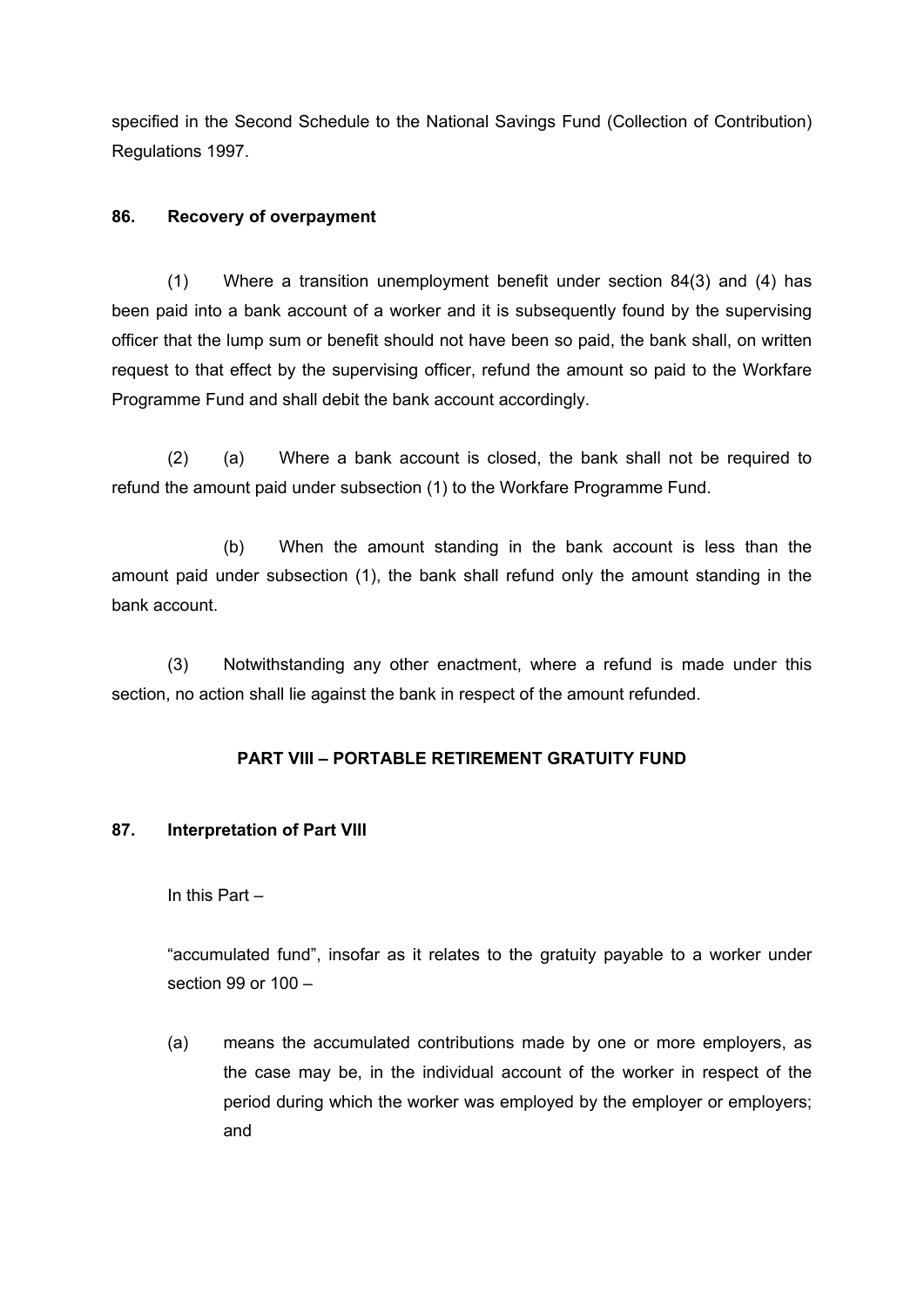specified in the Second Schedule to the National Savings Fund (Collection of Contribution) Regulations 1997.

**86. Recovery of overpayment**

(1) Where a transition unemployment benefit under section 84(3) and (4) has been paid into a bank account of a worker and it is subsequently found by the supervising officer that the lump sum or benefit should not have been so paid, the bank shall, on written request to that effect by the supervising officer, refund the amount so paid to the Workfare Programme Fund and shall debit the bank account accordingly.

(2) (a) Where a bank account is closed, the bank shall not be required to refund the amount paid under subsection (1) to the Workfare Programme Fund.

(b) When the amount standing in the bank account is less than the amount paid under subsection (1), the bank shall refund only the amount standing in the bank account.

(3) Notwithstanding any other enactment, where a refund is made under this section, no action shall lie against the bank in respect of the amount refunded.

## PART VIII – PORTABLE RETIREMENT GRATUITY FUND

**87. Interpretation of Part VIII**

In this Part –

"accumulated fund", insofar as it relates to the gratuity payable to a worker under section 99 or 100 –

(a) means the accumulated contributions made by one or more employers, as the case may be, in the individual account of the worker in respect of the period during which the worker was employed by the employer or employers; and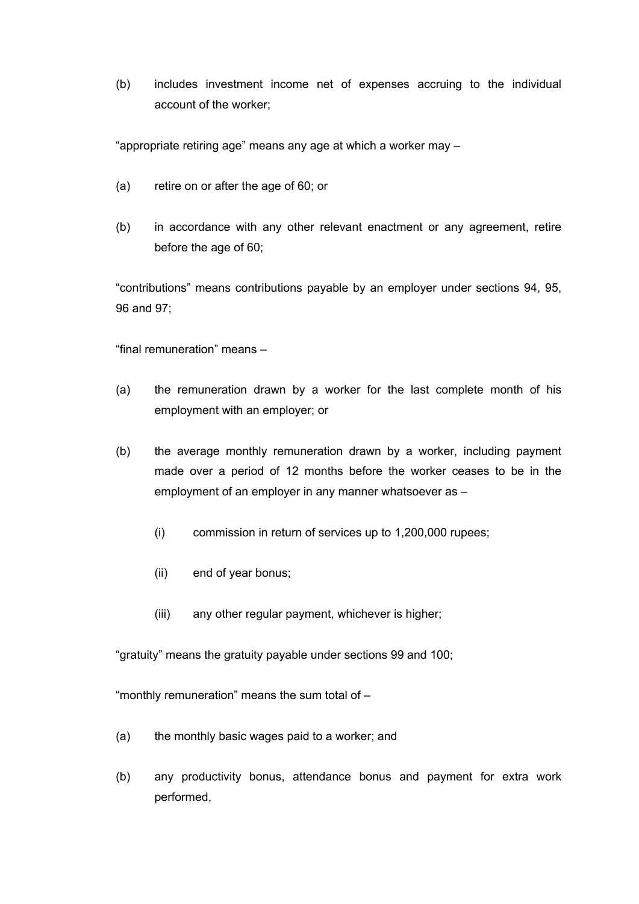(b) includes investment income net of expenses accruing to the individual account of the worker;

"appropriate retiring age" means any age at which a worker may –

(a) retire on or after the age of 60; or

(b) in accordance with any other relevant enactment or any agreement, retire before the age of 60;

"contributions" means contributions payable by an employer under sections 94, 95, 96 and 97;

"final remuneration" means –

(a) the remuneration drawn by a worker for the last complete month of his employment with an employer; or

(b) the average monthly remuneration drawn by a worker, including payment made over a period of 12 months before the worker ceases to be in the employment of an employer in any manner whatsoever as –

  (i) commission in return of services up to 1,200,000 rupees;

  (ii) end of year bonus;

  (iii) any other regular payment, whichever is higher;

"gratuity" means the gratuity payable under sections 99 and 100;

"monthly remuneration" means the sum total of –

(a) the monthly basic wages paid to a worker; and

(b) any productivity bonus, attendance bonus and payment for extra work performed,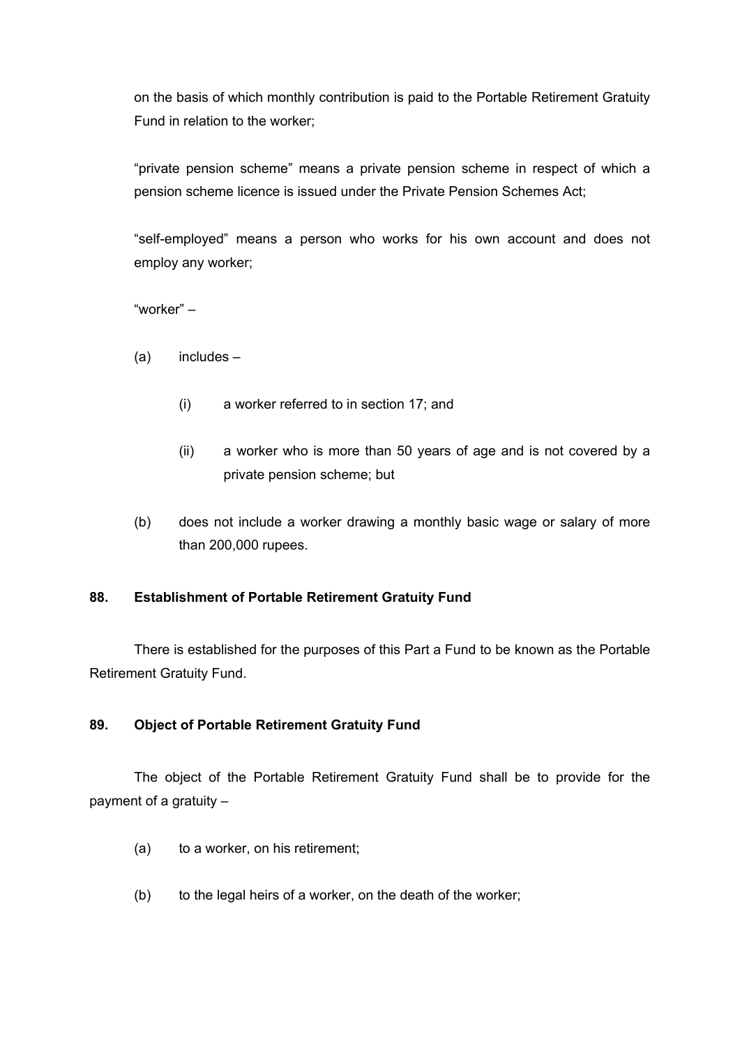on the basis of which monthly contribution is paid to the Portable Retirement Gratuity Fund in relation to the worker;

"private pension scheme" means a private pension scheme in respect of which a pension scheme licence is issued under the Private Pension Schemes Act;

"self-employed" means a person who works for his own account and does not employ any worker;

"worker" –

(a) includes –

(i) a worker referred to in section 17; and

(ii) a worker who is more than 50 years of age and is not covered by a private pension scheme; but

(b) does not include a worker drawing a monthly basic wage or salary of more than 200,000 rupees.

### 88. Establishment of Portable Retirement Gratuity Fund

There is established for the purposes of this Part a Fund to be known as the Portable Retirement Gratuity Fund.

### 89. Object of Portable Retirement Gratuity Fund

The object of the Portable Retirement Gratuity Fund shall be to provide for the payment of a gratuity –

(a) to a worker, on his retirement;

(b) to the legal heirs of a worker, on the death of the worker;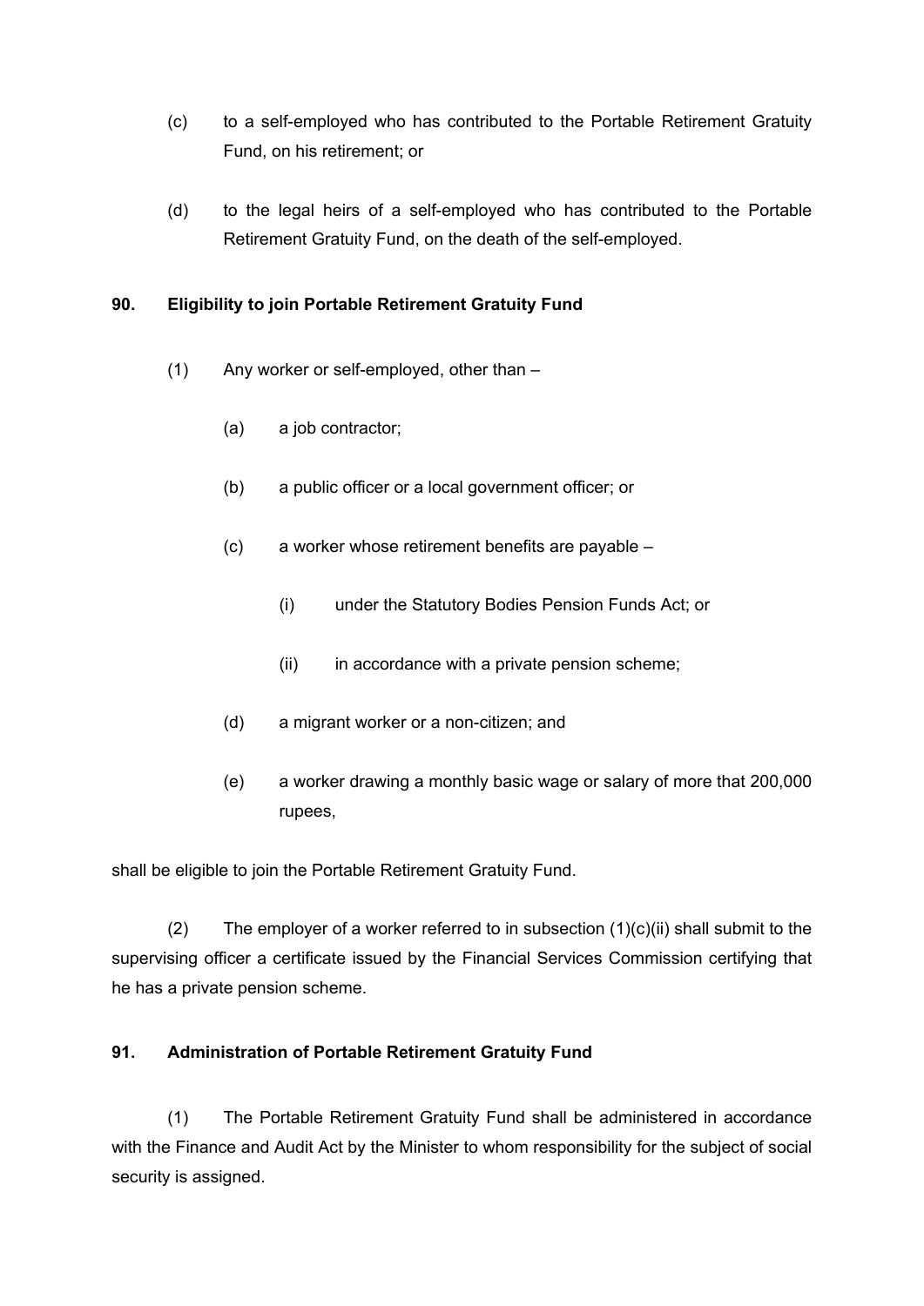(c) to a self-employed who has contributed to the Portable Retirement Gratuity Fund, on his retirement; or

(d) to the legal heirs of a self-employed who has contributed to the Portable Retirement Gratuity Fund, on the death of the self-employed.

### 90. Eligibility to join Portable Retirement Gratuity Fund

(1) Any worker or self-employed, other than –

(a) a job contractor;

(b) a public officer or a local government officer; or

(c) a worker whose retirement benefits are payable –

(i) under the Statutory Bodies Pension Funds Act; or

(ii) in accordance with a private pension scheme;

(d) a migrant worker or a non-citizen; and

(e) a worker drawing a monthly basic wage or salary of more that 200,000 rupees,

shall be eligible to join the Portable Retirement Gratuity Fund.

(2) The employer of a worker referred to in subsection (1)(c)(ii) shall submit to the supervising officer a certificate issued by the Financial Services Commission certifying that he has a private pension scheme.

### 91. Administration of Portable Retirement Gratuity Fund

(1) The Portable Retirement Gratuity Fund shall be administered in accordance with the Finance and Audit Act by the Minister to whom responsibility for the subject of social security is assigned.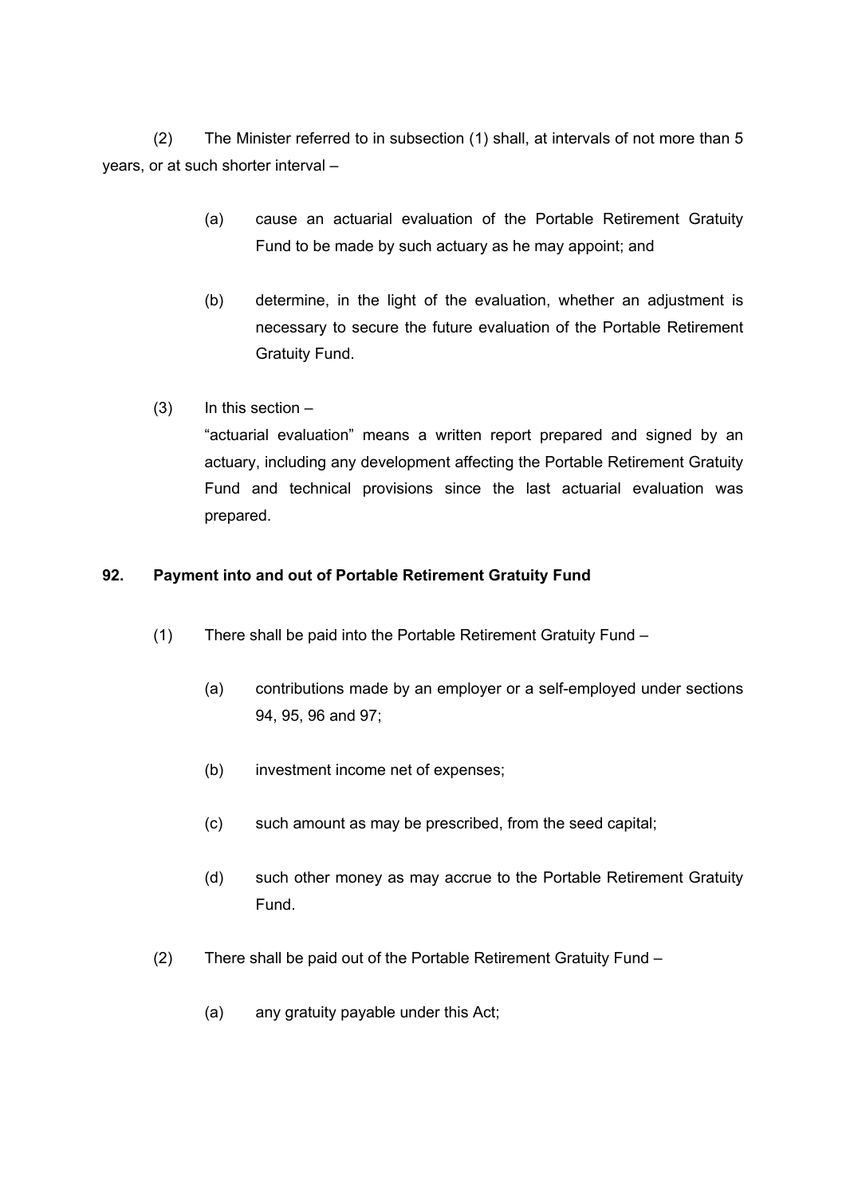(2) The Minister referred to in subsection (1) shall, at intervals of not more than 5 years, or at such shorter interval –

(a) cause an actuarial evaluation of the Portable Retirement Gratuity Fund to be made by such actuary as he may appoint; and

(b) determine, in the light of the evaluation, whether an adjustment is necessary to secure the future evaluation of the Portable Retirement Gratuity Fund.

(3) In this section –

"actuarial evaluation" means a written report prepared and signed by an actuary, including any development affecting the Portable Retirement Gratuity Fund and technical provisions since the last actuarial evaluation was prepared.

**92. Payment into and out of Portable Retirement Gratuity Fund**

(1) There shall be paid into the Portable Retirement Gratuity Fund –

(a) contributions made by an employer or a self-employed under sections 94, 95, 96 and 97;

(b) investment income net of expenses;

(c) such amount as may be prescribed, from the seed capital;

(d) such other money as may accrue to the Portable Retirement Gratuity Fund.

(2) There shall be paid out of the Portable Retirement Gratuity Fund –

(a) any gratuity payable under this Act;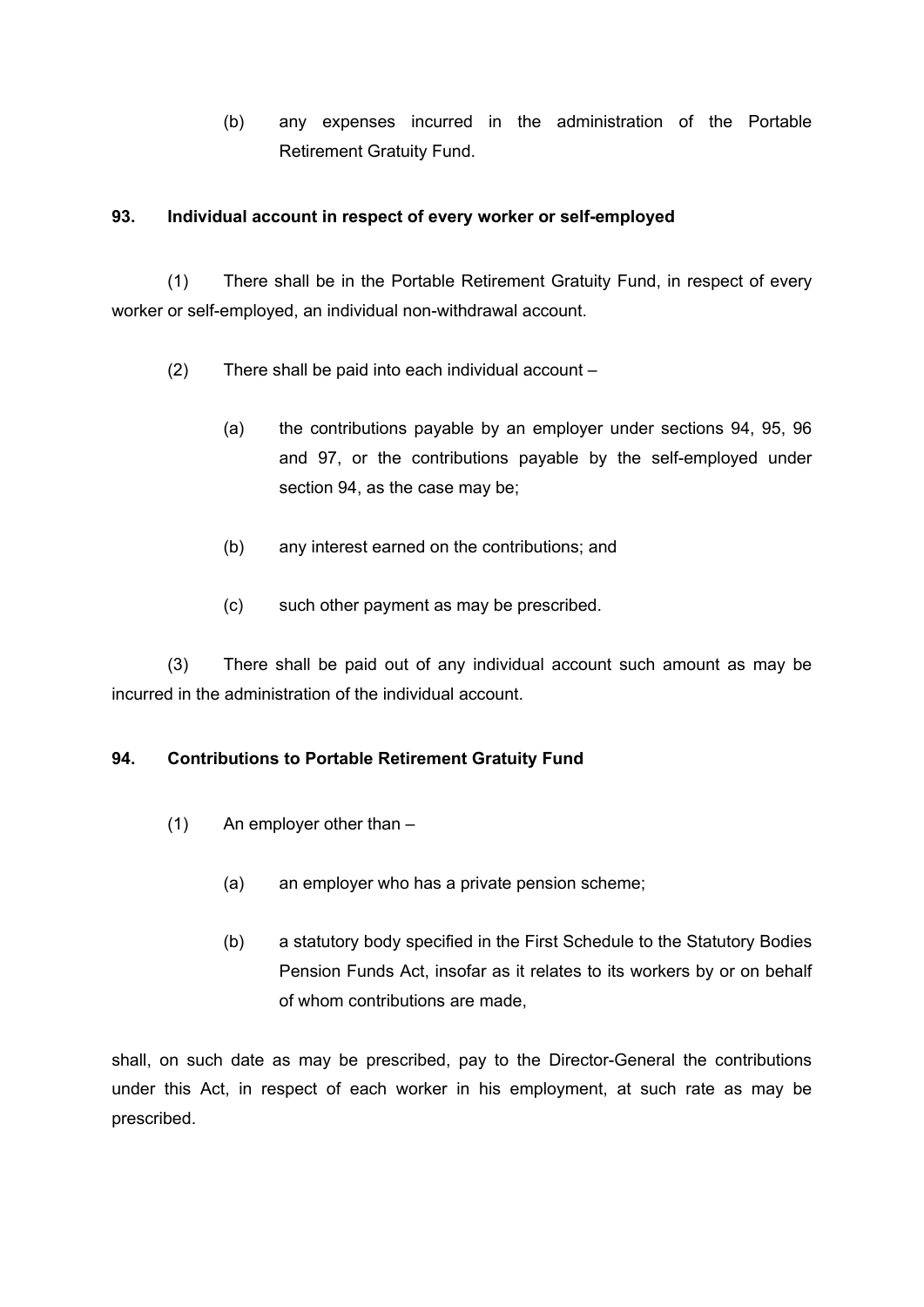(b) any expenses incurred in the administration of the Portable Retirement Gratuity Fund.

**93. Individual account in respect of every worker or self-employed**

(1) There shall be in the Portable Retirement Gratuity Fund, in respect of every worker or self-employed, an individual non-withdrawal account.

(2) There shall be paid into each individual account –

(a) the contributions payable by an employer under sections 94, 95, 96 and 97, or the contributions payable by the self-employed under section 94, as the case may be;

(b) any interest earned on the contributions; and

(c) such other payment as may be prescribed.

(3) There shall be paid out of any individual account such amount as may be incurred in the administration of the individual account.

**94. Contributions to Portable Retirement Gratuity Fund**

(1) An employer other than –

(a) an employer who has a private pension scheme;

(b) a statutory body specified in the First Schedule to the Statutory Bodies Pension Funds Act, insofar as it relates to its workers by or on behalf of whom contributions are made,

shall, on such date as may be prescribed, pay to the Director-General the contributions under this Act, in respect of each worker in his employment, at such rate as may be prescribed.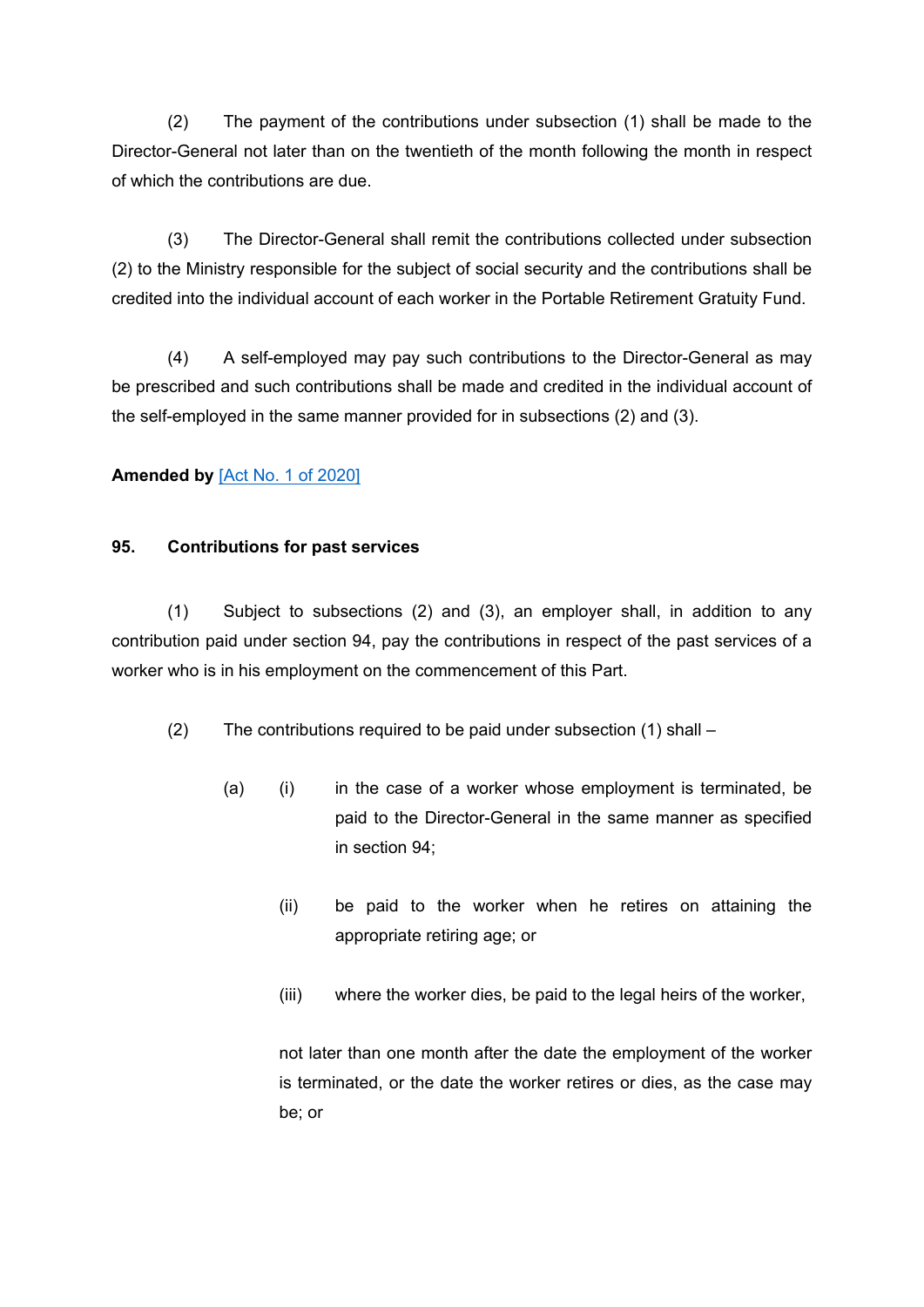(2) The payment of the contributions under subsection (1) shall be made to the Director-General not later than on the twentieth of the month following the month in respect of which the contributions are due.

(3) The Director-General shall remit the contributions collected under subsection (2) to the Ministry responsible for the subject of social security and the contributions shall be credited into the individual account of each worker in the Portable Retirement Gratuity Fund.

(4) A self-employed may pay such contributions to the Director-General as may be prescribed and such contributions shall be made and credited in the individual account of the self-employed in the same manner provided for in subsections (2) and (3).

**Amended by** [Act No. 1 of 2020]

**95. Contributions for past services**

(1) Subject to subsections (2) and (3), an employer shall, in addition to any contribution paid under section 94, pay the contributions in respect of the past services of a worker who is in his employment on the commencement of this Part.

(2) The contributions required to be paid under subsection (1) shall –

(a) (i) in the case of a worker whose employment is terminated, be paid to the Director-General in the same manner as specified in section 94;

(ii) be paid to the worker when he retires on attaining the appropriate retiring age; or

(iii) where the worker dies, be paid to the legal heirs of the worker,

not later than one month after the date the employment of the worker is terminated, or the date the worker retires or dies, as the case may be; or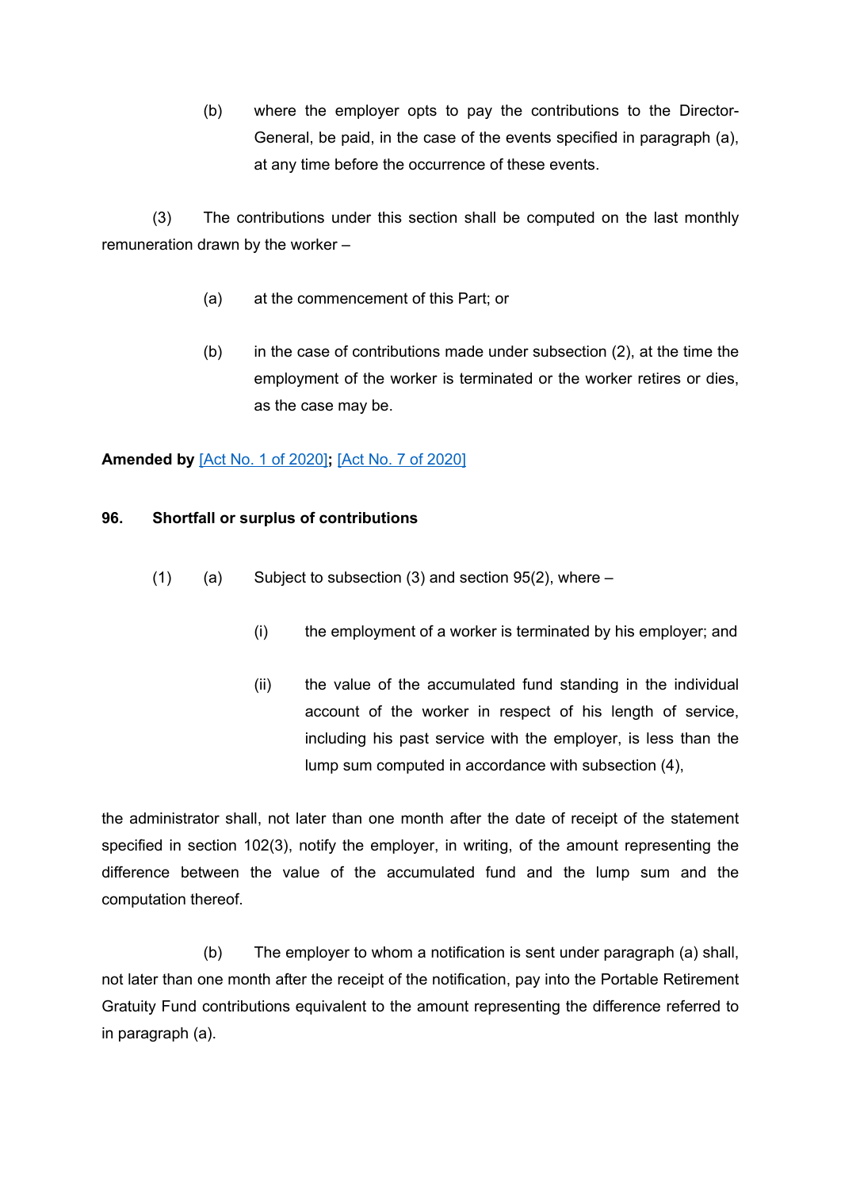(b) where the employer opts to pay the contributions to the Director-General, be paid, in the case of the events specified in paragraph (a), at any time before the occurrence of these events.

(3) The contributions under this section shall be computed on the last monthly remuneration drawn by the worker –

(a) at the commencement of this Part; or

(b) in the case of contributions made under subsection (2), at the time the employment of the worker is terminated or the worker retires or dies, as the case may be.

**Amended by** [Act No. 1 of 2020]**;** [Act No. 7 of 2020]

**96. Shortfall or surplus of contributions**

(1) (a) Subject to subsection (3) and section 95(2), where –

(i) the employment of a worker is terminated by his employer; and

(ii) the value of the accumulated fund standing in the individual account of the worker in respect of his length of service, including his past service with the employer, is less than the lump sum computed in accordance with subsection (4),

the administrator shall, not later than one month after the date of receipt of the statement specified in section 102(3), notify the employer, in writing, of the amount representing the difference between the value of the accumulated fund and the lump sum and the computation thereof.

(b) The employer to whom a notification is sent under paragraph (a) shall, not later than one month after the receipt of the notification, pay into the Portable Retirement Gratuity Fund contributions equivalent to the amount representing the difference referred to in paragraph (a).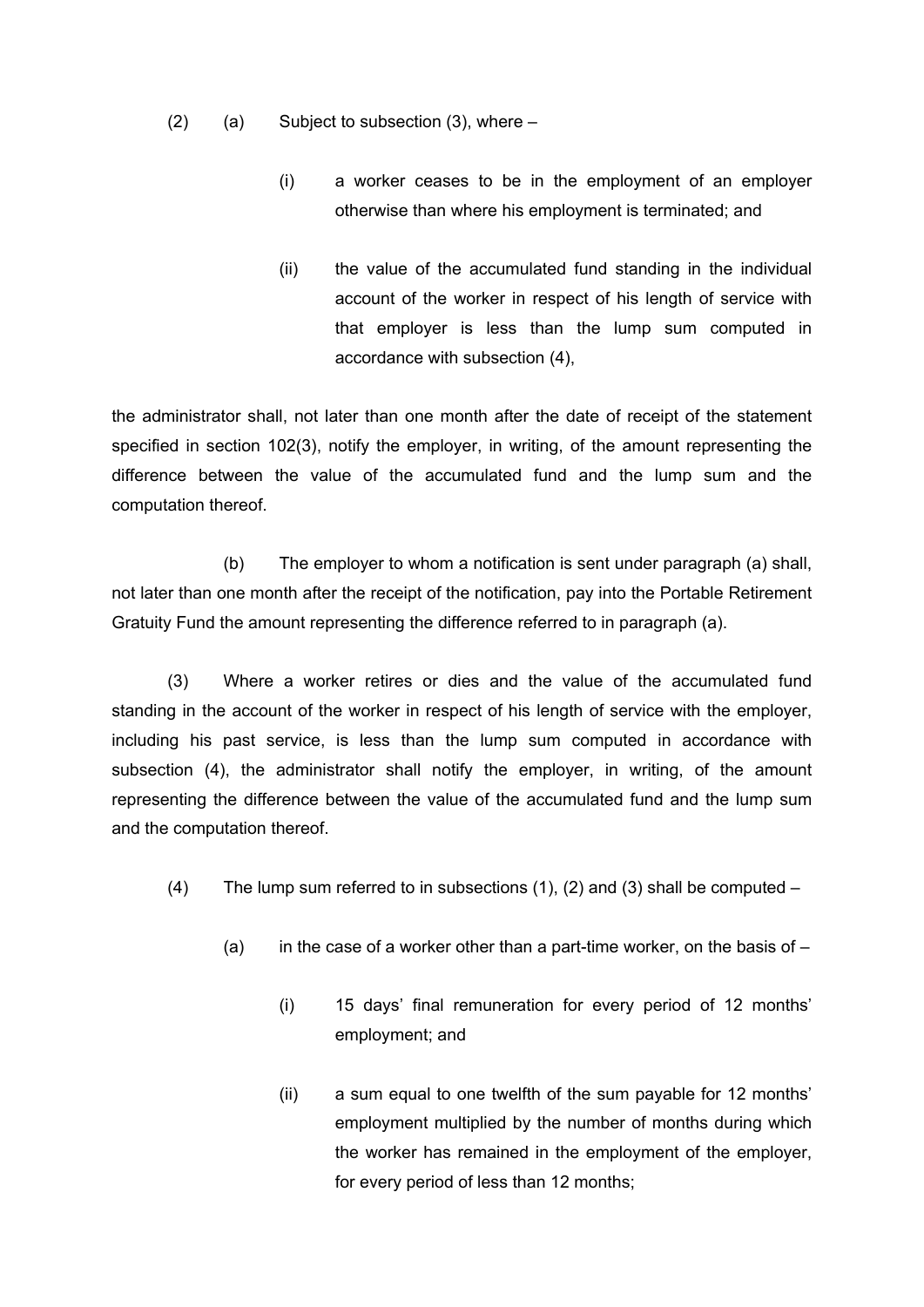(2) (a) Subject to subsection (3), where –

(i) a worker ceases to be in the employment of an employer otherwise than where his employment is terminated; and

(ii) the value of the accumulated fund standing in the individual account of the worker in respect of his length of service with that employer is less than the lump sum computed in accordance with subsection (4),

the administrator shall, not later than one month after the date of receipt of the statement specified in section 102(3), notify the employer, in writing, of the amount representing the difference between the value of the accumulated fund and the lump sum and the computation thereof.

(b) The employer to whom a notification is sent under paragraph (a) shall, not later than one month after the receipt of the notification, pay into the Portable Retirement Gratuity Fund the amount representing the difference referred to in paragraph (a).

(3) Where a worker retires or dies and the value of the accumulated fund standing in the account of the worker in respect of his length of service with the employer, including his past service, is less than the lump sum computed in accordance with subsection (4), the administrator shall notify the employer, in writing, of the amount representing the difference between the value of the accumulated fund and the lump sum and the computation thereof.

(4) The lump sum referred to in subsections (1), (2) and (3) shall be computed –

(a) in the case of a worker other than a part-time worker, on the basis of –

(i) 15 days' final remuneration for every period of 12 months' employment; and

(ii) a sum equal to one twelfth of the sum payable for 12 months' employment multiplied by the number of months during which the worker has remained in the employment of the employer, for every period of less than 12 months;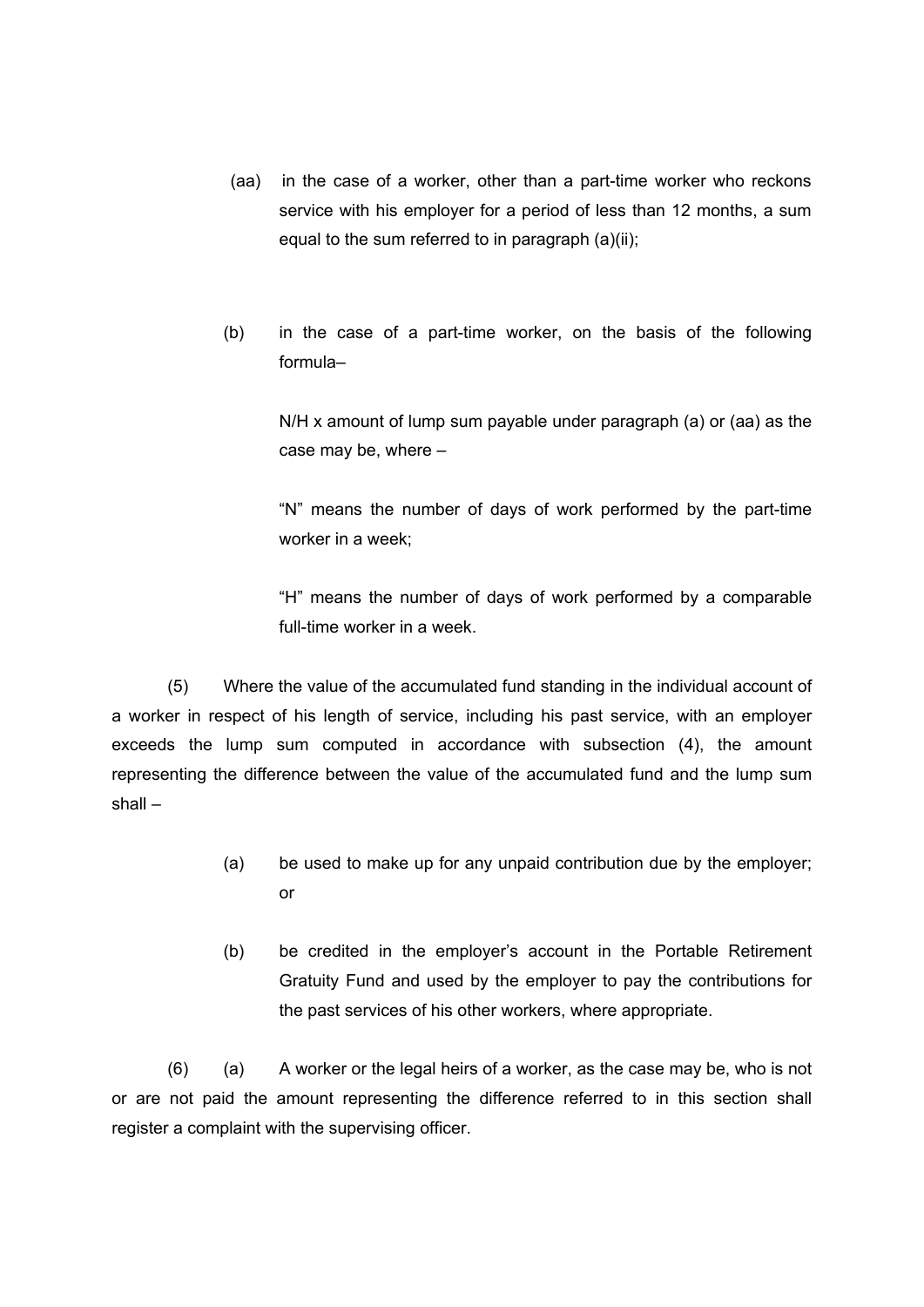(aa) in the case of a worker, other than a part-time worker who reckons service with his employer for a period of less than 12 months, a sum equal to the sum referred to in paragraph (a)(ii);

(b) in the case of a part-time worker, on the basis of the following formula–

N/H x amount of lump sum payable under paragraph (a) or (aa) as the case may be, where –

"N" means the number of days of work performed by the part-time worker in a week;

"H" means the number of days of work performed by a comparable full-time worker in a week.

(5) Where the value of the accumulated fund standing in the individual account of a worker in respect of his length of service, including his past service, with an employer exceeds the lump sum computed in accordance with subsection (4), the amount representing the difference between the value of the accumulated fund and the lump sum shall –

(a) be used to make up for any unpaid contribution due by the employer; or

(b) be credited in the employer's account in the Portable Retirement Gratuity Fund and used by the employer to pay the contributions for the past services of his other workers, where appropriate.

(6) (a) A worker or the legal heirs of a worker, as the case may be, who is not or are not paid the amount representing the difference referred to in this section shall register a complaint with the supervising officer.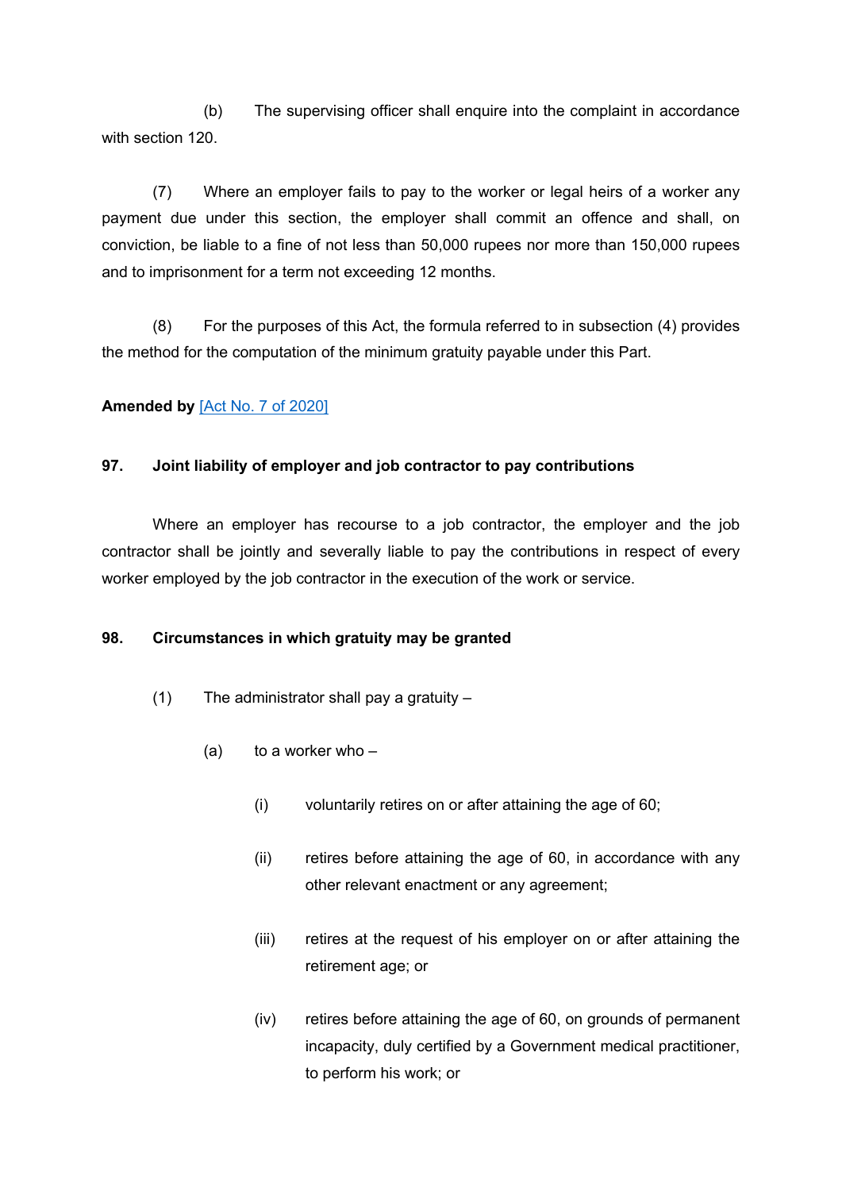(b) The supervising officer shall enquire into the complaint in accordance with section 120.

(7) Where an employer fails to pay to the worker or legal heirs of a worker any payment due under this section, the employer shall commit an offence and shall, on conviction, be liable to a fine of not less than 50,000 rupees nor more than 150,000 rupees and to imprisonment for a term not exceeding 12 months.

(8) For the purposes of this Act, the formula referred to in subsection (4) provides the method for the computation of the minimum gratuity payable under this Part.

**Amended by** [Act No. 7 of 2020]

### 97. Joint liability of employer and job contractor to pay contributions

Where an employer has recourse to a job contractor, the employer and the job contractor shall be jointly and severally liable to pay the contributions in respect of every worker employed by the job contractor in the execution of the work or service.

### 98. Circumstances in which gratuity may be granted

(1) The administrator shall pay a gratuity –

(a) to a worker who –

(i) voluntarily retires on or after attaining the age of 60;

(ii) retires before attaining the age of 60, in accordance with any other relevant enactment or any agreement;

(iii) retires at the request of his employer on or after attaining the retirement age; or

(iv) retires before attaining the age of 60, on grounds of permanent incapacity, duly certified by a Government medical practitioner, to perform his work; or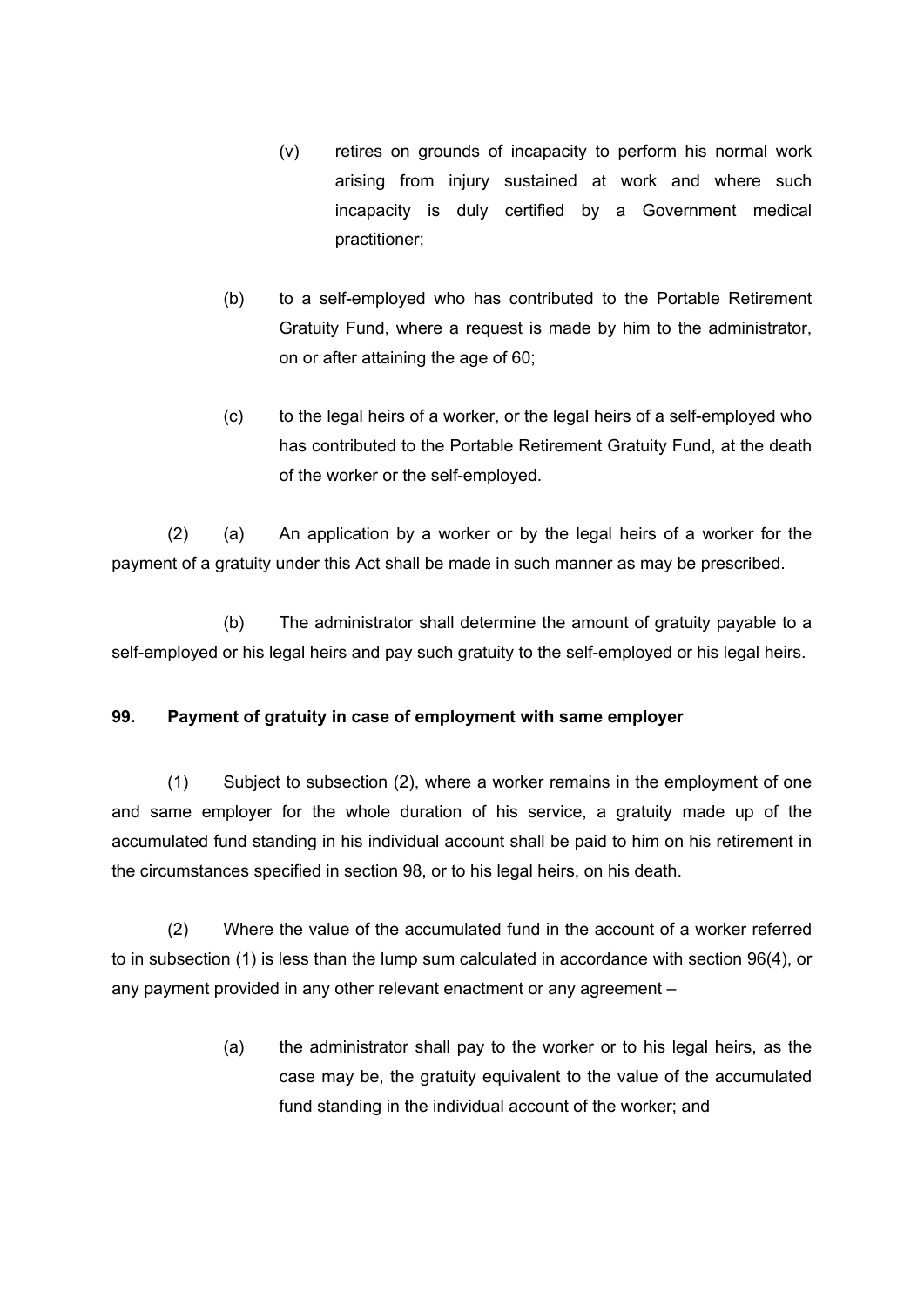(v) retires on grounds of incapacity to perform his normal work arising from injury sustained at work and where such incapacity is duly certified by a Government medical practitioner;

(b) to a self-employed who has contributed to the Portable Retirement Gratuity Fund, where a request is made by him to the administrator, on or after attaining the age of 60;

(c) to the legal heirs of a worker, or the legal heirs of a self-employed who has contributed to the Portable Retirement Gratuity Fund, at the death of the worker or the self-employed.

(2) (a) An application by a worker or by the legal heirs of a worker for the payment of a gratuity under this Act shall be made in such manner as may be prescribed.

(b) The administrator shall determine the amount of gratuity payable to a self-employed or his legal heirs and pay such gratuity to the self-employed or his legal heirs.

**99. Payment of gratuity in case of employment with same employer**

(1) Subject to subsection (2), where a worker remains in the employment of one and same employer for the whole duration of his service, a gratuity made up of the accumulated fund standing in his individual account shall be paid to him on his retirement in the circumstances specified in section 98, or to his legal heirs, on his death.

(2) Where the value of the accumulated fund in the account of a worker referred to in subsection (1) is less than the lump sum calculated in accordance with section 96(4), or any payment provided in any other relevant enactment or any agreement –

(a) the administrator shall pay to the worker or to his legal heirs, as the case may be, the gratuity equivalent to the value of the accumulated fund standing in the individual account of the worker; and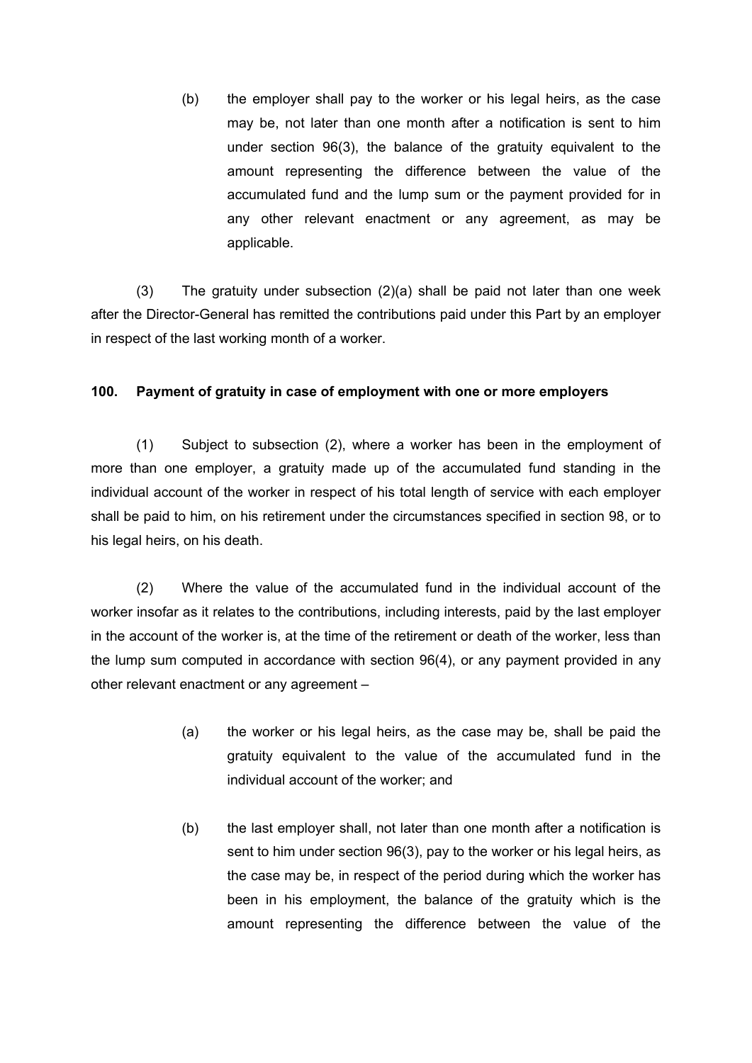(b) the employer shall pay to the worker or his legal heirs, as the case may be, not later than one month after a notification is sent to him under section 96(3), the balance of the gratuity equivalent to the amount representing the difference between the value of the accumulated fund and the lump sum or the payment provided for in any other relevant enactment or any agreement, as may be applicable.

(3) The gratuity under subsection (2)(a) shall be paid not later than one week after the Director-General has remitted the contributions paid under this Part by an employer in respect of the last working month of a worker.

**100. Payment of gratuity in case of employment with one or more employers**

(1) Subject to subsection (2), where a worker has been in the employment of more than one employer, a gratuity made up of the accumulated fund standing in the individual account of the worker in respect of his total length of service with each employer shall be paid to him, on his retirement under the circumstances specified in section 98, or to his legal heirs, on his death.

(2) Where the value of the accumulated fund in the individual account of the worker insofar as it relates to the contributions, including interests, paid by the last employer in the account of the worker is, at the time of the retirement or death of the worker, less than the lump sum computed in accordance with section 96(4), or any payment provided in any other relevant enactment or any agreement –

(a) the worker or his legal heirs, as the case may be, shall be paid the gratuity equivalent to the value of the accumulated fund in the individual account of the worker; and

(b) the last employer shall, not later than one month after a notification is sent to him under section 96(3), pay to the worker or his legal heirs, as the case may be, in respect of the period during which the worker has been in his employment, the balance of the gratuity which is the amount representing the difference between the value of the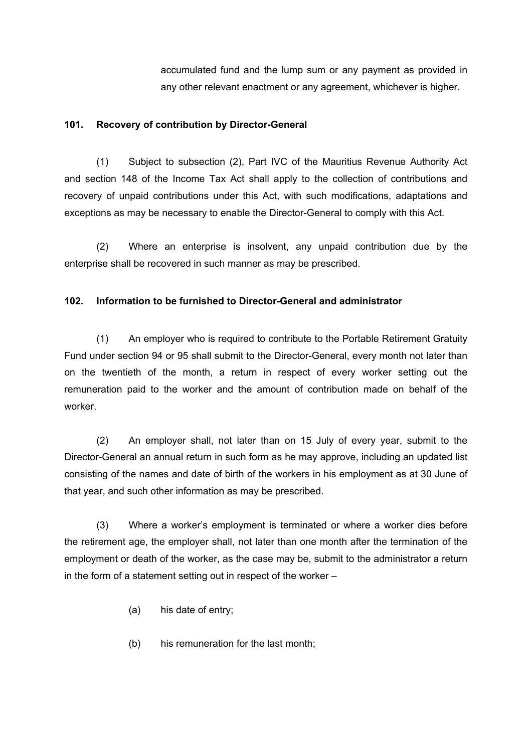accumulated fund and the lump sum or any payment as provided in any other relevant enactment or any agreement, whichever is higher.

**101. Recovery of contribution by Director-General**

(1) Subject to subsection (2), Part IVC of the Mauritius Revenue Authority Act and section 148 of the Income Tax Act shall apply to the collection of contributions and recovery of unpaid contributions under this Act, with such modifications, adaptations and exceptions as may be necessary to enable the Director-General to comply with this Act.

(2) Where an enterprise is insolvent, any unpaid contribution due by the enterprise shall be recovered in such manner as may be prescribed.

**102. Information to be furnished to Director-General and administrator**

(1) An employer who is required to contribute to the Portable Retirement Gratuity Fund under section 94 or 95 shall submit to the Director-General, every month not later than on the twentieth of the month, a return in respect of every worker setting out the remuneration paid to the worker and the amount of contribution made on behalf of the worker.

(2) An employer shall, not later than on 15 July of every year, submit to the Director-General an annual return in such form as he may approve, including an updated list consisting of the names and date of birth of the workers in his employment as at 30 June of that year, and such other information as may be prescribed.

(3) Where a worker's employment is terminated or where a worker dies before the retirement age, the employer shall, not later than one month after the termination of the employment or death of the worker, as the case may be, submit to the administrator a return in the form of a statement setting out in respect of the worker –

(a) his date of entry;

(b) his remuneration for the last month;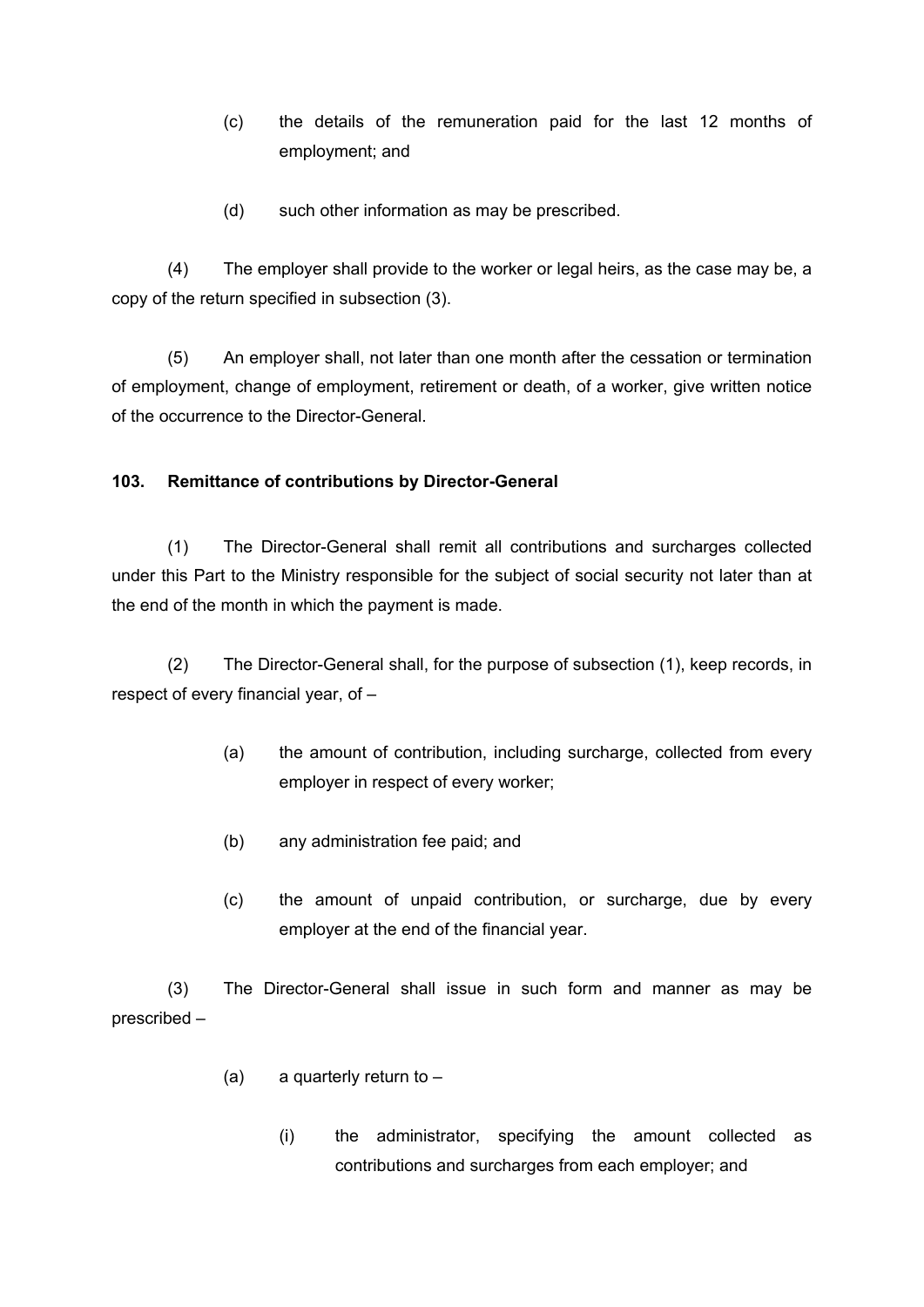(c) the details of the remuneration paid for the last 12 months of employment; and

(d) such other information as may be prescribed.

(4) The employer shall provide to the worker or legal heirs, as the case may be, a copy of the return specified in subsection (3).

(5) An employer shall, not later than one month after the cessation or termination of employment, change of employment, retirement or death, of a worker, give written notice of the occurrence to the Director-General.

**103. Remittance of contributions by Director-General**

(1) The Director-General shall remit all contributions and surcharges collected under this Part to the Ministry responsible for the subject of social security not later than at the end of the month in which the payment is made.

(2) The Director-General shall, for the purpose of subsection (1), keep records, in respect of every financial year, of –

(a) the amount of contribution, including surcharge, collected from every employer in respect of every worker;

(b) any administration fee paid; and

(c) the amount of unpaid contribution, or surcharge, due by every employer at the end of the financial year.

(3) The Director-General shall issue in such form and manner as may be prescribed –

(a) a quarterly return to –

(i) the administrator, specifying the amount collected as contributions and surcharges from each employer; and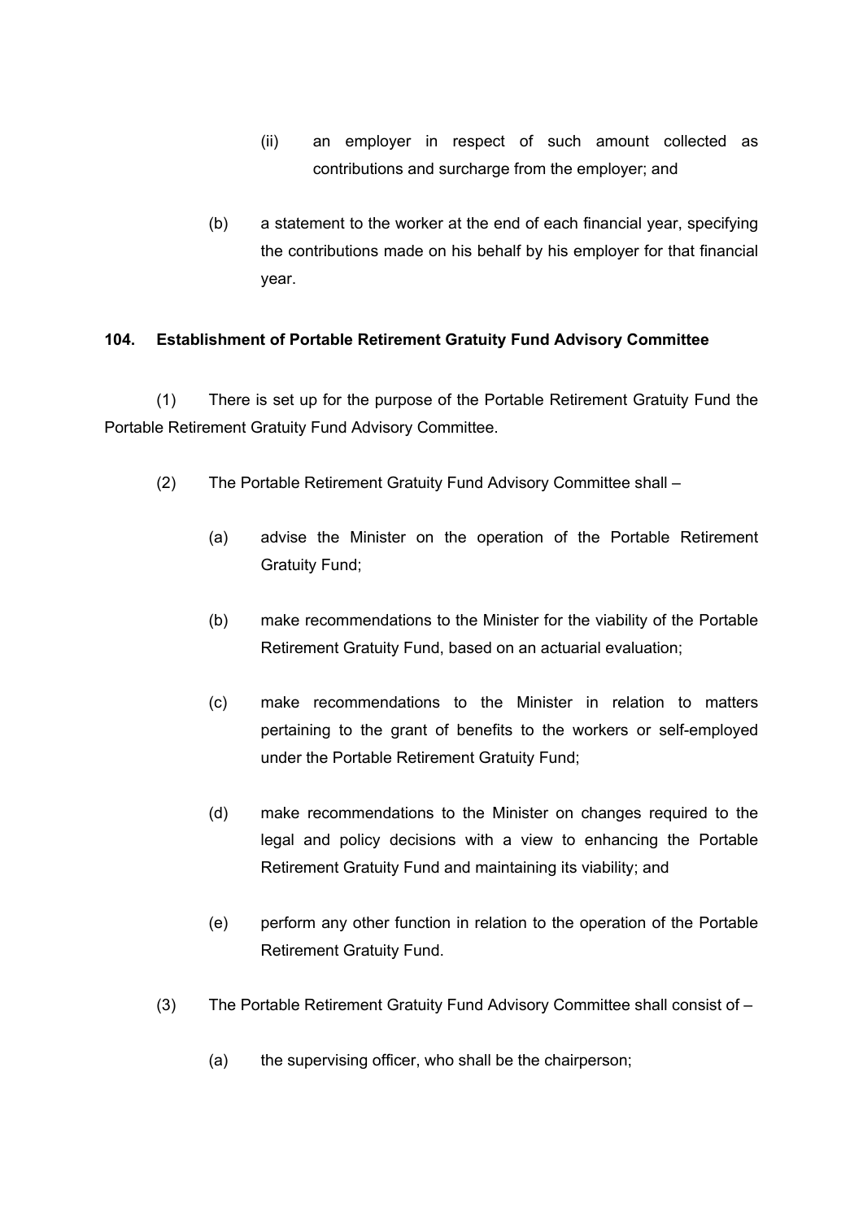(ii) an employer in respect of such amount collected as contributions and surcharge from the employer; and

(b) a statement to the worker at the end of each financial year, specifying the contributions made on his behalf by his employer for that financial year.

**104. Establishment of Portable Retirement Gratuity Fund Advisory Committee**

(1) There is set up for the purpose of the Portable Retirement Gratuity Fund the Portable Retirement Gratuity Fund Advisory Committee.

(2) The Portable Retirement Gratuity Fund Advisory Committee shall –

(a) advise the Minister on the operation of the Portable Retirement Gratuity Fund;

(b) make recommendations to the Minister for the viability of the Portable Retirement Gratuity Fund, based on an actuarial evaluation;

(c) make recommendations to the Minister in relation to matters pertaining to the grant of benefits to the workers or self-employed under the Portable Retirement Gratuity Fund;

(d) make recommendations to the Minister on changes required to the legal and policy decisions with a view to enhancing the Portable Retirement Gratuity Fund and maintaining its viability; and

(e) perform any other function in relation to the operation of the Portable Retirement Gratuity Fund.

(3) The Portable Retirement Gratuity Fund Advisory Committee shall consist of –

(a) the supervising officer, who shall be the chairperson;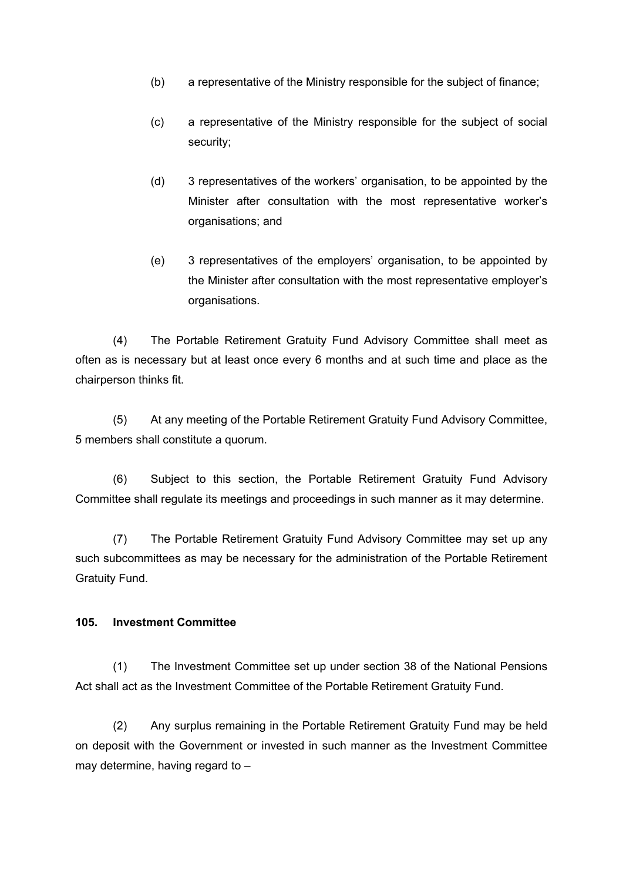(b) a representative of the Ministry responsible for the subject of finance;

(c) a representative of the Ministry responsible for the subject of social security;

(d) 3 representatives of the workers' organisation, to be appointed by the Minister after consultation with the most representative worker's organisations; and

(e) 3 representatives of the employers' organisation, to be appointed by the Minister after consultation with the most representative employer's organisations.

(4) The Portable Retirement Gratuity Fund Advisory Committee shall meet as often as is necessary but at least once every 6 months and at such time and place as the chairperson thinks fit.

(5) At any meeting of the Portable Retirement Gratuity Fund Advisory Committee, 5 members shall constitute a quorum.

(6) Subject to this section, the Portable Retirement Gratuity Fund Advisory Committee shall regulate its meetings and proceedings in such manner as it may determine.

(7) The Portable Retirement Gratuity Fund Advisory Committee may set up any such subcommittees as may be necessary for the administration of the Portable Retirement Gratuity Fund.

**105. Investment Committee**

(1) The Investment Committee set up under section 38 of the National Pensions Act shall act as the Investment Committee of the Portable Retirement Gratuity Fund.

(2) Any surplus remaining in the Portable Retirement Gratuity Fund may be held on deposit with the Government or invested in such manner as the Investment Committee may determine, having regard to –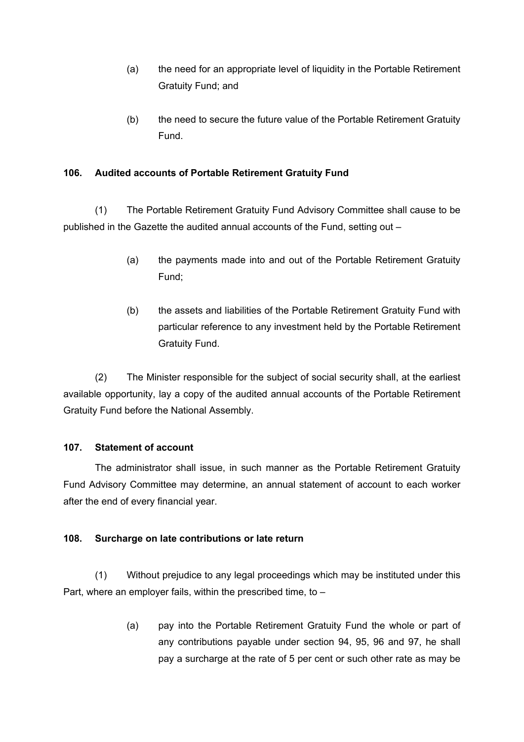(a) the need for an appropriate level of liquidity in the Portable Retirement Gratuity Fund; and

(b) the need to secure the future value of the Portable Retirement Gratuity Fund.

**106. Audited accounts of Portable Retirement Gratuity Fund**

(1) The Portable Retirement Gratuity Fund Advisory Committee shall cause to be published in the Gazette the audited annual accounts of the Fund, setting out –

(a) the payments made into and out of the Portable Retirement Gratuity Fund;

(b) the assets and liabilities of the Portable Retirement Gratuity Fund with particular reference to any investment held by the Portable Retirement Gratuity Fund.

(2) The Minister responsible for the subject of social security shall, at the earliest available opportunity, lay a copy of the audited annual accounts of the Portable Retirement Gratuity Fund before the National Assembly.

**107. Statement of account**

The administrator shall issue, in such manner as the Portable Retirement Gratuity Fund Advisory Committee may determine, an annual statement of account to each worker after the end of every financial year.

**108. Surcharge on late contributions or late return**

(1) Without prejudice to any legal proceedings which may be instituted under this Part, where an employer fails, within the prescribed time, to –

(a) pay into the Portable Retirement Gratuity Fund the whole or part of any contributions payable under section 94, 95, 96 and 97, he shall pay a surcharge at the rate of 5 per cent or such other rate as may be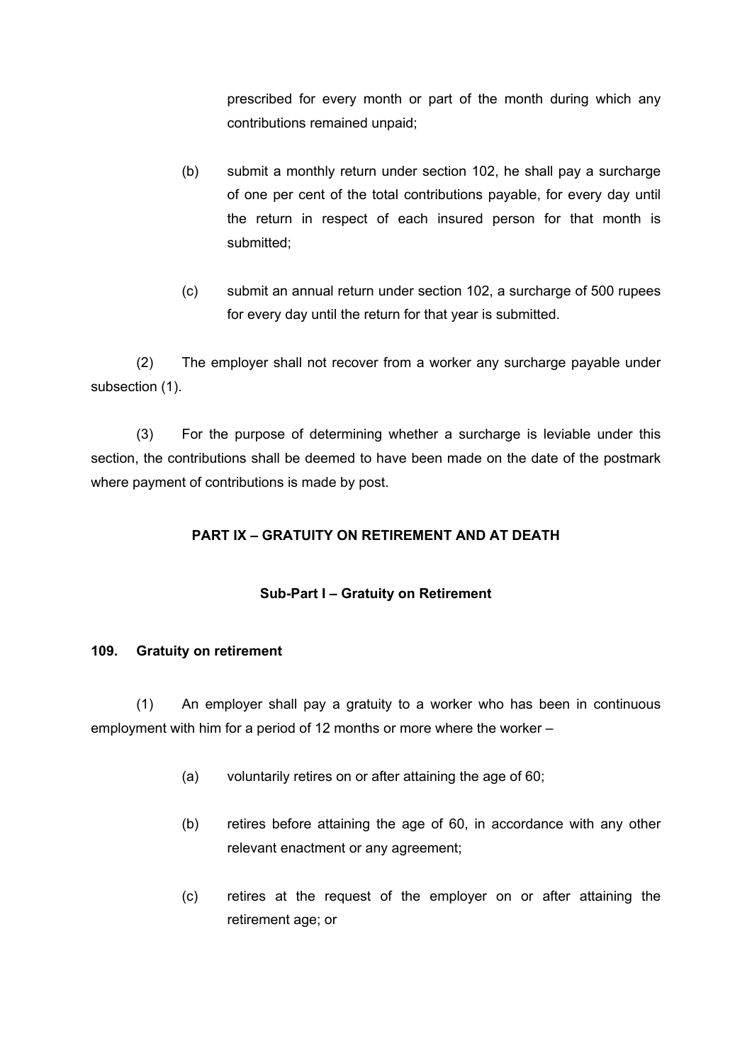prescribed for every month or part of the month during which any contributions remained unpaid;

(b) submit a monthly return under section 102, he shall pay a surcharge of one per cent of the total contributions payable, for every day until the return in respect of each insured person for that month is submitted;

(c) submit an annual return under section 102, a surcharge of 500 rupees for every day until the return for that year is submitted.

(2) The employer shall not recover from a worker any surcharge payable under subsection (1).

(3) For the purpose of determining whether a surcharge is leviable under this section, the contributions shall be deemed to have been made on the date of the postmark where payment of contributions is made by post.

## PART IX – GRATUITY ON RETIREMENT AND AT DEATH

### Sub-Part I – Gratuity on Retirement

#### 109. Gratuity on retirement

(1) An employer shall pay a gratuity to a worker who has been in continuous employment with him for a period of 12 months or more where the worker –

(a) voluntarily retires on or after attaining the age of 60;

(b) retires before attaining the age of 60, in accordance with any other relevant enactment or any agreement;

(c) retires at the request of the employer on or after attaining the retirement age; or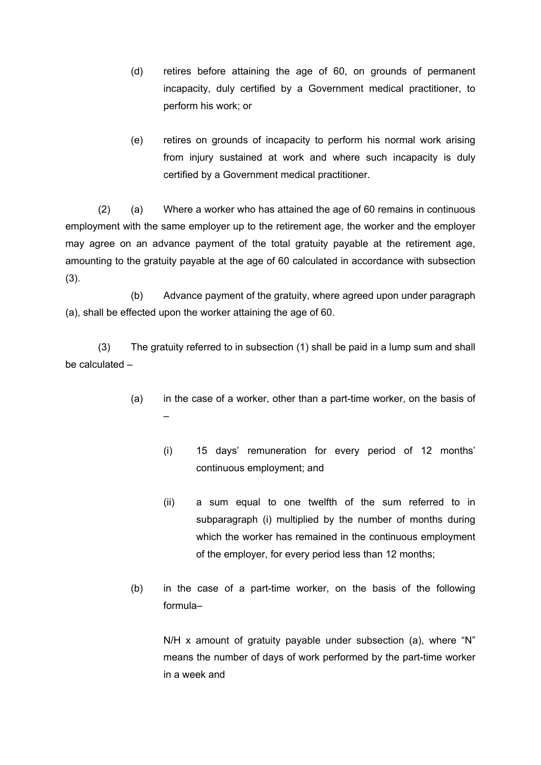(d) retires before attaining the age of 60, on grounds of permanent incapacity, duly certified by a Government medical practitioner, to perform his work; or

(e) retires on grounds of incapacity to perform his normal work arising from injury sustained at work and where such incapacity is duly certified by a Government medical practitioner.

(2) (a) Where a worker who has attained the age of 60 remains in continuous employment with the same employer up to the retirement age, the worker and the employer may agree on an advance payment of the total gratuity payable at the retirement age, amounting to the gratuity payable at the age of 60 calculated in accordance with subsection (3).

(b) Advance payment of the gratuity, where agreed upon under paragraph (a), shall be effected upon the worker attaining the age of 60.

(3) The gratuity referred to in subsection (1) shall be paid in a lump sum and shall be calculated –

(a) in the case of a worker, other than a part-time worker, on the basis of –

(i) 15 days' remuneration for every period of 12 months' continuous employment; and

(ii) a sum equal to one twelfth of the sum referred to in subparagraph (i) multiplied by the number of months during which the worker has remained in the continuous employment of the employer, for every period less than 12 months;

(b) in the case of a part-time worker, on the basis of the following formula–

N/H x amount of gratuity payable under subsection (a), where "N" means the number of days of work performed by the part-time worker in a week and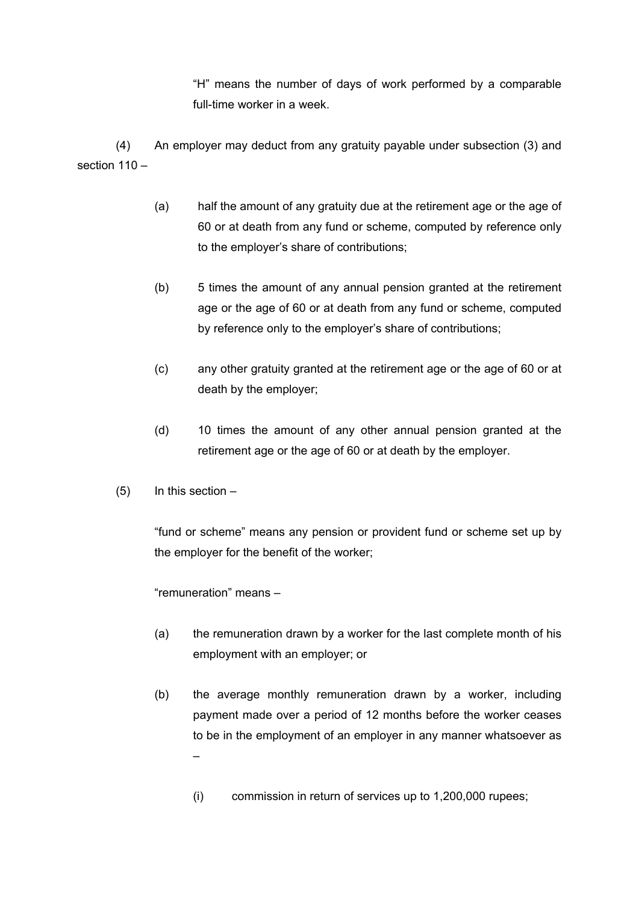"H" means the number of days of work performed by a comparable full-time worker in a week.

(4) An employer may deduct from any gratuity payable under subsection (3) and section 110 –

(a) half the amount of any gratuity due at the retirement age or the age of 60 or at death from any fund or scheme, computed by reference only to the employer's share of contributions;

(b) 5 times the amount of any annual pension granted at the retirement age or the age of 60 or at death from any fund or scheme, computed by reference only to the employer's share of contributions;

(c) any other gratuity granted at the retirement age or the age of 60 or at death by the employer;

(d) 10 times the amount of any other annual pension granted at the retirement age or the age of 60 or at death by the employer.

(5) In this section –

"fund or scheme" means any pension or provident fund or scheme set up by the employer for the benefit of the worker;

"remuneration" means –

(a) the remuneration drawn by a worker for the last complete month of his employment with an employer; or

(b) the average monthly remuneration drawn by a worker, including payment made over a period of 12 months before the worker ceases to be in the employment of an employer in any manner whatsoever as –

(i) commission in return of services up to 1,200,000 rupees;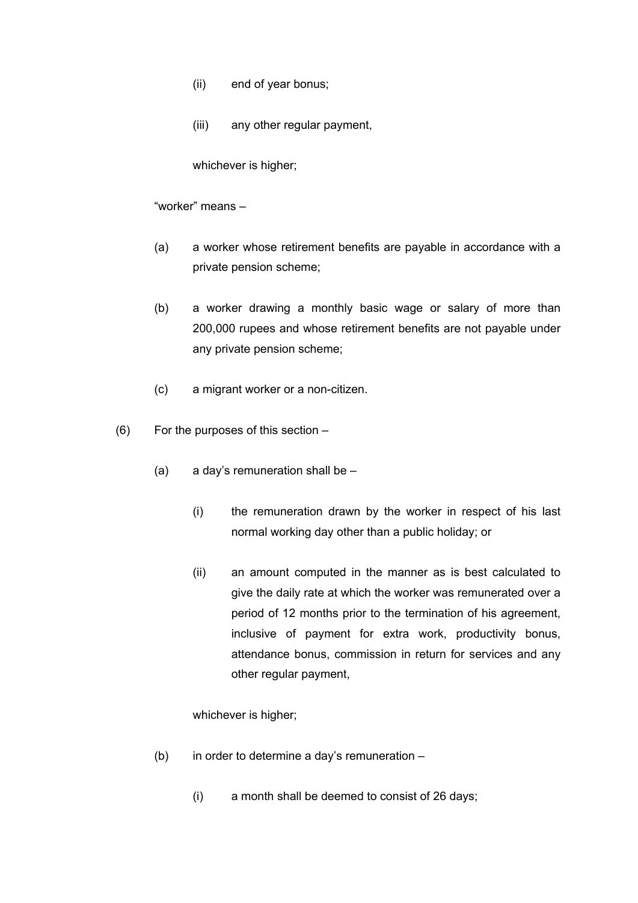(ii) end of year bonus;

(iii) any other regular payment,

whichever is higher;

"worker" means –

(a) a worker whose retirement benefits are payable in accordance with a private pension scheme;

(b) a worker drawing a monthly basic wage or salary of more than 200,000 rupees and whose retirement benefits are not payable under any private pension scheme;

(c) a migrant worker or a non-citizen.

(6) For the purposes of this section –

(a) a day's remuneration shall be –

(i) the remuneration drawn by the worker in respect of his last normal working day other than a public holiday; or

(ii) an amount computed in the manner as is best calculated to give the daily rate at which the worker was remunerated over a period of 12 months prior to the termination of his agreement, inclusive of payment for extra work, productivity bonus, attendance bonus, commission in return for services and any other regular payment,

whichever is higher;

(b) in order to determine a day's remuneration –

(i) a month shall be deemed to consist of 26 days;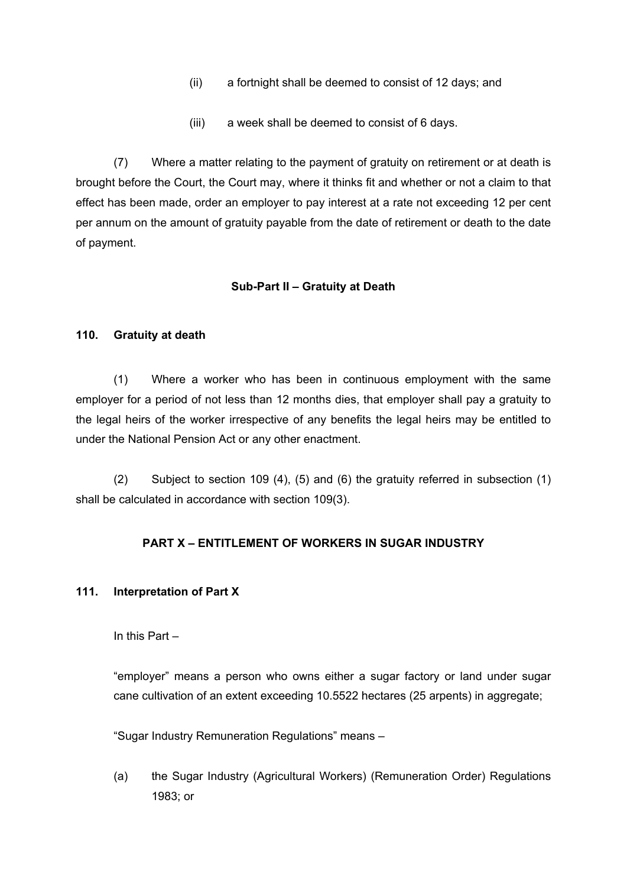(ii) a fortnight shall be deemed to consist of 12 days; and

(iii) a week shall be deemed to consist of 6 days.

(7) Where a matter relating to the payment of gratuity on retirement or at death is brought before the Court, the Court may, where it thinks fit and whether or not a claim to that effect has been made, order an employer to pay interest at a rate not exceeding 12 per cent per annum on the amount of gratuity payable from the date of retirement or death to the date of payment.

**Sub-Part II – Gratuity at Death**

**110. Gratuity at death**

(1) Where a worker who has been in continuous employment with the same employer for a period of not less than 12 months dies, that employer shall pay a gratuity to the legal heirs of the worker irrespective of any benefits the legal heirs may be entitled to under the National Pension Act or any other enactment.

(2) Subject to section 109 (4), (5) and (6) the gratuity referred in subsection (1) shall be calculated in accordance with section 109(3).

## PART X – ENTITLEMENT OF WORKERS IN SUGAR INDUSTRY

**111. Interpretation of Part X**

In this Part –

"employer" means a person who owns either a sugar factory or land under sugar cane cultivation of an extent exceeding 10.5522 hectares (25 arpents) in aggregate;

"Sugar Industry Remuneration Regulations" means –

(a) the Sugar Industry (Agricultural Workers) (Remuneration Order) Regulations 1983; or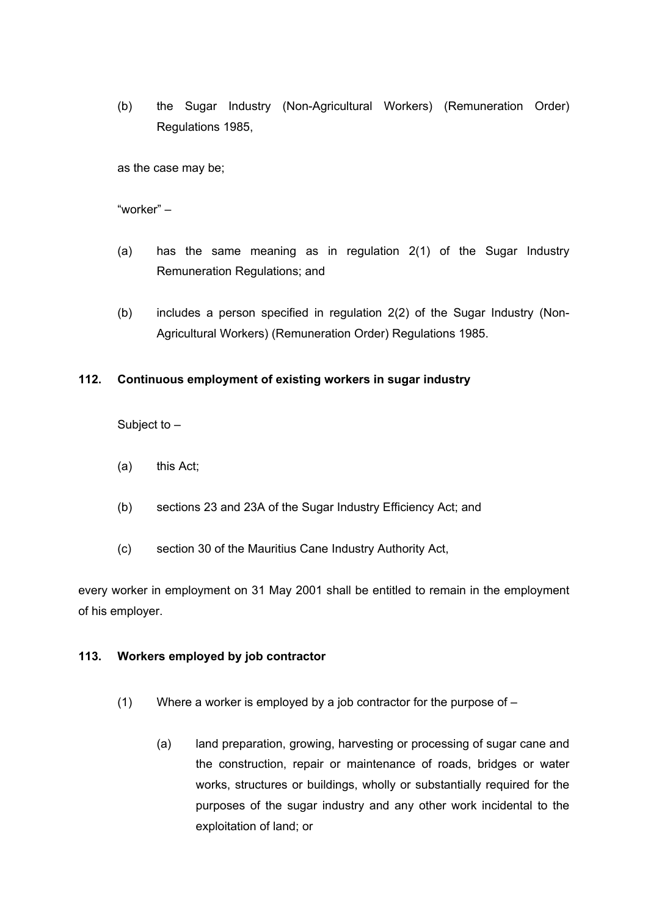(b) the Sugar Industry (Non-Agricultural Workers) (Remuneration Order) Regulations 1985,

as the case may be;

"worker" –

(a) has the same meaning as in regulation 2(1) of the Sugar Industry Remuneration Regulations; and

(b) includes a person specified in regulation 2(2) of the Sugar Industry (Non-Agricultural Workers) (Remuneration Order) Regulations 1985.

### 112. Continuous employment of existing workers in sugar industry

Subject to –

(a) this Act;

(b) sections 23 and 23A of the Sugar Industry Efficiency Act; and

(c) section 30 of the Mauritius Cane Industry Authority Act,

every worker in employment on 31 May 2001 shall be entitled to remain in the employment of his employer.

### 113. Workers employed by job contractor

(1) Where a worker is employed by a job contractor for the purpose of –

(a) land preparation, growing, harvesting or processing of sugar cane and the construction, repair or maintenance of roads, bridges or water works, structures or buildings, wholly or substantially required for the purposes of the sugar industry and any other work incidental to the exploitation of land; or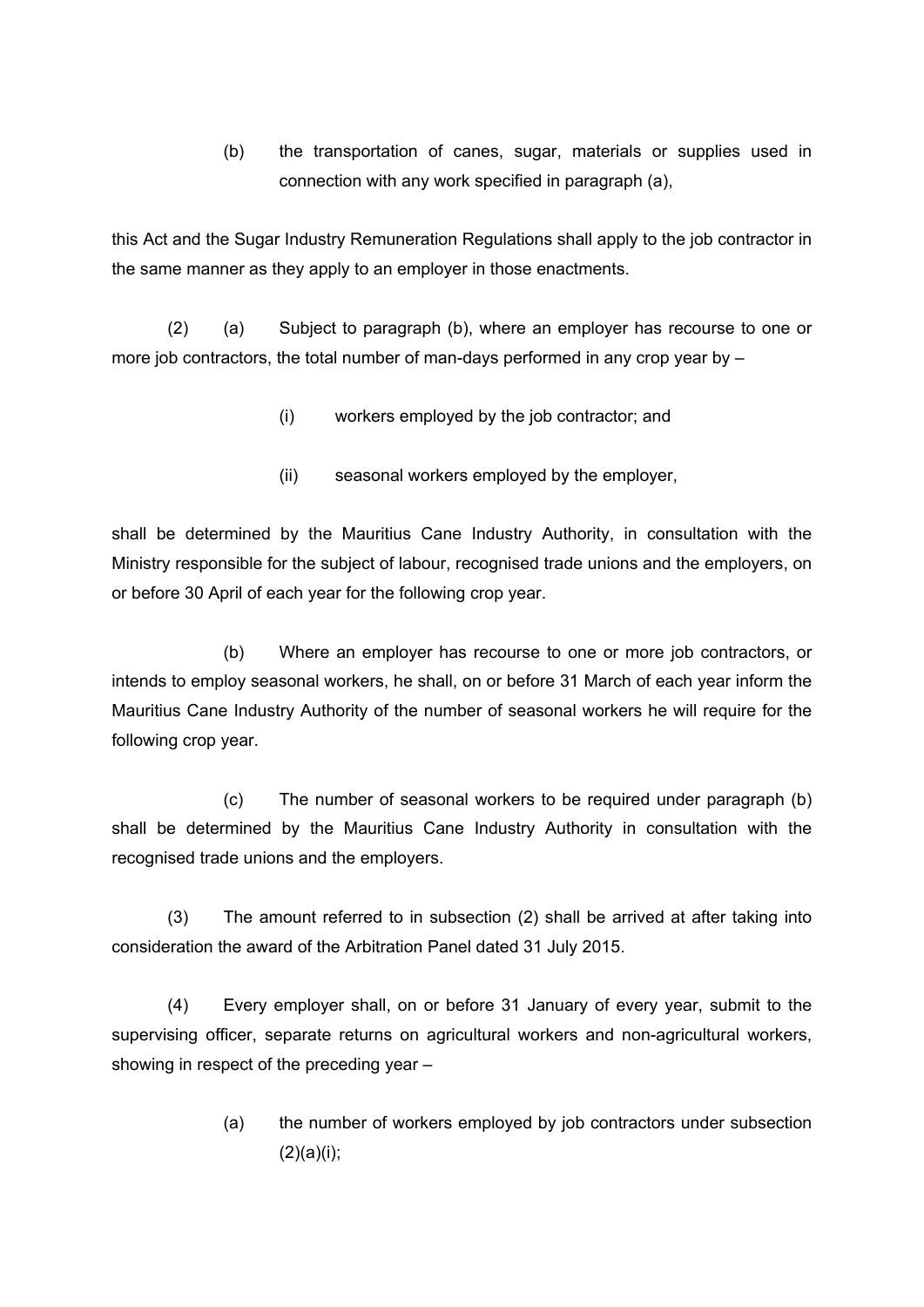(b) the transportation of canes, sugar, materials or supplies used in connection with any work specified in paragraph (a),

this Act and the Sugar Industry Remuneration Regulations shall apply to the job contractor in the same manner as they apply to an employer in those enactments.

(2) (a) Subject to paragraph (b), where an employer has recourse to one or more job contractors, the total number of man-days performed in any crop year by –

(i) workers employed by the job contractor; and

(ii) seasonal workers employed by the employer,

shall be determined by the Mauritius Cane Industry Authority, in consultation with the Ministry responsible for the subject of labour, recognised trade unions and the employers, on or before 30 April of each year for the following crop year.

(b) Where an employer has recourse to one or more job contractors, or intends to employ seasonal workers, he shall, on or before 31 March of each year inform the Mauritius Cane Industry Authority of the number of seasonal workers he will require for the following crop year.

(c) The number of seasonal workers to be required under paragraph (b) shall be determined by the Mauritius Cane Industry Authority in consultation with the recognised trade unions and the employers.

(3) The amount referred to in subsection (2) shall be arrived at after taking into consideration the award of the Arbitration Panel dated 31 July 2015.

(4) Every employer shall, on or before 31 January of every year, submit to the supervising officer, separate returns on agricultural workers and non-agricultural workers, showing in respect of the preceding year –

(a) the number of workers employed by job contractors under subsection (2)(a)(i);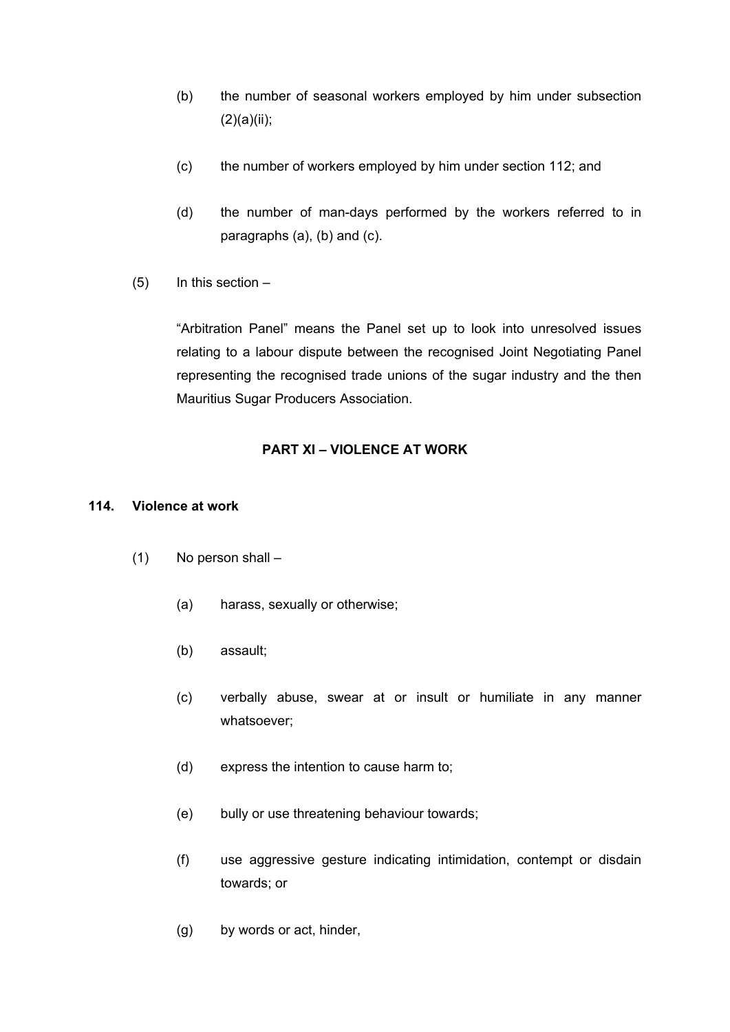(b) the number of seasonal workers employed by him under subsection (2)(a)(ii);

(c) the number of workers employed by him under section 112; and

(d) the number of man-days performed by the workers referred to in paragraphs (a), (b) and (c).

(5) In this section –

"Arbitration Panel" means the Panel set up to look into unresolved issues relating to a labour dispute between the recognised Joint Negotiating Panel representing the recognised trade unions of the sugar industry and the then Mauritius Sugar Producers Association.

## PART XI – VIOLENCE AT WORK

### 114. Violence at work

(1) No person shall –

(a) harass, sexually or otherwise;

(b) assault;

(c) verbally abuse, swear at or insult or humiliate in any manner whatsoever;

(d) express the intention to cause harm to;

(e) bully or use threatening behaviour towards;

(f) use aggressive gesture indicating intimidation, contempt or disdain towards; or

(g) by words or act, hinder,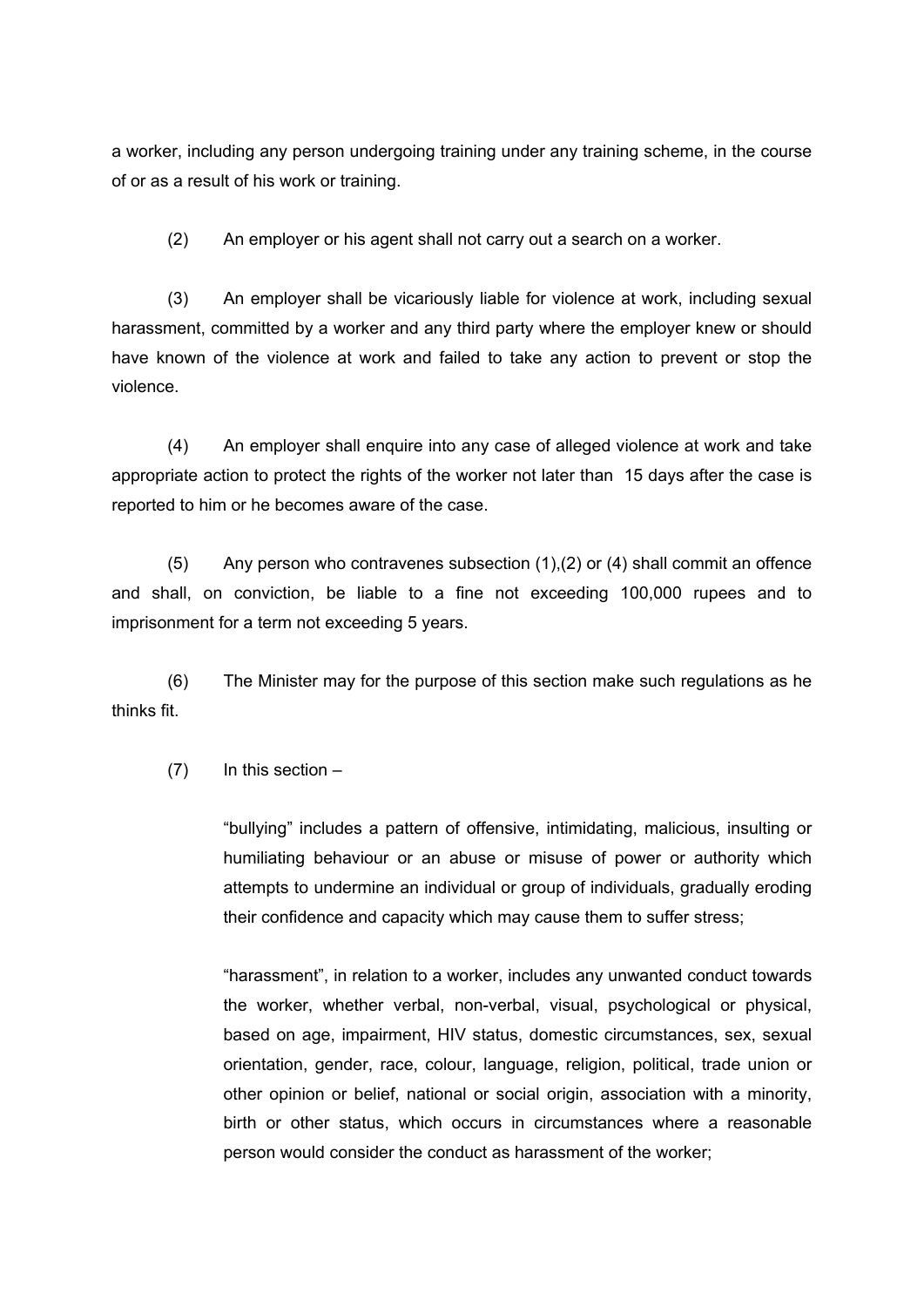a worker, including any person undergoing training under any training scheme, in the course of or as a result of his work or training.

(2) An employer or his agent shall not carry out a search on a worker.

(3) An employer shall be vicariously liable for violence at work, including sexual harassment, committed by a worker and any third party where the employer knew or should have known of the violence at work and failed to take any action to prevent or stop the violence.

(4) An employer shall enquire into any case of alleged violence at work and take appropriate action to protect the rights of the worker not later than 15 days after the case is reported to him or he becomes aware of the case.

(5) Any person who contravenes subsection (1),(2) or (4) shall commit an offence and shall, on conviction, be liable to a fine not exceeding 100,000 rupees and to imprisonment for a term not exceeding 5 years.

(6) The Minister may for the purpose of this section make such regulations as he thinks fit.

(7) In this section –

> "bullying" includes a pattern of offensive, intimidating, malicious, insulting or humiliating behaviour or an abuse or misuse of power or authority which attempts to undermine an individual or group of individuals, gradually eroding their confidence and capacity which may cause them to suffer stress;
>
> "harassment", in relation to a worker, includes any unwanted conduct towards the worker, whether verbal, non-verbal, visual, psychological or physical, based on age, impairment, HIV status, domestic circumstances, sex, sexual orientation, gender, race, colour, language, religion, political, trade union or other opinion or belief, national or social origin, association with a minority, birth or other status, which occurs in circumstances where a reasonable person would consider the conduct as harassment of the worker;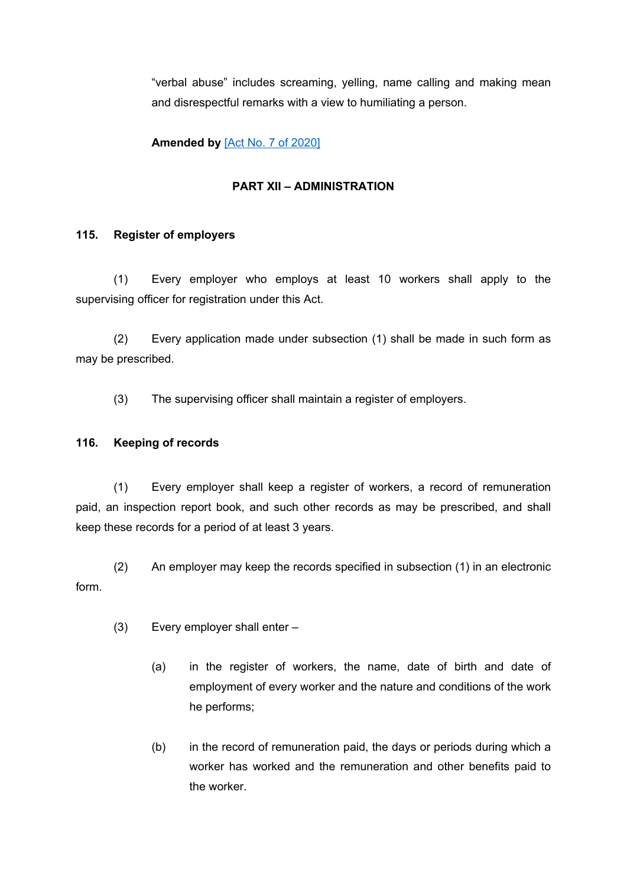"verbal abuse" includes screaming, yelling, name calling and making mean and disrespectful remarks with a view to humiliating a person.

**Amended by** [Act No. 7 of 2020]

## PART XII – ADMINISTRATION

### 115. Register of employers

(1) Every employer who employs at least 10 workers shall apply to the supervising officer for registration under this Act.

(2) Every application made under subsection (1) shall be made in such form as may be prescribed.

(3) The supervising officer shall maintain a register of employers.

### 116. Keeping of records

(1) Every employer shall keep a register of workers, a record of remuneration paid, an inspection report book, and such other records as may be prescribed, and shall keep these records for a period of at least 3 years.

(2) An employer may keep the records specified in subsection (1) in an electronic form.

(3) Every employer shall enter –

(a) in the register of workers, the name, date of birth and date of employment of every worker and the nature and conditions of the work he performs;

(b) in the record of remuneration paid, the days or periods during which a worker has worked and the remuneration and other benefits paid to the worker.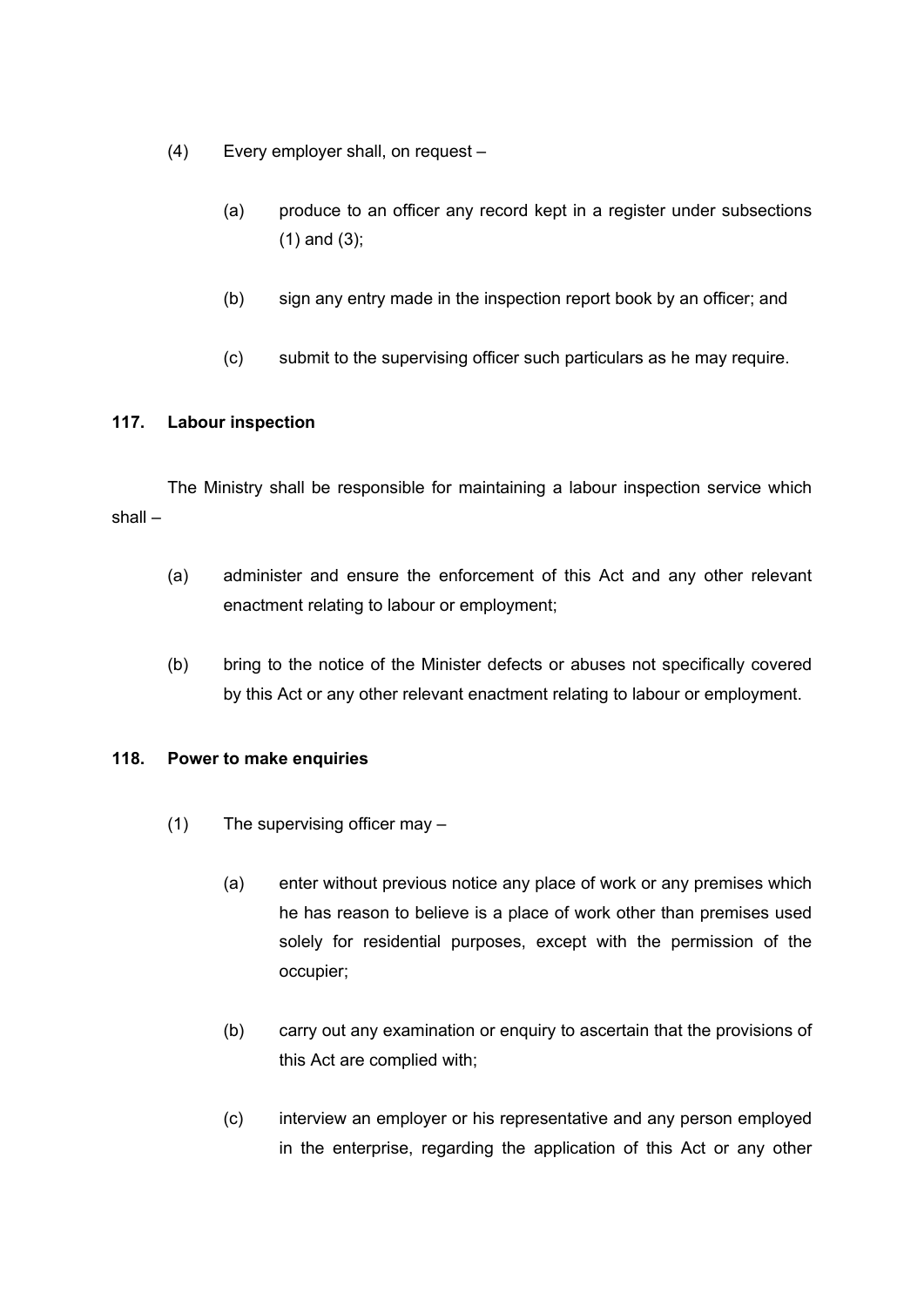(4) Every employer shall, on request –

(a) produce to an officer any record kept in a register under subsections (1) and (3);

(b) sign any entry made in the inspection report book by an officer; and

(c) submit to the supervising officer such particulars as he may require.

### 117. Labour inspection

The Ministry shall be responsible for maintaining a labour inspection service which shall –

(a) administer and ensure the enforcement of this Act and any other relevant enactment relating to labour or employment;

(b) bring to the notice of the Minister defects or abuses not specifically covered by this Act or any other relevant enactment relating to labour or employment.

### 118. Power to make enquiries

(1) The supervising officer may –

(a) enter without previous notice any place of work or any premises which he has reason to believe is a place of work other than premises used solely for residential purposes, except with the permission of the occupier;

(b) carry out any examination or enquiry to ascertain that the provisions of this Act are complied with;

(c) interview an employer or his representative and any person employed in the enterprise, regarding the application of this Act or any other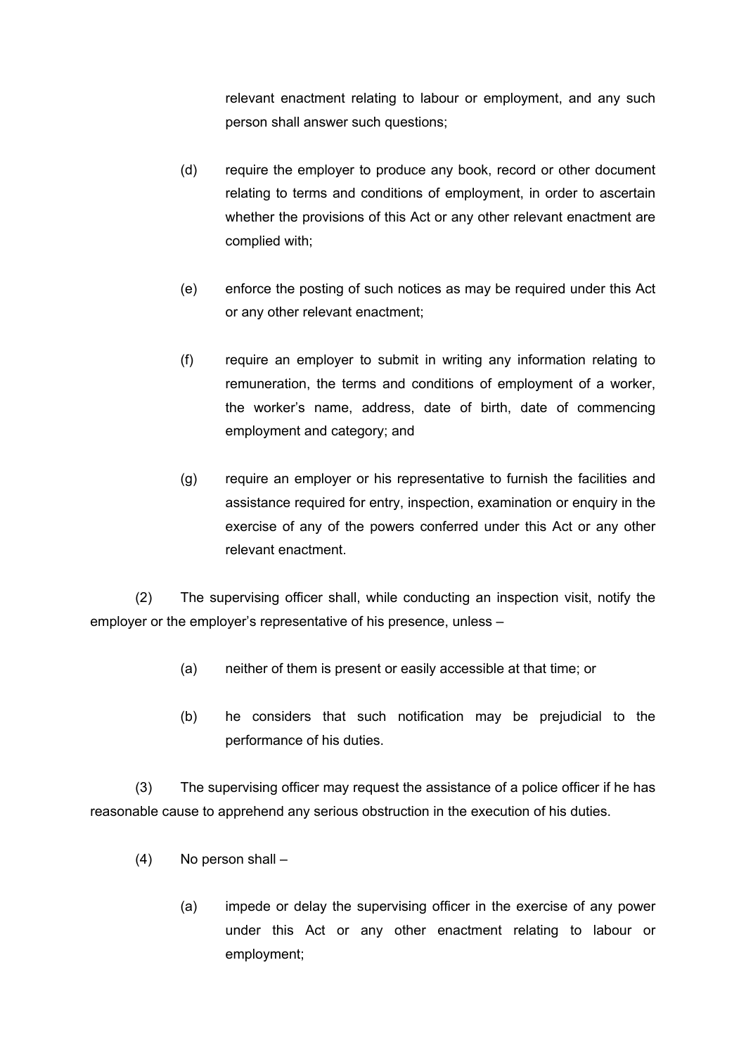relevant enactment relating to labour or employment, and any such person shall answer such questions;

(d) require the employer to produce any book, record or other document relating to terms and conditions of employment, in order to ascertain whether the provisions of this Act or any other relevant enactment are complied with;

(e) enforce the posting of such notices as may be required under this Act or any other relevant enactment;

(f) require an employer to submit in writing any information relating to remuneration, the terms and conditions of employment of a worker, the worker's name, address, date of birth, date of commencing employment and category; and

(g) require an employer or his representative to furnish the facilities and assistance required for entry, inspection, examination or enquiry in the exercise of any of the powers conferred under this Act or any other relevant enactment.

(2) The supervising officer shall, while conducting an inspection visit, notify the employer or the employer's representative of his presence, unless –

(a) neither of them is present or easily accessible at that time; or

(b) he considers that such notification may be prejudicial to the performance of his duties.

(3) The supervising officer may request the assistance of a police officer if he has reasonable cause to apprehend any serious obstruction in the execution of his duties.

(4) No person shall –

(a) impede or delay the supervising officer in the exercise of any power under this Act or any other enactment relating to labour or employment;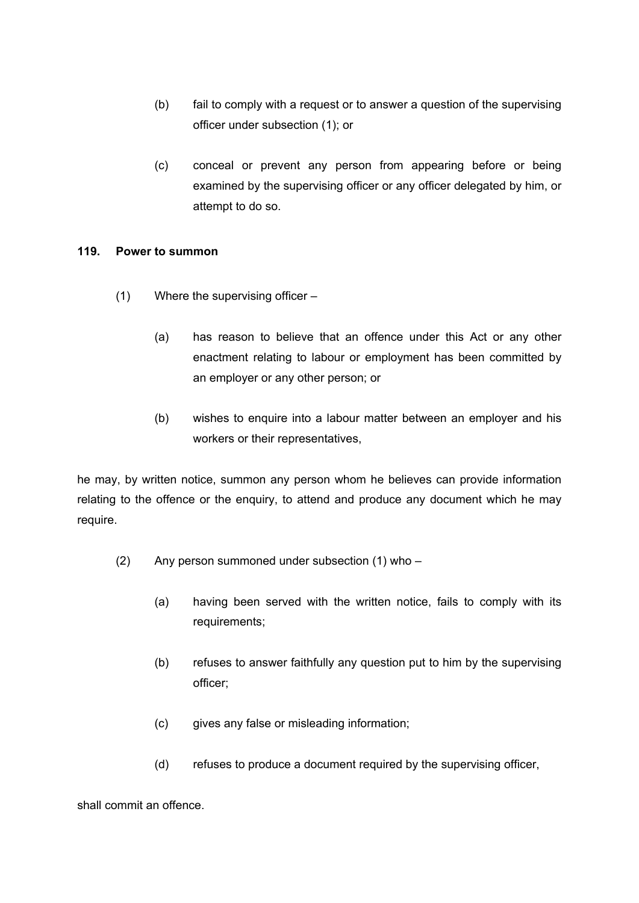(b) fail to comply with a request or to answer a question of the supervising officer under subsection (1); or

(c) conceal or prevent any person from appearing before or being examined by the supervising officer or any officer delegated by him, or attempt to do so.

**119. Power to summon**

(1) Where the supervising officer –

(a) has reason to believe that an offence under this Act or any other enactment relating to labour or employment has been committed by an employer or any other person; or

(b) wishes to enquire into a labour matter between an employer and his workers or their representatives,

he may, by written notice, summon any person whom he believes can provide information relating to the offence or the enquiry, to attend and produce any document which he may require.

(2) Any person summoned under subsection (1) who –

(a) having been served with the written notice, fails to comply with its requirements;

(b) refuses to answer faithfully any question put to him by the supervising officer;

(c) gives any false or misleading information;

(d) refuses to produce a document required by the supervising officer,

shall commit an offence.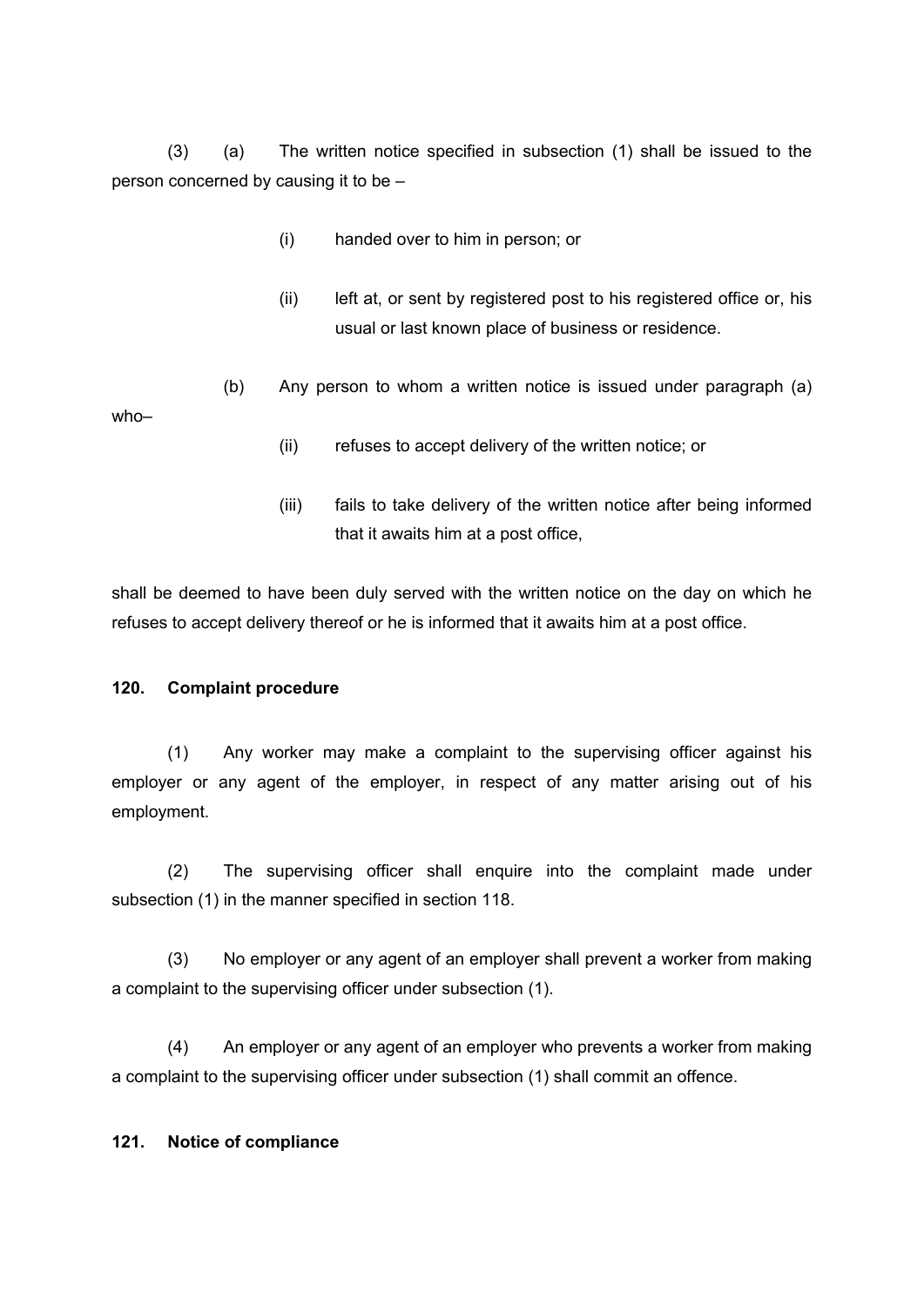(3) (a) The written notice specified in subsection (1) shall be issued to the person concerned by causing it to be –

(i) handed over to him in person; or

(ii) left at, or sent by registered post to his registered office or, his usual or last known place of business or residence.

(b) Any person to whom a written notice is issued under paragraph (a) who–

(ii) refuses to accept delivery of the written notice; or

(iii) fails to take delivery of the written notice after being informed that it awaits him at a post office,

shall be deemed to have been duly served with the written notice on the day on which he refuses to accept delivery thereof or he is informed that it awaits him at a post office.

**120. Complaint procedure**

(1) Any worker may make a complaint to the supervising officer against his employer or any agent of the employer, in respect of any matter arising out of his employment.

(2) The supervising officer shall enquire into the complaint made under subsection (1) in the manner specified in section 118.

(3) No employer or any agent of an employer shall prevent a worker from making a complaint to the supervising officer under subsection (1).

(4) An employer or any agent of an employer who prevents a worker from making a complaint to the supervising officer under subsection (1) shall commit an offence.

**121. Notice of compliance**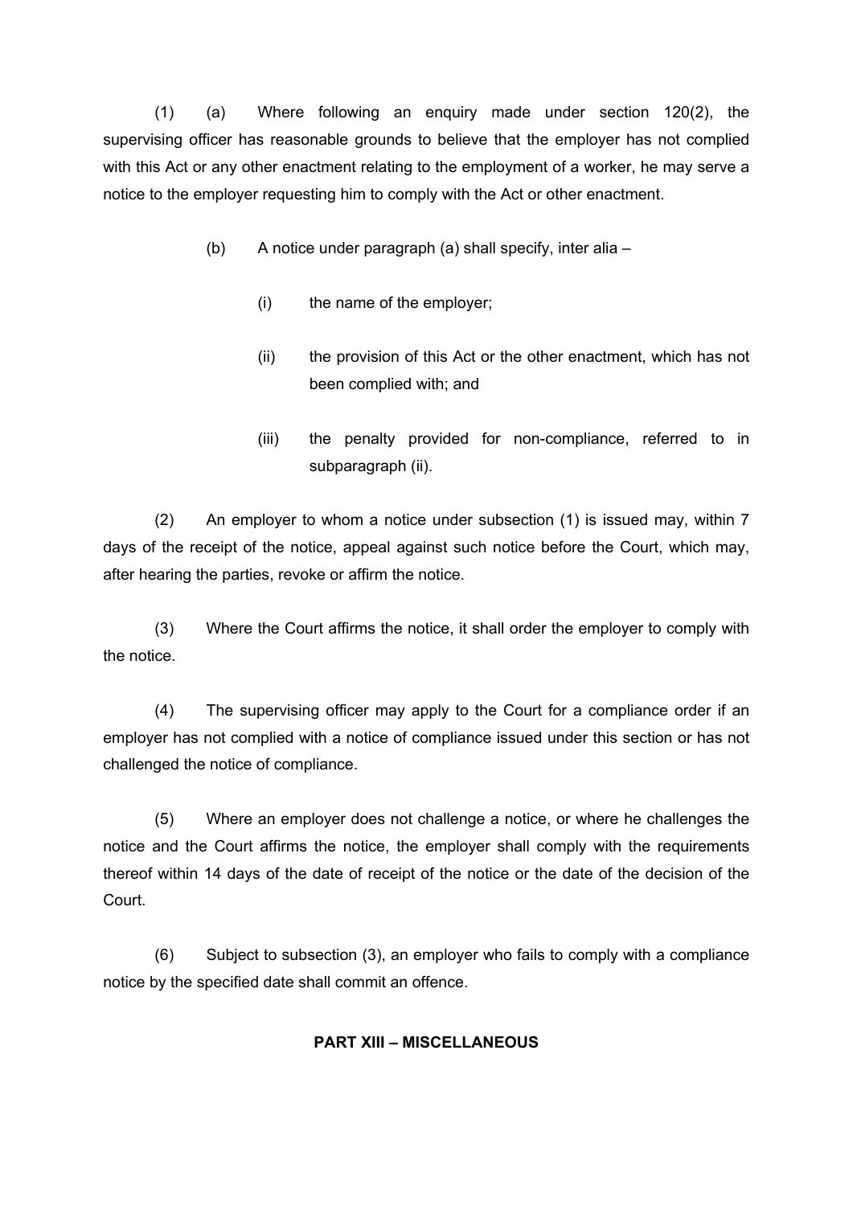(1) (a) Where following an enquiry made under section 120(2), the supervising officer has reasonable grounds to believe that the employer has not complied with this Act or any other enactment relating to the employment of a worker, he may serve a notice to the employer requesting him to comply with the Act or other enactment.

(b) A notice under paragraph (a) shall specify, inter alia –

(i) the name of the employer;

(ii) the provision of this Act or the other enactment, which has not been complied with; and

(iii) the penalty provided for non-compliance, referred to in subparagraph (ii).

(2) An employer to whom a notice under subsection (1) is issued may, within 7 days of the receipt of the notice, appeal against such notice before the Court, which may, after hearing the parties, revoke or affirm the notice.

(3) Where the Court affirms the notice, it shall order the employer to comply with the notice.

(4) The supervising officer may apply to the Court for a compliance order if an employer has not complied with a notice of compliance issued under this section or has not challenged the notice of compliance.

(5) Where an employer does not challenge a notice, or where he challenges the notice and the Court affirms the notice, the employer shall comply with the requirements thereof within 14 days of the date of receipt of the notice or the date of the decision of the Court.

(6) Subject to subsection (3), an employer who fails to comply with a compliance notice by the specified date shall commit an offence.

## PART XIII – MISCELLANEOUS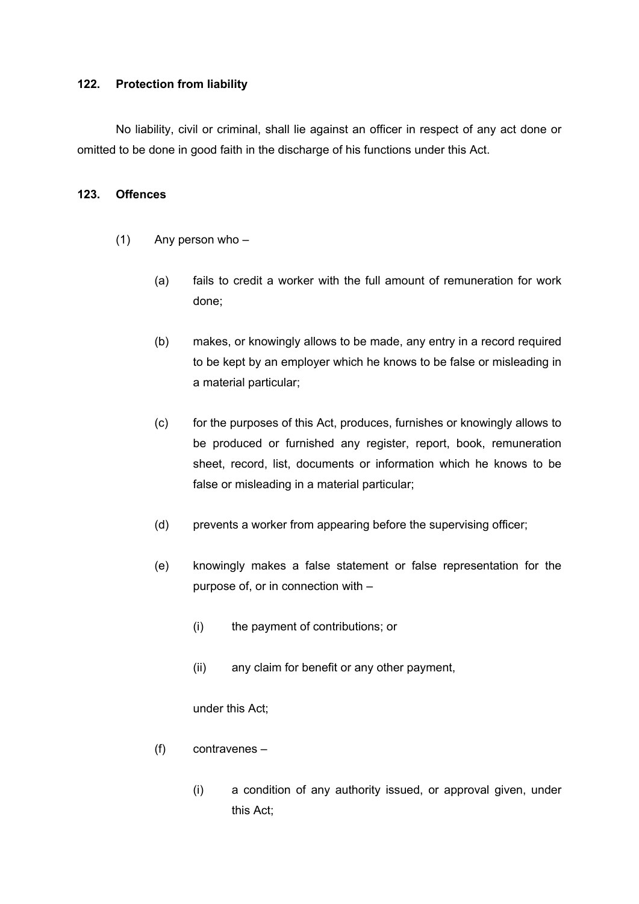**122. Protection from liability**

No liability, civil or criminal, shall lie against an officer in respect of any act done or omitted to be done in good faith in the discharge of his functions under this Act.

**123. Offences**

(1) Any person who –

(a) fails to credit a worker with the full amount of remuneration for work done;

(b) makes, or knowingly allows to be made, any entry in a record required to be kept by an employer which he knows to be false or misleading in a material particular;

(c) for the purposes of this Act, produces, furnishes or knowingly allows to be produced or furnished any register, report, book, remuneration sheet, record, list, documents or information which he knows to be false or misleading in a material particular;

(d) prevents a worker from appearing before the supervising officer;

(e) knowingly makes a false statement or false representation for the purpose of, or in connection with –

(i) the payment of contributions; or

(ii) any claim for benefit or any other payment,

under this Act;

(f) contravenes –

(i) a condition of any authority issued, or approval given, under this Act;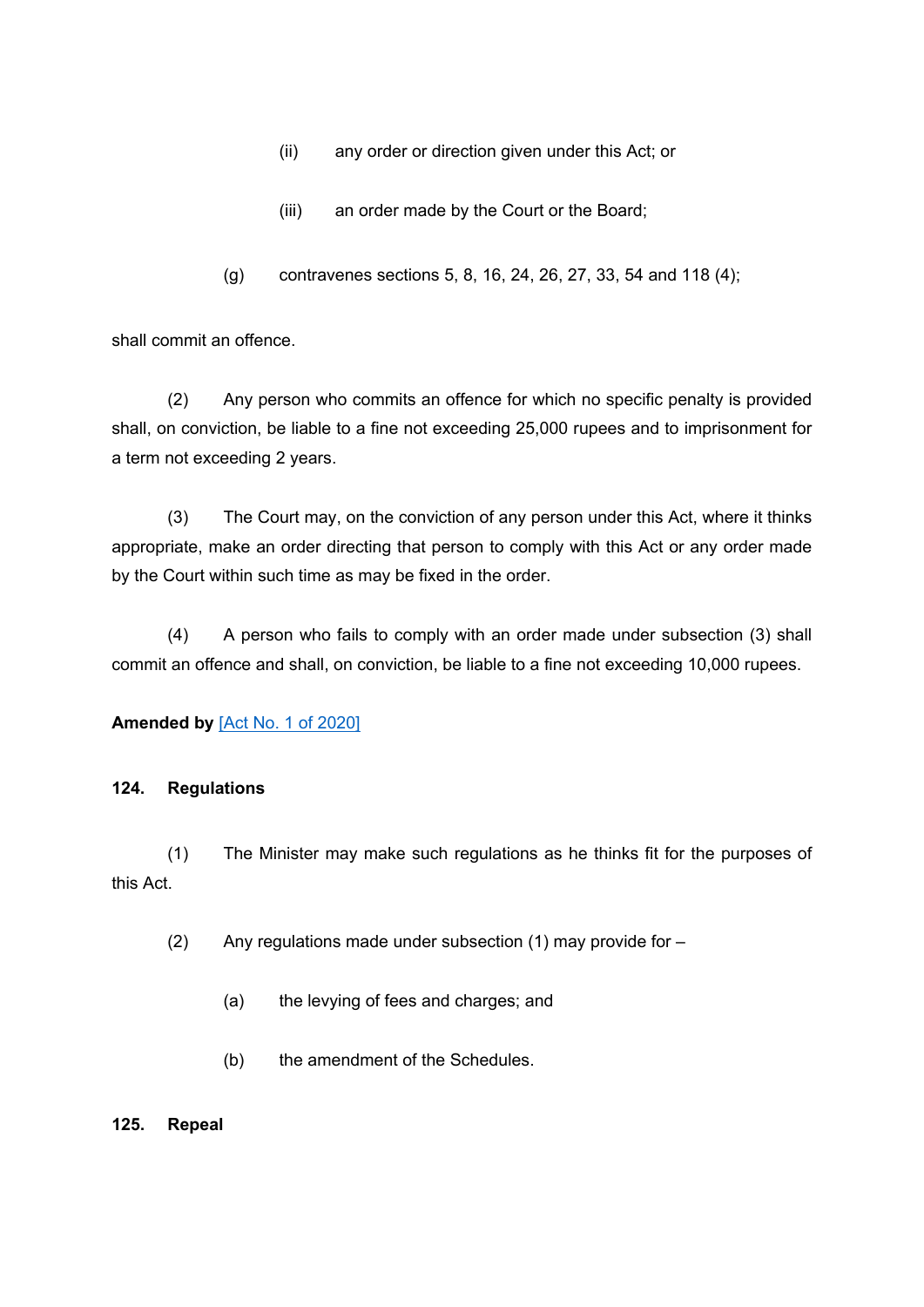(ii) any order or direction given under this Act; or

(iii) an order made by the Court or the Board;

(g) contravenes sections 5, 8, 16, 24, 26, 27, 33, 54 and 118 (4);

shall commit an offence.

(2) Any person who commits an offence for which no specific penalty is provided shall, on conviction, be liable to a fine not exceeding 25,000 rupees and to imprisonment for a term not exceeding 2 years.

(3) The Court may, on the conviction of any person under this Act, where it thinks appropriate, make an order directing that person to comply with this Act or any order made by the Court within such time as may be fixed in the order.

(4) A person who fails to comply with an order made under subsection (3) shall commit an offence and shall, on conviction, be liable to a fine not exceeding 10,000 rupees.

**Amended by** [Act No. 1 of 2020]

**124. Regulations**

(1) The Minister may make such regulations as he thinks fit for the purposes of this Act.

(2) Any regulations made under subsection (1) may provide for –

(a) the levying of fees and charges; and

(b) the amendment of the Schedules.

**125. Repeal**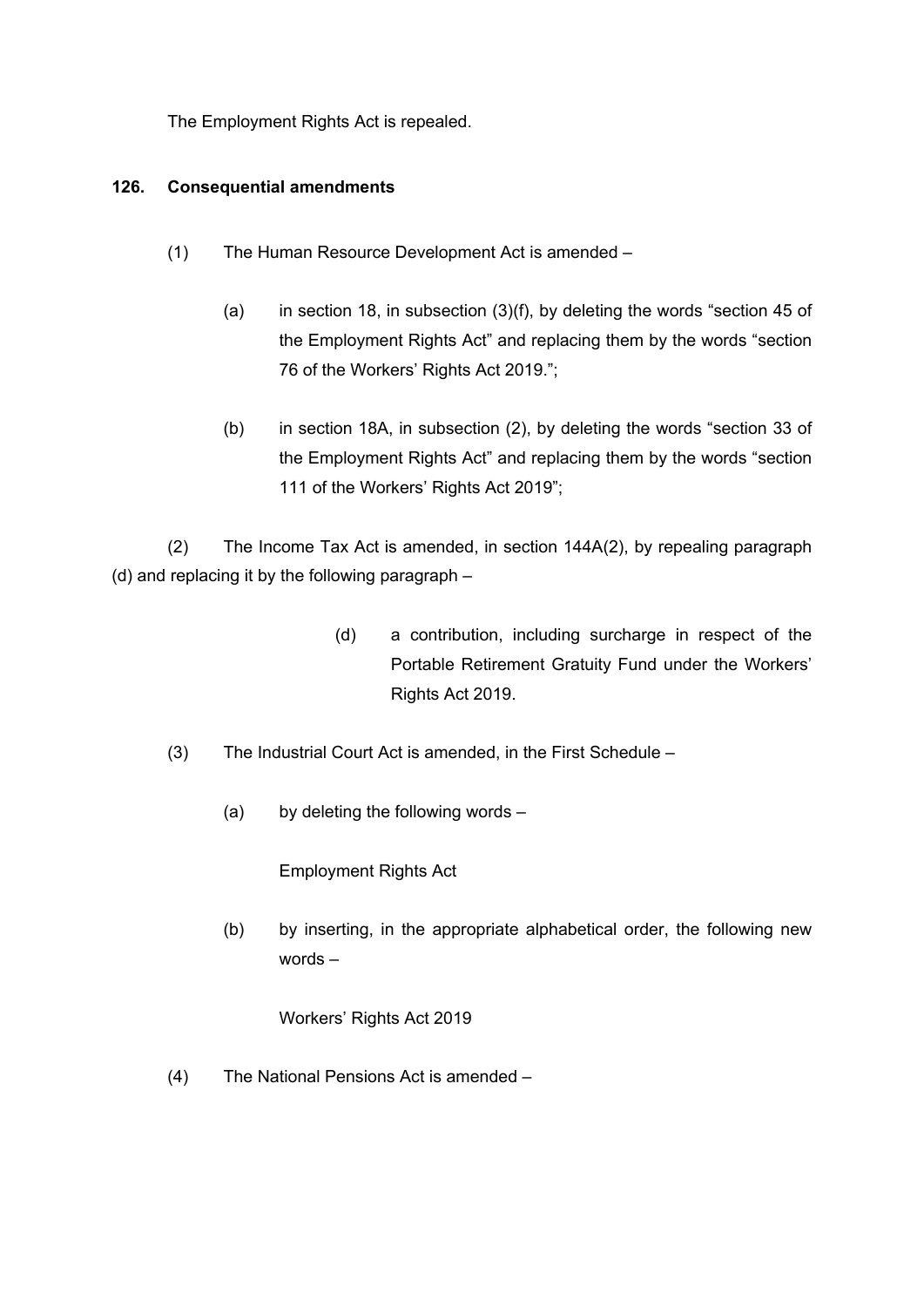The Employment Rights Act is repealed.

**126. Consequential amendments**

(1) The Human Resource Development Act is amended –

(a) in section 18, in subsection (3)(f), by deleting the words "section 45 of the Employment Rights Act" and replacing them by the words "section 76 of the Workers' Rights Act 2019.";

(b) in section 18A, in subsection (2), by deleting the words "section 33 of the Employment Rights Act" and replacing them by the words "section 111 of the Workers' Rights Act 2019";

(2) The Income Tax Act is amended, in section 144A(2), by repealing paragraph (d) and replacing it by the following paragraph –

> (d) a contribution, including surcharge in respect of the Portable Retirement Gratuity Fund under the Workers' Rights Act 2019.

(3) The Industrial Court Act is amended, in the First Schedule –

(a) by deleting the following words –

Employment Rights Act

(b) by inserting, in the appropriate alphabetical order, the following new words –

Workers' Rights Act 2019

(4) The National Pensions Act is amended –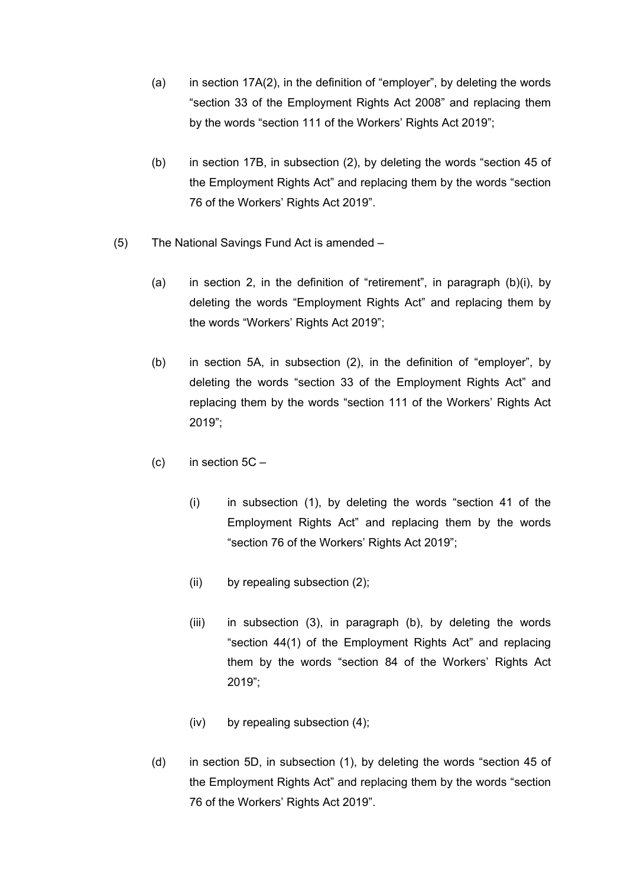(a) in section 17A(2), in the definition of "employer", by deleting the words "section 33 of the Employment Rights Act 2008" and replacing them by the words "section 111 of the Workers' Rights Act 2019";

(b) in section 17B, in subsection (2), by deleting the words "section 45 of the Employment Rights Act" and replacing them by the words "section 76 of the Workers' Rights Act 2019".

(5) The National Savings Fund Act is amended –

(a) in section 2, in the definition of "retirement", in paragraph (b)(i), by deleting the words "Employment Rights Act" and replacing them by the words "Workers' Rights Act 2019";

(b) in section 5A, in subsection (2), in the definition of "employer", by deleting the words "section 33 of the Employment Rights Act" and replacing them by the words "section 111 of the Workers' Rights Act 2019";

(c) in section 5C –

(i) in subsection (1), by deleting the words "section 41 of the Employment Rights Act" and replacing them by the words "section 76 of the Workers' Rights Act 2019";

(ii) by repealing subsection (2);

(iii) in subsection (3), in paragraph (b), by deleting the words "section 44(1) of the Employment Rights Act" and replacing them by the words "section 84 of the Workers' Rights Act 2019";

(iv) by repealing subsection (4);

(d) in section 5D, in subsection (1), by deleting the words "section 45 of the Employment Rights Act" and replacing them by the words "section 76 of the Workers' Rights Act 2019".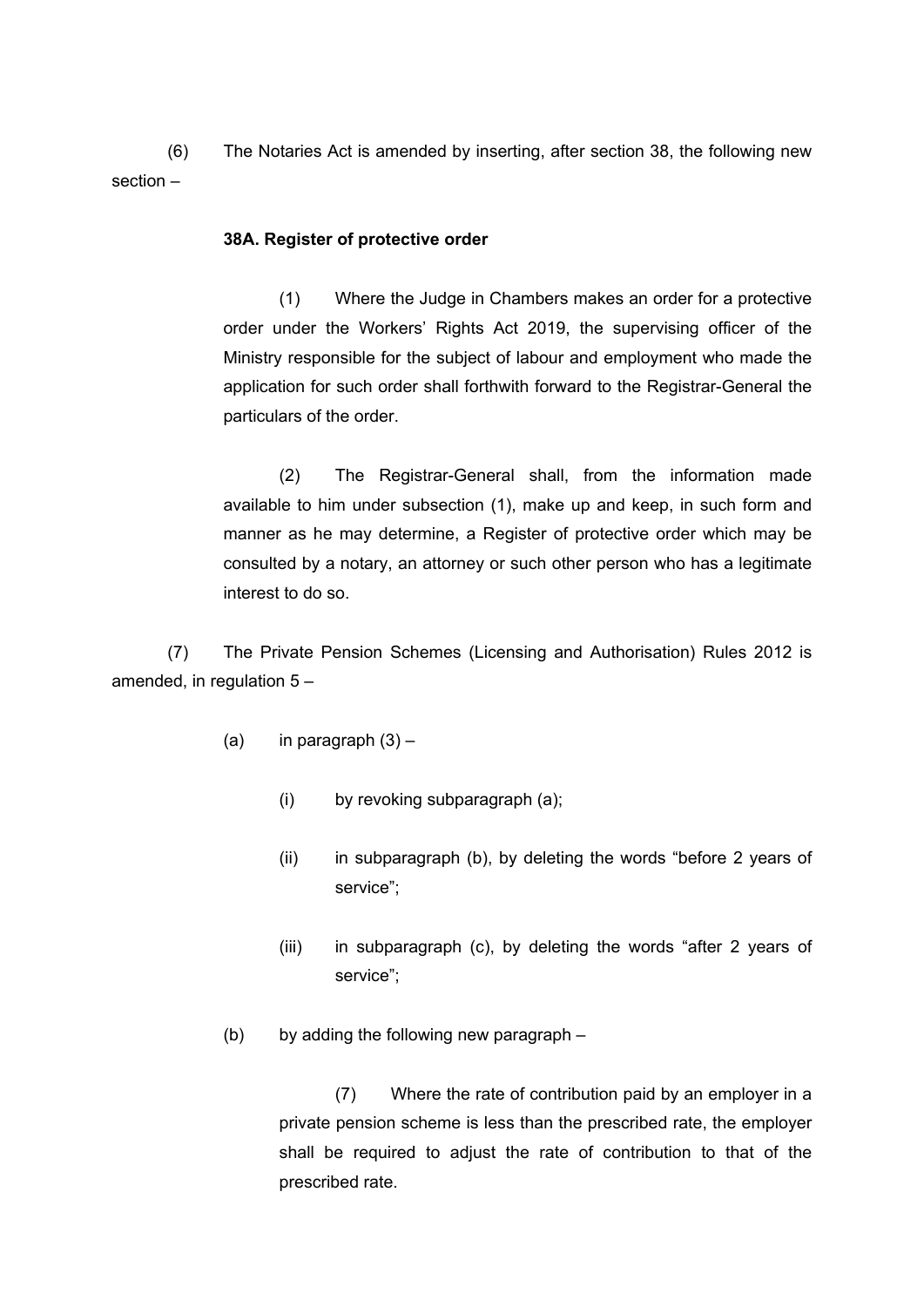(6) The Notaries Act is amended by inserting, after section 38, the following new section –

**38A. Register of protective order**

(1) Where the Judge in Chambers makes an order for a protective order under the Workers' Rights Act 2019, the supervising officer of the Ministry responsible for the subject of labour and employment who made the application for such order shall forthwith forward to the Registrar-General the particulars of the order.

(2) The Registrar-General shall, from the information made available to him under subsection (1), make up and keep, in such form and manner as he may determine, a Register of protective order which may be consulted by a notary, an attorney or such other person who has a legitimate interest to do so.

(7) The Private Pension Schemes (Licensing and Authorisation) Rules 2012 is amended, in regulation 5 –

(a) in paragraph (3) –

(i) by revoking subparagraph (a);

(ii) in subparagraph (b), by deleting the words "before 2 years of service";

(iii) in subparagraph (c), by deleting the words "after 2 years of service";

(b) by adding the following new paragraph –

(7) Where the rate of contribution paid by an employer in a private pension scheme is less than the prescribed rate, the employer shall be required to adjust the rate of contribution to that of the prescribed rate.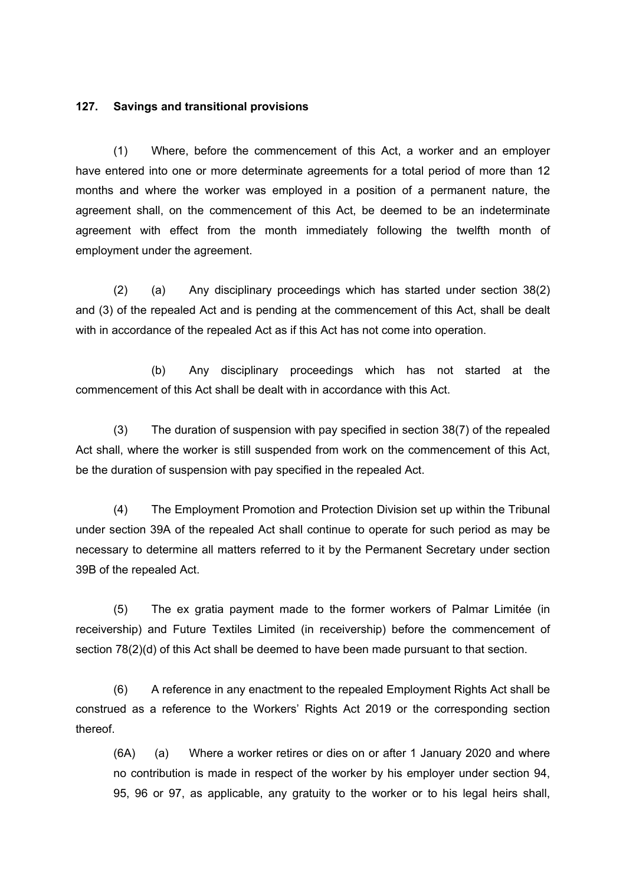**127. Savings and transitional provisions**

(1) Where, before the commencement of this Act, a worker and an employer have entered into one or more determinate agreements for a total period of more than 12 months and where the worker was employed in a position of a permanent nature, the agreement shall, on the commencement of this Act, be deemed to be an indeterminate agreement with effect from the month immediately following the twelfth month of employment under the agreement.

(2) (a) Any disciplinary proceedings which has started under section 38(2) and (3) of the repealed Act and is pending at the commencement of this Act, shall be dealt with in accordance of the repealed Act as if this Act has not come into operation.

(b) Any disciplinary proceedings which has not started at the commencement of this Act shall be dealt with in accordance with this Act.

(3) The duration of suspension with pay specified in section 38(7) of the repealed Act shall, where the worker is still suspended from work on the commencement of this Act, be the duration of suspension with pay specified in the repealed Act.

(4) The Employment Promotion and Protection Division set up within the Tribunal under section 39A of the repealed Act shall continue to operate for such period as may be necessary to determine all matters referred to it by the Permanent Secretary under section 39B of the repealed Act.

(5) The ex gratia payment made to the former workers of Palmar Limitée (in receivership) and Future Textiles Limited (in receivership) before the commencement of section 78(2)(d) of this Act shall be deemed to have been made pursuant to that section.

(6) A reference in any enactment to the repealed Employment Rights Act shall be construed as a reference to the Workers' Rights Act 2019 or the corresponding section thereof.

(6A) (a) Where a worker retires or dies on or after 1 January 2020 and where no contribution is made in respect of the worker by his employer under section 94, 95, 96 or 97, as applicable, any gratuity to the worker or to his legal heirs shall,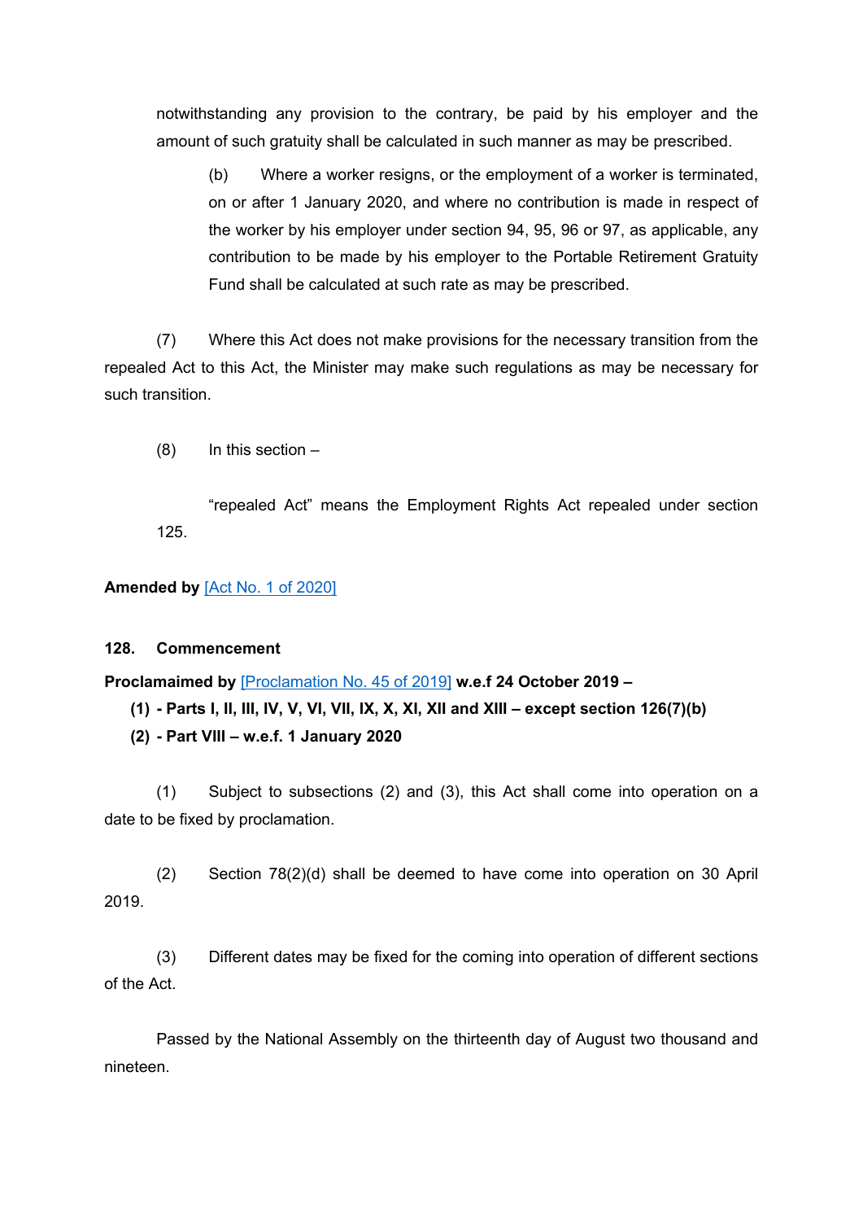notwithstanding any provision to the contrary, be paid by his employer and the amount of such gratuity shall be calculated in such manner as may be prescribed.

(b) Where a worker resigns, or the employment of a worker is terminated, on or after 1 January 2020, and where no contribution is made in respect of the worker by his employer under section 94, 95, 96 or 97, as applicable, any contribution to be made by his employer to the Portable Retirement Gratuity Fund shall be calculated at such rate as may be prescribed.

(7) Where this Act does not make provisions for the necessary transition from the repealed Act to this Act, the Minister may make such regulations as may be necessary for such transition.

(8) In this section –

"repealed Act" means the Employment Rights Act repealed under section 125.

**Amended by** [Act No. 1 of 2020]

### 128. Commencement

**Proclamaimed by** [Proclamation No. 45 of 2019] **w.e.f 24 October 2019 –**

**(1) - Parts I, II, III, IV, V, VI, VII, IX, X, XI, XII and XIII – except section 126(7)(b)**

**(2) - Part VIII – w.e.f. 1 January 2020**

(1) Subject to subsections (2) and (3), this Act shall come into operation on a date to be fixed by proclamation.

(2) Section 78(2)(d) shall be deemed to have come into operation on 30 April 2019.

(3) Different dates may be fixed for the coming into operation of different sections of the Act.

Passed by the National Assembly on the thirteenth day of August two thousand and nineteen.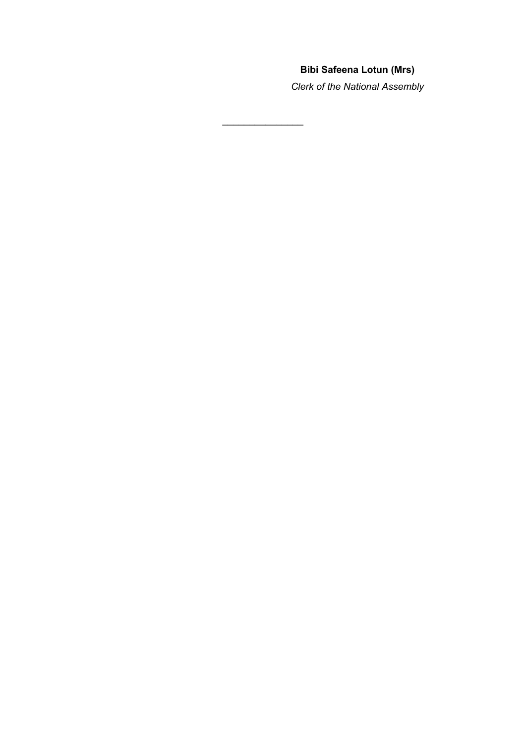**Bibi Safeena Lotun (Mrs)**

*Clerk of the National Assembly*

---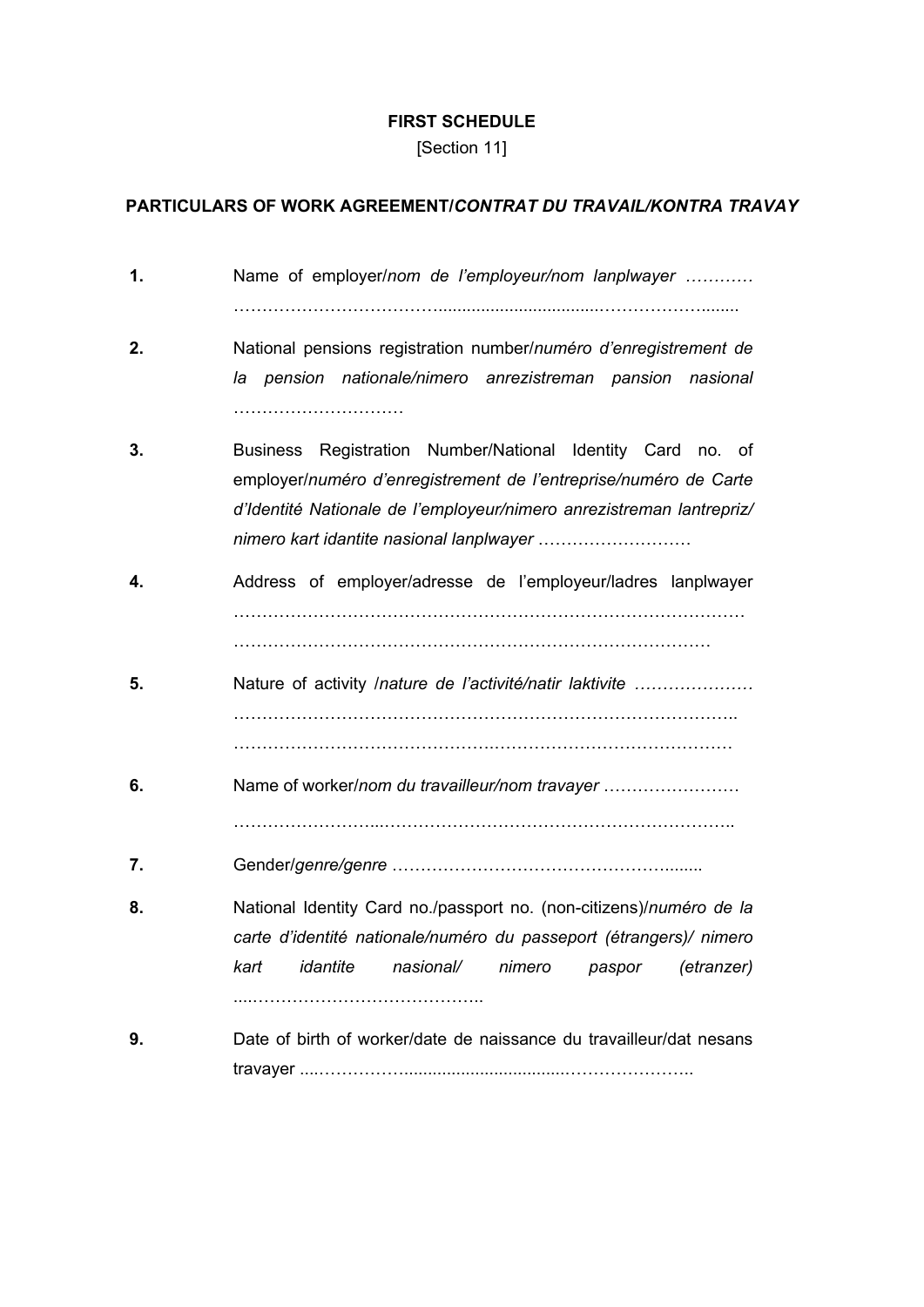**FIRST SCHEDULE**

[Section 11]

**PARTICULARS OF WORK AGREEMENT/*CONTRAT DU TRAVAIL/KONTRA TRAVAY***

1. Name of employer/*nom de l'employeur/nom lanplwayer …………* ……………………………………………………………………………

2. National pensions registration number/*numéro d'enregistrement de la pension nationale/nimero anrezistreman pansion nasional* …………………………

3. Business Registration Number/National Identity Card no. of employer/*numéro d'enregistrement de l'entreprise/numéro de Carte d'Identité Nationale de l'employeur/nimero anrezistreman lantrepriz/ nimero kart idantite nasional lanplwayer* ………………………

4. Address of employer/adresse de l'employeur/ladres lanplwayer ………………………………………………………………………………… ……………………………………………………………………………

5. Nature of activity /*nature de l'activité/natir laktivite* ………………… ………………………………………………………………………………… ………………………………………………………………………………

6. Name of worker/*nom du travailleur/nom travayer* …………………… ……………………………………………………………………………

7. Gender/*genre/genre* ……………………………………………........

8. National Identity Card no./passport no. (non-citizens)/*numéro de la carte d'identité nationale/numéro du passeport (étrangers)/ nimero kart idantite nasional/ nimero paspor (etranzer)* ....…………………………………..

9. Date of birth of worker/date de naissance du travailleur/dat nesans travayer ....……………...............................…………………..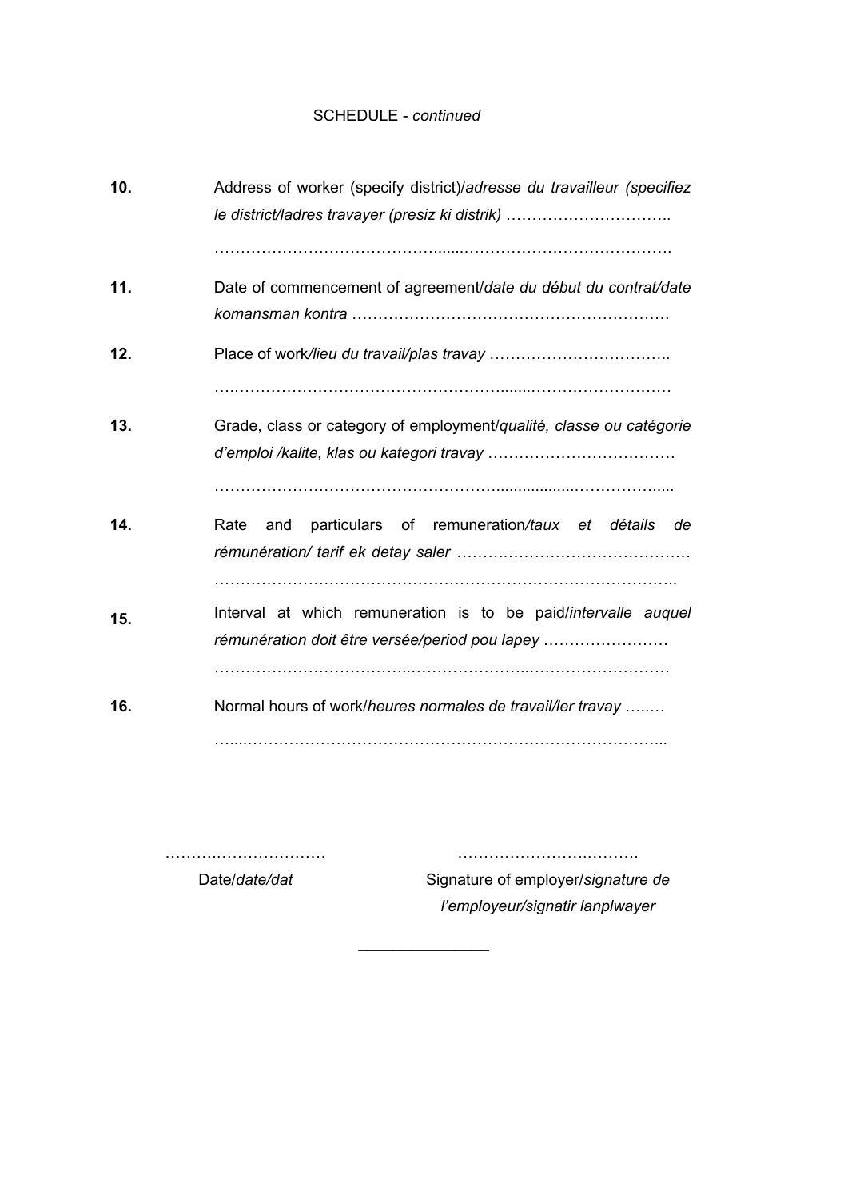SCHEDULE - *continued*

**10.** Address of worker (specify district)/*adresse du travailleur (specifiez le district/ladres travayer (presiz ki distrik)* …………………………..

……………………………………......…………………………………….

**11.** Date of commencement of agreement/*date du début du contrat/date komansman kontra* ……………………………………………………….

**12.** Place of work/*lieu du travail/plas travay* ……………………………..

….…………………………………………......……………………….

**13.** Grade, class or category of employment/*qualité, classe ou catégorie d'emploi /kalite, klas ou kategori travay* ………………………………

………………………………………………...................……………....

**14.** Rate and particulars of remuneration/*taux et détails de rémunération/ tarif ek detay saler* ……….……………………………

……………………………………………………………………………..

**15.** Interval at which remuneration is to be paid/*intervalle auquel rémunération doit être versée/period pou lapey* ……………………

……………………………..………………..………………………

**16.** Normal hours of work/*heures normales de travail/ler travay* …..…

…...……………………………………………………………………...

………..………………… ……………….….……….

Date/*date/dat* Signature of employer/*signature de l'employeur/signatir lanplwayer*

______________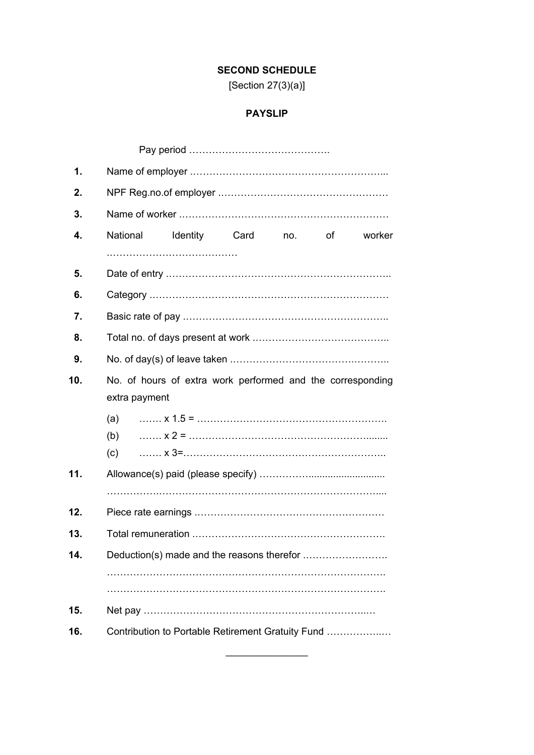**SECOND SCHEDULE**

[Section 27(3)(a)]

**PAYSLIP**

Pay period …………………………………….

**1.** Name of employer …………………………………………………...

**2.** NPF Reg.no.of employer ……………………………………………

**3.** Name of worker ………………………………………………………

**4.** National Identity Card no. of worker …………………………………

**5.** Date of entry …………………………………………………………..

**6.** Category ………………………………………………………………

**7.** Basic rate of pay ……………………………………………………..

**8.** Total no. of days present at work …………………………………..

**9.** No. of day(s) of leave taken ………………………………………..

**10.** No. of hours of extra work performed and the corresponding extra payment

(a) ……. x 1.5 = ………………………………………………….

(b) ……. x 2 = ……………………………………………………

(c) ……. x 3=……………………………………………………..

**11.** Allowance(s) paid (please specify) ……………...........................
……………………………………………………………………….....

**12.** Piece rate earnings …………………………………………………

**13.** Total remuneration ………………………………………………….

**14.** Deduction(s) made and the reasons therefor …………………….
……………………………………………………………………………
……………………………………………………………………………

**15.** Net pay ……………………………………………………….…

**16.** Contribution to Portable Retirement Gratuity Fund ……………..…

---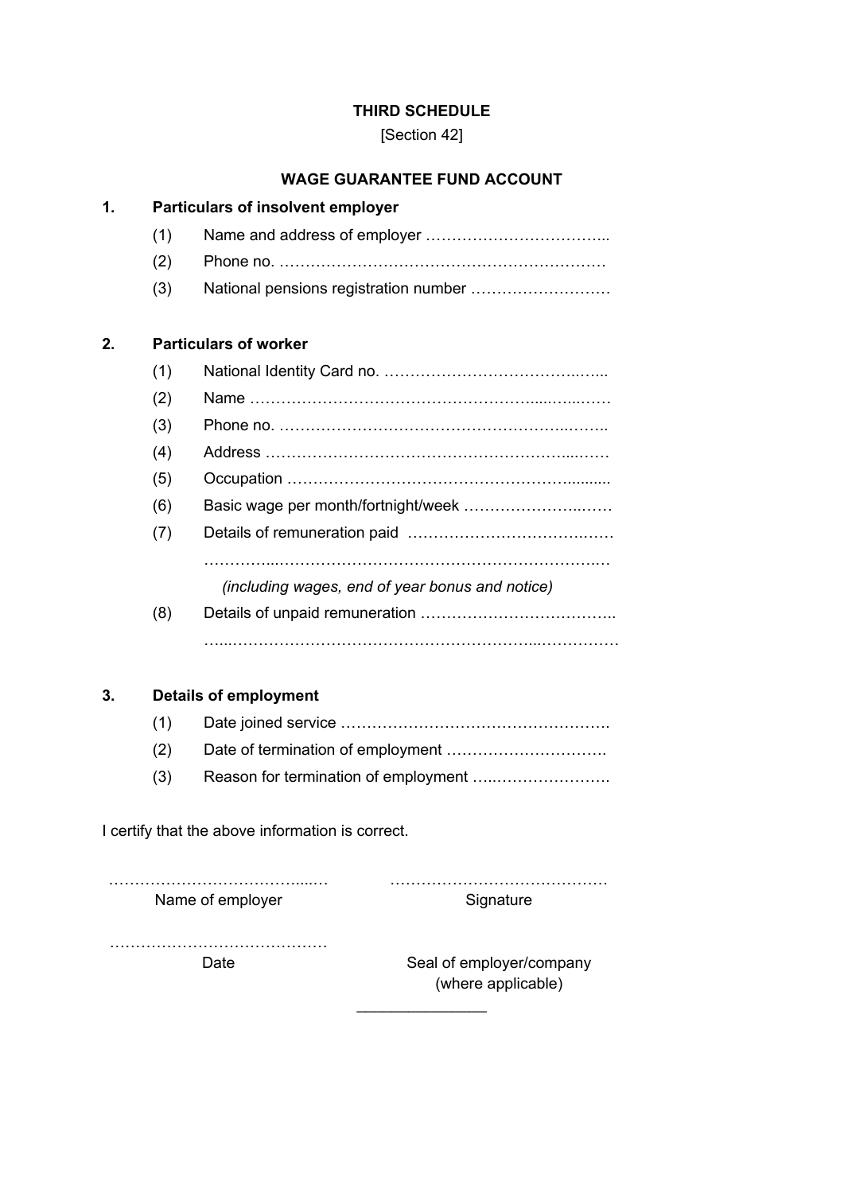**THIRD SCHEDULE**

[Section 42]

**WAGE GUARANTEE FUND ACCOUNT**

**1. Particulars of insolvent employer**

(1) Name and address of employer ……………………………..

(2) Phone no. ………………………………………………………

(3) National pensions registration number ………………………

**2. Particulars of worker**

(1) National Identity Card no. ………………………………..…..

(2) Name ………………………………………………....…..……

(3) Phone no. ……………………………………………..……..

(4) Address …………………………………………………...……

(5) Occupation …………………………………………….........

(6) Basic wage per month/fortnight/week …………………..……

(7) Details of remuneration paid ……………………………….……

…………..…………………………………………………….…

*(including wages, end of year bonus and notice)*

(8) Details of unpaid remuneration ………………………………..

…...…………………………………………………...……………

**3. Details of employment**

(1) Date joined service …………………………………………….

(2) Date of termination of employment ………………………….

(3) Reason for termination of employment …..………………….

I certify that the above information is correct.

| | |
|---|---|
| …………………………………...… | …………………………………… |
| Name of employer | Signature |
| …………………………………… | |
| Date | Seal of employer/company (where applicable) |

---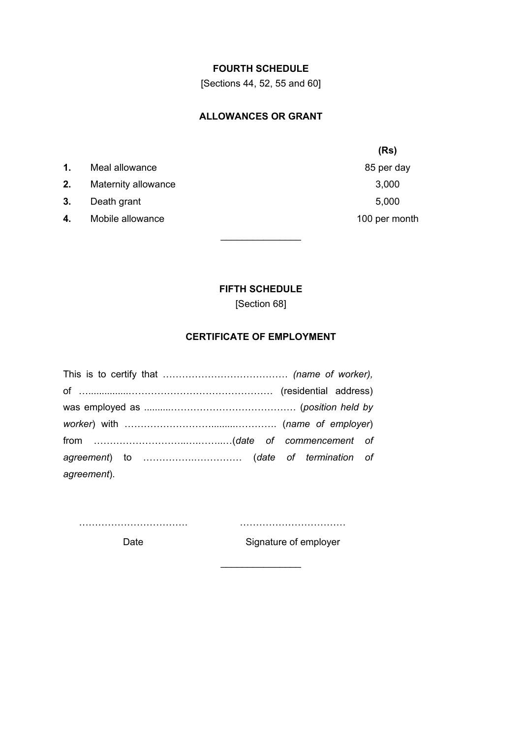## FOURTH SCHEDULE

[Sections 44, 52, 55 and 60]

### ALLOWANCES OR GRANT

| | | (Rs) |
|---|---|---|
| **1.** | Meal allowance | 85 per day |
| **2.** | Maternity allowance | 3,000 |
| **3.** | Death grant | 5,000 |
| **4.** | Mobile allowance | 100 per month |

---

## FIFTH SCHEDULE

[Section 68]

### CERTIFICATE OF EMPLOYMENT

This is to certify that ………………………………… *(name of worker),* of …..............…………………………………… (residential address) was employed as ..........……………………………… (*position held by worker*) with ………………………........…………. (*name of employer*) from ……………………..….……...…(*date of commencement of agreement*) to ……………….………… (*date of termination of agreement*).

……………………………. ……………………………

Date Signature of employer

---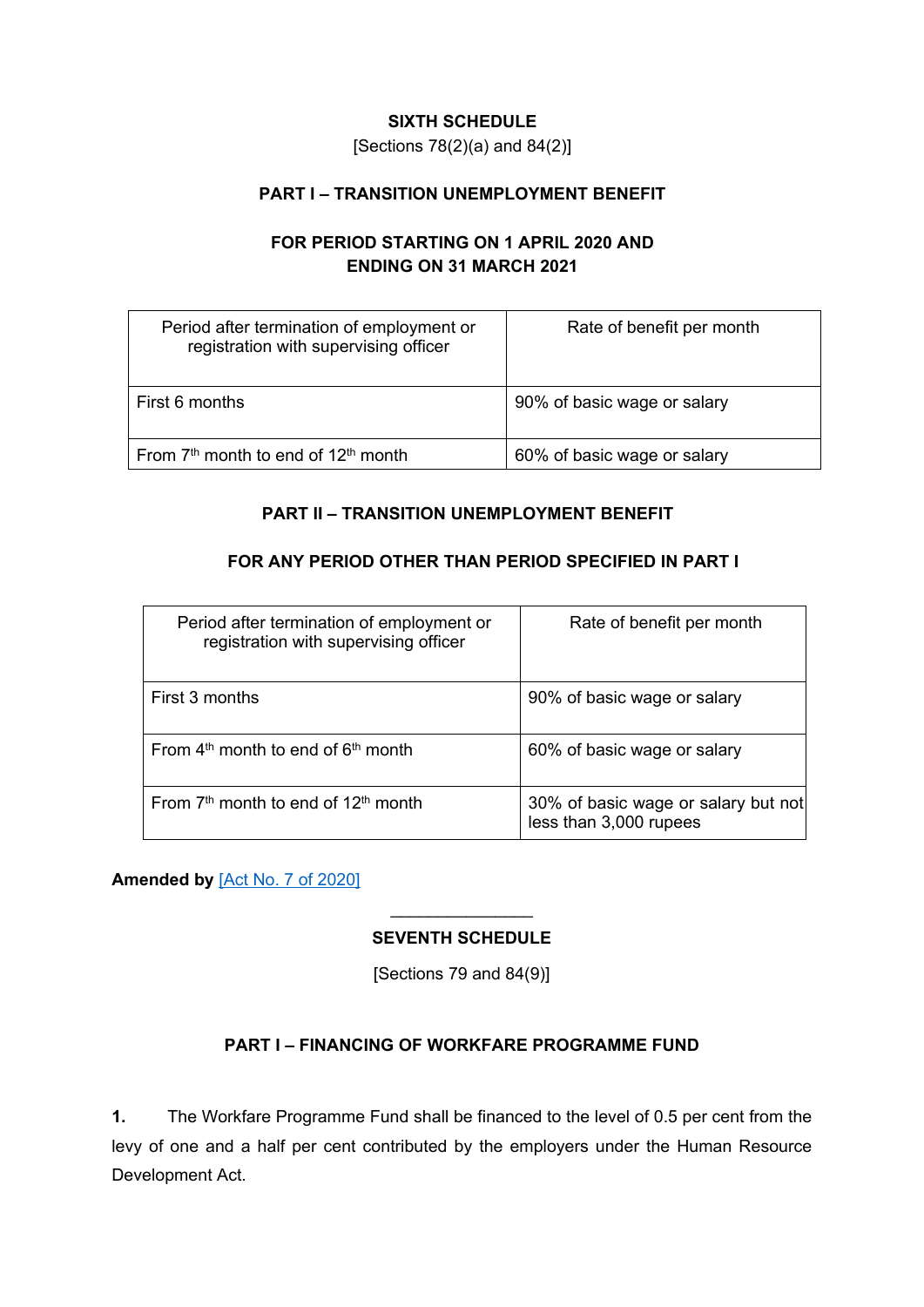## SIXTH SCHEDULE

[Sections 78(2)(a) and 84(2)]

### PART I – TRANSITION UNEMPLOYMENT BENEFIT

### FOR PERIOD STARTING ON 1 APRIL 2020 AND ENDING ON 31 MARCH 2021

| Period after termination of employment or registration with supervising officer | Rate of benefit per month |
|---|---|
| First 6 months | 90% of basic wage or salary |
| From 7th month to end of 12th month | 60% of basic wage or salary |

### PART II – TRANSITION UNEMPLOYMENT BENEFIT

### FOR ANY PERIOD OTHER THAN PERIOD SPECIFIED IN PART I

| Period after termination of employment or registration with supervising officer | Rate of benefit per month |
|---|---|
| First 3 months | 90% of basic wage or salary |
| From 4th month to end of 6th month | 60% of basic wage or salary |
| From 7th month to end of 12th month | 30% of basic wage or salary but not less than 3,000 rupees |

**Amended by** [Act No. 7 of 2020]

---

## SEVENTH SCHEDULE

[Sections 79 and 84(9)]

### PART I – FINANCING OF WORKFARE PROGRAMME FUND

**1.** The Workfare Programme Fund shall be financed to the level of 0.5 per cent from the levy of one and a half per cent contributed by the employers under the Human Resource Development Act.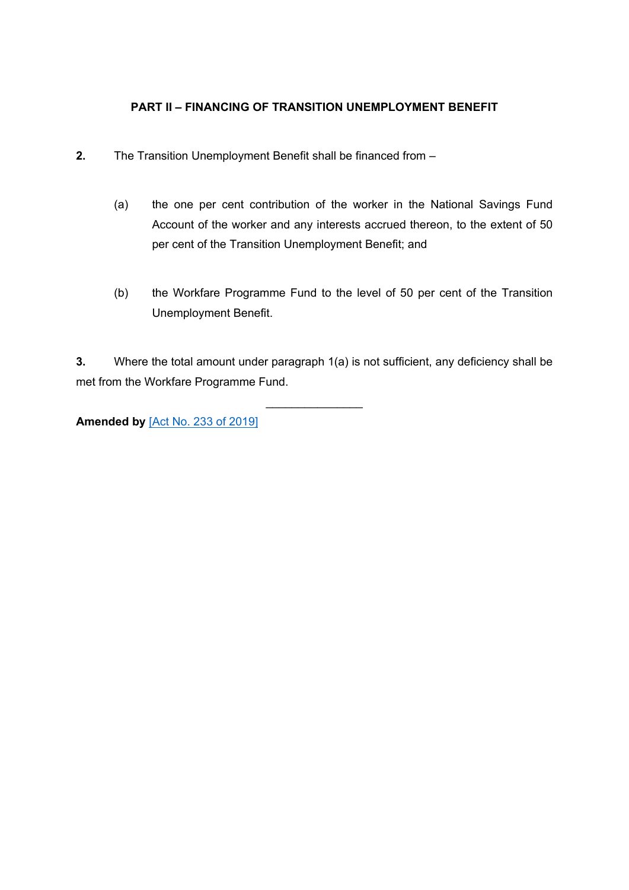**PART II – FINANCING OF TRANSITION UNEMPLOYMENT BENEFIT**

**2.** The Transition Unemployment Benefit shall be financed from –

(a) the one per cent contribution of the worker in the National Savings Fund Account of the worker and any interests accrued thereon, to the extent of 50 per cent of the Transition Unemployment Benefit; and

(b) the Workfare Programme Fund to the level of 50 per cent of the Transition Unemployment Benefit.

**3.** Where the total amount under paragraph 1(a) is not sufficient, any deficiency shall be met from the Workfare Programme Fund.

---

**Amended by** [Act No. 233 of 2019]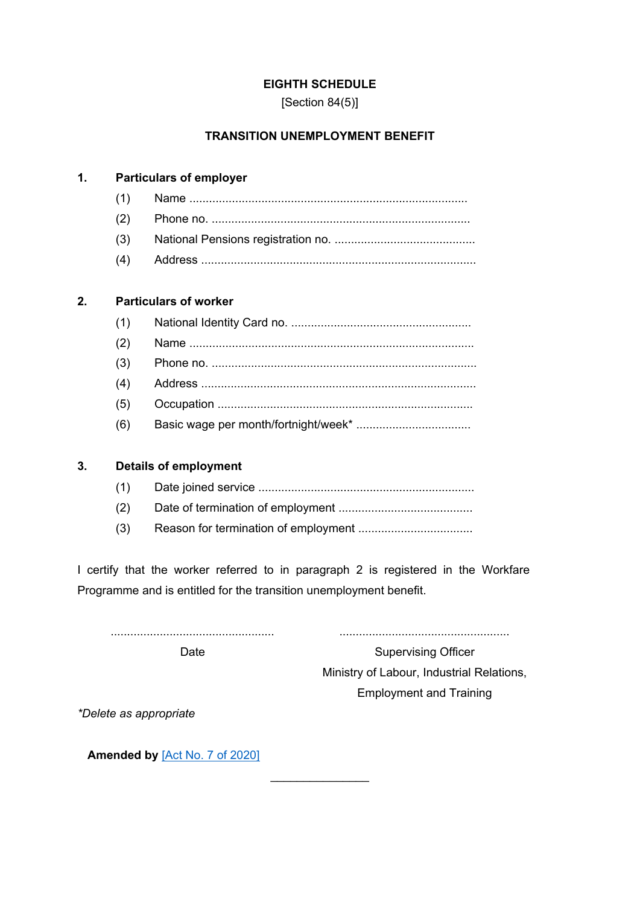# EIGHTH SCHEDULE

[Section 84(5)]

## TRANSITION UNEMPLOYMENT BENEFIT

**1. Particulars of employer**

(1) Name ...................................................................................

(2) Phone no. ..............................................................................

(3) National Pensions registration no. ...........................................

(4) Address ...................................................................................

**2. Particulars of worker**

(1) National Identity Card no. ......................................................

(2) Name ......................................................................................

(3) Phone no. ................................................................................

(4) Address ...................................................................................

(5) Occupation .............................................................................

(6) Basic wage per month/fortnight/week* ...................................

**3. Details of employment**

(1) Date joined service ..................................................................

(2) Date of termination of employment .........................................

(3) Reason for termination of employment ...................................

I certify that the worker referred to in paragraph 2 is registered in the Workfare Programme and is entitled for the transition unemployment benefit.

.................................................
Date

...................................................
Supervising Officer
Ministry of Labour, Industrial Relations,
Employment and Training

*Delete as appropriate*

**Amended by** [Act No. 7 of 2020]

---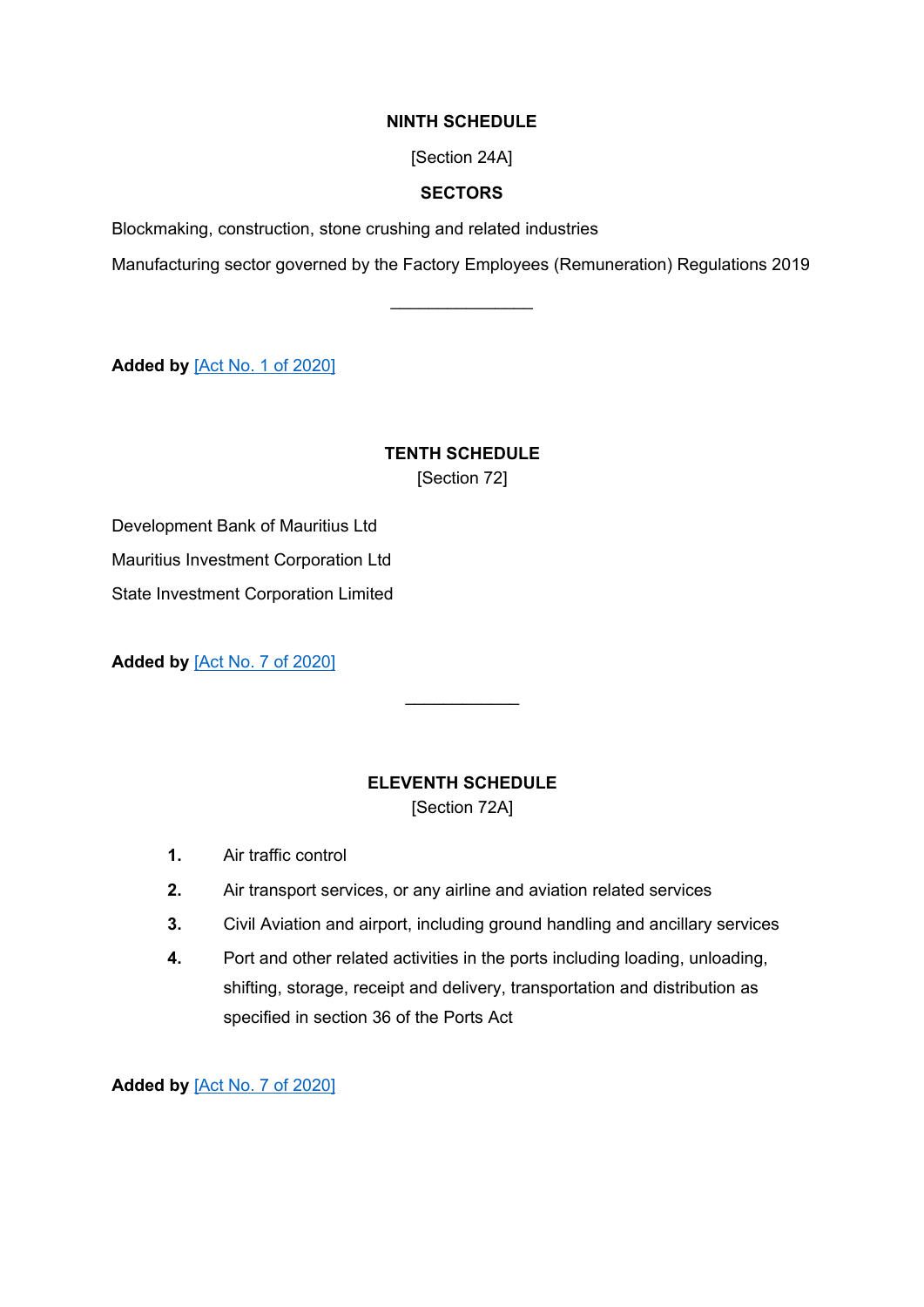**NINTH SCHEDULE**

[Section 24A]

**SECTORS**

Blockmaking, construction, stone crushing and related industries

Manufacturing sector governed by the Factory Employees (Remuneration) Regulations 2019

---

**Added by** [Act No. 1 of 2020]

**TENTH SCHEDULE**

[Section 72]

Development Bank of Mauritius Ltd

Mauritius Investment Corporation Ltd

State Investment Corporation Limited

**Added by** [Act No. 7 of 2020]

---

**ELEVENTH SCHEDULE**

[Section 72A]

1. Air traffic control
2. Air transport services, or any airline and aviation related services
3. Civil Aviation and airport, including ground handling and ancillary services
4. Port and other related activities in the ports including loading, unloading, shifting, storage, receipt and delivery, transportation and distribution as specified in section 36 of the Ports Act

**Added by** [Act No. 7 of 2020]